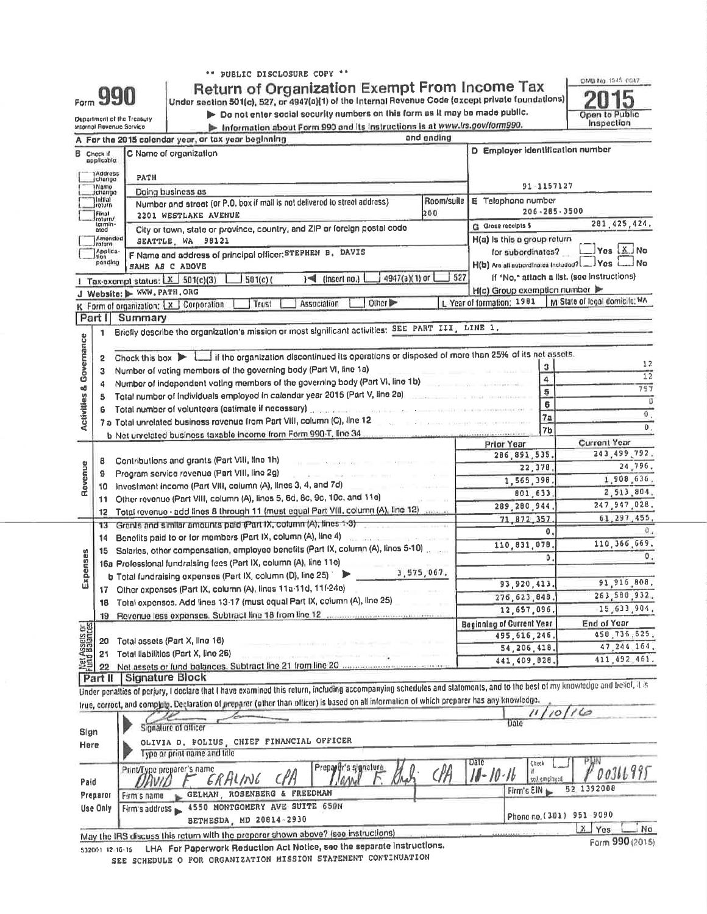\*\* PUBLIC DISCLOSURE COPY \*\*

Form **990**

# Return of Organization Exempt From Income Tax

Under section 501(c), 527, or 4947(a)(1) of the Internal Revenue Code (except private foundations)

▶ Do not enter social security numbers on this form as it may be made public.

▶ Information about Form 990 and its instructions is at www.irs.gov/form990.

Department of the Treasury Internal Revenue Service

OMB No. 1545-0047

**2015**

Open to Public Inspection

**A** For the 2015 calendar year, or tax year beginning and ending

**B** Check if applicable: Address change; Name change; Initial return; Final return/terminated; Amended return; Application pending

**C** Name of organization: PATH

Doing business as

Number and street (or P.O. box if mail is not delivered to street address): 2201 WESTLAKE AVENUE — Room/suite: 200

City or town, state or province, country, and ZIP or foreign postal code: SEATTLE, WA 98121

**D** Employer identification number: 91-1157127

**E** Telephone number: 206-285-3500

**G** Gross receipts $ 281,425,424.

**F** Name and address of principal officer: STEPHEN B. DAVIS, SAME AS C ABOVE

**H(a)** Is this a group return for subordinates? ☐ Yes ☒ No

**H(b)** Are all subordinates included? ☐ Yes ☐ No — If "No," attach a list. (see instructions)

**H(c)** Group exemption number ▶

**I** Tax-exempt status: ☒ 501(c)(3) ☐ 501(c)( ) ◀ (insert no.) ☐ 4947(a)(1) or ☐ 527

**J** Website: ▶ WWW.PATH.ORG

**K** Form of organization: ☒ Corporation ☐ Trust ☐ Association ☐ Other ▶

**L** Year of formation: 1981 **M** State of legal domicile: WA

## Part I Summary

**Activities & Governance**

1 Briefly describe the organization's mission or most significant activities: SEE PART III, LINE 1.

2 Check this box ▶ ☐ if the organization discontinued its operations or disposed of more than 25% of its net assets.

| | | Line | Value |
|---|---|---|---|
| 3 | Number of voting members of the governing body (Part VI, line 1a) | 3 | 12 |
| 4 | Number of independent voting members of the governing body (Part VI, line 1b) | 4 | 12 |
| 5 | Total number of individuals employed in calendar year 2015 (Part V, line 2a) | 5 | 757 |
| 6 | Total number of volunteers (estimate if necessary) | 6 | 0 |
| 7a | Total unrelated business revenue from Part VIII, column (C), line 12 | 7a | 0. |
| b | Net unrelated business taxable income from Form 990-T, line 34 | 7b | 0. |

| | | | Prior Year | Current Year |
|---|---|---|---|---|
| **Revenue** | 8 | Contributions and grants (Part VIII, line 1h) | 286,891,535. | 243,499,792. |
| | 9 | Program service revenue (Part VIII, line 2g) | 22,378. | 24,796. |
| | 10 | Investment income (Part VIII, column (A), lines 3, 4, and 7d) | 1,565,398. | 1,908,636. |
| | 11 | Other revenue (Part VIII, column (A), lines 5, 6d, 8c, 9c, 10c, and 11e) | 801,633. | 2,513,804. |
| | 12 | Total revenue - add lines 8 through 11 (must equal Part VIII, column (A), line 12) | 289,280,944. | 247,947,028. |
| **Expenses** | 13 | Grants and similar amounts paid (Part IX, column (A), lines 1-3) | 71,872,357. | 61,297,455. |
| | 14 | Benefits paid to or for members (Part IX, column (A), line 4) | 0. | 0. |
| | 15 | Salaries, other compensation, employee benefits (Part IX, column (A), lines 5-10) | 110,831,078. | 110,366,669. |
| | 16a | Professional fundraising fees (Part IX, column (A), line 11e) | 0. | 0. |
| | b | Total fundraising expenses (Part IX, column (D), line 25) ▶ 3,575,067. | | |
| | 17 | Other expenses (Part IX, column (A), lines 11a-11d, 11f-24e) | 93,920,413. | 91,916,808. |
| | 18 | Total expenses. Add lines 13-17 (must equal Part IX, column (A), line 25) | 276,623,848. | 263,580,932. |
| | 19 | Revenue less expenses. Subtract line 18 from line 12 | 12,657,096. | -15,633,904. |
| | | | **Beginning of Current Year** | **End of Year** |
| **Net Assets or Fund Balances** | 20 | Total assets (Part X, line 16) | 495,616,246. | 458,736,625. |
| | 21 | Total liabilities (Part X, line 26) | 54,206,418. | 47,244,164. |
| | 22 | Net assets or fund balances. Subtract line 21 from line 20 | 441,409,828. | 411,492,461. |

## Part II Signature Block

Under penalties of perjury, I declare that I have examined this return, including accompanying schedules and statements, and to the best of my knowledge and belief, it is true, correct, and complete. Declaration of preparer (other than officer) is based on all information of which preparer has any knowledge.

**Sign Here**

Signature of officer — Date: 11/10/16

OLIVIA D. POLIUS, CHIEF FINANCIAL OFFICER

Type or print name and title

**Paid Preparer Use Only**

| Print/Type preparer's name | Preparer's signature | Date | Check ☐ if self-employed | PTIN |
|---|---|---|---|---|
| DAVID F. GRALING CPA | David F. Graling CPA | 11-10-16 | | P00366995 |

Firm's name ▶ GELMAN, ROSENBERG & FREEDMAN — Firm's EIN ▶ 52 1392008

Firm's address ▶ 4550 MONTGOMERY AVE SUITE 650N, BETHESDA, MD 20814-2930 — Phone no. (301) 951-9090

May the IRS discuss this return with the preparer shown above? (see instructions) ☒ Yes ☐ No

532001 12-16-15 LHA For Paperwork Reduction Act Notice, see the separate instructions. Form **990** (2015)

SEE SCHEDULE O FOR ORGANIZATION MISSION STATEMENT CONTINUATION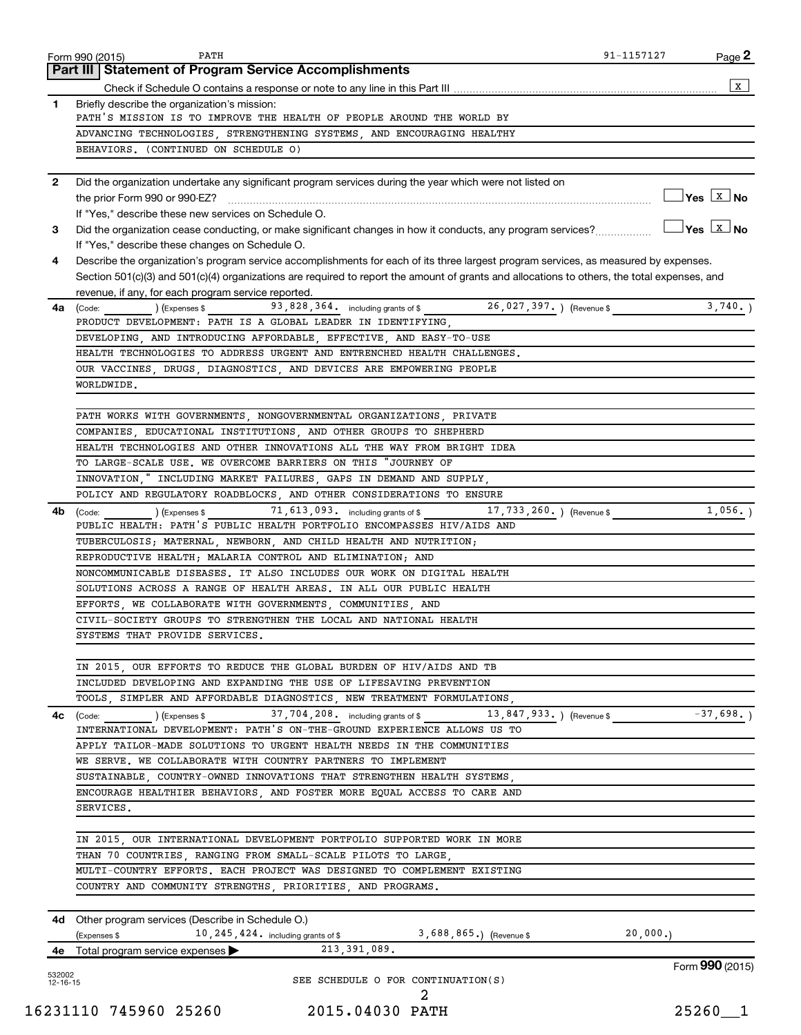Form 990 (2015) PATH 91-1157127 Page **2**

## Part III Statement of Program Service Accomplishments

Check if Schedule O contains a response or note to any line in this Part III .......... [X]

**1** Briefly describe the organization's mission:

PATH'S MISSION IS TO IMPROVE THE HEALTH OF PEOPLE AROUND THE WORLD BY ADVANCING TECHNOLOGIES, STRENGTHENING SYSTEMS, AND ENCOURAGING HEALTHY BEHAVIORS. (CONTINUED ON SCHEDULE O)

**2** Did the organization undertake any significant program services during the year which were not listed on the prior Form 990 or 990-EZ? .......... [ ] Yes [X] No

If "Yes," describe these new services on Schedule O.

**3** Did the organization cease conducting, or make significant changes in how it conducts, any program services? .......... [ ] Yes [X] No

If "Yes," describe these changes on Schedule O.

**4** Describe the organization's program service accomplishments for each of its three largest program services, as measured by expenses. Section 501(c)(3) and 501(c)(4) organizations are required to report the amount of grants and allocations to others, the total expenses, and revenue, if any, for each program service reported.

**4a** (Code: ) (Expenses $ 93,828,364. including grants of $ 26,027,397. ) (Revenue $ 3,740. )

PRODUCT DEVELOPMENT: PATH IS A GLOBAL LEADER IN IDENTIFYING, DEVELOPING, AND INTRODUCING AFFORDABLE, EFFECTIVE, AND EASY-TO-USE HEALTH TECHNOLOGIES TO ADDRESS URGENT AND ENTRENCHED HEALTH CHALLENGES. OUR VACCINES, DRUGS, DIAGNOSTICS, AND DEVICES ARE EMPOWERING PEOPLE WORLDWIDE.

PATH WORKS WITH GOVERNMENTS, NONGOVERNMENTAL ORGANIZATIONS, PRIVATE COMPANIES, EDUCATIONAL INSTITUTIONS, AND OTHER GROUPS TO SHEPHERD HEALTH TECHNOLOGIES AND OTHER INNOVATIONS ALL THE WAY FROM BRIGHT IDEA TO LARGE-SCALE USE. WE OVERCOME BARRIERS ON THIS "JOURNEY OF INNOVATION," INCLUDING MARKET FAILURES, GAPS IN DEMAND AND SUPPLY, POLICY AND REGULATORY ROADBLOCKS, AND OTHER CONSIDERATIONS TO ENSURE

**4b** (Code: ) (Expenses $ 71,613,093. including grants of $ 17,733,260. ) (Revenue $ 1,056. )

PUBLIC HEALTH: PATH'S PUBLIC HEALTH PORTFOLIO ENCOMPASSES HIV/AIDS AND TUBERCULOSIS; MATERNAL, NEWBORN, AND CHILD HEALTH AND NUTRITION; REPRODUCTIVE HEALTH; MALARIA CONTROL AND ELIMINATION; AND NONCOMMUNICABLE DISEASES. IT ALSO INCLUDES OUR WORK ON DIGITAL HEALTH SOLUTIONS ACROSS A RANGE OF HEALTH AREAS. IN ALL OUR PUBLIC HEALTH EFFORTS, WE COLLABORATE WITH GOVERNMENTS, COMMUNITIES, AND CIVIL-SOCIETY GROUPS TO STRENGTHEN THE LOCAL AND NATIONAL HEALTH SYSTEMS THAT PROVIDE SERVICES.

IN 2015, OUR EFFORTS TO REDUCE THE GLOBAL BURDEN OF HIV/AIDS AND TB INCLUDED DEVELOPING AND EXPANDING THE USE OF LIFESAVING PREVENTION TOOLS, SIMPLER AND AFFORDABLE DIAGNOSTICS, NEW TREATMENT FORMULATIONS,

**4c** (Code: ) (Expenses $ 37,704,208. including grants of $ 13,847,933. ) (Revenue $ -37,698. )

INTERNATIONAL DEVELOPMENT: PATH'S ON-THE-GROUND EXPERIENCE ALLOWS US TO APPLY TAILOR-MADE SOLUTIONS TO URGENT HEALTH NEEDS IN THE COMMUNITIES WE SERVE. WE COLLABORATE WITH COUNTRY PARTNERS TO IMPLEMENT SUSTAINABLE, COUNTRY-OWNED INNOVATIONS THAT STRENGTHEN HEALTH SYSTEMS, ENCOURAGE HEALTHIER BEHAVIORS, AND FOSTER MORE EQUAL ACCESS TO CARE AND SERVICES.

IN 2015, OUR INTERNATIONAL DEVELOPMENT PORTFOLIO SUPPORTED WORK IN MORE THAN 70 COUNTRIES, RANGING FROM SMALL-SCALE PILOTS TO LARGE, MULTI-COUNTRY EFFORTS. EACH PROJECT WAS DESIGNED TO COMPLEMENT EXISTING COUNTRY AND COMMUNITY STRENGTHS, PRIORITIES, AND PROGRAMS.

**4d** Other program services (Describe in Schedule O.)

(Expenses $ 10,245,424. including grants of $ 3,688,865.) (Revenue $ 20,000.)

**4e** Total program service expenses ▶ 213,391,089.

SEE SCHEDULE O FOR CONTINUATION(S)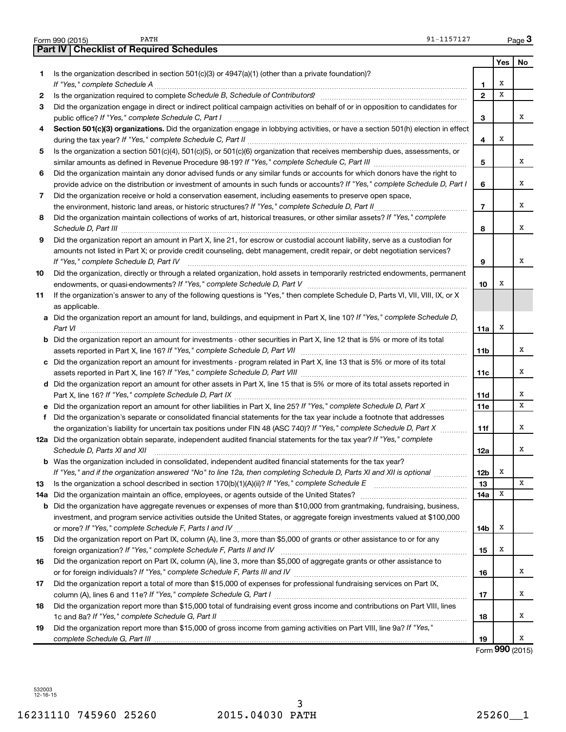Form 990 (2015) PATH 91-1157127 Page 3

## Part IV | Checklist of Required Schedules

| | | | Yes | No |
|---|---|---|---|---|
| 1 | Is the organization described in section 501(c)(3) or 4947(a)(1) (other than a private foundation)? *If "Yes," complete Schedule A* | 1 | X | |
| 2 | Is the organization required to complete *Schedule B, Schedule of Contributors*? | 2 | X | |
| 3 | Did the organization engage in direct or indirect political campaign activities on behalf of or in opposition to candidates for public office? *If "Yes," complete Schedule C, Part I* | 3 | | X |
| 4 | **Section 501(c)(3) organizations.** Did the organization engage in lobbying activities, or have a section 501(h) election in effect during the tax year? *If "Yes," complete Schedule C, Part II* | 4 | X | |
| 5 | Is the organization a section 501(c)(4), 501(c)(5), or 501(c)(6) organization that receives membership dues, assessments, or similar amounts as defined in Revenue Procedure 98-19? *If "Yes," complete Schedule C, Part III* | 5 | | X |
| 6 | Did the organization maintain any donor advised funds or any similar funds or accounts for which donors have the right to provide advice on the distribution or investment of amounts in such funds or accounts? *If "Yes," complete Schedule D, Part I* | 6 | | X |
| 7 | Did the organization receive or hold a conservation easement, including easements to preserve open space, the environment, historic land areas, or historic structures? *If "Yes," complete Schedule D, Part II* | 7 | | X |
| 8 | Did the organization maintain collections of works of art, historical treasures, or other similar assets? *If "Yes," complete Schedule D, Part III* | 8 | | X |
| 9 | Did the organization report an amount in Part X, line 21, for escrow or custodial account liability, serve as a custodian for amounts not listed in Part X; or provide credit counseling, debt management, credit repair, or debt negotiation services? *If "Yes," complete Schedule D, Part IV* | 9 | | X |
| 10 | Did the organization, directly or through a related organization, hold assets in temporarily restricted endowments, permanent endowments, or quasi-endowments? *If "Yes," complete Schedule D, Part V* | 10 | X | |
| 11 | If the organization's answer to any of the following questions is "Yes," then complete Schedule D, Parts VI, VII, VIII, IX, or X as applicable. | | | |
| a | Did the organization report an amount for land, buildings, and equipment in Part X, line 10? *If "Yes," complete Schedule D, Part VI* | 11a | X | |
| b | Did the organization report an amount for investments - other securities in Part X, line 12 that is 5% or more of its total assets reported in Part X, line 16? *If "Yes," complete Schedule D, Part VII* | 11b | | X |
| c | Did the organization report an amount for investments - program related in Part X, line 13 that is 5% or more of its total assets reported in Part X, line 16? *If "Yes," complete Schedule D, Part VIII* | 11c | | X |
| d | Did the organization report an amount for other assets in Part X, line 15 that is 5% or more of its total assets reported in Part X, line 16? *If "Yes," complete Schedule D, Part IX* | 11d | | X |
| e | Did the organization report an amount for other liabilities in Part X, line 25? *If "Yes," complete Schedule D, Part X* | 11e | | X |
| f | Did the organization's separate or consolidated financial statements for the tax year include a footnote that addresses the organization's liability for uncertain tax positions under FIN 48 (ASC 740)? *If "Yes," complete Schedule D, Part X* | 11f | | X |
| 12a | Did the organization obtain separate, independent audited financial statements for the tax year? *If "Yes," complete Schedule D, Parts XI and XII* | 12a | | X |
| b | Was the organization included in consolidated, independent audited financial statements for the tax year? *If "Yes," and if the organization answered "No" to line 12a, then completing Schedule D, Parts XI and XII is optional* | 12b | X | |
| 13 | Is the organization a school described in section 170(b)(1)(A)(ii)? *If "Yes," complete Schedule E* | 13 | | X |
| 14a | Did the organization maintain an office, employees, or agents outside of the United States? | 14a | X | |
| b | Did the organization have aggregate revenues or expenses of more than $10,000 from grantmaking, fundraising, business, investment, and program service activities outside the United States, or aggregate foreign investments valued at $100,000 or more? *If "Yes," complete Schedule F, Parts I and IV* | 14b | X | |
| 15 | Did the organization report on Part IX, column (A), line 3, more than $5,000 of grants or other assistance to or for any foreign organization? *If "Yes," complete Schedule F, Parts II and IV* | 15 | X | |
| 16 | Did the organization report on Part IX, column (A), line 3, more than $5,000 of aggregate grants or other assistance to or for foreign individuals? *If "Yes," complete Schedule F, Parts III and IV* | 16 | | X |
| 17 | Did the organization report a total of more than $15,000 of expenses for professional fundraising services on Part IX, column (A), lines 6 and 11e? *If "Yes," complete Schedule G, Part I* | 17 | | X |
| 18 | Did the organization report more than $15,000 total of fundraising event gross income and contributions on Part VIII, lines 1c and 8a? *If "Yes," complete Schedule G, Part II* | 18 | | X |
| 19 | Did the organization report more than $15,000 of gross income from gaming activities on Part VIII, line 9a? *If "Yes," complete Schedule G, Part III* | 19 | | X |

Form **990** (2015)

532003 12-16-15

16231110 745960 25260 2015.04030 PATH 25260__1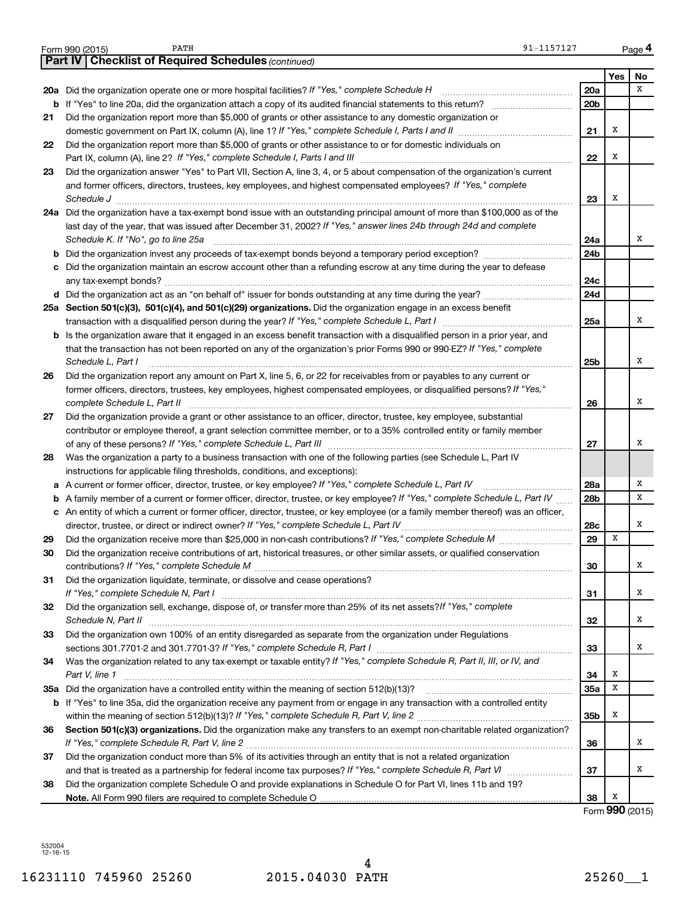Form 990 (2015) PATH 91-1157127

**Part IV | Checklist of Required Schedules** *(continued)*

| | | | Yes | No |
|---|---|---|---|---|
| **20a** | Did the organization operate one or more hospital facilities? *If "Yes," complete Schedule H* | **20a** | | X |
| **b** | If "Yes" to line 20a, did the organization attach a copy of its audited financial statements to this return? | **20b** | | |
| **21** | Did the organization report more than $5,000 of grants or other assistance to any domestic organization or domestic government on Part IX, column (A), line 1? *If "Yes," complete Schedule I, Parts I and II* | **21** | X | |
| **22** | Did the organization report more than $5,000 of grants or other assistance to or for domestic individuals on Part IX, column (A), line 2? *If "Yes," complete Schedule I, Parts I and III* | **22** | X | |
| **23** | Did the organization answer "Yes" to Part VII, Section A, line 3, 4, or 5 about compensation of the organization's current and former officers, directors, trustees, key employees, and highest compensated employees? *If "Yes," complete Schedule J* | **23** | X | |
| **24a** | Did the organization have a tax-exempt bond issue with an outstanding principal amount of more than $100,000 as of the last day of the year, that was issued after December 31, 2002? *If "Yes," answer lines 24b through 24d and complete Schedule K. If "No", go to line 25a* | **24a** | | X |
| **b** | Did the organization invest any proceeds of tax-exempt bonds beyond a temporary period exception? | **24b** | | |
| **c** | Did the organization maintain an escrow account other than a refunding escrow at any time during the year to defease any tax-exempt bonds? | **24c** | | |
| **d** | Did the organization act as an "on behalf of" issuer for bonds outstanding at any time during the year? | **24d** | | |
| **25a** | **Section 501(c)(3), 501(c)(4), and 501(c)(29) organizations.** Did the organization engage in an excess benefit transaction with a disqualified person during the year? *If "Yes," complete Schedule L, Part I* | **25a** | | X |
| **b** | Is the organization aware that it engaged in an excess benefit transaction with a disqualified person in a prior year, and that the transaction has not been reported on any of the organization's prior Forms 990 or 990-EZ? *If "Yes," complete Schedule L, Part I* | **25b** | | X |
| **26** | Did the organization report any amount on Part X, line 5, 6, or 22 for receivables from or payables to any current or former officers, directors, trustees, key employees, highest compensated employees, or disqualified persons? *If "Yes," complete Schedule L, Part II* | **26** | | X |
| **27** | Did the organization provide a grant or other assistance to an officer, director, trustee, key employee, substantial contributor or employee thereof, a grant selection committee member, or to a 35% controlled entity or family member of any of these persons? *If "Yes," complete Schedule L, Part III* | **27** | | X |
| **28** | Was the organization a party to a business transaction with one of the following parties (see Schedule L, Part IV instructions for applicable filing thresholds, conditions, and exceptions): | | | |
| **a** | A current or former officer, director, trustee, or key employee? *If "Yes," complete Schedule L, Part IV* | **28a** | | X |
| **b** | A family member of a current or former officer, director, trustee, or key employee? *If "Yes," complete Schedule L, Part IV* | **28b** | | X |
| **c** | An entity of which a current or former officer, director, trustee, or key employee (or a family member thereof) was an officer, director, trustee, or direct or indirect owner? *If "Yes," complete Schedule L, Part IV* | **28c** | | X |
| **29** | Did the organization receive more than $25,000 in non-cash contributions? *If "Yes," complete Schedule M* | **29** | X | |
| **30** | Did the organization receive contributions of art, historical treasures, or other similar assets, or qualified conservation contributions? *If "Yes," complete Schedule M* | **30** | | X |
| **31** | Did the organization liquidate, terminate, or dissolve and cease operations? *If "Yes," complete Schedule N, Part I* | **31** | | X |
| **32** | Did the organization sell, exchange, dispose of, or transfer more than 25% of its net assets? *If "Yes," complete Schedule N, Part II* | **32** | | X |
| **33** | Did the organization own 100% of an entity disregarded as separate from the organization under Regulations sections 301.7701-2 and 301.7701-3? *If "Yes," complete Schedule R, Part I* | **33** | | X |
| **34** | Was the organization related to any tax-exempt or taxable entity? *If "Yes," complete Schedule R, Part II, III, or IV, and Part V, line 1* | **34** | X | |
| **35a** | Did the organization have a controlled entity within the meaning of section 512(b)(13)? | **35a** | X | |
| **b** | If "Yes" to line 35a, did the organization receive any payment from or engage in any transaction with a controlled entity within the meaning of section 512(b)(13)? *If "Yes," complete Schedule R, Part V, line 2* | **35b** | X | |
| **36** | **Section 501(c)(3) organizations.** Did the organization make any transfers to an exempt non-charitable related organization? *If "Yes," complete Schedule R, Part V, line 2* | **36** | | X |
| **37** | Did the organization conduct more than 5% of its activities through an entity that is not a related organization and that is treated as a partnership for federal income tax purposes? *If "Yes," complete Schedule R, Part VI* | **37** | | X |
| **38** | Did the organization complete Schedule O and provide explanations in Schedule O for Part VI, lines 11b and 19? **Note.** All Form 990 filers are required to complete Schedule O | **38** | X | |

Form **990** (2015)

532004 12-16-15

16231110 745960 25260 2015.04030 PATH 25260__1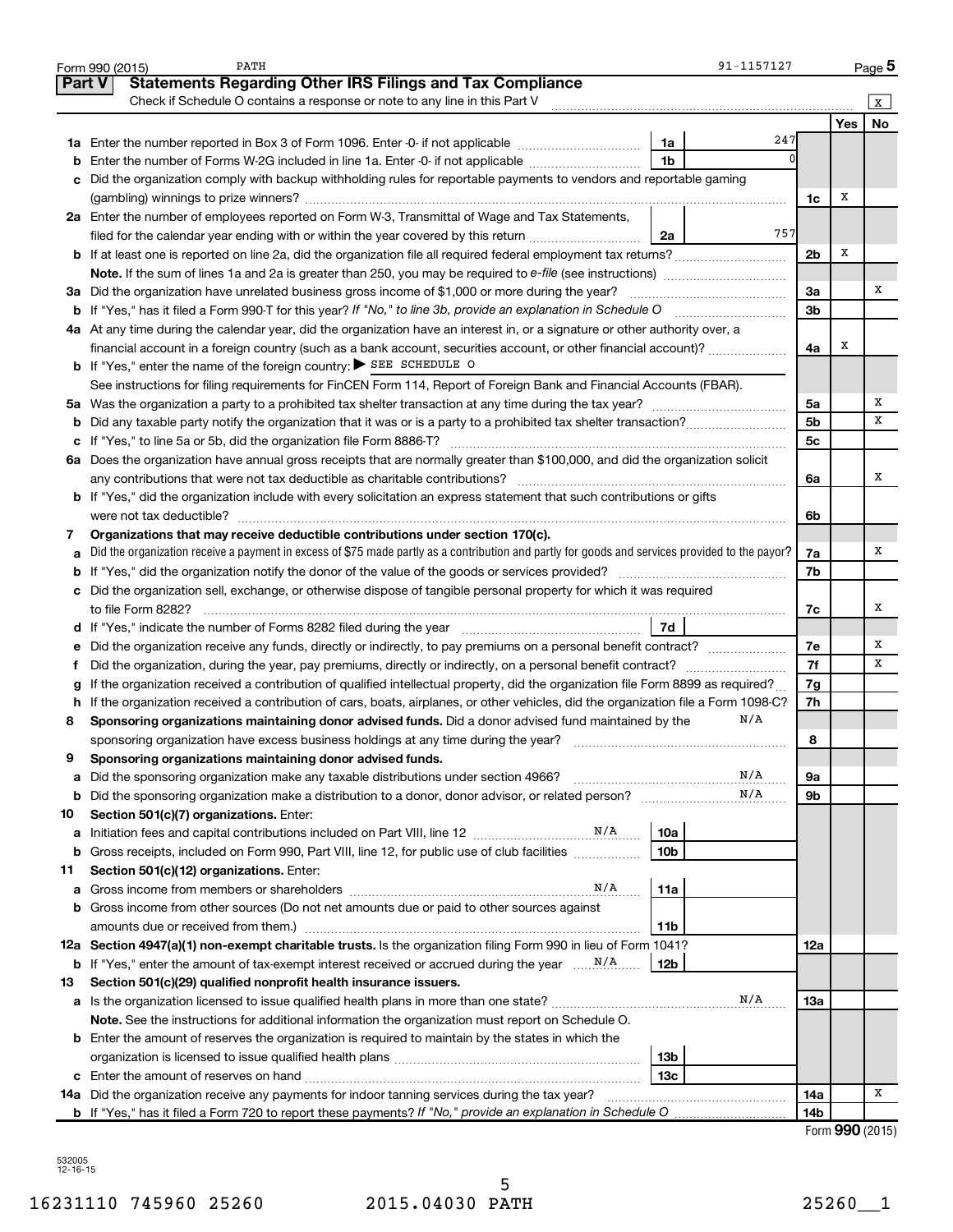Form 990 (2015) PATH 91-1157127 Page 5

## Part V Statements Regarding Other IRS Filings and Tax Compliance

Check if Schedule O contains a response or note to any line in this Part V [X]

| | | | | | Yes | No |
|---|---|---|---|---|---|---|
| **1a** | Enter the number reported in Box 3 of Form 1096. Enter -0- if not applicable | 1a | 247 | | | |
| **b** | Enter the number of Forms W-2G included in line 1a. Enter -0- if not applicable | 1b | 0 | | | |
| **c** | Did the organization comply with backup withholding rules for reportable payments to vendors and reportable gaming (gambling) winnings to prize winners? | | | 1c | X | |
| **2a** | Enter the number of employees reported on Form W-3, Transmittal of Wage and Tax Statements, filed for the calendar year ending with or within the year covered by this return | 2a | 757 | | | |
| **b** | If at least one is reported on line 2a, did the organization file all required federal employment tax returns? | | | 2b | X | |
| | **Note.** If the sum of lines 1a and 2a is greater than 250, you may be required to *e-file* (see instructions) | | | | | |
| **3a** | Did the organization have unrelated business gross income of $1,000 or more during the year? | | | 3a | | X |
| **b** | If "Yes," has it filed a Form 990-T for this year? *If "No," to line 3b, provide an explanation in Schedule O* | | | 3b | | |
| **4a** | At any time during the calendar year, did the organization have an interest in, or a signature or other authority over, a financial account in a foreign country (such as a bank account, securities account, or other financial account)? | | | 4a | X | |
| **b** | If "Yes," enter the name of the foreign country: ▶ SEE SCHEDULE O | | | | | |
| | See instructions for filing requirements for FinCEN Form 114, Report of Foreign Bank and Financial Accounts (FBAR). | | | | | |
| **5a** | Was the organization a party to a prohibited tax shelter transaction at any time during the tax year? | | | 5a | | X |
| **b** | Did any taxable party notify the organization that it was or is a party to a prohibited tax shelter transaction? | | | 5b | | X |
| **c** | If "Yes," to line 5a or 5b, did the organization file Form 8886-T? | | | 5c | | |
| **6a** | Does the organization have annual gross receipts that are normally greater than $100,000, and did the organization solicit any contributions that were not tax deductible as charitable contributions? | | | 6a | | X |
| **b** | If "Yes," did the organization include with every solicitation an express statement that such contributions or gifts were not tax deductible? | | | 6b | | |
| **7** | **Organizations that may receive deductible contributions under section 170(c).** | | | | | |
| **a** | Did the organization receive a payment in excess of $75 made partly as a contribution and partly for goods and services provided to the payor? | | | 7a | | X |
| **b** | If "Yes," did the organization notify the donor of the value of the goods or services provided? | | | 7b | | |
| **c** | Did the organization sell, exchange, or otherwise dispose of tangible personal property for which it was required to file Form 8282? | | | 7c | | X |
| **d** | If "Yes," indicate the number of Forms 8282 filed during the year | 7d | | | | |
| **e** | Did the organization receive any funds, directly or indirectly, to pay premiums on a personal benefit contract? | | | 7e | | X |
| **f** | Did the organization, during the year, pay premiums, directly or indirectly, on a personal benefit contract? | | | 7f | | X |
| **g** | If the organization received a contribution of qualified intellectual property, did the organization file Form 8899 as required? | | | 7g | | |
| **h** | If the organization received a contribution of cars, boats, airplanes, or other vehicles, did the organization file a Form 1098-C? | | | 7h | | |
| **8** | **Sponsoring organizations maintaining donor advised funds.** Did a donor advised fund maintained by the sponsoring organization have excess business holdings at any time during the year? N/A | | | 8 | | |
| **9** | **Sponsoring organizations maintaining donor advised funds.** | | | | | |
| **a** | Did the sponsoring organization make any taxable distributions under section 4966? N/A | | | 9a | | |
| **b** | Did the sponsoring organization make a distribution to a donor, donor advisor, or related person? N/A | | | 9b | | |
| **10** | **Section 501(c)(7) organizations.** Enter: | | | | | |
| **a** | Initiation fees and capital contributions included on Part VIII, line 12 N/A | 10a | | | | |
| **b** | Gross receipts, included on Form 990, Part VIII, line 12, for public use of club facilities | 10b | | | | |
| **11** | **Section 501(c)(12) organizations.** Enter: | | | | | |
| **a** | Gross income from members or shareholders N/A | 11a | | | | |
| **b** | Gross income from other sources (Do not net amounts due or paid to other sources against amounts due or received from them.) | 11b | | | | |
| **12a** | **Section 4947(a)(1) non-exempt charitable trusts.** Is the organization filing Form 990 in lieu of Form 1041? | | | 12a | | |
| **b** | If "Yes," enter the amount of tax-exempt interest received or accrued during the year N/A | 12b | | | | |
| **13** | **Section 501(c)(29) qualified nonprofit health insurance issuers.** | | | | | |
| **a** | Is the organization licensed to issue qualified health plans in more than one state? N/A | | | 13a | | |
| | **Note.** See the instructions for additional information the organization must report on Schedule O. | | | | | |
| **b** | Enter the amount of reserves the organization is required to maintain by the states in which the organization is licensed to issue qualified health plans | 13b | | | | |
| **c** | Enter the amount of reserves on hand | 13c | | | | |
| **14a** | Did the organization receive any payments for indoor tanning services during the tax year? | | | 14a | | X |
| **b** | If "Yes," has it filed a Form 720 to report these payments? *If "No," provide an explanation in Schedule O* | | | 14b | | |

Form **990** (2015)

532005 12-16-15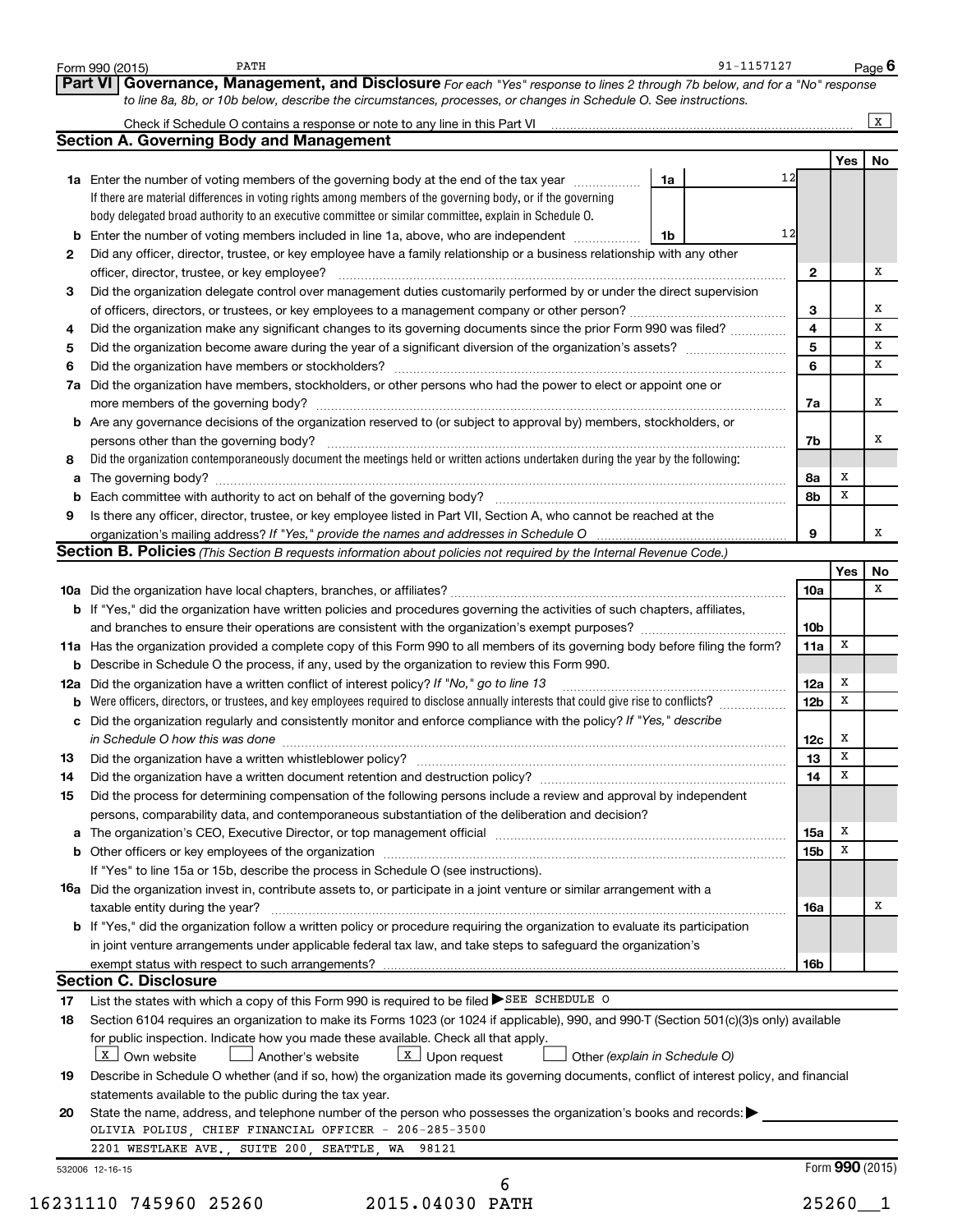Form 990 (2015) PATH 91-1157127 Page **6**

## Part VI Governance, Management, and Disclosure

*For each "Yes" response to lines 2 through 7b below, and for a "No" response to line 8a, 8b, or 10b below, describe the circumstances, processes, or changes in Schedule O. See instructions.*

Check if Schedule O contains a response or note to any line in this Part VI ..... [X]

### Section A. Governing Body and Management

| | | | | Yes | No |
|---|---|---|---|---|---|
| **1a** | Enter the number of voting members of the governing body at the end of the tax year. If there are material differences in voting rights among members of the governing body, or if the governing body delegated broad authority to an executive committee or similar committee, explain in Schedule O. | 1a: 12 | | | |
| **b** | Enter the number of voting members included in line 1a, above, who are independent | 1b: 12 | | | |
| **2** | Did any officer, director, trustee, or key employee have a family relationship or a business relationship with any other officer, director, trustee, or key employee? | | 2 | | X |
| **3** | Did the organization delegate control over management duties customarily performed by or under the direct supervision of officers, directors, or trustees, or key employees to a management company or other person? | | 3 | | X |
| **4** | Did the organization make any significant changes to its governing documents since the prior Form 990 was filed? | | 4 | | X |
| **5** | Did the organization become aware during the year of a significant diversion of the organization's assets? | | 5 | | X |
| **6** | Did the organization have members or stockholders? | | 6 | | X |
| **7a** | Did the organization have members, stockholders, or other persons who had the power to elect or appoint one or more members of the governing body? | | 7a | | X |
| **b** | Are any governance decisions of the organization reserved to (or subject to approval by) members, stockholders, or persons other than the governing body? | | 7b | | X |
| **8** | Did the organization contemporaneously document the meetings held or written actions undertaken during the year by the following: | | | | |
| **a** | The governing body? | | 8a | X | |
| **b** | Each committee with authority to act on behalf of the governing body? | | 8b | X | |
| **9** | Is there any officer, director, trustee, or key employee listed in Part VII, Section A, who cannot be reached at the organization's mailing address? *If "Yes," provide the names and addresses in Schedule O* | | 9 | | X |

### Section B. Policies *(This Section B requests information about policies not required by the Internal Revenue Code.)*

| | | | Yes | No |
|---|---|---|---|---|
| **10a** | Did the organization have local chapters, branches, or affiliates? | 10a | | X |
| **b** | If "Yes," did the organization have written policies and procedures governing the activities of such chapters, affiliates, and branches to ensure their operations are consistent with the organization's exempt purposes? | 10b | | |
| **11a** | Has the organization provided a complete copy of this Form 990 to all members of its governing body before filing the form? | 11a | X | |
| **b** | Describe in Schedule O the process, if any, used by the organization to review this Form 990. | | | |
| **12a** | Did the organization have a written conflict of interest policy? *If "No," go to line 13* | 12a | X | |
| **b** | Were officers, directors, or trustees, and key employees required to disclose annually interests that could give rise to conflicts? | 12b | X | |
| **c** | Did the organization regularly and consistently monitor and enforce compliance with the policy? *If "Yes," describe in Schedule O how this was done* | 12c | X | |
| **13** | Did the organization have a written whistleblower policy? | 13 | X | |
| **14** | Did the organization have a written document retention and destruction policy? | 14 | X | |
| **15** | Did the process for determining compensation of the following persons include a review and approval by independent persons, comparability data, and contemporaneous substantiation of the deliberation and decision? | | | |
| **a** | The organization's CEO, Executive Director, or top management official | 15a | X | |
| **b** | Other officers or key employees of the organization | 15b | X | |
| | If "Yes" to line 15a or 15b, describe the process in Schedule O (see instructions). | | | |
| **16a** | Did the organization invest in, contribute assets to, or participate in a joint venture or similar arrangement with a taxable entity during the year? | 16a | | X |
| **b** | If "Yes," did the organization follow a written policy or procedure requiring the organization to evaluate its participation in joint venture arrangements under applicable federal tax law, and take steps to safeguard the organization's exempt status with respect to such arrangements? | 16b | | |

### Section C. Disclosure

**17** List the states with which a copy of this Form 990 is required to be filed ▶ SEE SCHEDULE O

**18** Section 6104 requires an organization to make its Forms 1023 (or 1024 if applicable), 990, and 990-T (Section 501(c)(3)s only) available for public inspection. Indicate how you made these available. Check all that apply.

[X] Own website  [ ] Another's website  [X] Upon request  [ ] Other *(explain in Schedule O)*

**19** Describe in Schedule O whether (and if so, how) the organization made its governing documents, conflict of interest policy, and financial statements available to the public during the tax year.

**20** State the name, address, and telephone number of the person who possesses the organization's books and records: ▶

OLIVIA POLIUS, CHIEF FINANCIAL OFFICER - 206-285-3500

2201 WESTLAKE AVE., SUITE 200, SEATTLE, WA 98121

532006 12-16-15 Form **990** (2015)

16231110 745960 25260 2015.04030 PATH 25260__1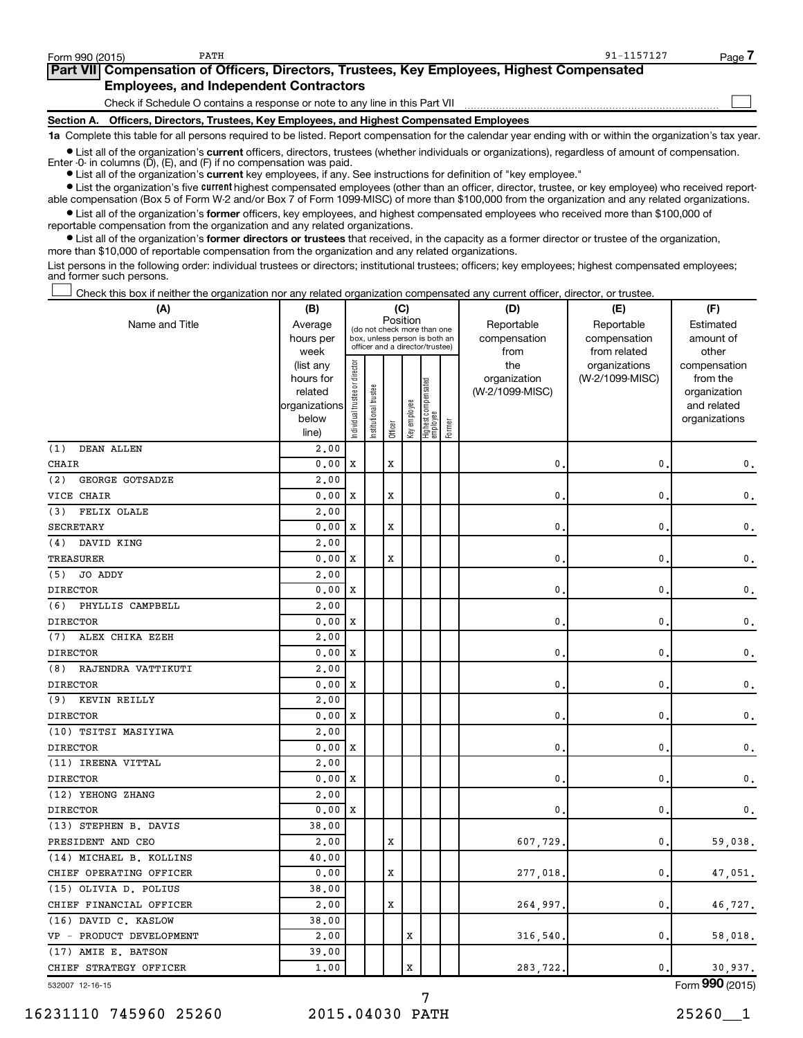Form 990 (2015) PATH 91-1157127 Page 7

## Part VII Compensation of Officers, Directors, Trustees, Key Employees, Highest Compensated Employees, and Independent Contractors

Check if Schedule O contains a response or note to any line in this Part VII ☐

### Section A. Officers, Directors, Trustees, Key Employees, and Highest Compensated Employees

**1a** Complete this table for all persons required to be listed. Report compensation for the calendar year ending with or within the organization's tax year.

- List all of the organization's **current** officers, directors, trustees (whether individuals or organizations), regardless of amount of compensation. Enter -0- in columns (D), (E), and (F) if no compensation was paid.
- List all of the organization's **current** key employees, if any. See instructions for definition of "key employee."
- List the organization's five **current** highest compensated employees (other than an officer, director, trustee, or key employee) who received reportable compensation (Box 5 of Form W-2 and/or Box 7 of Form 1099-MISC) of more than $100,000 from the organization and any related organizations.
- List all of the organization's **former** officers, key employees, and highest compensated employees who received more than $100,000 of reportable compensation from the organization and any related organizations.
- List all of the organization's **former directors or trustees** that received, in the capacity as a former director or trustee of the organization, more than $10,000 of reportable compensation from the organization and any related organizations.

List persons in the following order: individual trustees or directors; institutional trustees; officers; key employees; highest compensated employees; and former such persons.

☐ Check this box if neither the organization nor any related organization compensated any current officer, director, or trustee.

| (A) Name and Title | (B) Average hours per week (list any hours for related organizations below line) | (C) Position: Individual trustee or director | Institutional trustee | Officer | Key employee | Highest compensated employee | Former | (D) Reportable compensation from the organization (W-2/1099-MISC) | (E) Reportable compensation from related organizations (W-2/1099-MISC) | (F) Estimated amount of other compensation from the organization and related organizations |
|---|---|---|---|---|---|---|---|---|---|---|
| (1) DEAN ALLEN<br>CHAIR | 2.00<br>0.00 | X | | X | | | | 0. | 0. | 0. |
| (2) GEORGE GOTSADZE<br>VICE CHAIR | 2.00<br>0.00 | X | | X | | | | 0. | 0. | 0. |
| (3) FELIX OLALE<br>SECRETARY | 2.00<br>0.00 | X | | X | | | | 0. | 0. | 0. |
| (4) DAVID KING<br>TREASURER | 2.00<br>0.00 | X | | X | | | | 0. | 0. | 0. |
| (5) JO ADDY<br>DIRECTOR | 2.00<br>0.00 | X | | | | | | 0. | 0. | 0. |
| (6) PHYLLIS CAMPBELL<br>DIRECTOR | 2.00<br>0.00 | X | | | | | | 0. | 0. | 0. |
| (7) ALEX CHIKA EZEH<br>DIRECTOR | 2.00<br>0.00 | X | | | | | | 0. | 0. | 0. |
| (8) RAJENDRA VATTIKUTI<br>DIRECTOR | 2.00<br>0.00 | X | | | | | | 0. | 0. | 0. |
| (9) KEVIN REILLY<br>DIRECTOR | 2.00<br>0.00 | X | | | | | | 0. | 0. | 0. |
| (10) TSITSI MASIYIWA<br>DIRECTOR | 2.00<br>0.00 | X | | | | | | 0. | 0. | 0. |
| (11) IREENA VITTAL<br>DIRECTOR | 2.00<br>0.00 | X | | | | | | 0. | 0. | 0. |
| (12) YEHONG ZHANG<br>DIRECTOR | 2.00<br>0.00 | X | | | | | | 0. | 0. | 0. |
| (13) STEPHEN B. DAVIS<br>PRESIDENT AND CEO | 38.00<br>2.00 | | | X | | | | 607,729. | 0. | 59,038. |
| (14) MICHAEL B. KOLLINS<br>CHIEF OPERATING OFFICER | 40.00<br>0.00 | | | X | | | | 277,018. | 0. | 47,051. |
| (15) OLIVIA D. POLIUS<br>CHIEF FINANCIAL OFFICER | 38.00<br>2.00 | | | X | | | | 264,997. | 0. | 46,727. |
| (16) DAVID C. KASLOW<br>VP - PRODUCT DEVELOPMENT | 38.00<br>2.00 | | | | X | | | 316,540. | 0. | 58,018. |
| (17) AMIE E. BATSON<br>CHIEF STRATEGY OFFICER | 39.00<br>1.00 | | | | X | | | 283,722. | 0. | 30,937. |

532007 12-16-15 Form **990** (2015)

16231110 745960 25260 2015.04030 PATH 25260__1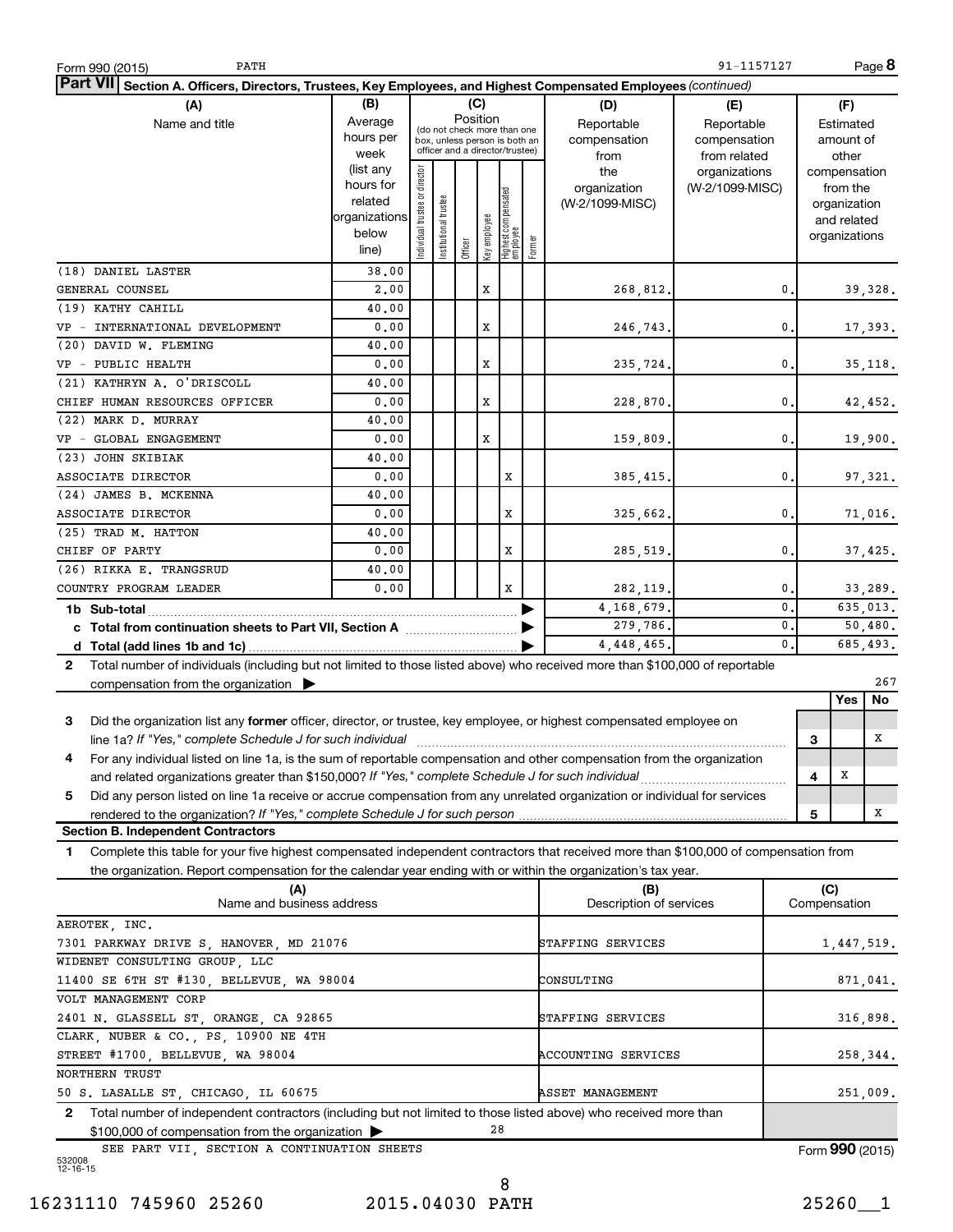Form 990 (2015) PATH 91-1157127 Page **8**

**Part VII** Section A. Officers, Directors, Trustees, Key Employees, and Highest Compensated Employees *(continued)*

| (A) Name and title | (B) Average hours per week (list any hours for related organizations below line) | (C) Position: Individual trustee or director | Institutional trustee | Officer | Key employee | Highest compensated employee | Former | (D) Reportable compensation from the organization (W-2/1099-MISC) | (E) Reportable compensation from related organizations (W-2/1099-MISC) | (F) Estimated amount of other compensation from the organization and related organizations |
|---|---|---|---|---|---|---|---|---|---|---|
| (18) DANIEL LASTER<br>GENERAL COUNSEL | 38.00<br>2.00 | | | | X | | | 268,812. | 0. | 39,328. |
| (19) KATHY CAHILL<br>VP - INTERNATIONAL DEVELOPMENT | 40.00<br>0.00 | | | | X | | | 246,743. | 0. | 17,393. |
| (20) DAVID W. FLEMING<br>VP - PUBLIC HEALTH | 40.00<br>0.00 | | | | X | | | 235,724. | 0. | 35,118. |
| (21) KATHRYN A. O'DRISCOLL<br>CHIEF HUMAN RESOURCES OFFICER | 40.00<br>0.00 | | | | X | | | 228,870. | 0. | 42,452. |
| (22) MARK D. MURRAY<br>VP - GLOBAL ENGAGEMENT | 40.00<br>0.00 | | | | X | | | 159,809. | 0. | 19,900. |
| (23) JOHN SKIBIAK<br>ASSOCIATE DIRECTOR | 40.00<br>0.00 | | | | | X | | 385,415. | 0. | 97,321. |
| (24) JAMES B. MCKENNA<br>ASSOCIATE DIRECTOR | 40.00<br>0.00 | | | | | X | | 325,662. | 0. | 71,016. |
| (25) TRAD M. HATTON<br>CHIEF OF PARTY | 40.00<br>0.00 | | | | | X | | 285,519. | 0. | 37,425. |
| (26) RIKKA E. TRANGSRUD<br>COUNTRY PROGRAM LEADER | 40.00<br>0.00 | | | | | X | | 282,119. | 0. | 33,289. |
| **1b Sub-total** | | | | | | | | 4,168,679. | 0. | 635,013. |
| **c Total from continuation sheets to Part VII, Section A** | | | | | | | | 279,786. | 0. | 50,480. |
| **d Total (add lines 1b and 1c)** | | | | | | | | 4,448,465. | 0. | 685,493. |

**2** Total number of individuals (including but not limited to those listed above) who received more than $100,000 of reportable compensation from the organization ▶ 267

| | | Yes | No |
|---|---|---|---|
| **3** Did the organization list any **former** officer, director, or trustee, key employee, or highest compensated employee on line 1a? *If "Yes," complete Schedule J for such individual* | 3 | | X |
| **4** For any individual listed on line 1a, is the sum of reportable compensation and other compensation from the organization and related organizations greater than $150,000? *If "Yes," complete Schedule J for such individual* | 4 | X | |
| **5** Did any person listed on line 1a receive or accrue compensation from any unrelated organization or individual for services rendered to the organization? *If "Yes," complete Schedule J for such person* | 5 | | X |

**Section B. Independent Contractors**

**1** Complete this table for your five highest compensated independent contractors that received more than $100,000 of compensation from the organization. Report compensation for the calendar year ending with or within the organization's tax year.

| (A) Name and business address | (B) Description of services | (C) Compensation |
|---|---|---|
| AEROTEK, INC.<br>7301 PARKWAY DRIVE S, HANOVER, MD 21076 | STAFFING SERVICES | 1,447,519. |
| WIDENET CONSULTING GROUP, LLC<br>11400 SE 6TH ST #130, BELLEVUE, WA 98004 | CONSULTING | 871,041. |
| VOLT MANAGEMENT CORP<br>2401 N. GLASSELL ST, ORANGE, CA 92865 | STAFFING SERVICES | 316,898. |
| CLARK, NUBER & CO., PS, 10900 NE 4TH<br>STREET #1700, BELLEVUE, WA 98004 | ACCOUNTING SERVICES | 258,344. |
| NORTHERN TRUST<br>50 S. LASALLE ST, CHICAGO, IL 60675 | ASSET MANAGEMENT | 251,009. |

**2** Total number of independent contractors (including but not limited to those listed above) who received more than $100,000 of compensation from the organization ▶ 28

SEE PART VII, SECTION A CONTINUATION SHEETS

Form **990** (2015)

532008 12-16-15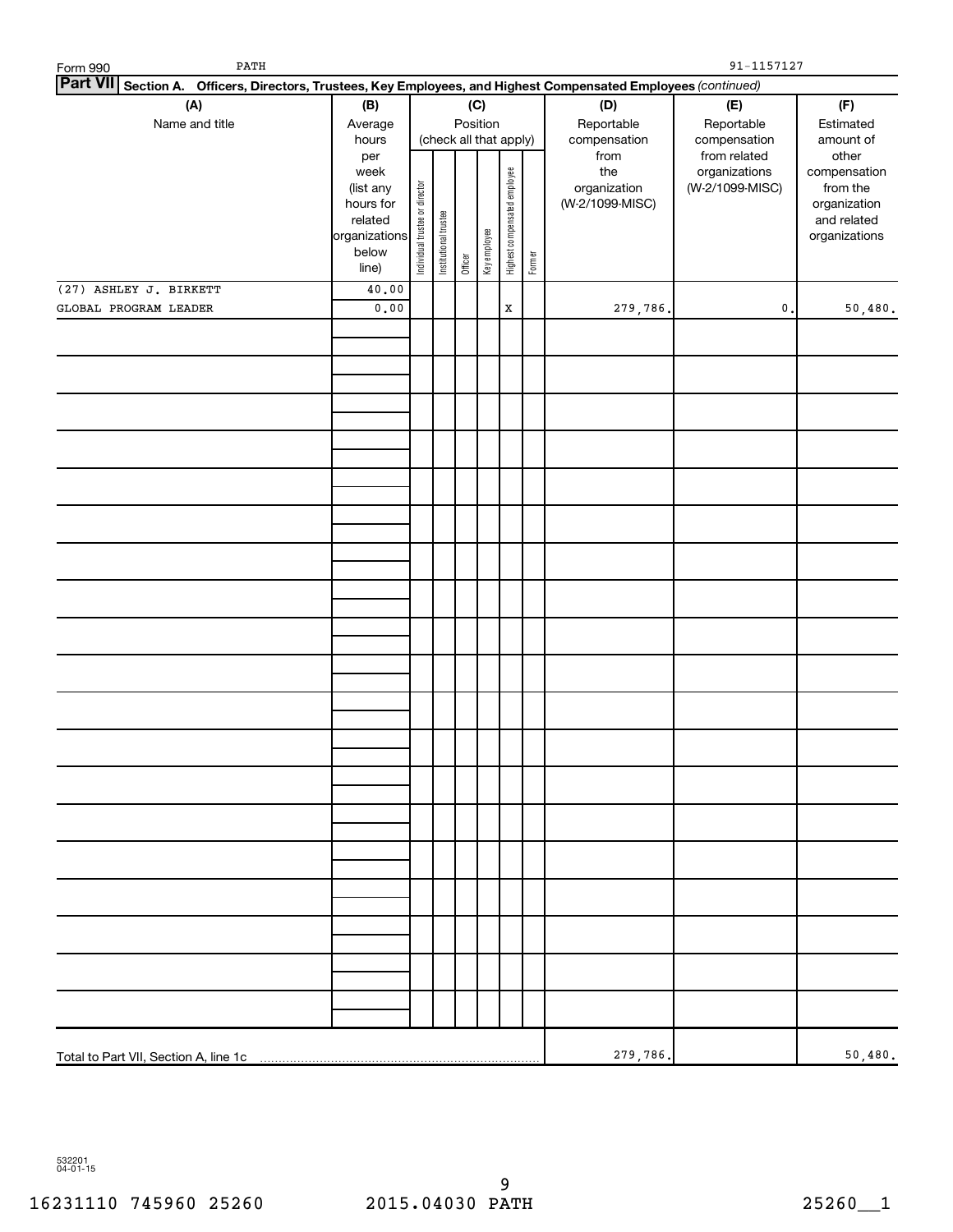Form 990 PATH 91-1157127

**Part VII Section A. Officers, Directors, Trustees, Key Employees, and Highest Compensated Employees** *(continued)*

| (A) Name and title | (B) Average hours per week (list any hours for related organizations below line) | (C) Position (check all that apply): Individual trustee or director | Institutional trustee | Officer | Key employee | Highest compensated employee | Former | (D) Reportable compensation from the organization (W-2/1099-MISC) | (E) Reportable compensation from related organizations (W-2/1099-MISC) | (F) Estimated amount of other compensation from the organization and related organizations |
|---|---|---|---|---|---|---|---|---|---|---|
| (27) ASHLEY J. BIRKETT<br>GLOBAL PROGRAM LEADER | 40.00<br>0.00 | | | | | X | | 279,786. | 0. | 50,480. |
| Total to Part VII, Section A, line 1c | | | | | | | | 279,786. | | 50,480. |

532201 04-01-15

16231110 745960 25260 2015.04030 PATH 25260__1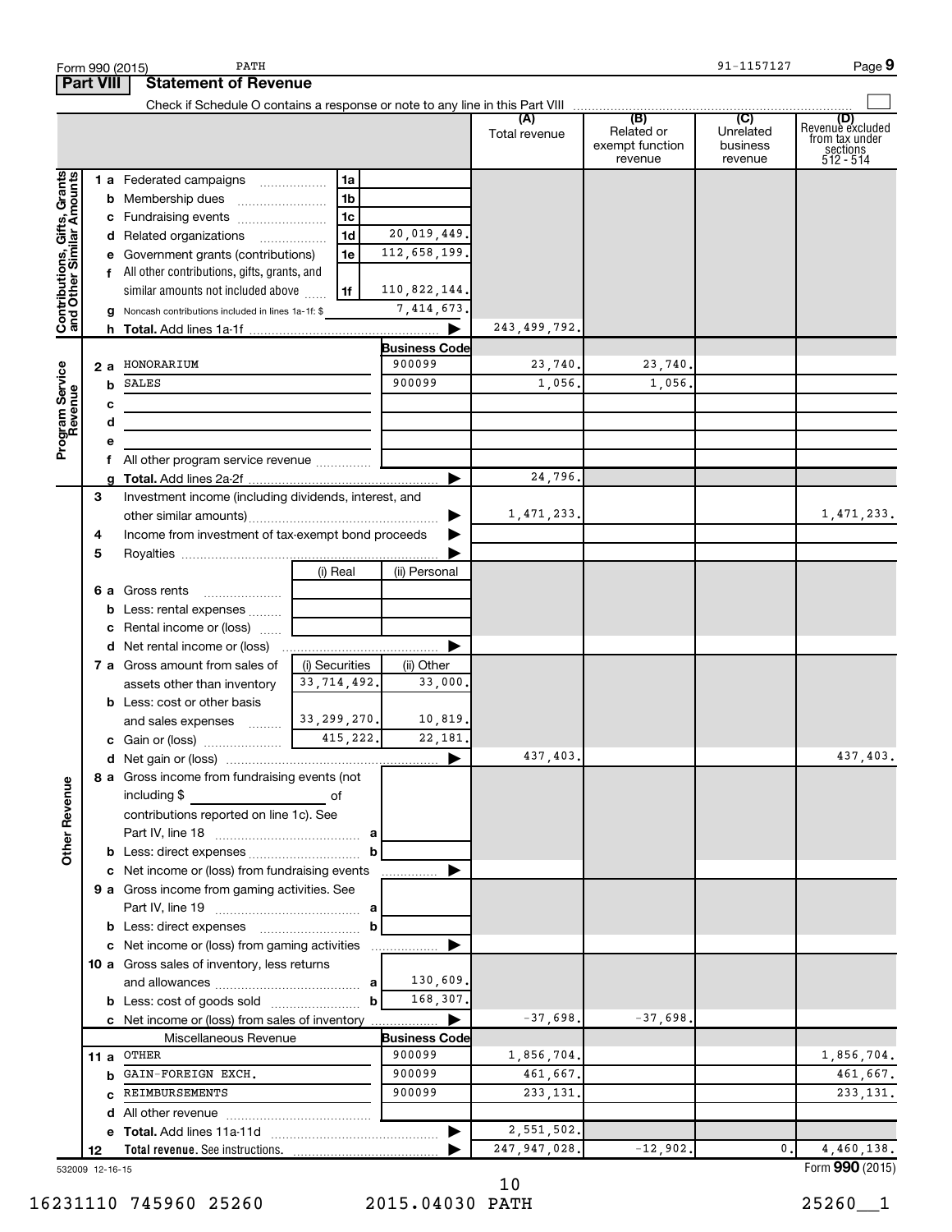Form 990 (2015) PATH 91-1157127 Page 9

## Part VIII Statement of Revenue

Check if Schedule O contains a response or note to any line in this Part VIII ☐

| | | | | (A) Total revenue | (B) Related or exempt function revenue | (C) Unrelated business revenue | (D) Revenue excluded from tax under sections 512 - 514 |
|---|---|---|---|---|---|---|---|
| **Contributions, Gifts, Grants and Other Similar Amounts** | 1 a Federated campaigns | 1a | | | | | |
| | b Membership dues | 1b | | | | | |
| | c Fundraising events | 1c | | | | | |
| | d Related organizations | 1d | 20,019,449. | | | | |
| | e Government grants (contributions) | 1e | 112,658,199. | | | | |
| | f All other contributions, gifts, grants, and similar amounts not included above | 1f | 110,822,144. | | | | |
| | g Noncash contributions included in lines 1a-1f: $ | | 7,414,673. | | | | |
| | h **Total.** Add lines 1a-1f | | ▶ | 243,499,792. | | | |
| **Program Service Revenue** | | | **Business Code** | | | | |
| | 2 a HONORARIUM | | 900099 | 23,740. | 23,740. | | |
| | b SALES | | 900099 | 1,056. | 1,056. | | |
| | c | | | | | | |
| | d | | | | | | |
| | e | | | | | | |
| | f All other program service revenue | | | | | | |
| | g **Total.** Add lines 2a-2f | | ▶ | 24,796. | | | |
| **Other Revenue** | 3 Investment income (including dividends, interest, and other similar amounts) | | ▶ | 1,471,233. | | | 1,471,233. |
| | 4 Income from investment of tax-exempt bond proceeds | | ▶ | | | | |
| | 5 Royalties | | ▶ | | | | |
| | | (i) Real | (ii) Personal | | | | |
| | 6 a Gross rents | | | | | | |
| | b Less: rental expenses | | | | | | |
| | c Rental income or (loss) | | | | | | |
| | d Net rental income or (loss) | | ▶ | | | | |
| | | (i) Securities | (ii) Other | | | | |
| | 7 a Gross amount from sales of assets other than inventory | 33,714,492. | 33,000. | | | | |
| | b Less: cost or other basis and sales expenses | 33,299,270. | 10,819. | | | | |
| | c Gain or (loss) | 415,222. | 22,181. | | | | |
| | d Net gain or (loss) | | ▶ | 437,403. | | | 437,403. |
| | 8 a Gross income from fundraising events (not including $ of contributions reported on line 1c). See Part IV, line 18 | a | | | | | |
| | b Less: direct expenses | b | | | | | |
| | c Net income or (loss) from fundraising events | | ▶ | | | | |
| | 9 a Gross income from gaming activities. See Part IV, line 19 | a | | | | | |
| | b Less: direct expenses | b | | | | | |
| | c Net income or (loss) from gaming activities | | ▶ | | | | |
| | 10 a Gross sales of inventory, less returns and allowances | a | 130,609. | | | | |
| | b Less: cost of goods sold | b | 168,307. | | | | |
| | c Net income or (loss) from sales of inventory | | ▶ | -37,698. | -37,698. | | |
| | Miscellaneous Revenue | | **Business Code** | | | | |
| | 11 a OTHER | | 900099 | 1,856,704. | | | 1,856,704. |
| | b GAIN-FOREIGN EXCH. | | 900099 | 461,667. | | | 461,667. |
| | c REIMBURSEMENTS | | 900099 | 233,131. | | | 233,131. |
| | d All other revenue | | | | | | |
| | e **Total.** Add lines 11a-11d | | ▶ | 2,551,502. | | | |
| | 12 **Total revenue.** See instructions. | | ▶ | 247,947,028. | -12,902. | 0. | 4,460,138. |

532009 12-16-15 Form **990** (2015)

16231110 745960 25260 2015.04030 PATH 25260__1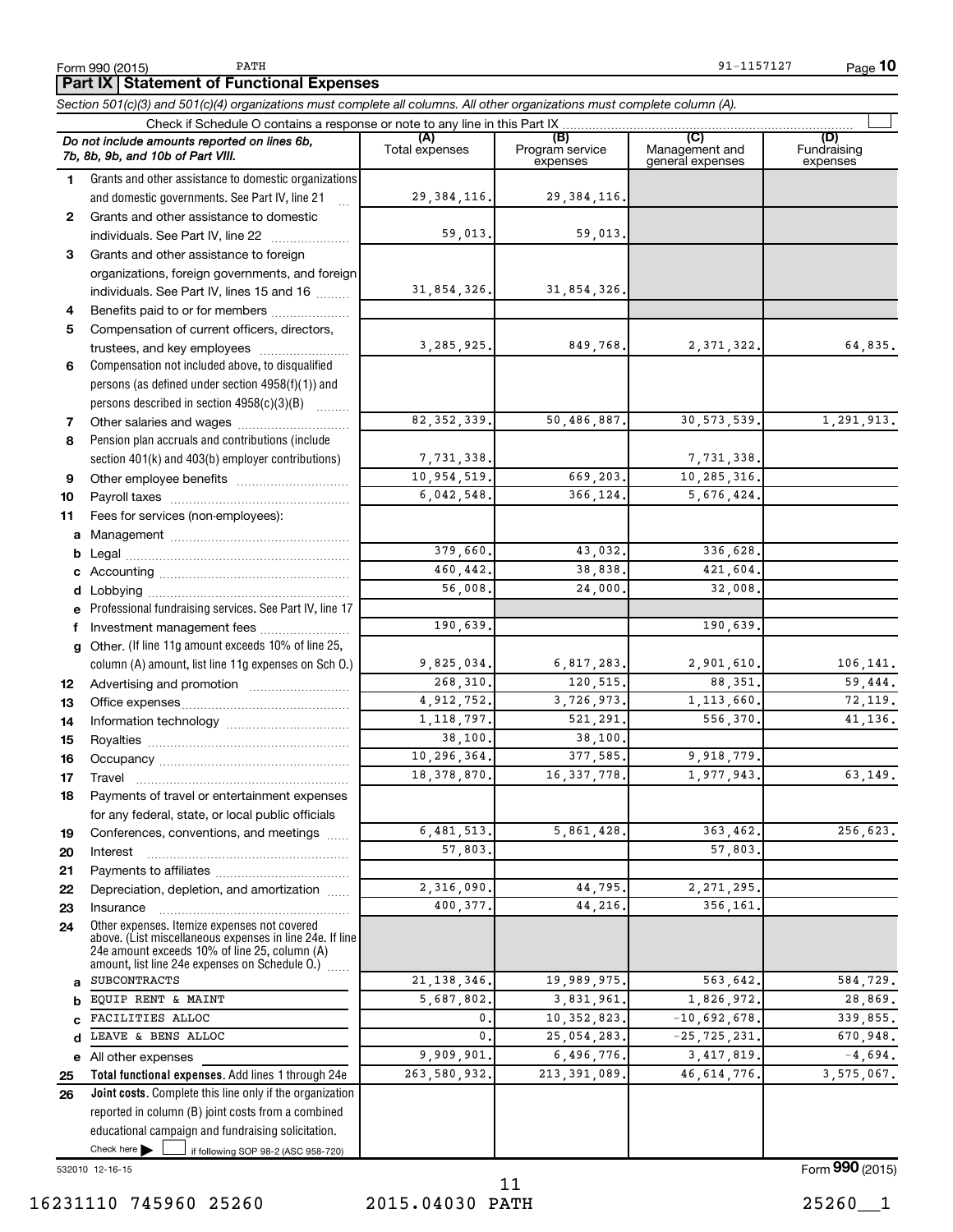Form 990 (2015) PATH 91-1157127 Page **10**

## Part IX Statement of Functional Expenses

*Section 501(c)(3) and 501(c)(4) organizations must complete all columns. All other organizations must complete column (A).*

Check if Schedule O contains a response or note to any line in this Part IX

| | *Do not include amounts reported on lines 6b, 7b, 8b, 9b, and 10b of Part VIII.* | (A) Total expenses | (B) Program service expenses | (C) Management and general expenses | (D) Fundraising expenses |
|---|---|---|---|---|---|
| 1 | Grants and other assistance to domestic organizations and domestic governments. See Part IV, line 21 | 29,384,116. | 29,384,116. | | |
| 2 | Grants and other assistance to domestic individuals. See Part IV, line 22 | 59,013. | 59,013. | | |
| 3 | Grants and other assistance to foreign organizations, foreign governments, and foreign individuals. See Part IV, lines 15 and 16 | 31,854,326. | 31,854,326. | | |
| 4 | Benefits paid to or for members | | | | |
| 5 | Compensation of current officers, directors, trustees, and key employees | 3,285,925. | 849,768. | 2,371,322. | 64,835. |
| 6 | Compensation not included above, to disqualified persons (as defined under section 4958(f)(1)) and persons described in section 4958(c)(3)(B) | | | | |
| 7 | Other salaries and wages | 82,352,339. | 50,486,887. | 30,573,539. | 1,291,913. |
| 8 | Pension plan accruals and contributions (include section 401(k) and 403(b) employer contributions) | 7,731,338. | | 7,731,338. | |
| 9 | Other employee benefits | 10,954,519. | 669,203. | 10,285,316. | |
| 10 | Payroll taxes | 6,042,548. | 366,124. | 5,676,424. | |
| 11 | Fees for services (non-employees): | | | | |
| a | Management | | | | |
| b | Legal | 379,660. | 43,032. | 336,628. | |
| c | Accounting | 460,442. | 38,838. | 421,604. | |
| d | Lobbying | 56,008. | 24,000. | 32,008. | |
| e | Professional fundraising services. See Part IV, line 17 | | | | |
| f | Investment management fees | 190,639. | | 190,639. | |
| g | Other. (If line 11g amount exceeds 10% of line 25, column (A) amount, list line 11g expenses on Sch O.) | 9,825,034. | 6,817,283. | 2,901,610. | 106,141. |
| 12 | Advertising and promotion | 268,310. | 120,515. | 88,351. | 59,444. |
| 13 | Office expenses | 4,912,752. | 3,726,973. | 1,113,660. | 72,119. |
| 14 | Information technology | 1,118,797. | 521,291. | 556,370. | 41,136. |
| 15 | Royalties | 38,100. | 38,100. | | |
| 16 | Occupancy | 10,296,364. | 377,585. | 9,918,779. | |
| 17 | Travel | 18,378,870. | 16,337,778. | 1,977,943. | 63,149. |
| 18 | Payments of travel or entertainment expenses for any federal, state, or local public officials | | | | |
| 19 | Conferences, conventions, and meetings | 6,481,513. | 5,861,428. | 363,462. | 256,623. |
| 20 | Interest | 57,803. | | 57,803. | |
| 21 | Payments to affiliates | | | | |
| 22 | Depreciation, depletion, and amortization | 2,316,090. | 44,795. | 2,271,295. | |
| 23 | Insurance | 400,377. | 44,216. | 356,161. | |
| 24 | Other expenses. Itemize expenses not covered above. (List miscellaneous expenses in line 24e. If line 24e amount exceeds 10% of line 25, column (A) amount, list line 24e expenses on Schedule O.) | | | | |
| a | SUBCONTRACTS | 21,138,346. | 19,989,975. | 563,642. | 584,729. |
| b | EQUIP RENT & MAINT | 5,687,802. | 3,831,961. | 1,826,972. | 28,869. |
| c | FACILITIES ALLOC | 0. | 10,352,823. | -10,692,678. | 339,855. |
| d | LEAVE & BENS ALLOC | 0. | 25,054,283. | -25,725,231. | 670,948. |
| e | All other expenses | 9,909,901. | 6,496,776. | 3,417,819. | -4,694. |
| 25 | **Total functional expenses.** Add lines 1 through 24e | 263,580,932. | 213,391,089. | 46,614,776. | 3,575,067. |
| 26 | **Joint costs.** Complete this line only if the organization reported in column (B) joint costs from a combined educational campaign and fundraising solicitation. Check here ☐ if following SOP 98-2 (ASC 958-720) | | | | |

532010 12-16-15 Form **990** (2015)

16231110 745960 25260 2015.04030 PATH 25260__1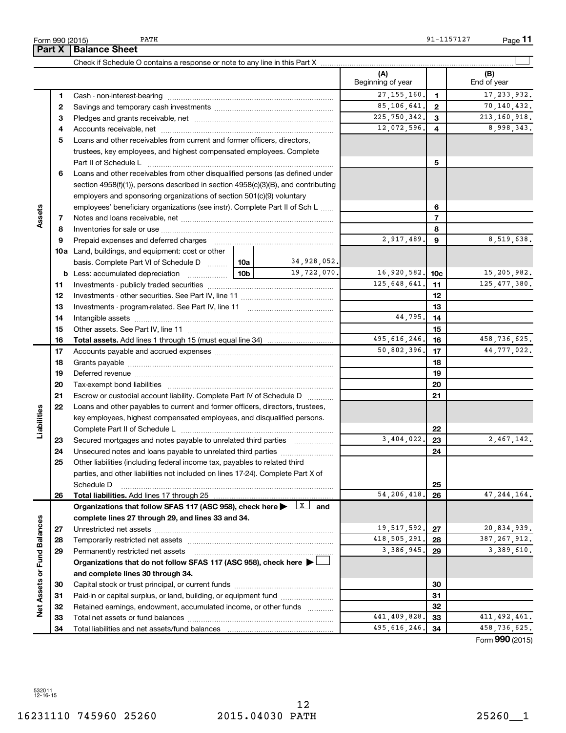Form 990 (2015) PATH 91-1157127 Page **11**

## Part X | Balance Sheet

Check if Schedule O contains a response or note to any line in this Part X ☐

| Section | Line | Description | | | (A) Beginning of year | | (B) End of year |
|---|---|---|---|---|---|---|---|
| Assets | 1 | Cash - non-interest-bearing | | | 27,155,160. | 1 | 17,233,932. |
| | 2 | Savings and temporary cash investments | | | 85,106,641. | 2 | 70,140,432. |
| | 3 | Pledges and grants receivable, net | | | 225,750,342. | 3 | 213,160,918. |
| | 4 | Accounts receivable, net | | | 12,072,596. | 4 | 8,998,343. |
| | 5 | Loans and other receivables from current and former officers, directors, trustees, key employees, and highest compensated employees. Complete Part II of Schedule L | | | | 5 | |
| | 6 | Loans and other receivables from other disqualified persons (as defined under section 4958(f)(1)), persons described in section 4958(c)(3)(B), and contributing employers and sponsoring organizations of section 501(c)(9) voluntary employees' beneficiary organizations (see instr). Complete Part II of Sch L | | | | 6 | |
| | 7 | Notes and loans receivable, net | | | | 7 | |
| | 8 | Inventories for sale or use | | | | 8 | |
| | 9 | Prepaid expenses and deferred charges | | | 2,917,489. | 9 | 8,519,638. |
| | 10a | Land, buildings, and equipment: cost or other basis. Complete Part VI of Schedule D | 10a | 34,928,052. | | | |
| | b | Less: accumulated depreciation | 10b | 19,722,070. | 16,920,582. | 10c | 15,205,982. |
| | 11 | Investments - publicly traded securities | | | 125,648,641. | 11 | 125,477,380. |
| | 12 | Investments - other securities. See Part IV, line 11 | | | | 12 | |
| | 13 | Investments - program-related. See Part IV, line 11 | | | | 13 | |
| | 14 | Intangible assets | | | 44,795. | 14 | |
| | 15 | Other assets. See Part IV, line 11 | | | | 15 | |
| | 16 | **Total assets.** Add lines 1 through 15 (must equal line 34) | | | 495,616,246. | 16 | 458,736,625. |
| Liabilities | 17 | Accounts payable and accrued expenses | | | 50,802,396. | 17 | 44,777,022. |
| | 18 | Grants payable | | | | 18 | |
| | 19 | Deferred revenue | | | | 19 | |
| | 20 | Tax-exempt bond liabilities | | | | 20 | |
| | 21 | Escrow or custodial account liability. Complete Part IV of Schedule D | | | | 21 | |
| | 22 | Loans and other payables to current and former officers, directors, trustees, key employees, highest compensated employees, and disqualified persons. Complete Part II of Schedule L | | | | 22 | |
| | 23 | Secured mortgages and notes payable to unrelated third parties | | | 3,404,022. | 23 | 2,467,142. |
| | 24 | Unsecured notes and loans payable to unrelated third parties | | | | 24 | |
| | 25 | Other liabilities (including federal income tax, payables to related third parties, and other liabilities not included on lines 17-24). Complete Part X of Schedule D | | | | 25 | |
| | 26 | **Total liabilities.** Add lines 17 through 25 | | | 54,206,418. | 26 | 47,244,164. |
| Net Assets or Fund Balances | | **Organizations that follow SFAS 117 (ASC 958), check here ▶ ☒ and complete lines 27 through 29, and lines 33 and 34.** | | | | | |
| | 27 | Unrestricted net assets | | | 19,517,592. | 27 | 20,834,939. |
| | 28 | Temporarily restricted net assets | | | 418,505,291. | 28 | 387,267,912. |
| | 29 | Permanently restricted net assets | | | 3,386,945. | 29 | 3,389,610. |
| | | **Organizations that do not follow SFAS 117 (ASC 958), check here ▶ ☐ and complete lines 30 through 34.** | | | | | |
| | 30 | Capital stock or trust principal, or current funds | | | | 30 | |
| | 31 | Paid-in or capital surplus, or land, building, or equipment fund | | | | 31 | |
| | 32 | Retained earnings, endowment, accumulated income, or other funds | | | | 32 | |
| | 33 | Total net assets or fund balances | | | 441,409,828. | 33 | 411,492,461. |
| | 34 | Total liabilities and net assets/fund balances | | | 495,616,246. | 34 | 458,736,625. |

Form **990** (2015)

532011 12-16-15

16231110 745960 25260 2015.04030 PATH 25260__1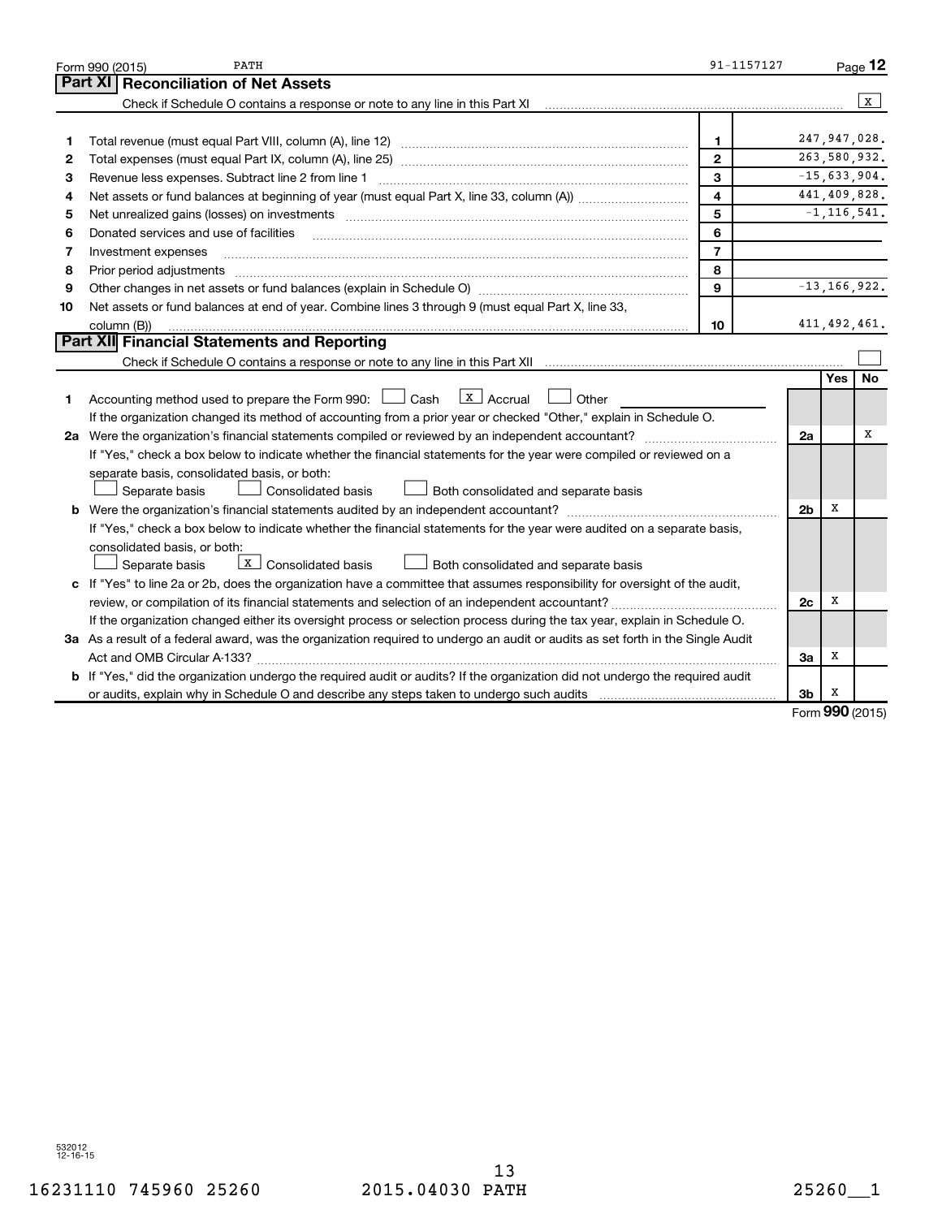Form 990 (2015) PATH 91-1157127 Page 12

## Part XI Reconciliation of Net Assets

Check if Schedule O contains a response or note to any line in this Part XI [X]

| | | | |
|---|---|---|---|
| 1 | Total revenue (must equal Part VIII, column (A), line 12) | 1 | 247,947,028. |
| 2 | Total expenses (must equal Part IX, column (A), line 25) | 2 | 263,580,932. |
| 3 | Revenue less expenses. Subtract line 2 from line 1 | 3 | -15,633,904. |
| 4 | Net assets or fund balances at beginning of year (must equal Part X, line 33, column (A)) | 4 | 441,409,828. |
| 5 | Net unrealized gains (losses) on investments | 5 | -1,116,541. |
| 6 | Donated services and use of facilities | 6 | |
| 7 | Investment expenses | 7 | |
| 8 | Prior period adjustments | 8 | |
| 9 | Other changes in net assets or fund balances (explain in Schedule O) | 9 | -13,166,922. |
| 10 | Net assets or fund balances at end of year. Combine lines 3 through 9 (must equal Part X, line 33, column (B)) | 10 | 411,492,461. |

## Part XII Financial Statements and Reporting

Check if Schedule O contains a response or note to any line in this Part XII [ ]

| | | | Yes | No |
|---|---|---|---|---|
| 1 | Accounting method used to prepare the Form 990: [ ] Cash [X] Accrual [ ] Other<br>If the organization changed its method of accounting from a prior year or checked "Other," explain in Schedule O. | | | |
| 2a | Were the organization's financial statements compiled or reviewed by an independent accountant?<br>If "Yes," check a box below to indicate whether the financial statements for the year were compiled or reviewed on a separate basis, consolidated basis, or both:<br>[ ] Separate basis [ ] Consolidated basis [ ] Both consolidated and separate basis | 2a | | X |
| b | Were the organization's financial statements audited by an independent accountant?<br>If "Yes," check a box below to indicate whether the financial statements for the year were audited on a separate basis, consolidated basis, or both:<br>[ ] Separate basis [X] Consolidated basis [ ] Both consolidated and separate basis | 2b | X | |
| c | If "Yes" to line 2a or 2b, does the organization have a committee that assumes responsibility for oversight of the audit, review, or compilation of its financial statements and selection of an independent accountant?<br>If the organization changed either its oversight process or selection process during the tax year, explain in Schedule O. | 2c | X | |
| 3a | As a result of a federal award, was the organization required to undergo an audit or audits as set forth in the Single Audit Act and OMB Circular A-133? | 3a | X | |
| b | If "Yes," did the organization undergo the required audit or audits? If the organization did not undergo the required audit or audits, explain why in Schedule O and describe any steps taken to undergo such audits | 3b | X | |

Form **990** (2015)

532012 12-16-15

16231110 745960 25260 2015.04030 PATH 25260__1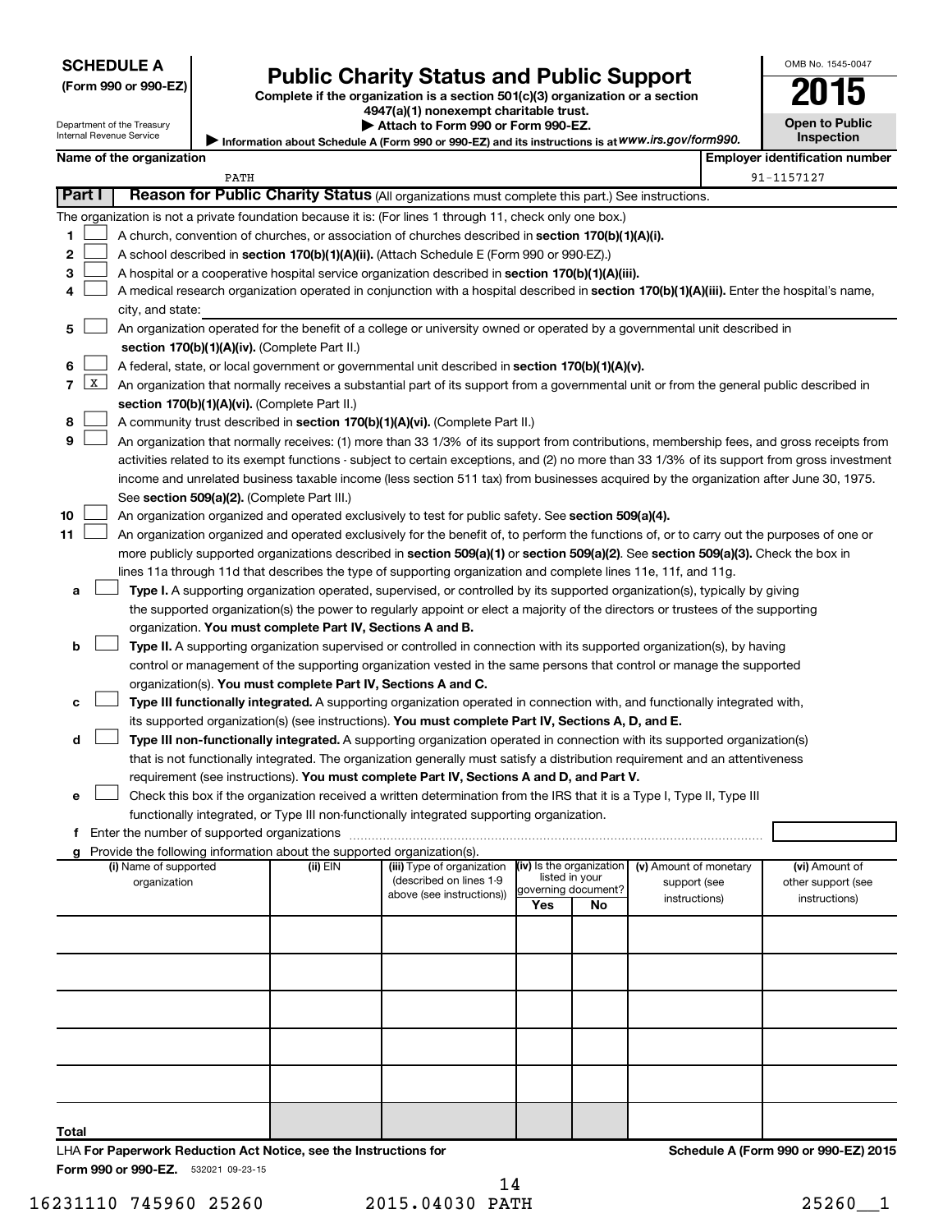**SCHEDULE A**
**(Form 990 or 990-EZ)**

Department of the Treasury
Internal Revenue Service

# Public Charity Status and Public Support

**Complete if the organization is a section 501(c)(3) organization or a section 4947(a)(1) nonexempt charitable trust.**
**▶ Attach to Form 990 or Form 990-EZ.**
▶ Information about Schedule A (Form 990 or 990-EZ) and its instructions is at *www.irs.gov/form990.*

OMB No. 1545-0047
**2015**
**Open to Public Inspection**

**Name of the organization:** PATH
**Employer identification number:** 91-1157127

## Part I Reason for Public Charity Status (All organizations must complete this part.) See instructions.

The organization is not a private foundation because it is: (For lines 1 through 11, check only one box.)

1 [ ] A church, convention of churches, or association of churches described in **section 170(b)(1)(A)(i).**

2 [ ] A school described in **section 170(b)(1)(A)(ii).** (Attach Schedule E (Form 990 or 990-EZ).)

3 [ ] A hospital or a cooperative hospital service organization described in **section 170(b)(1)(A)(iii).**

4 [ ] A medical research organization operated in conjunction with a hospital described in **section 170(b)(1)(A)(iii).** Enter the hospital's name, city, and state:

5 [ ] An organization operated for the benefit of a college or university owned or operated by a governmental unit described in **section 170(b)(1)(A)(iv).** (Complete Part II.)

6 [ ] A federal, state, or local government or governmental unit described in **section 170(b)(1)(A)(v).**

7 [X] An organization that normally receives a substantial part of its support from a governmental unit or from the general public described in **section 170(b)(1)(A)(vi).** (Complete Part II.)

8 [ ] A community trust described in **section 170(b)(1)(A)(vi).** (Complete Part II.)

9 [ ] An organization that normally receives: (1) more than 33 1/3% of its support from contributions, membership fees, and gross receipts from activities related to its exempt functions - subject to certain exceptions, and (2) no more than 33 1/3% of its support from gross investment income and unrelated business taxable income (less section 511 tax) from businesses acquired by the organization after June 30, 1975. See **section 509(a)(2).** (Complete Part III.)

10 [ ] An organization organized and operated exclusively to test for public safety. See **section 509(a)(4).**

11 [ ] An organization organized and operated exclusively for the benefit of, to perform the functions of, or to carry out the purposes of one or more publicly supported organizations described in **section 509(a)(1)** or **section 509(a)(2).** See **section 509(a)(3).** Check the box in lines 11a through 11d that describes the type of supporting organization and complete lines 11e, 11f, and 11g.

a [ ] **Type I.** A supporting organization operated, supervised, or controlled by its supported organization(s), typically by giving the supported organization(s) the power to regularly appoint or elect a majority of the directors or trustees of the supporting organization. **You must complete Part IV, Sections A and B.**

b [ ] **Type II.** A supporting organization supervised or controlled in connection with its supported organization(s), by having control or management of the supporting organization vested in the same persons that control or manage the supported organization(s). **You must complete Part IV, Sections A and C.**

c [ ] **Type III functionally integrated.** A supporting organization operated in connection with, and functionally integrated with, its supported organization(s) (see instructions). **You must complete Part IV, Sections A, D, and E.**

d [ ] **Type III non-functionally integrated.** A supporting organization operated in connection with its supported organization(s) that is not functionally integrated. The organization generally must satisfy a distribution requirement and an attentiveness requirement (see instructions). **You must complete Part IV, Sections A and D, and Part V.**

e [ ] Check this box if the organization received a written determination from the IRS that it is a Type I, Type II, Type III functionally integrated, or Type III non-functionally integrated supporting organization.

f Enter the number of supported organizations

g Provide the following information about the supported organization(s).

| (i) Name of supported organization | (ii) EIN | (iii) Type of organization (described on lines 1-9 above (see instructions)) | (iv) Is the organization listed in your governing document? Yes | No | (v) Amount of monetary support (see instructions) | (vi) Amount of other support (see instructions) |
|---|---|---|---|---|---|---|
| | | | | | | |
| | | | | | | |
| | | | | | | |
| | | | | | | |
| | | | | | | |
| Total | | | | | | |

LHA **For Paperwork Reduction Act Notice, see the Instructions for Form 990 or 990-EZ.** 532021 09-23-15

**Schedule A (Form 990 or 990-EZ) 2015**

16231110 745960 25260 2015.04030 PATH 25260__1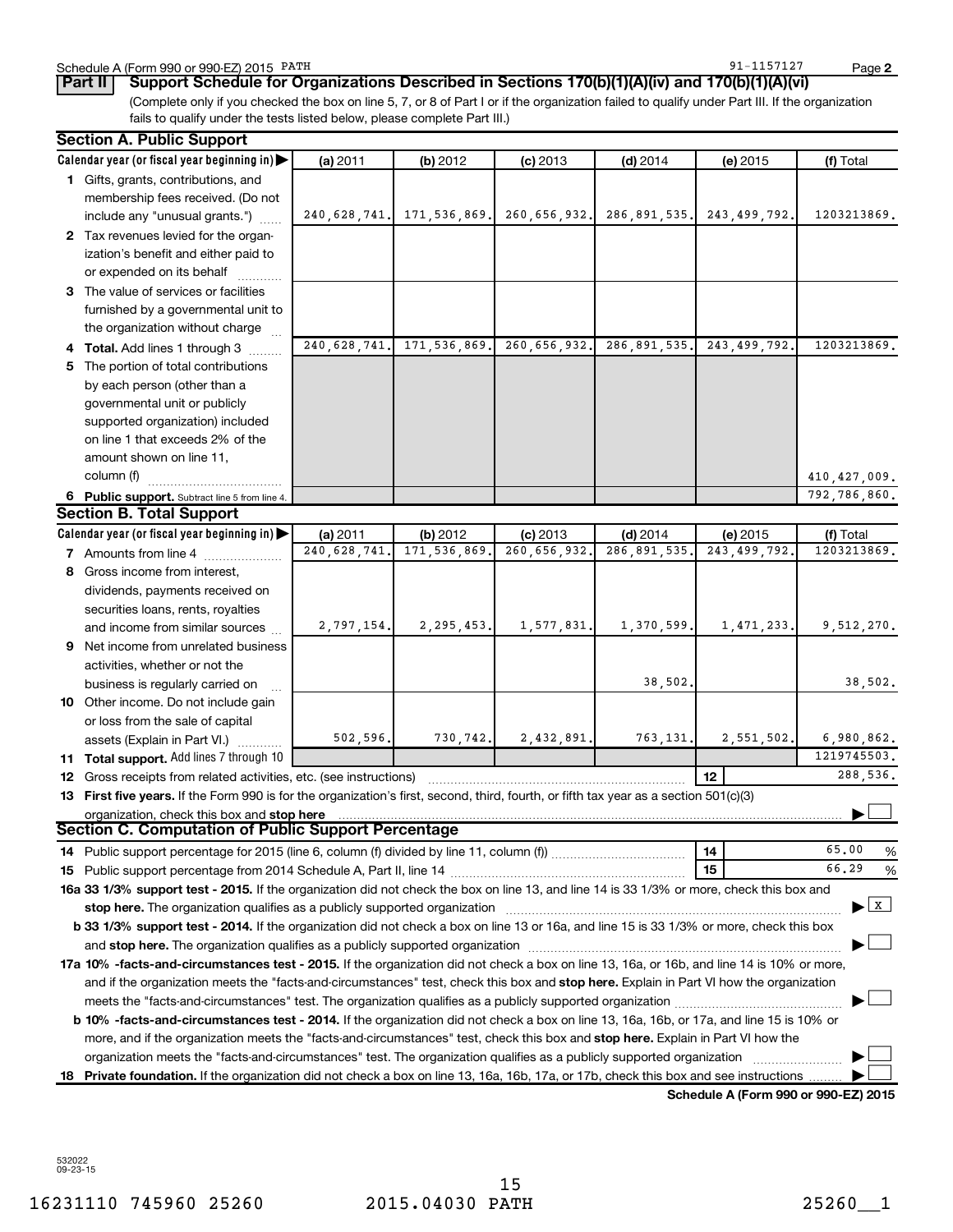Schedule A (Form 990 or 990-EZ) 2015 PATH 91-1157127 Page 2

## Part II Support Schedule for Organizations Described in Sections 170(b)(1)(A)(iv) and 170(b)(1)(A)(vi)

(Complete only if you checked the box on line 5, 7, or 8 of Part I or if the organization failed to qualify under Part III. If the organization fails to qualify under the tests listed below, please complete Part III.)

### Section A. Public Support

| Calendar year (or fiscal year beginning in) | (a) 2011 | (b) 2012 | (c) 2013 | (d) 2014 | (e) 2015 | (f) Total |
|---|---|---|---|---|---|---|
| 1 Gifts, grants, contributions, and membership fees received. (Do not include any "unusual grants.") | 240,628,741. | 171,536,869. | 260,656,932. | 286,891,535. | 243,499,792. | 1203213869. |
| 2 Tax revenues levied for the organization's benefit and either paid to or expended on its behalf | | | | | | |
| 3 The value of services or facilities furnished by a governmental unit to the organization without charge | | | | | | |
| 4 Total. Add lines 1 through 3 | 240,628,741. | 171,536,869. | 260,656,932. | 286,891,535. | 243,499,792. | 1203213869. |
| 5 The portion of total contributions by each person (other than a governmental unit or publicly supported organization) included on line 1 that exceeds 2% of the amount shown on line 11, column (f) | | | | | | 410,427,009. |
| 6 Public support. Subtract line 5 from line 4. | | | | | | 792,786,860. |

### Section B. Total Support

| Calendar year (or fiscal year beginning in) | (a) 2011 | (b) 2012 | (c) 2013 | (d) 2014 | (e) 2015 | (f) Total |
|---|---|---|---|---|---|---|
| 7 Amounts from line 4 | 240,628,741. | 171,536,869. | 260,656,932. | 286,891,535. | 243,499,792. | 1203213869. |
| 8 Gross income from interest, dividends, payments received on securities loans, rents, royalties and income from similar sources | 2,797,154. | 2,295,453. | 1,577,831. | 1,370,599. | 1,471,233. | 9,512,270. |
| 9 Net income from unrelated business activities, whether or not the business is regularly carried on | | | | 38,502. | | 38,502. |
| 10 Other income. Do not include gain or loss from the sale of capital assets (Explain in Part VI.) | 502,596. | 730,742. | 2,432,891. | 763,131. | 2,551,502. | 6,980,862. |
| 11 Total support. Add lines 7 through 10 | | | | | | 1219745503. |

12 Gross receipts from related activities, etc. (see instructions) — 12 — 288,536.

13 **First five years.** If the Form 990 is for the organization's first, second, third, fourth, or fifth tax year as a section 501(c)(3) organization, check this box and **stop here** ☐

### Section C. Computation of Public Support Percentage

14 Public support percentage for 2015 (line 6, column (f) divided by line 11, column (f)) — 14 — 65.00 %

15 Public support percentage from 2014 Schedule A, Part II, line 14 — 15 — 66.29 %

**16a 33 1/3% support test - 2015.** If the organization did not check the box on line 13, and line 14 is 33 1/3% or more, check this box and **stop here.** The organization qualifies as a publicly supported organization ☒

**b 33 1/3% support test - 2014.** If the organization did not check a box on line 13 or 16a, and line 15 is 33 1/3% or more, check this box and **stop here.** The organization qualifies as a publicly supported organization ☐

**17a 10% -facts-and-circumstances test - 2015.** If the organization did not check a box on line 13, 16a, or 16b, and line 14 is 10% or more, and if the organization meets the "facts-and-circumstances" test, check this box and **stop here.** Explain in Part VI how the organization meets the "facts-and-circumstances" test. The organization qualifies as a publicly supported organization ☐

**b 10% -facts-and-circumstances test - 2014.** If the organization did not check a box on line 13, 16a, 16b, or 17a, and line 15 is 10% or more, and if the organization meets the "facts-and-circumstances" test, check this box and **stop here.** Explain in Part VI how the organization meets the "facts-and-circumstances" test. The organization qualifies as a publicly supported organization ☐

**18 Private foundation.** If the organization did not check a box on line 13, 16a, 16b, 17a, or 17b, check this box and see instructions ☐

**Schedule A (Form 990 or 990-EZ) 2015**

532022 09-23-15

16231110 745960 25260 2015.04030 PATH 25260__1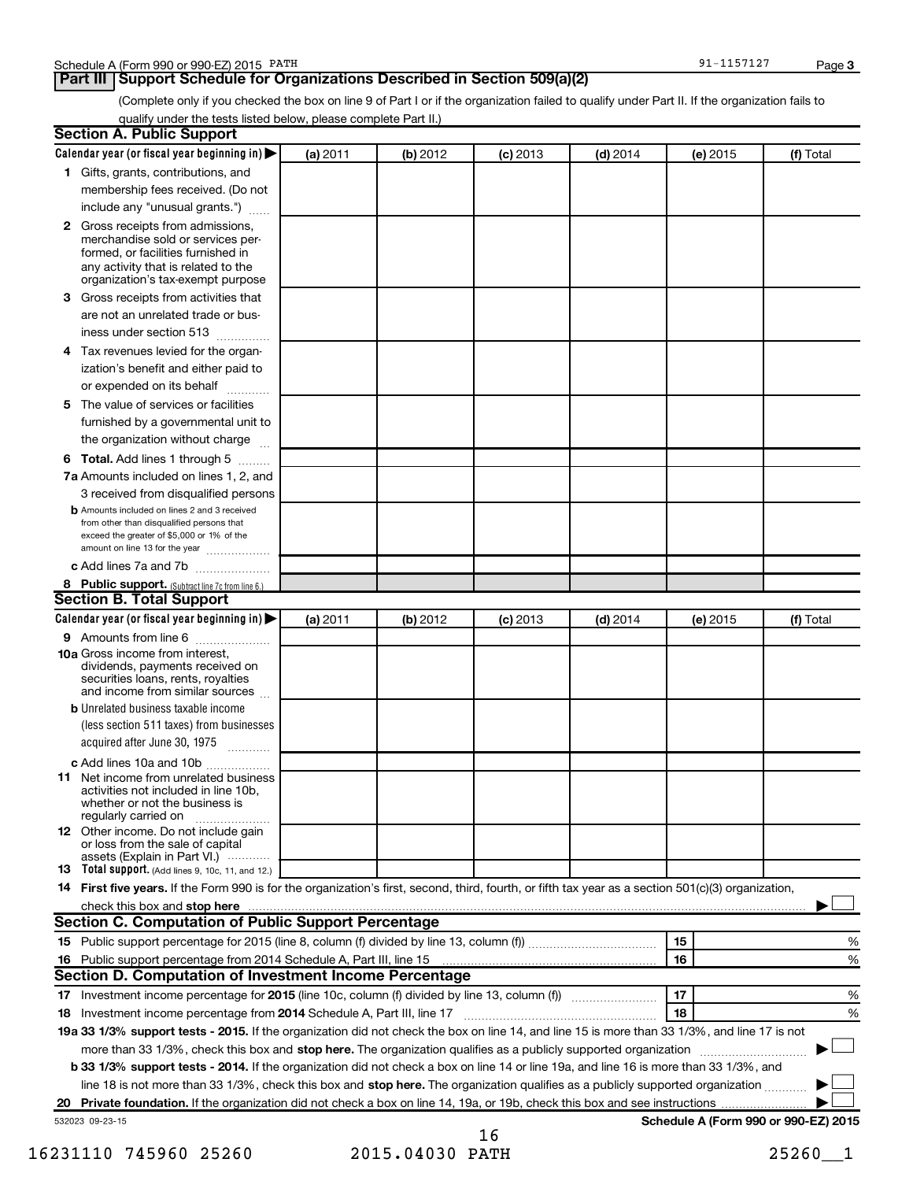Schedule A (Form 990 or 990-EZ) 2015 PATH 91-1157127 Page 3

## Part III Support Schedule for Organizations Described in Section 509(a)(2)

(Complete only if you checked the box on line 9 of Part I or if the organization failed to qualify under Part II. If the organization fails to qualify under the tests listed below, please complete Part II.)

### Section A. Public Support

| Calendar year (or fiscal year beginning in) ▶ | (a) 2011 | (b) 2012 | (c) 2013 | (d) 2014 | (e) 2015 | (f) Total |
|---|---|---|---|---|---|---|
| **1** Gifts, grants, contributions, and membership fees received. (Do not include any "unusual grants.") | | | | | | |
| **2** Gross receipts from admissions, merchandise sold or services performed, or facilities furnished in any activity that is related to the organization's tax-exempt purpose | | | | | | |
| **3** Gross receipts from activities that are not an unrelated trade or business under section 513 | | | | | | |
| **4** Tax revenues levied for the organization's benefit and either paid to or expended on its behalf | | | | | | |
| **5** The value of services or facilities furnished by a governmental unit to the organization without charge | | | | | | |
| **6 Total.** Add lines 1 through 5 | | | | | | |
| **7a** Amounts included on lines 1, 2, and 3 received from disqualified persons | | | | | | |
| **b** Amounts included on lines 2 and 3 received from other than disqualified persons that exceed the greater of $5,000 or 1% of the amount on line 13 for the year | | | | | | |
| **c** Add lines 7a and 7b | | | | | | |
| **8 Public support.** (Subtract line 7c from line 6.) | | | | | | |

### Section B. Total Support

| Calendar year (or fiscal year beginning in) ▶ | (a) 2011 | (b) 2012 | (c) 2013 | (d) 2014 | (e) 2015 | (f) Total |
|---|---|---|---|---|---|---|
| **9** Amounts from line 6 | | | | | | |
| **10a** Gross income from interest, dividends, payments received on securities loans, rents, royalties and income from similar sources | | | | | | |
| **b** Unrelated business taxable income (less section 511 taxes) from businesses acquired after June 30, 1975 | | | | | | |
| **c** Add lines 10a and 10b | | | | | | |
| **11** Net income from unrelated business activities not included in line 10b, whether or not the business is regularly carried on | | | | | | |
| **12** Other income. Do not include gain or loss from the sale of capital assets (Explain in Part VI.) | | | | | | |
| **13 Total support.** (Add lines 9, 10c, 11, and 12.) | | | | | | |

**14 First five years.** If the Form 990 is for the organization's first, second, third, fourth, or fifth tax year as a section 501(c)(3) organization, check this box and **stop here** ▶ ☐

### Section C. Computation of Public Support Percentage

| | | |
|---|---|---|
| **15** Public support percentage for 2015 (line 8, column (f) divided by line 13, column (f)) | 15 | % |
| **16** Public support percentage from 2014 Schedule A, Part III, line 15 | 16 | % |

### Section D. Computation of Investment Income Percentage

| | | |
|---|---|---|
| **17** Investment income percentage for **2015** (line 10c, column (f) divided by line 13, column (f)) | 17 | % |
| **18** Investment income percentage from **2014** Schedule A, Part III, line 17 | 18 | % |

**19a 33 1/3% support tests - 2015.** If the organization did not check the box on line 14, and line 15 is more than 33 1/3%, and line 17 is not more than 33 1/3%, check this box and **stop here.** The organization qualifies as a publicly supported organization ▶ ☐

**b 33 1/3% support tests - 2014.** If the organization did not check a box on line 14 or line 19a, and line 16 is more than 33 1/3%, and line 18 is not more than 33 1/3%, check this box and **stop here.** The organization qualifies as a publicly supported organization ▶ ☐

**20 Private foundation.** If the organization did not check a box on line 14, 19a, or 19b, check this box and see instructions ▶ ☐

532023 09-23-15 **Schedule A (Form 990 or 990-EZ) 2015**

16231110 745960 25260 2015.04030 PATH 25260__1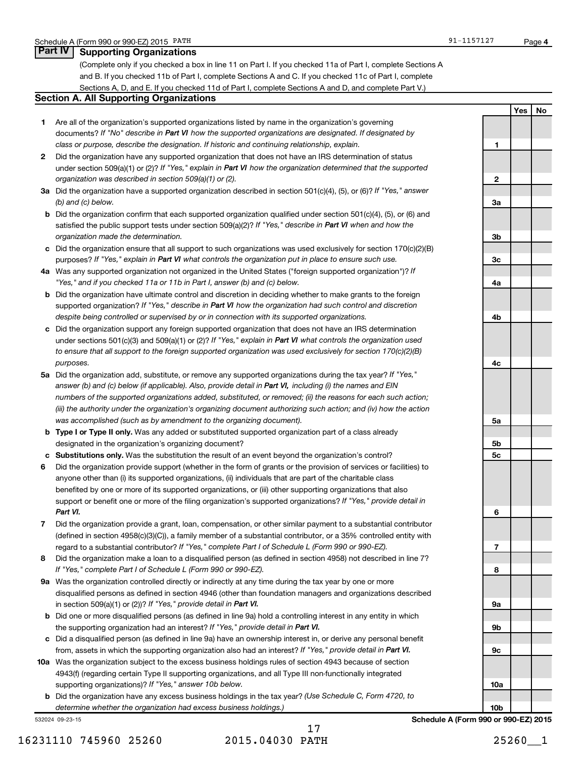Schedule A (Form 990 or 990-EZ) 2015 PATH 91-1157127

## Part IV Supporting Organizations

(Complete only if you checked a box in line 11 on Part I. If you checked 11a of Part I, complete Sections A and B. If you checked 11b of Part I, complete Sections A and C. If you checked 11c of Part I, complete Sections A, D, and E. If you checked 11d of Part I, complete Sections A and D, and complete Part V.)

### Section A. All Supporting Organizations

| | | | Yes | No |
|---|---|---|---|---|
| **1** | Are all of the organization's supported organizations listed by name in the organization's governing documents? *If "No" describe in **Part VI** how the supported organizations are designated. If designated by class or purpose, describe the designation. If historic and continuing relationship, explain.* | 1 | | |
| **2** | Did the organization have any supported organization that does not have an IRS determination of status under section 509(a)(1) or (2)? *If "Yes," explain in **Part VI** how the organization determined that the supported organization was described in section 509(a)(1) or (2).* | 2 | | |
| **3a** | Did the organization have a supported organization described in section 501(c)(4), (5), or (6)? *If "Yes," answer (b) and (c) below.* | 3a | | |
| **b** | Did the organization confirm that each supported organization qualified under section 501(c)(4), (5), or (6) and satisfied the public support tests under section 509(a)(2)? *If "Yes," describe in **Part VI** when and how the organization made the determination.* | 3b | | |
| **c** | Did the organization ensure that all support to such organizations was used exclusively for section 170(c)(2)(B) purposes? *If "Yes," explain in **Part VI** what controls the organization put in place to ensure such use.* | 3c | | |
| **4a** | Was any supported organization not organized in the United States ("foreign supported organization")? *If "Yes," and if you checked 11a or 11b in Part I, answer (b) and (c) below.* | 4a | | |
| **b** | Did the organization have ultimate control and discretion in deciding whether to make grants to the foreign supported organization? *If "Yes," describe in **Part VI** how the organization had such control and discretion despite being controlled or supervised by or in connection with its supported organizations.* | 4b | | |
| **c** | Did the organization support any foreign supported organization that does not have an IRS determination under sections 501(c)(3) and 509(a)(1) or (2)? *If "Yes," explain in **Part VI** what controls the organization used to ensure that all support to the foreign supported organization was used exclusively for section 170(c)(2)(B) purposes.* | 4c | | |
| **5a** | Did the organization add, substitute, or remove any supported organizations during the tax year? *If "Yes," answer (b) and (c) below (if applicable). Also, provide detail in **Part VI,** including (i) the names and EIN numbers of the supported organizations added, substituted, or removed; (ii) the reasons for each such action; (iii) the authority under the organization's organizing document authorizing such action; and (iv) how the action was accomplished (such as by amendment to the organizing document).* | 5a | | |
| **b** | **Type I or Type II only.** Was any added or substituted supported organization part of a class already designated in the organization's organizing document? | 5b | | |
| **c** | **Substitutions only.** Was the substitution the result of an event beyond the organization's control? | 5c | | |
| **6** | Did the organization provide support (whether in the form of grants or the provision of services or facilities) to anyone other than (i) its supported organizations, (ii) individuals that are part of the charitable class benefited by one or more of its supported organizations, or (iii) other supporting organizations that also support or benefit one or more of the filing organization's supported organizations? *If "Yes," provide detail in **Part VI.*** | 6 | | |
| **7** | Did the organization provide a grant, loan, compensation, or other similar payment to a substantial contributor (defined in section 4958(c)(3)(C)), a family member of a substantial contributor, or a 35% controlled entity with regard to a substantial contributor? *If "Yes," complete Part I of Schedule L (Form 990 or 990-EZ).* | 7 | | |
| **8** | Did the organization make a loan to a disqualified person (as defined in section 4958) not described in line 7? *If "Yes," complete Part I of Schedule L (Form 990 or 990-EZ).* | 8 | | |
| **9a** | Was the organization controlled directly or indirectly at any time during the tax year by one or more disqualified persons as defined in section 4946 (other than foundation managers and organizations described in section 509(a)(1) or (2))? *If "Yes," provide detail in **Part VI.*** | 9a | | |
| **b** | Did one or more disqualified persons (as defined in line 9a) hold a controlling interest in any entity in which the supporting organization had an interest? *If "Yes," provide detail in **Part VI.*** | 9b | | |
| **c** | Did a disqualified person (as defined in line 9a) have an ownership interest in, or derive any personal benefit from, assets in which the supporting organization also had an interest? *If "Yes," provide detail in **Part VI.*** | 9c | | |
| **10a** | Was the organization subject to the excess business holdings rules of section 4943 because of section 4943(f) (regarding certain Type II supporting organizations, and all Type III non-functionally integrated supporting organizations)? *If "Yes," answer 10b below.* | 10a | | |
| **b** | Did the organization have any excess business holdings in the tax year? *(Use Schedule C, Form 4720, to determine whether the organization had excess business holdings.)* | 10b | | |

532024 09-23-15 **Schedule A (Form 990 or 990-EZ) 2015**

16231110 745960 25260 2015.04030 PATH 25260__1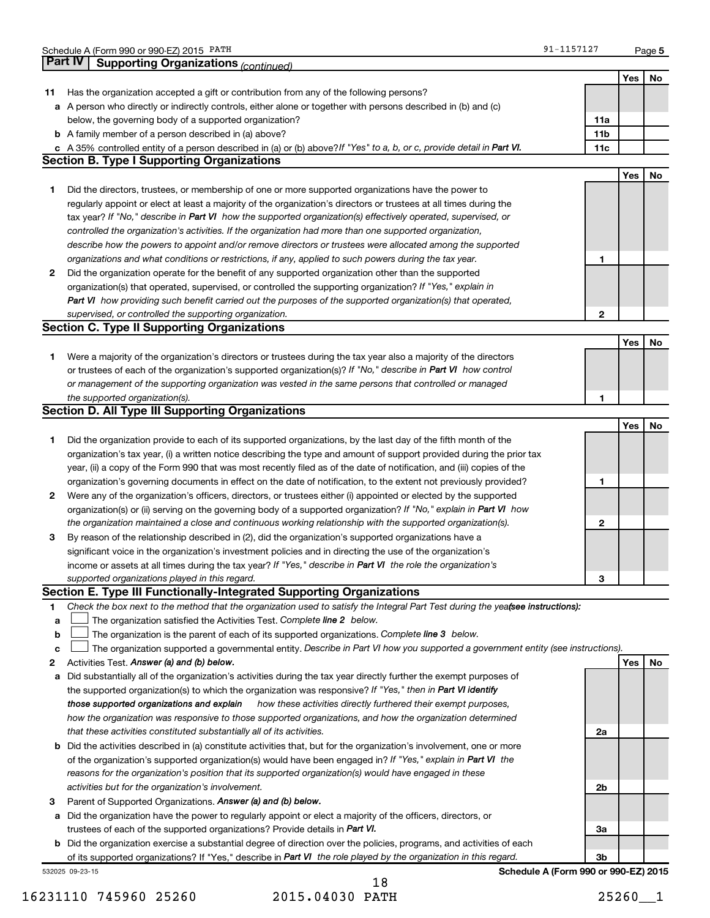## Part IV Supporting Organizations *(continued)*

| | | | Yes | No |
|---|---|---|---|---|
| **11** | Has the organization accepted a gift or contribution from any of the following persons? | | | |
| **a** | A person who directly or indirectly controls, either alone or together with persons described in (b) and (c) below, the governing body of a supported organization? | **11a** | | |
| **b** | A family member of a person described in (a) above? | **11b** | | |
| **c** | A 35% controlled entity of a person described in (a) or (b) above? *If "Yes" to a, b, or c, provide detail in* ***Part VI.*** | **11c** | | |

### Section B. Type I Supporting Organizations

| | | | Yes | No |
|---|---|---|---|---|
| **1** | Did the directors, trustees, or membership of one or more supported organizations have the power to regularly appoint or elect at least a majority of the organization's directors or trustees at all times during the tax year? *If "No," describe in* ***Part VI*** *how the supported organization(s) effectively operated, supervised, or controlled the organization's activities. If the organization had more than one supported organization, describe how the powers to appoint and/or remove directors or trustees were allocated among the supported organizations and what conditions or restrictions, if any, applied to such powers during the tax year.* | **1** | | |
| **2** | Did the organization operate for the benefit of any supported organization other than the supported organization(s) that operated, supervised, or controlled the supporting organization? *If "Yes," explain in* ***Part VI*** *how providing such benefit carried out the purposes of the supported organization(s) that operated, supervised, or controlled the supporting organization.* | **2** | | |

### Section C. Type II Supporting Organizations

| | | | Yes | No |
|---|---|---|---|---|
| **1** | Were a majority of the organization's directors or trustees during the tax year also a majority of the directors or trustees of each of the organization's supported organization(s)? *If "No," describe in* ***Part VI*** *how control or management of the supporting organization was vested in the same persons that controlled or managed the supported organization(s).* | **1** | | |

### Section D. All Type III Supporting Organizations

| | | | Yes | No |
|---|---|---|---|---|
| **1** | Did the organization provide to each of its supported organizations, by the last day of the fifth month of the organization's tax year, (i) a written notice describing the type and amount of support provided during the prior tax year, (ii) a copy of the Form 990 that was most recently filed as of the date of notification, and (iii) copies of the organization's governing documents in effect on the date of notification, to the extent not previously provided? | **1** | | |
| **2** | Were any of the organization's officers, directors, or trustees either (i) appointed or elected by the supported organization(s) or (ii) serving on the governing body of a supported organization? *If "No," explain in* ***Part VI*** *how the organization maintained a close and continuous working relationship with the supported organization(s).* | **2** | | |
| **3** | By reason of the relationship described in (2), did the organization's supported organizations have a significant voice in the organization's investment policies and in directing the use of the organization's income or assets at all times during the tax year? *If "Yes," describe in* ***Part VI*** *the role the organization's supported organizations played in this regard.* | **3** | | |

### Section E. Type III Functionally-Integrated Supporting Organizations

**1** *Check the box next to the method that the organization used to satisfy the Integral Part Test during the year* ***(see instructions):***

- **a** ☐ The organization satisfied the Activities Test. *Complete* ***line 2*** *below.*
- **b** ☐ The organization is the parent of each of its supported organizations. *Complete* ***line 3*** *below.*
- **c** ☐ The organization supported a governmental entity. *Describe in Part VI how you supported a government entity (see instructions).*

| | | | Yes | No |
|---|---|---|---|---|
| **2** | Activities Test. ***Answer (a) and (b) below.*** | | | |
| **a** | Did substantially all of the organization's activities during the tax year directly further the exempt purposes of the supported organization(s) to which the organization was responsive? *If "Yes," then in* ***Part VI identify those supported organizations and explain*** *how these activities directly furthered their exempt purposes, how the organization was responsive to those supported organizations, and how the organization determined that these activities constituted substantially all of its activities.* | **2a** | | |
| **b** | Did the activities described in (a) constitute activities that, but for the organization's involvement, one or more of the organization's supported organization(s) would have been engaged in? *If "Yes," explain in* ***Part VI*** *the reasons for the organization's position that its supported organization(s) would have engaged in these activities but for the organization's involvement.* | **2b** | | |
| **3** | Parent of Supported Organizations. ***Answer (a) and (b) below.*** | | | |
| **a** | Did the organization have the power to regularly appoint or elect a majority of the officers, directors, or trustees of each of the supported organizations? Provide details in ***Part VI.*** | **3a** | | |
| **b** | Did the organization exercise a substantial degree of direction over the policies, programs, and activities of each of its supported organizations? If "Yes," describe in ***Part VI*** *the role played by the organization in this regard.* | **3b** | | |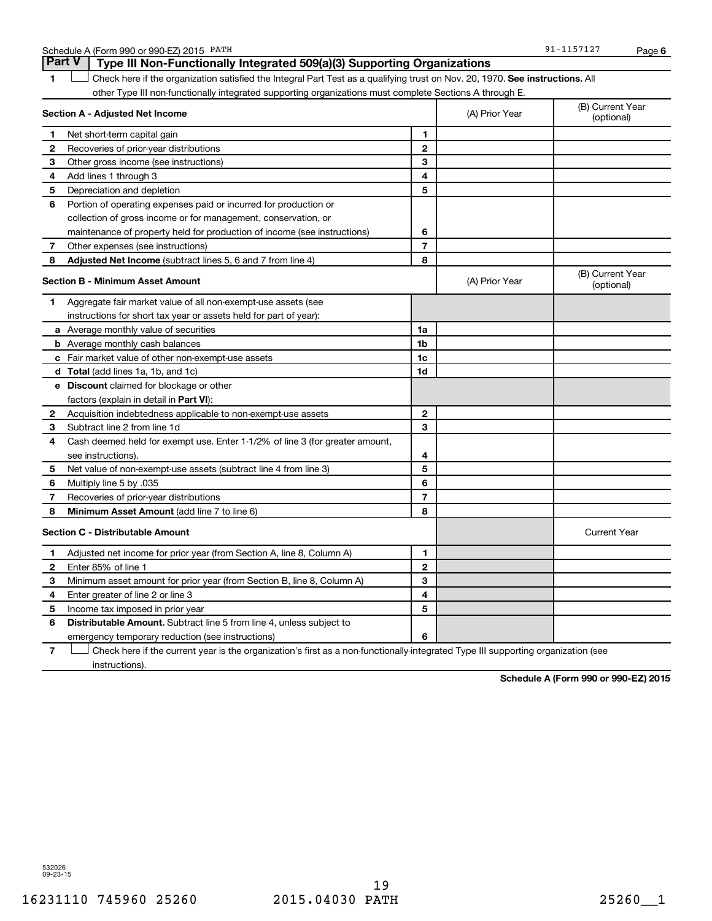## Part V Type III Non-Functionally Integrated 509(a)(3) Supporting Organizations

**1** ☐ Check here if the organization satisfied the Integral Part Test as a qualifying trust on Nov. 20, 1970. **See instructions.** All other Type III non-functionally integrated supporting organizations must complete Sections A through E.

| **Section A - Adjusted Net Income** | | (A) Prior Year | (B) Current Year (optional) |
|---|---|---|---|
| **1** Net short-term capital gain | 1 | | |
| **2** Recoveries of prior-year distributions | 2 | | |
| **3** Other gross income (see instructions) | 3 | | |
| **4** Add lines 1 through 3 | 4 | | |
| **5** Depreciation and depletion | 5 | | |
| **6** Portion of operating expenses paid or incurred for production or collection of gross income or for management, conservation, or maintenance of property held for production of income (see instructions) | 6 | | |
| **7** Other expenses (see instructions) | 7 | | |
| **8** **Adjusted Net Income** (subtract lines 5, 6 and 7 from line 4) | 8 | | |

| **Section B - Minimum Asset Amount** | | (A) Prior Year | (B) Current Year (optional) |
|---|---|---|---|
| **1** Aggregate fair market value of all non-exempt-use assets (see instructions for short tax year or assets held for part of year): | | | |
| **a** Average monthly value of securities | 1a | | |
| **b** Average monthly cash balances | 1b | | |
| **c** Fair market value of other non-exempt-use assets | 1c | | |
| **d** **Total** (add lines 1a, 1b, and 1c) | 1d | | |
| **e** **Discount** claimed for blockage or other factors (explain in detail in **Part VI**): | | | |
| **2** Acquisition indebtedness applicable to non-exempt-use assets | 2 | | |
| **3** Subtract line 2 from line 1d | 3 | | |
| **4** Cash deemed held for exempt use. Enter 1-1/2% of line 3 (for greater amount, see instructions). | 4 | | |
| **5** Net value of non-exempt-use assets (subtract line 4 from line 3) | 5 | | |
| **6** Multiply line 5 by .035 | 6 | | |
| **7** Recoveries of prior-year distributions | 7 | | |
| **8** **Minimum Asset Amount** (add line 7 to line 6) | 8 | | |

| **Section C - Distributable Amount** | | | Current Year |
|---|---|---|---|
| **1** Adjusted net income for prior year (from Section A, line 8, Column A) | 1 | | |
| **2** Enter 85% of line 1 | 2 | | |
| **3** Minimum asset amount for prior year (from Section B, line 8, Column A) | 3 | | |
| **4** Enter greater of line 2 or line 3 | 4 | | |
| **5** Income tax imposed in prior year | 5 | | |
| **6** **Distributable Amount.** Subtract line 5 from line 4, unless subject to emergency temporary reduction (see instructions) | 6 | | |

**7** ☐ Check here if the current year is the organization's first as a non-functionally-integrated Type III supporting organization (see instructions).

**Schedule A (Form 990 or 990-EZ) 2015**

532026 09-23-15

16231110 745960 25260 2015.04030 PATH 25260__1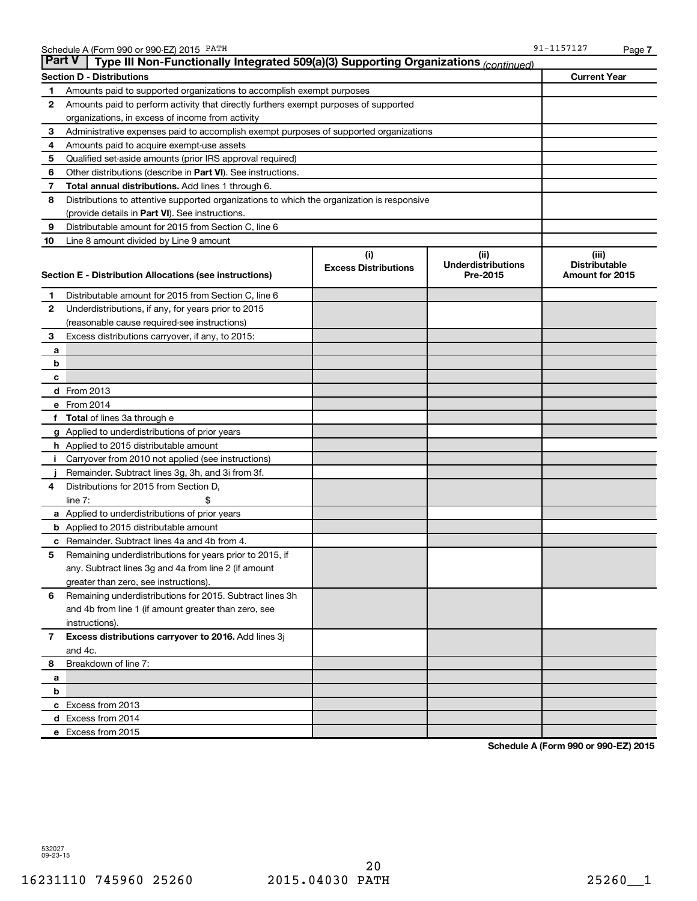Schedule A (Form 990 or 990-EZ) 2015 PATH 91-1157127 Page 7

## Part V Type III Non-Functionally Integrated 509(a)(3) Supporting Organizations *(continued)*

| Section D - Distributions | | Current Year |
|---|---|---|
| 1 | Amounts paid to supported organizations to accomplish exempt purposes | |
| 2 | Amounts paid to perform activity that directly furthers exempt purposes of supported organizations, in excess of income from activity | |
| 3 | Administrative expenses paid to accomplish exempt purposes of supported organizations | |
| 4 | Amounts paid to acquire exempt-use assets | |
| 5 | Qualified set-aside amounts (prior IRS approval required) | |
| 6 | Other distributions (describe in **Part VI**). See instructions. | |
| 7 | **Total annual distributions.** Add lines 1 through 6. | |
| 8 | Distributions to attentive supported organizations to which the organization is responsive (provide details in **Part VI**). See instructions. | |
| 9 | Distributable amount for 2015 from Section C, line 6 | |
| 10 | Line 8 amount divided by Line 9 amount | |

| Section E - Distribution Allocations (see instructions) | | (i) Excess Distributions | (ii) Underdistributions Pre-2015 | (iii) Distributable Amount for 2015 |
|---|---|---|---|---|
| 1 | Distributable amount for 2015 from Section C, line 6 | | | |
| 2 | Underdistributions, if any, for years prior to 2015 (reasonable cause required-see instructions) | | | |
| 3 | Excess distributions carryover, if any, to 2015: | | | |
| a | | | | |
| b | | | | |
| c | | | | |
| d | From 2013 | | | |
| e | From 2014 | | | |
| f | **Total** of lines 3a through e | | | |
| g | Applied to underdistributions of prior years | | | |
| h | Applied to 2015 distributable amount | | | |
| i | Carryover from 2010 not applied (see instructions) | | | |
| j | Remainder. Subtract lines 3g, 3h, and 3i from 3f. | | | |
| 4 | Distributions for 2015 from Section D, line 7: $ | | | |
| a | Applied to underdistributions of prior years | | | |
| b | Applied to 2015 distributable amount | | | |
| c | Remainder. Subtract lines 4a and 4b from 4. | | | |
| 5 | Remaining underdistributions for years prior to 2015, if any. Subtract lines 3g and 4a from line 2 (if amount greater than zero, see instructions). | | | |
| 6 | Remaining underdistributions for 2015. Subtract lines 3h and 4b from line 1 (if amount greater than zero, see instructions). | | | |
| 7 | **Excess distributions carryover to 2016.** Add lines 3j and 4c. | | | |
| 8 | Breakdown of line 7: | | | |
| a | | | | |
| b | | | | |
| c | Excess from 2013 | | | |
| d | Excess from 2014 | | | |
| e | Excess from 2015 | | | |

**Schedule A (Form 990 or 990-EZ) 2015**

532027 09-23-15

16231110 745960 25260 2015.04030 PATH 25260__1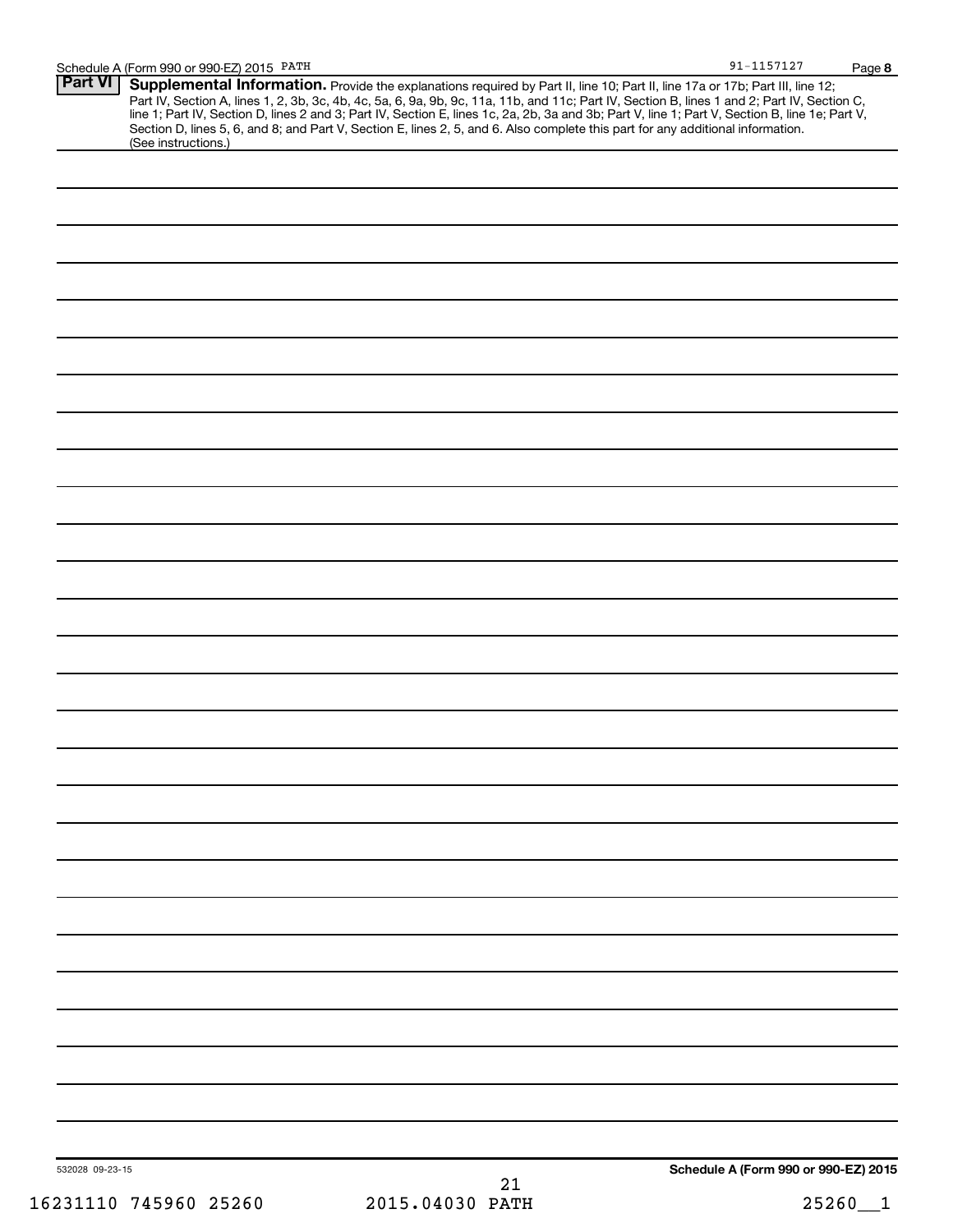**Part VI** **Supplemental Information.** Provide the explanations required by Part II, line 10; Part II, line 17a or 17b; Part III, line 12; Part IV, Section A, lines 1, 2, 3b, 3c, 4b, 4c, 5a, 6, 9a, 9b, 9c, 11a, 11b, and 11c; Part IV, Section B, lines 1 and 2; Part IV, Section C, line 1; Part IV, Section D, lines 2 and 3; Part IV, Section E, lines 1c, 2a, 2b, 3a and 3b; Part V, line 1; Part V, Section B, line 1e; Part V, Section D, lines 5, 6, and 8; and Part V, Section E, lines 2, 5, and 6. Also complete this part for any additional information. (See instructions.)

532028 09-23-15

**Schedule A (Form 990 or 990-EZ) 2015**

16231110 745960 25260 2015.04030 PATH 25260__1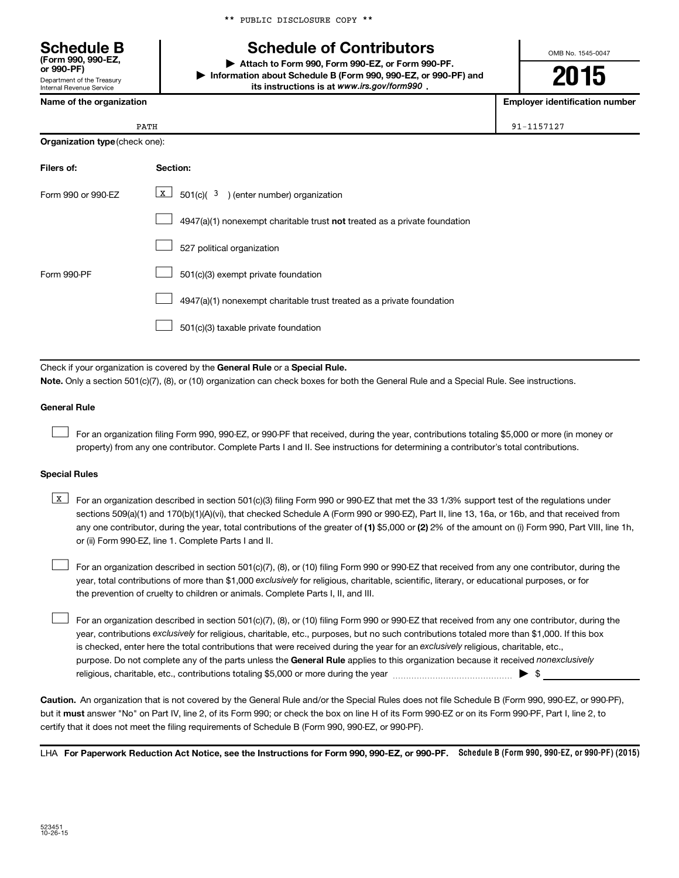** PUBLIC DISCLOSURE COPY **

# Schedule B (Form 990, 990-EZ, or 990-PF)

Department of the Treasury
Internal Revenue Service

## Schedule of Contributors

▶ Attach to Form 990, Form 990-EZ, or Form 990-PF.
▶ Information about Schedule B (Form 990, 990-EZ, or 990-PF) and its instructions is at *www.irs.gov/form990* .

OMB No. 1545-0047

**2015**

| Name of the organization | Employer identification number |
|---|---|
| PATH | 91-1157127 |

**Organization type** (check one):

| Filers of: | Section: |
|---|---|
| Form 990 or 990-EZ | [X] 501(c)( 3 ) (enter number) organization |
| | [ ] 4947(a)(1) nonexempt charitable trust **not** treated as a private foundation |
| | [ ] 527 political organization |
| Form 990-PF | [ ] 501(c)(3) exempt private foundation |
| | [ ] 4947(a)(1) nonexempt charitable trust treated as a private foundation |
| | [ ] 501(c)(3) taxable private foundation |

Check if your organization is covered by the **General Rule** or a **Special Rule.**

**Note.** Only a section 501(c)(7), (8), or (10) organization can check boxes for both the General Rule and a Special Rule. See instructions.

**General Rule**

[ ] For an organization filing Form 990, 990-EZ, or 990-PF that received, during the year, contributions totaling $5,000 or more (in money or property) from any one contributor. Complete Parts I and II. See instructions for determining a contributor's total contributions.

**Special Rules**

[X] For an organization described in section 501(c)(3) filing Form 990 or 990-EZ that met the 33 1/3% support test of the regulations under sections 509(a)(1) and 170(b)(1)(A)(vi), that checked Schedule A (Form 990 or 990-EZ), Part II, line 13, 16a, or 16b, and that received from any one contributor, during the year, total contributions of the greater of **(1)** $5,000 or **(2)** 2% of the amount on (i) Form 990, Part VIII, line 1h, or (ii) Form 990-EZ, line 1. Complete Parts I and II.

[ ] For an organization described in section 501(c)(7), (8), or (10) filing Form 990 or 990-EZ that received from any one contributor, during the year, total contributions of more than $1,000 *exclusively* for religious, charitable, scientific, literary, or educational purposes, or for the prevention of cruelty to children or animals. Complete Parts I, II, and III.

[ ] For an organization described in section 501(c)(7), (8), or (10) filing Form 990 or 990-EZ that received from any one contributor, during the year, contributions *exclusively* for religious, charitable, etc., purposes, but no such contributions totaled more than $1,000. If this box is checked, enter here the total contributions that were received during the year for an *exclusively* religious, charitable, etc., purpose. Do not complete any of the parts unless the **General Rule** applies to this organization because it received *nonexclusively* religious, charitable, etc., contributions totaling $5,000 or more during the year ▶ $ ____________

**Caution.** An organization that is not covered by the General Rule and/or the Special Rules does not file Schedule B (Form 990, 990-EZ, or 990-PF), but it **must** answer "No" on Part IV, line 2, of its Form 990; or check the box on line H of its Form 990-EZ or on its Form 990-PF, Part I, line 2, to certify that it does not meet the filing requirements of Schedule B (Form 990, 990-EZ, or 990-PF).

LHA **For Paperwork Reduction Act Notice, see the Instructions for Form 990, 990-EZ, or 990-PF.** **Schedule B (Form 990, 990-EZ, or 990-PF) (2015)**

523451
10-26-15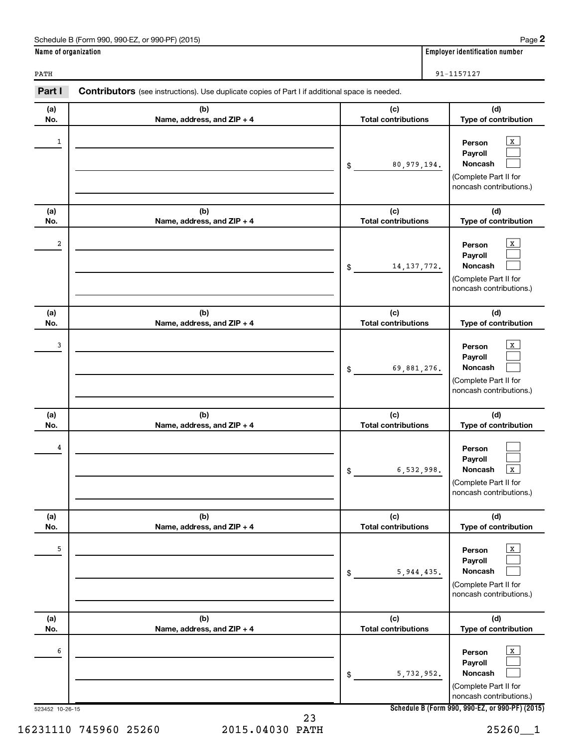Schedule B (Form 990, 990-EZ, or 990-PF) (2015) Page **2**

| Name of organization | Employer identification number |
|---|---|
| PATH | 91-1157127 |

**Part I** **Contributors** (see instructions). Use duplicate copies of Part I if additional space is needed.

| (a) No. | (b) Name, address, and ZIP + 4 | (c) Total contributions | (d) Type of contribution |
|---|---|---|---|
| 1 | | $ 80,979,194. | Person [X] Payroll [ ] Noncash [ ] (Complete Part II for noncash contributions.) |
| 2 | | $ 14,137,772. | Person [X] Payroll [ ] Noncash [ ] (Complete Part II for noncash contributions.) |
| 3 | | $ 69,881,276. | Person [X] Payroll [ ] Noncash [ ] (Complete Part II for noncash contributions.) |
| 4 | | $ 6,532,998. | Person [ ] Payroll [ ] Noncash [X] (Complete Part II for noncash contributions.) |
| 5 | | $ 5,944,435. | Person [X] Payroll [ ] Noncash [ ] (Complete Part II for noncash contributions.) |
| 6 | | $ 5,732,952. | Person [X] Payroll [ ] Noncash [ ] (Complete Part II for noncash contributions.) |

523452 10-26-15 **Schedule B (Form 990, 990-EZ, or 990-PF) (2015)**

16231110 745960 25260 2015.04030 PATH 25260__1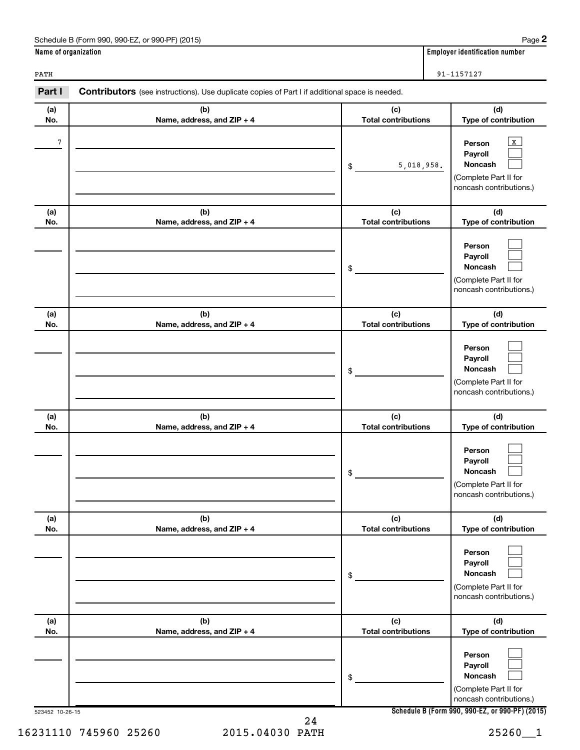Schedule B (Form 990, 990-EZ, or 990-PF) (2015)

| Name of organization | Employer identification number |
|---|---|
| PATH | 91-1157127 |

**Part I** **Contributors** (see instructions). Use duplicate copies of Part I if additional space is needed.

| (a) No. | (b) Name, address, and ZIP + 4 | (c) Total contributions | (d) Type of contribution |
|---|---|---|---|
| 7 | | $ 5,018,958. | Person [X] Payroll [ ] Noncash [ ] (Complete Part II for noncash contributions.) |
| | | $ | Person [ ] Payroll [ ] Noncash [ ] (Complete Part II for noncash contributions.) |
| | | $ | Person [ ] Payroll [ ] Noncash [ ] (Complete Part II for noncash contributions.) |
| | | $ | Person [ ] Payroll [ ] Noncash [ ] (Complete Part II for noncash contributions.) |
| | | $ | Person [ ] Payroll [ ] Noncash [ ] (Complete Part II for noncash contributions.) |
| | | $ | Person [ ] Payroll [ ] Noncash [ ] (Complete Part II for noncash contributions.) |

523452 10-26-15

Schedule B (Form 990, 990-EZ, or 990-PF) (2015)

16231110 745960 25260 2015.04030 PATH 25260__1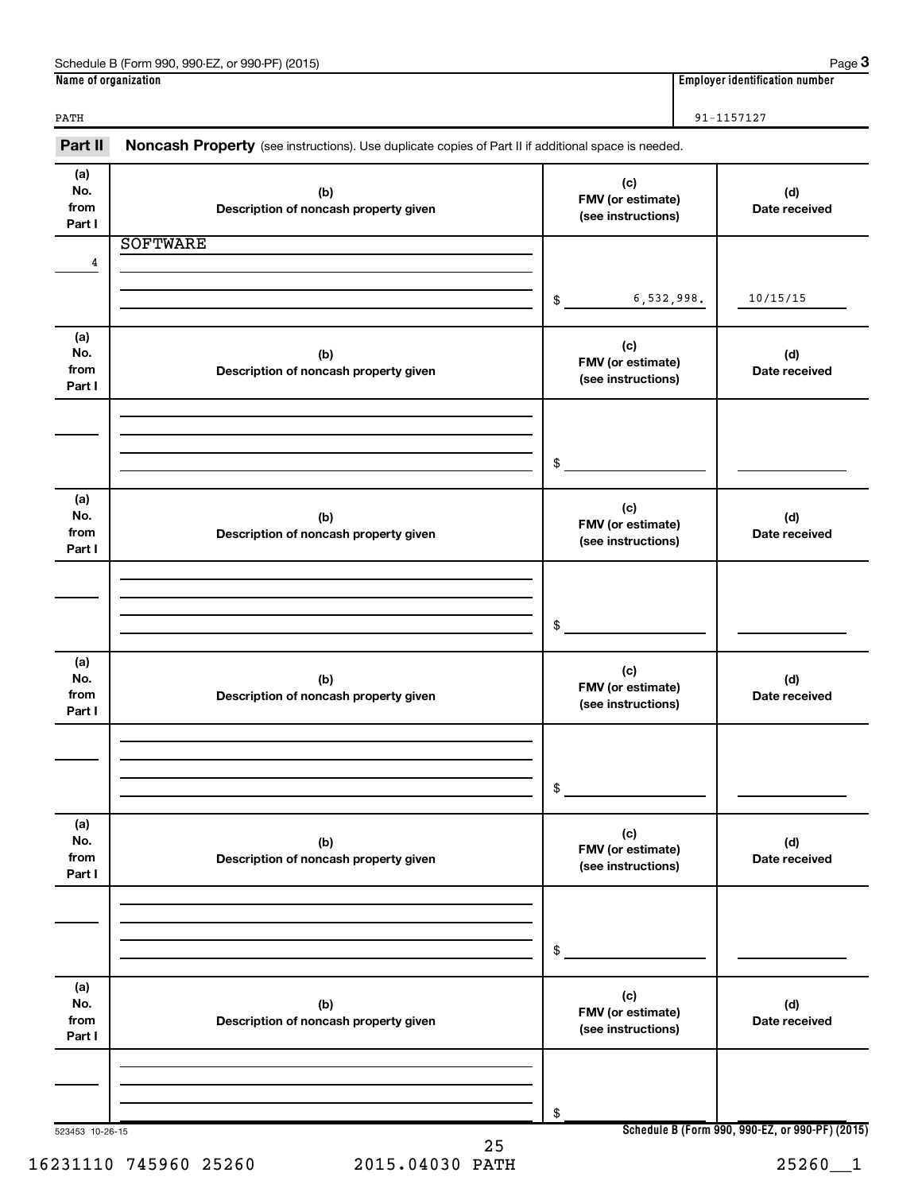Name of organization: PATH

Employer identification number: 91-1157127

**Part II** **Noncash Property** (see instructions). Use duplicate copies of Part II if additional space is needed.

| (a) No. from Part I | (b) Description of noncash property given | (c) FMV (or estimate) (see instructions) | (d) Date received |
|---|---|---|---|
| 4 | SOFTWARE | $ 6,532,998. | 10/15/15 |
| | | $ | |
| | | $ | |
| | | $ | |
| | | $ | |
| | | $ | |

523453 10-26-15

Schedule B (Form 990, 990-EZ, or 990-PF) (2015)

16231110 745960 25260 2015.04030 PATH 25260__1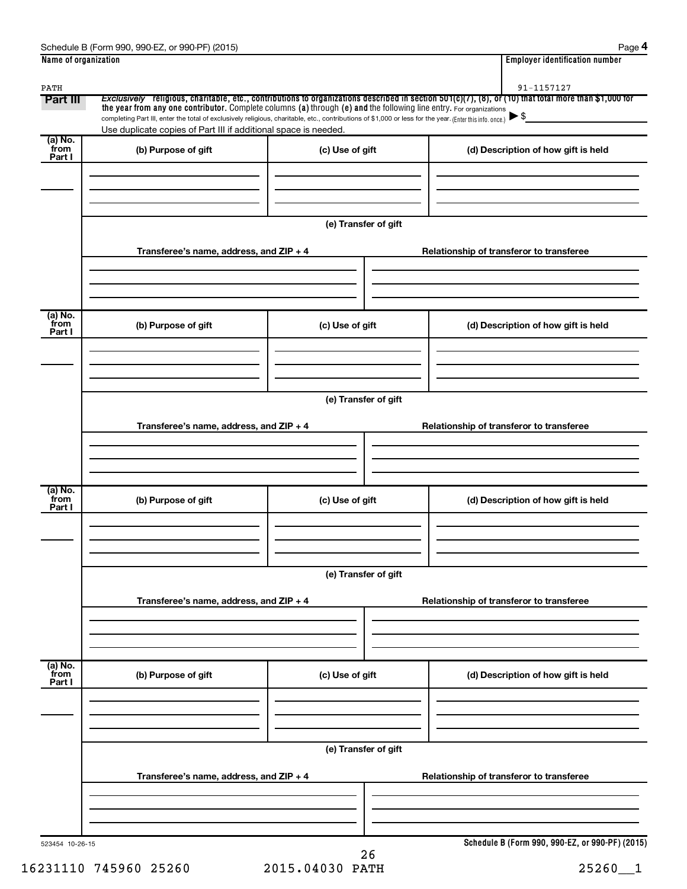Schedule B (Form 990, 990-EZ, or 990-PF) (2015)

| Name of organization | Employer identification number |
|---|---|
| PATH | 91-1157127 |

**Part III** *Exclusively* **religious, charitable, etc., contributions to organizations described in section 501(c)(7), (8), or (10) that total more than $1,000 for the year from any one contributor.** Complete columns **(a)** through **(e) and** the following line entry. For organizations completing Part III, enter the total of exclusively religious, charitable, etc., contributions of $1,000 or less for the year. (Enter this info. once.) ▶ $

Use duplicate copies of Part III if additional space is needed.

| (a) No. from Part I | (b) Purpose of gift | (c) Use of gift | (d) Description of how gift is held |
|---|---|---|---|
| | | | |

**(e) Transfer of gift**

| Transferee's name, address, and ZIP + 4 | Relationship of transferor to transferee |
|---|---|
| | |

| (a) No. from Part I | (b) Purpose of gift | (c) Use of gift | (d) Description of how gift is held |
|---|---|---|---|
| | | | |

**(e) Transfer of gift**

| Transferee's name, address, and ZIP + 4 | Relationship of transferor to transferee |
|---|---|
| | |

| (a) No. from Part I | (b) Purpose of gift | (c) Use of gift | (d) Description of how gift is held |
|---|---|---|---|
| | | | |

**(e) Transfer of gift**

| Transferee's name, address, and ZIP + 4 | Relationship of transferor to transferee |
|---|---|
| | |

| (a) No. from Part I | (b) Purpose of gift | (c) Use of gift | (d) Description of how gift is held |
|---|---|---|---|
| | | | |

**(e) Transfer of gift**

| Transferee's name, address, and ZIP + 4 | Relationship of transferor to transferee |
|---|---|
| | |

523454 10-26-15

**Schedule B (Form 990, 990-EZ, or 990-PF) (2015)**

16231110 745960 25260 2015.04030 PATH 25260__1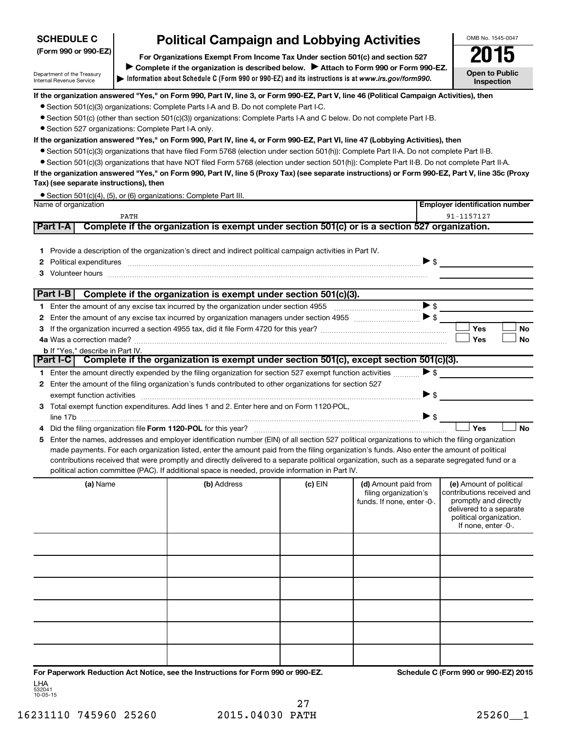# SCHEDULE C (Form 990 or 990-EZ)

Department of the Treasury
Internal Revenue Service

## Political Campaign and Lobbying Activities

**For Organizations Exempt From Income Tax Under section 501(c) and section 527**

▶ **Complete if the organization is described below.** ▶ **Attach to Form 990 or Form 990-EZ.**

▶ **Information about Schedule C (Form 990 or 990-EZ) and its instructions is at** ***www.irs.gov/form990.***

OMB No. 1545-0047

**2015**

**Open to Public Inspection**

**If the organization answered "Yes," on Form 990, Part IV, line 3, or Form 990-EZ, Part V, line 46 (Political Campaign Activities), then**

- Section 501(c)(3) organizations: Complete Parts I-A and B. Do not complete Part I-C.
- Section 501(c) (other than section 501(c)(3)) organizations: Complete Parts I-A and C below. Do not complete Part I-B.
- Section 527 organizations: Complete Part I-A only.

**If the organization answered "Yes," on Form 990, Part IV, line 4, or Form 990-EZ, Part VI, line 47 (Lobbying Activities), then**

- Section 501(c)(3) organizations that have filed Form 5768 (election under section 501(h)): Complete Part II-A. Do not complete Part II-B.
- Section 501(c)(3) organizations that have NOT filed Form 5768 (election under section 501(h)): Complete Part II-B. Do not complete Part II-A.

**If the organization answered "Yes," on Form 990, Part IV, line 5 (Proxy Tax) (see separate instructions) or Form 990-EZ, Part V, line 35c (Proxy Tax) (see separate instructions), then**

- Section 501(c)(4), (5), or (6) organizations: Complete Part III.

| Name of organization | Employer identification number |
|---|---|
| PATH | 91-1157127 |

### Part I-A Complete if the organization is exempt under section 501(c) or is a section 527 organization.

1. Provide a description of the organization's direct and indirect political campaign activities in Part IV.
2. Political expenditures ▶ $
3. Volunteer hours

### Part I-B Complete if the organization is exempt under section 501(c)(3).

1. Enter the amount of any excise tax incurred by the organization under section 4955 ▶ $
2. Enter the amount of any excise tax incurred by organization managers under section 4955 ▶ $
3. If the organization incurred a section 4955 tax, did it file Form 4720 for this year? ☐ Yes ☐ No

4a. Was a correction made? ☐ Yes ☐ No

b. If "Yes," describe in Part IV.

### Part I-C Complete if the organization is exempt under section 501(c), except section 501(c)(3).

1. Enter the amount directly expended by the filing organization for section 527 exempt function activities ▶ $
2. Enter the amount of the filing organization's funds contributed to other organizations for section 527 exempt function activities ▶ $
3. Total exempt function expenditures. Add lines 1 and 2. Enter here and on Form 1120-POL, line 17b ▶ $
4. Did the filing organization file **Form 1120-POL** for this year? ☐ Yes ☐ No
5. Enter the names, addresses and employer identification number (EIN) of all section 527 political organizations to which the filing organization made payments. For each organization listed, enter the amount paid from the filing organization's funds. Also enter the amount of political contributions received that were promptly and directly delivered to a separate political organization, such as a separate segregated fund or a political action committee (PAC). If additional space is needed, provide information in Part IV.

| (a) Name | (b) Address | (c) EIN | (d) Amount paid from filing organization's funds. If none, enter -0-. | (e) Amount of political contributions received and promptly and directly delivered to a separate political organization. If none, enter -0-. |
|---|---|---|---|---|
| | | | | |
| | | | | |
| | | | | |
| | | | | |
| | | | | |
| | | | | |

**For Paperwork Reduction Act Notice, see the Instructions for Form 990 or 990-EZ.** **Schedule C (Form 990 or 990-EZ) 2015**

LHA
532041
10-05-15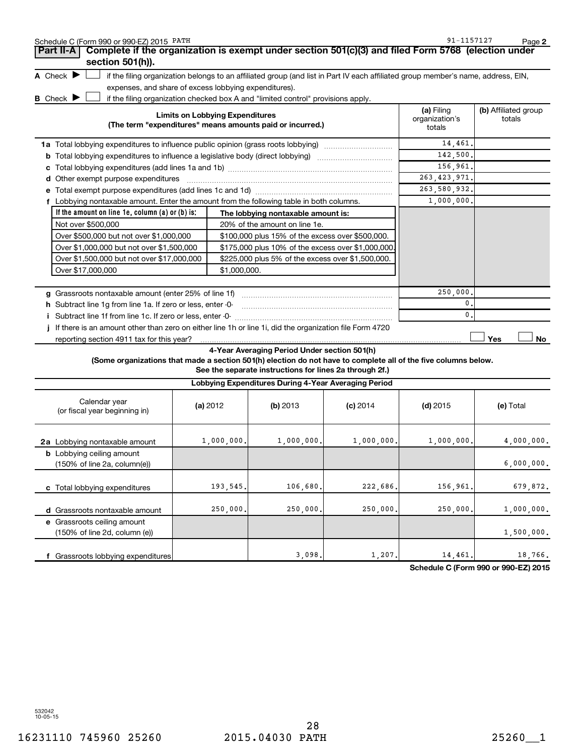Schedule C (Form 990 or 990-EZ) 2015 PATH 91-1157127

## Part II-A Complete if the organization is exempt under section 501(c)(3) and filed Form 5768 (election under section 501(h)).

**A** Check ▶ ☐ if the filing organization belongs to an affiliated group (and list in Part IV each affiliated group member's name, address, EIN, expenses, and share of excess lobbying expenditures).

**B** Check ▶ ☐ if the filing organization checked box A and "limited control" provisions apply.

| Limits on Lobbying Expenditures (The term "expenditures" means amounts paid or incurred.) | (a) Filing organization's totals | (b) Affiliated group totals |
|---|---|---|
| **1a** Total lobbying expenditures to influence public opinion (grass roots lobbying) | 14,461. | |
| **b** Total lobbying expenditures to influence a legislative body (direct lobbying) | 142,500. | |
| **c** Total lobbying expenditures (add lines 1a and 1b) | 156,961. | |
| **d** Other exempt purpose expenditures | 263,423,971. | |
| **e** Total exempt purpose expenditures (add lines 1c and 1d) | 263,580,932. | |
| **f** Lobbying nontaxable amount. Enter the amount from the following table in both columns. | 1,000,000. | |

| If the amount on line 1e, column (a) or (b) is: | The lobbying nontaxable amount is: |
|---|---|
| Not over $500,000 | 20% of the amount on line 1e. |
| Over $500,000 but not over $1,000,000 | $100,000 plus 15% of the excess over $500,000. |
| Over $1,000,000 but not over $1,500,000 | $175,000 plus 10% of the excess over $1,000,000. |
| Over $1,500,000 but not over $17,000,000 | $225,000 plus 5% of the excess over $1,500,000. |
| Over $17,000,000 | $1,000,000. |

| | (a) Filing organization's totals | (b) Affiliated group totals |
|---|---|---|
| **g** Grassroots nontaxable amount (enter 25% of line 1f) | 250,000. | |
| **h** Subtract line 1g from line 1a. If zero or less, enter -0- | 0. | |
| **i** Subtract line 1f from line 1c. If zero or less, enter -0- | 0. | |
| **j** If there is an amount other than zero on either line 1h or line 1i, did the organization file Form 4720 reporting section 4911 tax for this year? | ☐ Yes | ☐ No |

### 4-Year Averaging Period Under section 501(h)

**(Some organizations that made a section 501(h) election do not have to complete all of the five columns below. See the separate instructions for lines 2a through 2f.)**

**Lobbying Expenditures During 4-Year Averaging Period**

| Calendar year (or fiscal year beginning in) | (a) 2012 | (b) 2013 | (c) 2014 | (d) 2015 | (e) Total |
|---|---|---|---|---|---|
| **2a** Lobbying nontaxable amount | 1,000,000. | 1,000,000. | 1,000,000. | 1,000,000. | 4,000,000. |
| **b** Lobbying ceiling amount (150% of line 2a, column(e)) | | | | | 6,000,000. |
| **c** Total lobbying expenditures | 193,545. | 106,680. | 222,686. | 156,961. | 679,872. |
| **d** Grassroots nontaxable amount | 250,000. | 250,000. | 250,000. | 250,000. | 1,000,000. |
| **e** Grassroots ceiling amount (150% of line 2d, column (e)) | | | | | 1,500,000. |
| **f** Grassroots lobbying expenditures | | 3,098. | 1,207. | 14,461. | 18,766. |

**Schedule C (Form 990 or 990-EZ) 2015**

532042 10-05-15

16231110 745960 25260 2015.04030 PATH 25260__1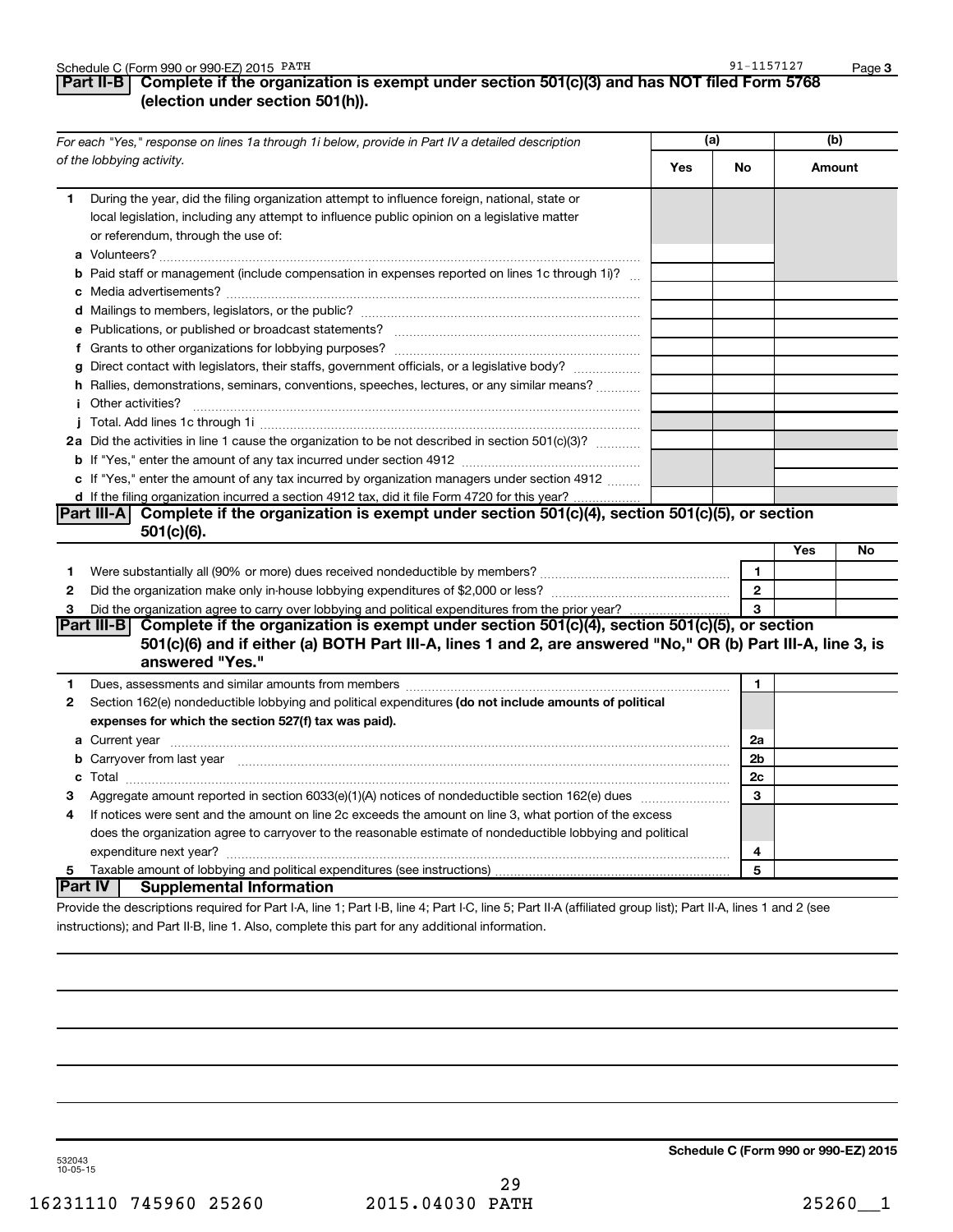Schedule C (Form 990 or 990-EZ) 2015 PATH 91-1157127 Page 3

## Part II-B Complete if the organization is exempt under section 501(c)(3) and has NOT filed Form 5768 (election under section 501(h)).

| *For each "Yes," response on lines 1a through 1i below, provide in Part IV a detailed description of the lobbying activity.* | (a) Yes | (a) No | (b) Amount |
|---|---|---|---|
| **1** During the year, did the filing organization attempt to influence foreign, national, state or local legislation, including any attempt to influence public opinion on a legislative matter or referendum, through the use of: | | | |
| **a** Volunteers? | | | |
| **b** Paid staff or management (include compensation in expenses reported on lines 1c through 1i)? | | | |
| **c** Media advertisements? | | | |
| **d** Mailings to members, legislators, or the public? | | | |
| **e** Publications, or published or broadcast statements? | | | |
| **f** Grants to other organizations for lobbying purposes? | | | |
| **g** Direct contact with legislators, their staffs, government officials, or a legislative body? | | | |
| **h** Rallies, demonstrations, seminars, conventions, speeches, lectures, or any similar means? | | | |
| **i** Other activities? | | | |
| **j** Total. Add lines 1c through 1i | | | |
| **2a** Did the activities in line 1 cause the organization to be not described in section 501(c)(3)? | | | |
| **b** If "Yes," enter the amount of any tax incurred under section 4912 | | | |
| **c** If "Yes," enter the amount of any tax incurred by organization managers under section 4912 | | | |
| **d** If the filing organization incurred a section 4912 tax, did it file Form 4720 for this year? | | | |

## Part III-A Complete if the organization is exempt under section 501(c)(4), section 501(c)(5), or section 501(c)(6).

| | | | Yes | No |
|---|---|---|---|---|
| **1** | Were substantially all (90% or more) dues received nondeductible by members? | 1 | | |
| **2** | Did the organization make only in-house lobbying expenditures of $2,000 or less? | 2 | | |
| **3** | Did the organization agree to carry over lobbying and political expenditures from the prior year? | 3 | | |

## Part III-B Complete if the organization is exempt under section 501(c)(4), section 501(c)(5), or section 501(c)(6) and if either (a) BOTH Part III-A, lines 1 and 2, are answered "No," OR (b) Part III-A, line 3, is answered "Yes."

| | | | |
|---|---|---|---|
| **1** | Dues, assessments and similar amounts from members | 1 | |
| **2** | Section 162(e) nondeductible lobbying and political expenditures **(do not include amounts of political expenses for which the section 527(f) tax was paid).** | | |
| **a** | Current year | 2a | |
| **b** | Carryover from last year | 2b | |
| **c** | Total | 2c | |
| **3** | Aggregate amount reported in section 6033(e)(1)(A) notices of nondeductible section 162(e) dues | 3 | |
| **4** | If notices were sent and the amount on line 2c exceeds the amount on line 3, what portion of the excess does the organization agree to carryover to the reasonable estimate of nondeductible lobbying and political expenditure next year? | 4 | |
| **5** | Taxable amount of lobbying and political expenditures (see instructions) | 5 | |

## Part IV Supplemental Information

Provide the descriptions required for Part I-A, line 1; Part I-B, line 4; Part I-C, line 5; Part II-A (affiliated group list); Part II-A, lines 1 and 2 (see instructions); and Part II-B, line 1. Also, complete this part for any additional information.

532043 10-05-15

**Schedule C (Form 990 or 990-EZ) 2015**

16231110 745960 25260 2015.04030 PATH 25260__1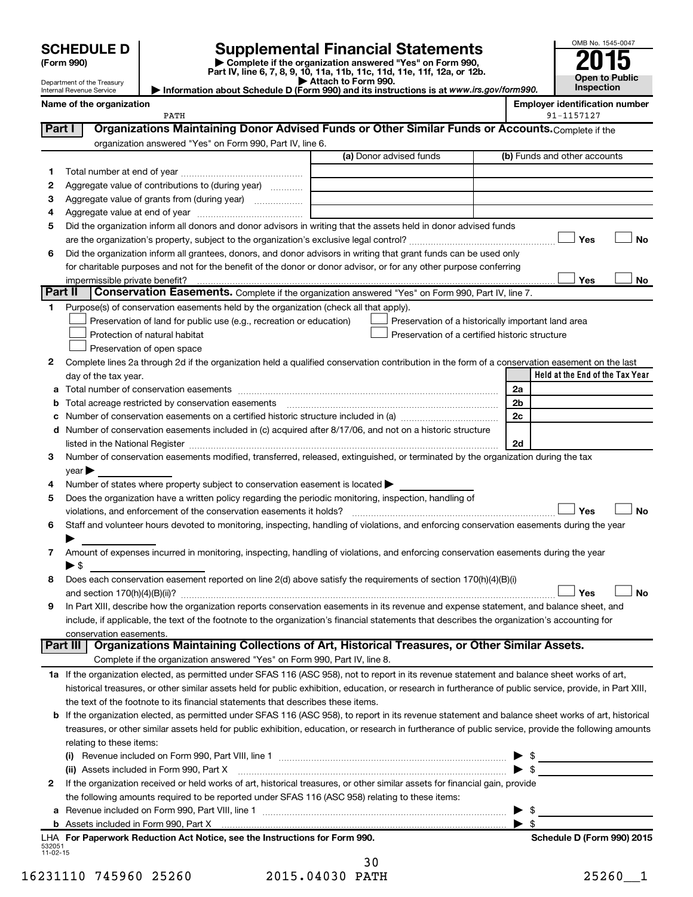# SCHEDULE D (Form 990)

Department of the Treasury
Internal Revenue Service

## Supplemental Financial Statements

▶ Complete if the organization answered "Yes" on Form 990, Part IV, line 6, 7, 8, 9, 10, 11a, 11b, 11c, 11d, 11e, 11f, 12a, or 12b.
▶ Attach to Form 990.
▶ Information about Schedule D (Form 990) and its instructions is at *www.irs.gov/form990.*

OMB No. 1545-0047

**2015**

**Open to Public Inspection**

**Name of the organization:** PATH

**Employer identification number:** 91-1157127

## Part I — Organizations Maintaining Donor Advised Funds or Other Similar Funds or Accounts.

Complete if the organization answered "Yes" on Form 990, Part IV, line 6.

| | | (a) Donor advised funds | (b) Funds and other accounts |
|---|---|---|---|
| 1 | Total number at end of year | | |
| 2 | Aggregate value of contributions to (during year) | | |
| 3 | Aggregate value of grants from (during year) | | |
| 4 | Aggregate value at end of year | | |

5 Did the organization inform all donors and donor advisors in writing that the assets held in donor advised funds are the organization's property, subject to the organization's exclusive legal control? ☐ Yes ☐ No

6 Did the organization inform all grantees, donors, and donor advisors in writing that grant funds can be used only for charitable purposes and not for the benefit of the donor or donor advisor, or for any other purpose conferring impermissible private benefit? ☐ Yes ☐ No

## Part II — Conservation Easements.

Complete if the organization answered "Yes" on Form 990, Part IV, line 7.

1 Purpose(s) of conservation easements held by the organization (check all that apply).

- ☐ Preservation of land for public use (e.g., recreation or education)
- ☐ Protection of natural habitat
- ☐ Preservation of open space
- ☐ Preservation of a historically important land area
- ☐ Preservation of a certified historic structure

2 Complete lines 2a through 2d if the organization held a qualified conservation contribution in the form of a conservation easement on the last day of the tax year.

| | | | Held at the End of the Tax Year |
|---|---|---|---|
| a | Total number of conservation easements | 2a | |
| b | Total acreage restricted by conservation easements | 2b | |
| c | Number of conservation easements on a certified historic structure included in (a) | 2c | |
| d | Number of conservation easements included in (c) acquired after 8/17/06, and not on a historic structure listed in the National Register | 2d | |

3 Number of conservation easements modified, transferred, released, extinguished, or terminated by the organization during the tax year ▶

4 Number of states where property subject to conservation easement is located ▶

5 Does the organization have a written policy regarding the periodic monitoring, inspection, handling of violations, and enforcement of the conservation easements it holds? ☐ Yes ☐ No

6 Staff and volunteer hours devoted to monitoring, inspecting, handling of violations, and enforcing conservation easements during the year ▶

7 Amount of expenses incurred in monitoring, inspecting, handling of violations, and enforcing conservation easements during the year ▶ $

8 Does each conservation easement reported on line 2(d) above satisfy the requirements of section 170(h)(4)(B)(i) and section 170(h)(4)(B)(ii)? ☐ Yes ☐ No

9 In Part XIII, describe how the organization reports conservation easements in its revenue and expense statement, and balance sheet, and include, if applicable, the text of the footnote to the organization's financial statements that describes the organization's accounting for conservation easements.

## Part III — Organizations Maintaining Collections of Art, Historical Treasures, or Other Similar Assets.

Complete if the organization answered "Yes" on Form 990, Part IV, line 8.

1a If the organization elected, as permitted under SFAS 116 (ASC 958), not to report in its revenue statement and balance sheet works of art, historical treasures, or other similar assets held for public exhibition, education, or research in furtherance of public service, provide, in Part XIII, the text of the footnote to its financial statements that describes these items.

b If the organization elected, as permitted under SFAS 116 (ASC 958), to report in its revenue statement and balance sheet works of art, historical treasures, or other similar assets held for public exhibition, education, or research in furtherance of public service, provide the following amounts relating to these items:

(i) Revenue included on Form 990, Part VIII, line 1 ▶ $

(ii) Assets included in Form 990, Part X ▶ $

2 If the organization received or held works of art, historical treasures, or other similar assets for financial gain, provide the following amounts required to be reported under SFAS 116 (ASC 958) relating to these items:

a Revenue included on Form 990, Part VIII, line 1 ▶ $

b Assets included in Form 990, Part X ▶ $

LHA For Paperwork Reduction Act Notice, see the Instructions for Form 990. — Schedule D (Form 990) 2015

532051 11-02-15

16231110 745960 25260 2015.04030 PATH 25260__1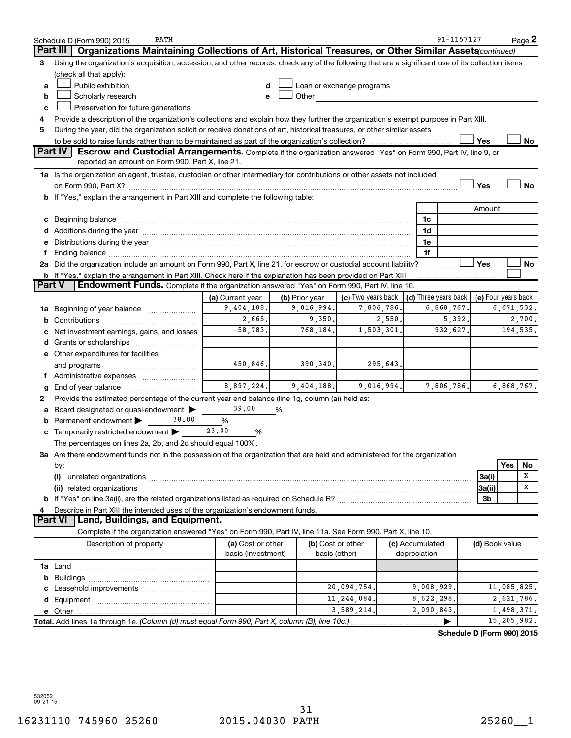Schedule D (Form 990) 2015 PATH 91-1157127 Page 2

## Part III Organizations Maintaining Collections of Art, Historical Treasures, or Other Similar Assets *(continued)*

3 Using the organization's acquisition, accession, and other records, check any of the following that are a significant use of its collection items (check all that apply):

a ☐ Public exhibition
b ☐ Scholarly research
c ☐ Preservation for future generations
d ☐ Loan or exchange programs
e ☐ Other

4 Provide a description of the organization's collections and explain how they further the organization's exempt purpose in Part XIII.

5 During the year, did the organization solicit or receive donations of art, historical treasures, or other similar assets to be sold to raise funds rather than to be maintained as part of the organization's collection? ☐ Yes ☐ No

## Part IV Escrow and Custodial Arrangements.

Complete if the organization answered "Yes" on Form 990, Part IV, line 9, or reported an amount on Form 990, Part X, line 21.

1a Is the organization an agent, trustee, custodian or other intermediary for contributions or other assets not included on Form 990, Part X? ☐ Yes ☐ No

b If "Yes," explain the arrangement in Part XIII and complete the following table:

| | | Amount |
|---|---|---|
| c Beginning balance | 1c | |
| d Additions during the year | 1d | |
| e Distributions during the year | 1e | |
| f Ending balance | 1f | |

2a Did the organization include an amount on Form 990, Part X, line 21, for escrow or custodial account liability? ☐ Yes ☐ No

b If "Yes," explain the arrangement in Part XIII. Check here if the explanation has been provided on Part XIII ☐

## Part V Endowment Funds.

Complete if the organization answered "Yes" on Form 990, Part IV, line 10.

| | (a) Current year | (b) Prior year | (c) Two years back | (d) Three years back | (e) Four years back |
|---|---|---|---|---|---|
| 1a Beginning of year balance | 9,404,188. | 9,016,994. | 7,806,786. | 6,868,767. | 6,671,532. |
| b Contributions | 2,665. | 9,350. | 2,550. | 5,392. | 2,700. |
| c Net investment earnings, gains, and losses | -58,783. | 768,184. | 1,503,301. | 932,627. | 194,535. |
| d Grants or scholarships | | | | | |
| e Other expenditures for facilities and programs | 450,846. | 390,340. | 295,643. | | |
| f Administrative expenses | | | | | |
| g End of year balance | 8,897,224. | 9,404,188. | 9,016,994. | 7,806,786. | 6,868,767. |

2 Provide the estimated percentage of the current year end balance (line 1g, column (a)) held as:

a Board designated or quasi-endowment ▶ 39.00 %

b Permanent endowment ▶ 38.00 %

c Temporarily restricted endowment ▶ 23.00 %

The percentages on lines 2a, 2b, and 2c should equal 100%.

3a Are there endowment funds not in the possession of the organization that are held and administered for the organization by:

| | | Yes | No |
|---|---|---|---|
| (i) unrelated organizations | 3a(i) | | X |
| (ii) related organizations | 3a(ii) | | X |
| b If "Yes" on line 3a(ii), are the related organizations listed as required on Schedule R? | 3b | | |

4 Describe in Part XIII the intended uses of the organization's endowment funds.

## Part VI Land, Buildings, and Equipment.

Complete if the organization answered "Yes" on Form 990, Part IV, line 11a. See Form 990, Part X, line 10.

| Description of property | (a) Cost or other basis (investment) | (b) Cost or other basis (other) | (c) Accumulated depreciation | (d) Book value |
|---|---|---|---|---|
| 1a Land | | | | |
| b Buildings | | | | |
| c Leasehold improvements | | 20,094,754. | 9,008,929. | 11,085,825. |
| d Equipment | | 11,244,084. | 8,622,298. | 2,621,786. |
| e Other | | 3,589,214. | 2,090,843. | 1,498,371. |
| **Total.** Add lines 1a through 1e. *(Column (d) must equal Form 990, Part X, column (B), line 10c.)* ▶ | | | | 15,205,982. |

**Schedule D (Form 990) 2015**

532052
09-21-15

16231110 745960 25260 2015.04030 PATH 25260__1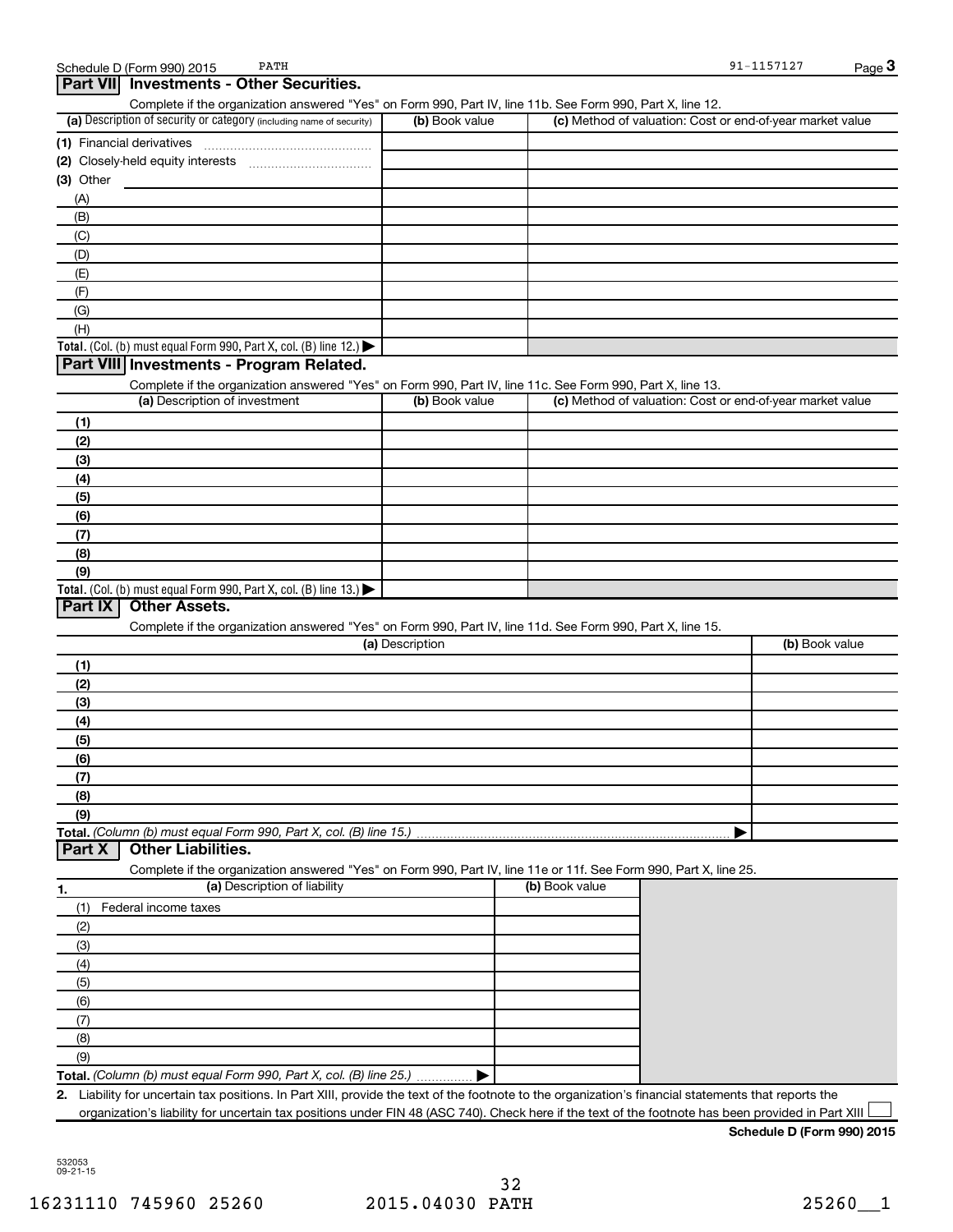Schedule D (Form 990) 2015 PATH 91-1157127 Page 3

## Part VII Investments - Other Securities.

Complete if the organization answered "Yes" on Form 990, Part IV, line 11b. See Form 990, Part X, line 12.

| (a) Description of security or category (including name of security) | (b) Book value | (c) Method of valuation: Cost or end-of-year market value |
|---|---|---|
| (1) Financial derivatives | | |
| (2) Closely-held equity interests | | |
| (3) Other | | |
| (A) | | |
| (B) | | |
| (C) | | |
| (D) | | |
| (E) | | |
| (F) | | |
| (G) | | |
| (H) | | |
| **Total.** (Col. (b) must equal Form 990, Part X, col. (B) line 12.) ▶ | | |

## Part VIII Investments - Program Related.

Complete if the organization answered "Yes" on Form 990, Part IV, line 11c. See Form 990, Part X, line 13.

| (a) Description of investment | (b) Book value | (c) Method of valuation: Cost or end-of-year market value |
|---|---|---|
| (1) | | |
| (2) | | |
| (3) | | |
| (4) | | |
| (5) | | |
| (6) | | |
| (7) | | |
| (8) | | |
| (9) | | |
| **Total.** (Col. (b) must equal Form 990, Part X, col. (B) line 13.) ▶ | | |

## Part IX Other Assets.

Complete if the organization answered "Yes" on Form 990, Part IV, line 11d. See Form 990, Part X, line 15.

| (a) Description | (b) Book value |
|---|---|
| (1) | |
| (2) | |
| (3) | |
| (4) | |
| (5) | |
| (6) | |
| (7) | |
| (8) | |
| (9) | |
| **Total.** *(Column (b) must equal Form 990, Part X, col. (B) line 15.)* ▶ | |

## Part X Other Liabilities.

Complete if the organization answered "Yes" on Form 990, Part IV, line 11e or 11f. See Form 990, Part X, line 25.

| 1. (a) Description of liability | (b) Book value |
|---|---|
| (1) Federal income taxes | |
| (2) | |
| (3) | |
| (4) | |
| (5) | |
| (6) | |
| (7) | |
| (8) | |
| (9) | |
| **Total.** *(Column (b) must equal Form 990, Part X, col. (B) line 25.)* ▶ | |

2. Liability for uncertain tax positions. In Part XIII, provide the text of the footnote to the organization's financial statements that reports the organization's liability for uncertain tax positions under FIN 48 (ASC 740). Check here if the text of the footnote has been provided in Part XIII ☐

**Schedule D (Form 990) 2015**

532053 09-21-15

16231110 745960 25260 2015.04030 PATH 25260__1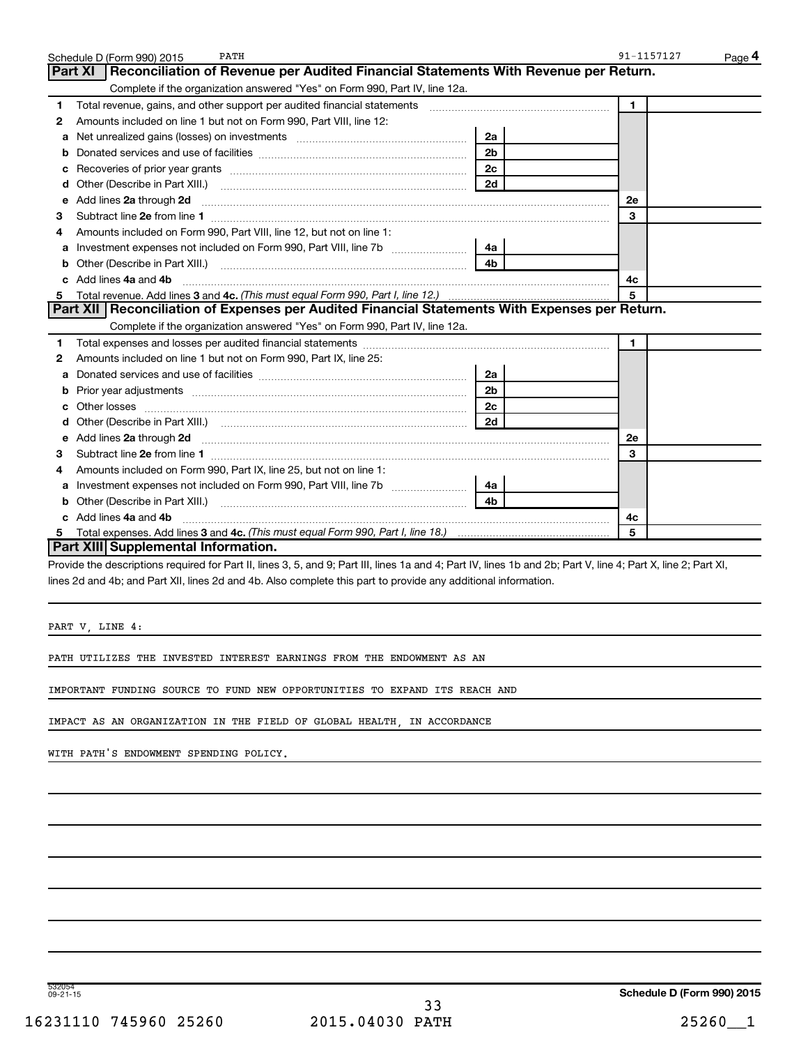Schedule D (Form 990) 2015 PATH 91-1157127 Page **4**

## Part XI Reconciliation of Revenue per Audited Financial Statements With Revenue per Return.

Complete if the organization answered "Yes" on Form 990, Part IV, line 12a.

| | | | | | |
|---|---|---|---|---|---|
| **1** | Total revenue, gains, and other support per audited financial statements | | | 1 | |
| **2** | Amounts included on line 1 but not on Form 990, Part VIII, line 12: | | | | |
| **a** | Net unrealized gains (losses) on investments | 2a | | | |
| **b** | Donated services and use of facilities | 2b | | | |
| **c** | Recoveries of prior year grants | 2c | | | |
| **d** | Other (Describe in Part XIII.) | 2d | | | |
| **e** | Add lines **2a** through **2d** | | | 2e | |
| **3** | Subtract line **2e** from line **1** | | | 3 | |
| **4** | Amounts included on Form 990, Part VIII, line 12, but not on line 1: | | | | |
| **a** | Investment expenses not included on Form 990, Part VIII, line 7b | 4a | | | |
| **b** | Other (Describe in Part XIII.) | 4b | | | |
| **c** | Add lines **4a** and **4b** | | | 4c | |
| **5** | Total revenue. Add lines **3** and **4c.** *(This must equal Form 990, Part I, line 12.)* | | | 5 | |

## Part XII Reconciliation of Expenses per Audited Financial Statements With Expenses per Return.

Complete if the organization answered "Yes" on Form 990, Part IV, line 12a.

| | | | | | |
|---|---|---|---|---|---|
| **1** | Total expenses and losses per audited financial statements | | | 1 | |
| **2** | Amounts included on line 1 but not on Form 990, Part IX, line 25: | | | | |
| **a** | Donated services and use of facilities | 2a | | | |
| **b** | Prior year adjustments | 2b | | | |
| **c** | Other losses | 2c | | | |
| **d** | Other (Describe in Part XIII.) | 2d | | | |
| **e** | Add lines **2a** through **2d** | | | 2e | |
| **3** | Subtract line **2e** from line **1** | | | 3 | |
| **4** | Amounts included on Form 990, Part IX, line 25, but not on line 1: | | | | |
| **a** | Investment expenses not included on Form 990, Part VIII, line 7b | 4a | | | |
| **b** | Other (Describe in Part XIII.) | 4b | | | |
| **c** | Add lines **4a** and **4b** | | | 4c | |
| **5** | Total expenses. Add lines **3** and **4c.** *(This must equal Form 990, Part I, line 18.)* | | | 5 | |

## Part XIII Supplemental Information.

Provide the descriptions required for Part II, lines 3, 5, and 9; Part III, lines 1a and 4; Part IV, lines 1b and 2b; Part V, line 4; Part X, line 2; Part XI, lines 2d and 4b; and Part XII, lines 2d and 4b. Also complete this part to provide any additional information.

PART V, LINE 4:

PATH UTILIZES THE INVESTED INTEREST EARNINGS FROM THE ENDOWMENT AS AN IMPORTANT FUNDING SOURCE TO FUND NEW OPPORTUNITIES TO EXPAND ITS REACH AND IMPACT AS AN ORGANIZATION IN THE FIELD OF GLOBAL HEALTH, IN ACCORDANCE WITH PATH'S ENDOWMENT SPENDING POLICY.

532054 09-21-15 **Schedule D (Form 990) 2015**

16231110 745960 25260 2015.04030 PATH 25260__1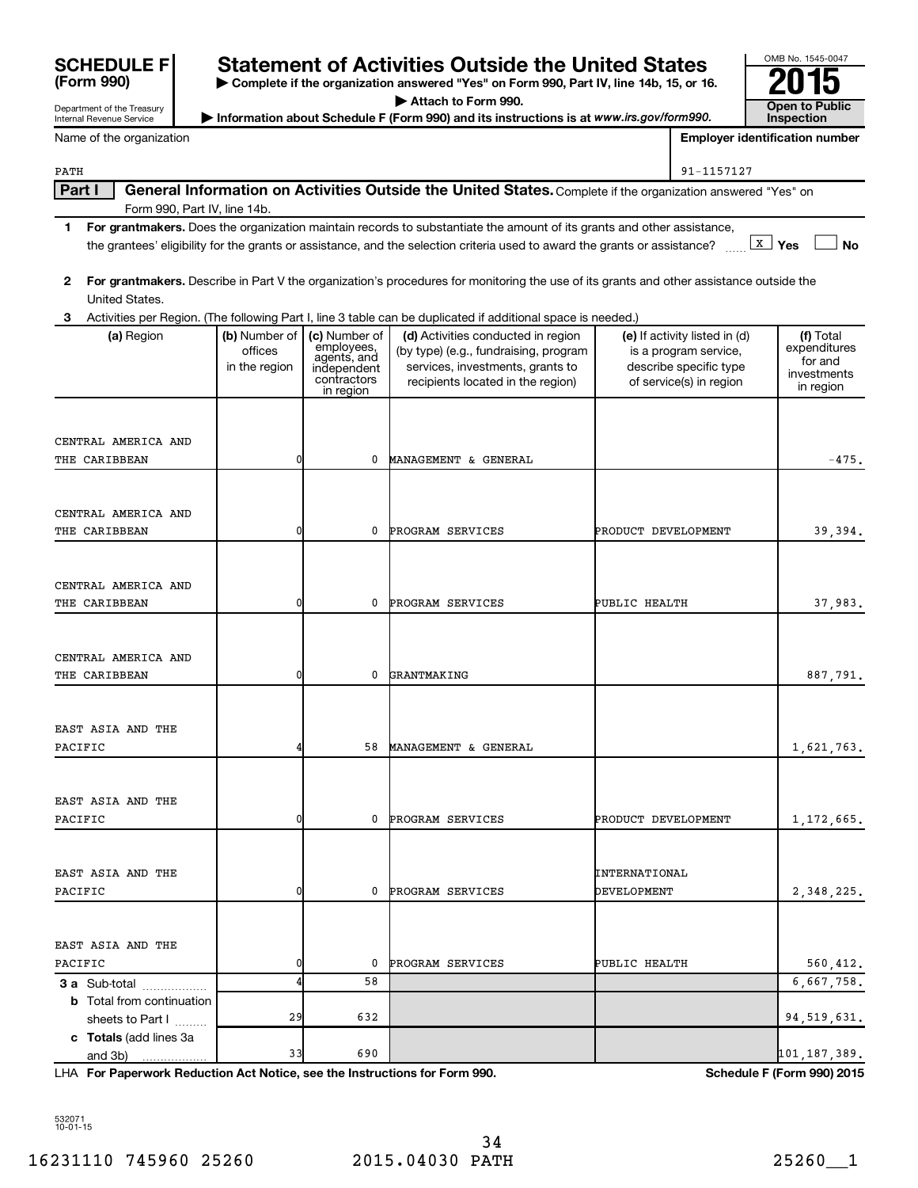**SCHEDULE F (Form 990)**

Department of the Treasury
Internal Revenue Service

# Statement of Activities Outside the United States

▶ Complete if the organization answered "Yes" on Form 990, Part IV, line 14b, 15, or 16.
▶ Attach to Form 990.
▶ Information about Schedule F (Form 990) and its instructions is at *www.irs.gov/form990*.

OMB No. 1545-0047
**2015**
**Open to Public Inspection**

Name of the organization: PATH
Employer identification number: 91-1157127

**Part I — General Information on Activities Outside the United States.** Complete if the organization answered "Yes" on Form 990, Part IV, line 14b.

1 **For grantmakers.** Does the organization maintain records to substantiate the amount of its grants and other assistance, the grantees' eligibility for the grants or assistance, and the selection criteria used to award the grants or assistance? [X] Yes [ ] No

2 **For grantmakers.** Describe in Part V the organization's procedures for monitoring the use of its grants and other assistance outside the United States.

3 Activities per Region. (The following Part I, line 3 table can be duplicated if additional space is needed.)

| (a) Region | (b) Number of offices in the region | (c) Number of employees, agents, and independent contractors in region | (d) Activities conducted in region (by type) (e.g., fundraising, program services, investments, grants to recipients located in the region) | (e) If activity listed in (d) is a program service, describe specific type of service(s) in region | (f) Total expenditures for and investments in region |
|---|---|---|---|---|---|
| CENTRAL AMERICA AND THE CARIBBEAN | 0 | 0 | MANAGEMENT & GENERAL | | -475. |
| CENTRAL AMERICA AND THE CARIBBEAN | 0 | 0 | PROGRAM SERVICES | PRODUCT DEVELOPMENT | 39,394. |
| CENTRAL AMERICA AND THE CARIBBEAN | 0 | 0 | PROGRAM SERVICES | PUBLIC HEALTH | 37,983. |
| CENTRAL AMERICA AND THE CARIBBEAN | 0 | 0 | GRANTMAKING | | 887,791. |
| EAST ASIA AND THE PACIFIC | 4 | 58 | MANAGEMENT & GENERAL | | 1,621,763. |
| EAST ASIA AND THE PACIFIC | 0 | 0 | PROGRAM SERVICES | PRODUCT DEVELOPMENT | 1,172,665. |
| EAST ASIA AND THE PACIFIC | 0 | 0 | PROGRAM SERVICES | INTERNATIONAL DEVELOPMENT | 2,348,225. |
| EAST ASIA AND THE PACIFIC | 0 | 0 | PROGRAM SERVICES | PUBLIC HEALTH | 560,412. |
| **3 a** Sub-total | 4 | 58 | | | 6,667,758. |
| **b** Total from continuation sheets to Part I | 29 | 632 | | | 94,519,631. |
| **c Totals** (add lines 3a and 3b) | 33 | 690 | | | 101,187,389. |

LHA **For Paperwork Reduction Act Notice, see the Instructions for Form 990.** **Schedule F (Form 990) 2015**

532071 10-01-15

16231110 745960 25260 2015.04030 PATH 25260__1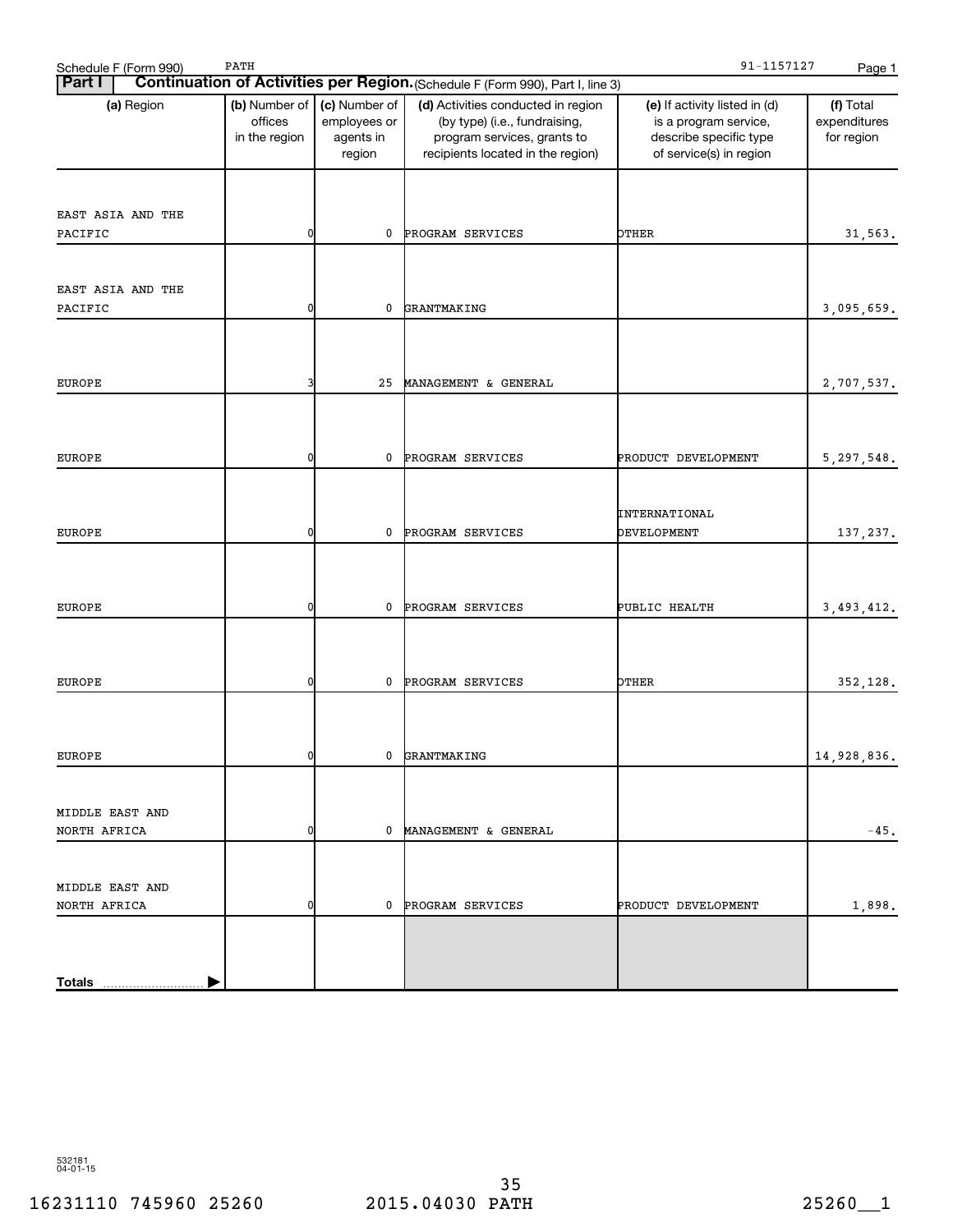Schedule F (Form 990) PATH 91-1157127

**Part I** **Continuation of Activities per Region.** (Schedule F (Form 990), Part I, line 3)

| (a) Region | (b) Number of offices in the region | (c) Number of employees or agents in region | (d) Activities conducted in region (by type) (i.e., fundraising, program services, grants to recipients located in the region) | (e) If activity listed in (d) is a program service, describe specific type of service(s) in region | (f) Total expenditures for region |
|---|---|---|---|---|---|
| EAST ASIA AND THE PACIFIC | 0 | 0 | PROGRAM SERVICES | OTHER | 31,563. |
| EAST ASIA AND THE PACIFIC | 0 | 0 | GRANTMAKING | | 3,095,659. |
| EUROPE | 3 | 25 | MANAGEMENT & GENERAL | | 2,707,537. |
| EUROPE | 0 | 0 | PROGRAM SERVICES | PRODUCT DEVELOPMENT | 5,297,548. |
| EUROPE | 0 | 0 | PROGRAM SERVICES | INTERNATIONAL DEVELOPMENT | 137,237. |
| EUROPE | 0 | 0 | PROGRAM SERVICES | PUBLIC HEALTH | 3,493,412. |
| EUROPE | 0 | 0 | PROGRAM SERVICES | OTHER | 352,128. |
| EUROPE | 0 | 0 | GRANTMAKING | | 14,928,836. |
| MIDDLE EAST AND NORTH AFRICA | 0 | 0 | MANAGEMENT & GENERAL | | -45. |
| MIDDLE EAST AND NORTH AFRICA | 0 | 0 | PROGRAM SERVICES | PRODUCT DEVELOPMENT | 1,898. |
| **Totals** | | | | | |

532181
04-01-15

16231110 745960 25260 2015.04030 PATH 25260__1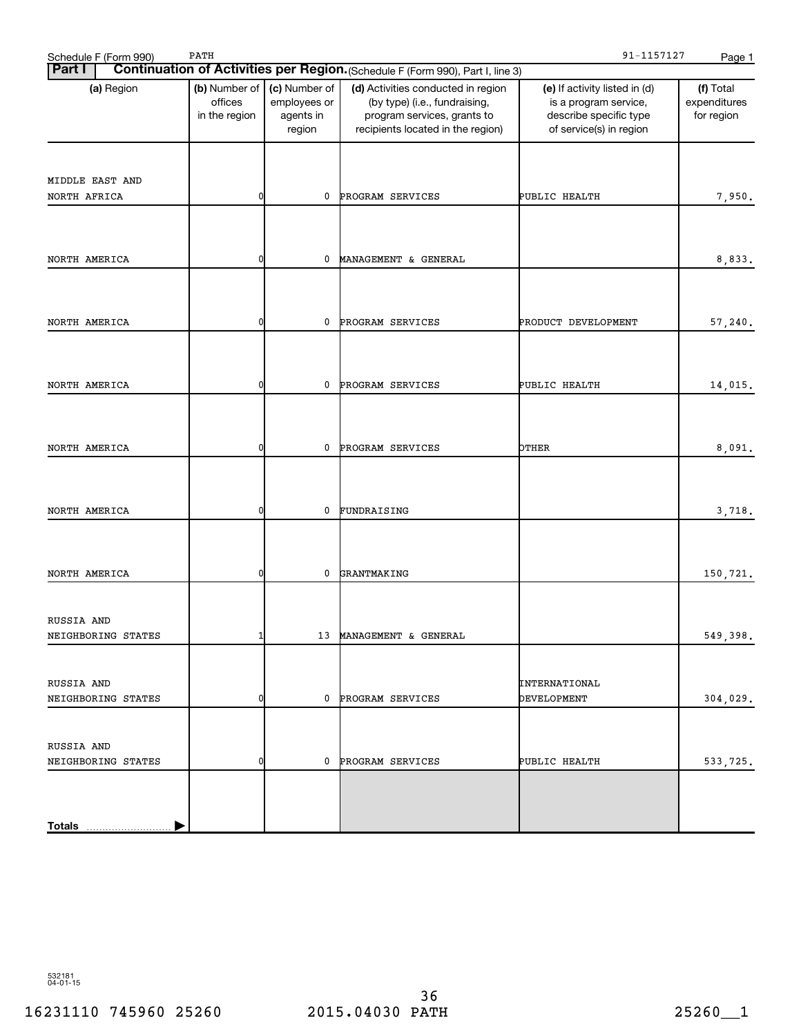Schedule F (Form 990) PATH 91-1157127

## Part I Continuation of Activities per Region. (Schedule F (Form 990), Part I, line 3)

| (a) Region | (b) Number of offices in the region | (c) Number of employees or agents in region | (d) Activities conducted in region (by type) (i.e., fundraising, program services, grants to recipients located in the region) | (e) If activity listed in (d) is a program service, describe specific type of service(s) in region | (f) Total expenditures for region |
|---|---|---|---|---|---|
| MIDDLE EAST AND NORTH AFRICA | 0 | 0 | PROGRAM SERVICES | PUBLIC HEALTH | 7,950. |
| NORTH AMERICA | 0 | 0 | MANAGEMENT & GENERAL | | 8,833. |
| NORTH AMERICA | 0 | 0 | PROGRAM SERVICES | PRODUCT DEVELOPMENT | 57,240. |
| NORTH AMERICA | 0 | 0 | PROGRAM SERVICES | PUBLIC HEALTH | 14,015. |
| NORTH AMERICA | 0 | 0 | PROGRAM SERVICES | OTHER | 8,091. |
| NORTH AMERICA | 0 | 0 | FUNDRAISING | | 3,718. |
| NORTH AMERICA | 0 | 0 | GRANTMAKING | | 150,721. |
| RUSSIA AND NEIGHBORING STATES | 1 | 13 | MANAGEMENT & GENERAL | | 549,398. |
| RUSSIA AND NEIGHBORING STATES | 0 | 0 | PROGRAM SERVICES | INTERNATIONAL DEVELOPMENT | 304,029. |
| RUSSIA AND NEIGHBORING STATES | 0 | 0 | PROGRAM SERVICES | PUBLIC HEALTH | 533,725. |
| Totals | | | | | |

532181 04-01-15

16231110 745960 25260 2015.04030 PATH 25260__1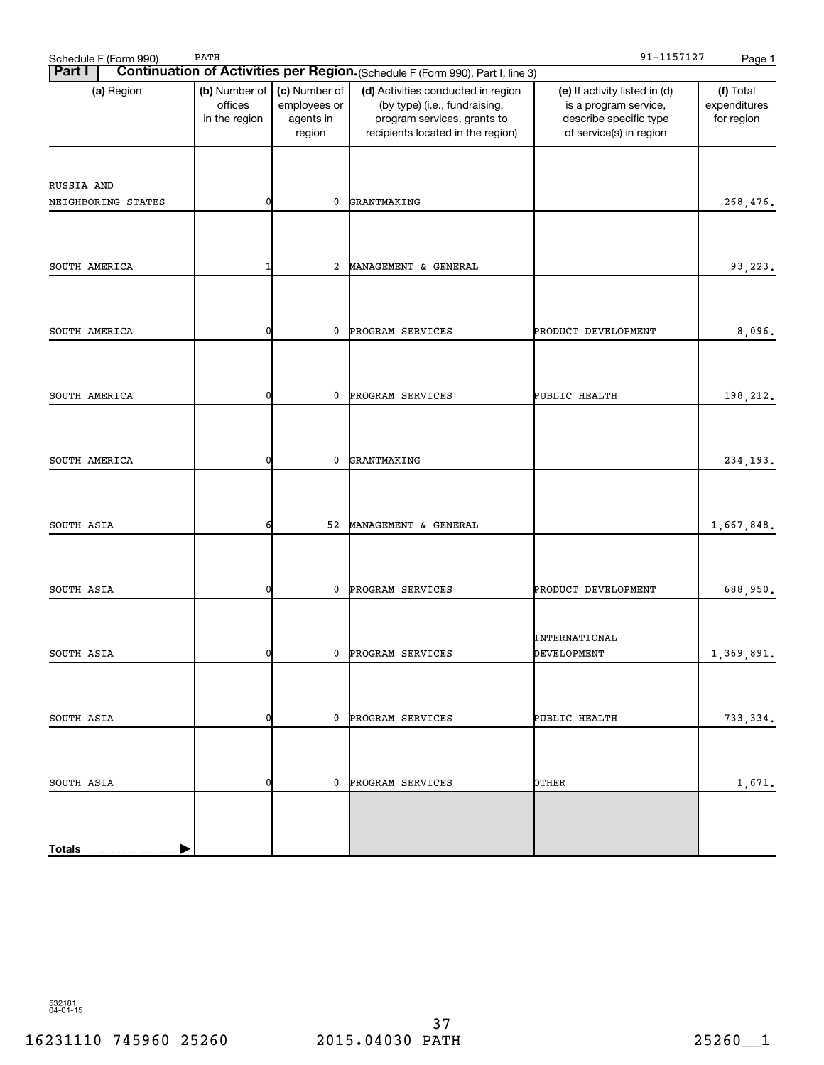Schedule F (Form 990) PATH 91-1157127

**Part I** **Continuation of Activities per Region.** (Schedule F (Form 990), Part I, line 3)

| (a) Region | (b) Number of offices in the region | (c) Number of employees or agents in region | (d) Activities conducted in region (by type) (i.e., fundraising, program services, grants to recipients located in the region) | (e) If activity listed in (d) is a program service, describe specific type of service(s) in region | (f) Total expenditures for region |
|---|---|---|---|---|---|
| RUSSIA AND NEIGHBORING STATES | 0 | 0 | GRANTMAKING | | 268,476. |
| SOUTH AMERICA | 1 | 2 | MANAGEMENT & GENERAL | | 93,223. |
| SOUTH AMERICA | 0 | 0 | PROGRAM SERVICES | PRODUCT DEVELOPMENT | 8,096. |
| SOUTH AMERICA | 0 | 0 | PROGRAM SERVICES | PUBLIC HEALTH | 198,212. |
| SOUTH AMERICA | 0 | 0 | GRANTMAKING | | 234,193. |
| SOUTH ASIA | 6 | 52 | MANAGEMENT & GENERAL | | 1,667,848. |
| SOUTH ASIA | 0 | 0 | PROGRAM SERVICES | PRODUCT DEVELOPMENT | 688,950. |
| SOUTH ASIA | 0 | 0 | PROGRAM SERVICES | INTERNATIONAL DEVELOPMENT | 1,369,891. |
| SOUTH ASIA | 0 | 0 | PROGRAM SERVICES | PUBLIC HEALTH | 733,334. |
| SOUTH ASIA | 0 | 0 | PROGRAM SERVICES | OTHER | 1,671. |
| **Totals** | | | | | |

532181 04-01-15

16231110 745960 25260 2015.04030 PATH 25260__1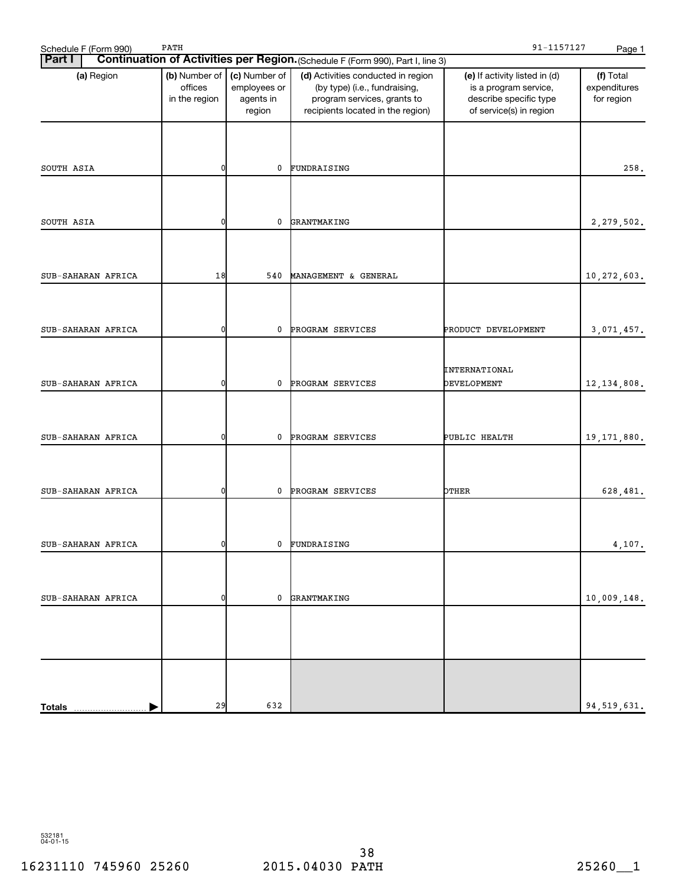Schedule F (Form 990) PATH 91-1157127

**Part I** **Continuation of Activities per Region.** (Schedule F (Form 990), Part I, line 3)

| (a) Region | (b) Number of offices in the region | (c) Number of employees or agents in region | (d) Activities conducted in region (by type) (i.e., fundraising, program services, grants to recipients located in the region) | (e) If activity listed in (d) is a program service, describe specific type of service(s) in region | (f) Total expenditures for region |
|---|---|---|---|---|---|
| SOUTH ASIA | 0 | 0 | FUNDRAISING | | 258. |
| SOUTH ASIA | 0 | 0 | GRANTMAKING | | 2,279,502. |
| SUB-SAHARAN AFRICA | 18 | 540 | MANAGEMENT & GENERAL | | 10,272,603. |
| SUB-SAHARAN AFRICA | 0 | 0 | PROGRAM SERVICES | PRODUCT DEVELOPMENT | 3,071,457. |
| SUB-SAHARAN AFRICA | 0 | 0 | PROGRAM SERVICES | INTERNATIONAL DEVELOPMENT | 12,134,808. |
| SUB-SAHARAN AFRICA | 0 | 0 | PROGRAM SERVICES | PUBLIC HEALTH | 19,171,880. |
| SUB-SAHARAN AFRICA | 0 | 0 | PROGRAM SERVICES | OTHER | 628,481. |
| SUB-SAHARAN AFRICA | 0 | 0 | FUNDRAISING | | 4,107. |
| SUB-SAHARAN AFRICA | 0 | 0 | GRANTMAKING | | 10,009,148. |
| | | | | | |
| **Totals** | 29 | 632 | | | 94,519,631. |

532181
04-01-15

16231110 745960 25260 2015.04030 PATH 25260__1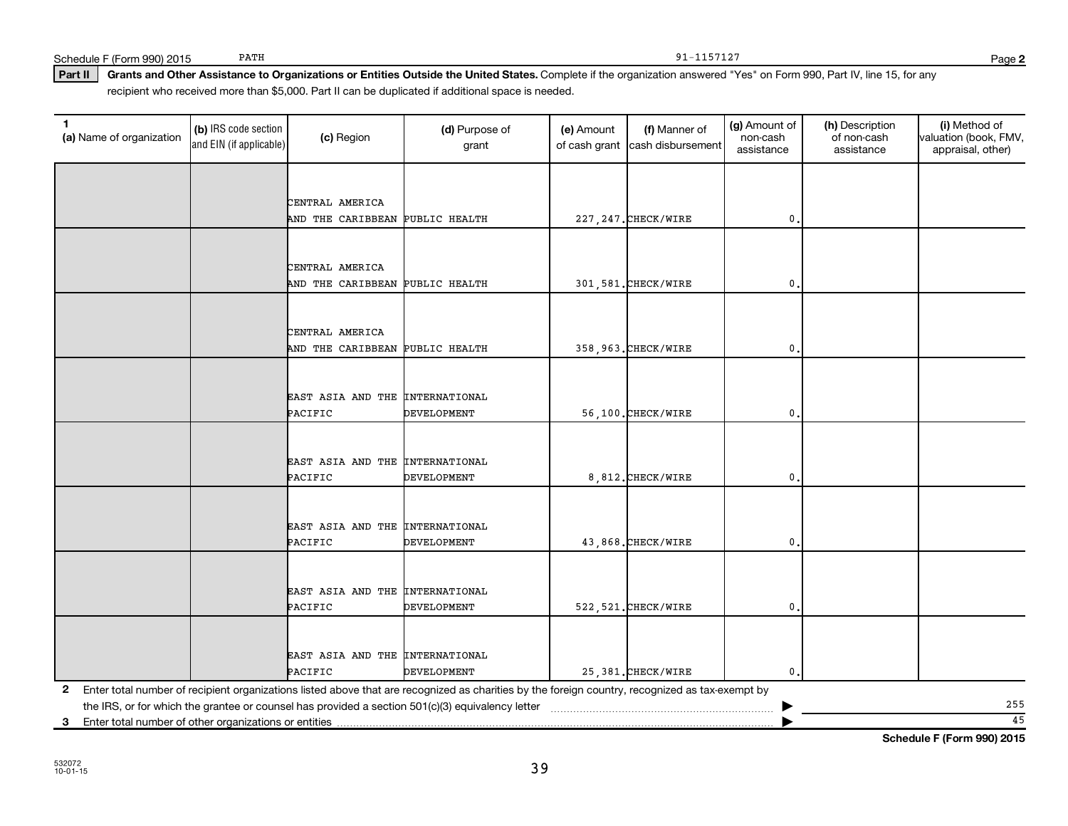Schedule F (Form 990) 2015 PATH 91-1157127

**Part II Grants and Other Assistance to Organizations or Entities Outside the United States.** Complete if the organization answered "Yes" on Form 990, Part IV, line 15, for any recipient who received more than $5,000. Part II can be duplicated if additional space is needed.

| 1 (a) Name of organization | (b) IRS code section and EIN (if applicable) | (c) Region | (d) Purpose of grant | (e) Amount of cash grant | (f) Manner of cash disbursement | (g) Amount of non-cash assistance | (h) Description of non-cash assistance | (i) Method of valuation (book, FMV, appraisal, other) |
|---|---|---|---|---|---|---|---|---|
| | | CENTRAL AMERICA AND THE CARIBBEAN | PUBLIC HEALTH | 227,247. | CHECK/WIRE | 0. | | |
| | | CENTRAL AMERICA AND THE CARIBBEAN | PUBLIC HEALTH | 301,581. | CHECK/WIRE | 0. | | |
| | | CENTRAL AMERICA AND THE CARIBBEAN | PUBLIC HEALTH | 358,963. | CHECK/WIRE | 0. | | |
| | | EAST ASIA AND THE PACIFIC | INTERNATIONAL DEVELOPMENT | 56,100. | CHECK/WIRE | 0. | | |
| | | EAST ASIA AND THE PACIFIC | INTERNATIONAL DEVELOPMENT | 8,812. | CHECK/WIRE | 0. | | |
| | | EAST ASIA AND THE PACIFIC | INTERNATIONAL DEVELOPMENT | 43,868. | CHECK/WIRE | 0. | | |
| | | EAST ASIA AND THE PACIFIC | INTERNATIONAL DEVELOPMENT | 522,521. | CHECK/WIRE | 0. | | |
| | | EAST ASIA AND THE PACIFIC | INTERNATIONAL DEVELOPMENT | 25,381. | CHECK/WIRE | 0. | | |

**2** Enter total number of recipient organizations listed above that are recognized as charities by the foreign country, recognized as tax-exempt by the IRS, or for which the grantee or counsel has provided a section 501(c)(3) equivalency letter ▶ 255

**3** Enter total number of other organizations or entities ▶ 45

**Schedule F (Form 990) 2015**

532072 10-01-15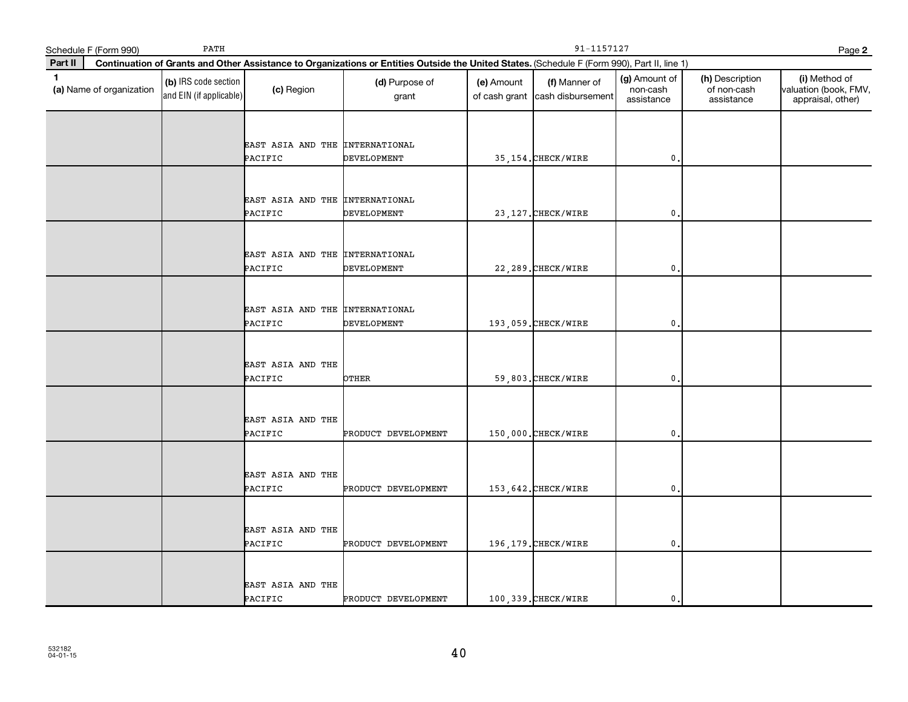Schedule F (Form 990) PATH 91-1157127 Page **2**

**Part II** **Continuation of Grants and Other Assistance to Organizations or Entities Outside the United States.** (Schedule F (Form 990), Part II, line 1)

| 1 (a) Name of organization | (b) IRS code section and EIN (if applicable) | (c) Region | (d) Purpose of grant | (e) Amount of cash grant | (f) Manner of cash disbursement | (g) Amount of non-cash assistance | (h) Description of non-cash assistance | (i) Method of valuation (book, FMV, appraisal, other) |
|---|---|---|---|---|---|---|---|---|
| | | EAST ASIA AND THE PACIFIC | INTERNATIONAL DEVELOPMENT | 35,154. | CHECK/WIRE | 0. | | |
| | | EAST ASIA AND THE PACIFIC | INTERNATIONAL DEVELOPMENT | 23,127. | CHECK/WIRE | 0. | | |
| | | EAST ASIA AND THE PACIFIC | INTERNATIONAL DEVELOPMENT | 22,289. | CHECK/WIRE | 0. | | |
| | | EAST ASIA AND THE PACIFIC | INTERNATIONAL DEVELOPMENT | 193,059. | CHECK/WIRE | 0. | | |
| | | EAST ASIA AND THE PACIFIC | OTHER | 59,803. | CHECK/WIRE | 0. | | |
| | | EAST ASIA AND THE PACIFIC | PRODUCT DEVELOPMENT | 150,000. | CHECK/WIRE | 0. | | |
| | | EAST ASIA AND THE PACIFIC | PRODUCT DEVELOPMENT | 153,642. | CHECK/WIRE | 0. | | |
| | | EAST ASIA AND THE PACIFIC | PRODUCT DEVELOPMENT | 196,179. | CHECK/WIRE | 0. | | |
| | | EAST ASIA AND THE PACIFIC | PRODUCT DEVELOPMENT | 100,339. | CHECK/WIRE | 0. | | |

532182
04-01-15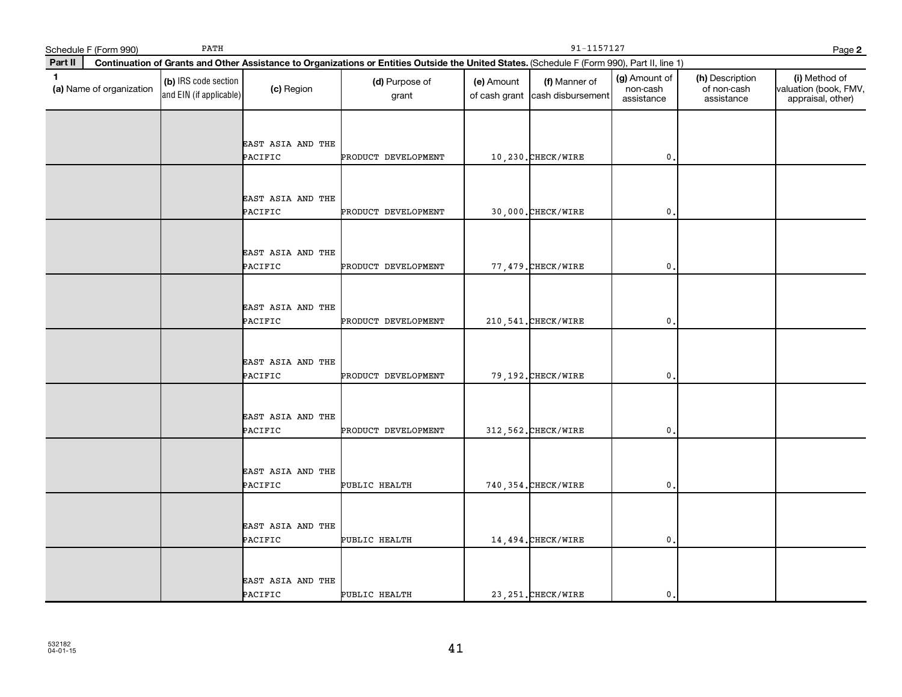Schedule F (Form 990) PATH 91-1157127

**Part II Continuation of Grants and Other Assistance to Organizations or Entities Outside the United States.** (Schedule F (Form 990), Part II, line 1)

| 1 (a) Name of organization | (b) IRS code section and EIN (if applicable) | (c) Region | (d) Purpose of grant | (e) Amount of cash grant | (f) Manner of cash disbursement | (g) Amount of non-cash assistance | (h) Description of non-cash assistance | (i) Method of valuation (book, FMV, appraisal, other) |
|---|---|---|---|---|---|---|---|---|
| | | EAST ASIA AND THE PACIFIC | PRODUCT DEVELOPMENT | 10,230. | CHECK/WIRE | 0. | | |
| | | EAST ASIA AND THE PACIFIC | PRODUCT DEVELOPMENT | 30,000. | CHECK/WIRE | 0. | | |
| | | EAST ASIA AND THE PACIFIC | PRODUCT DEVELOPMENT | 77,479. | CHECK/WIRE | 0. | | |
| | | EAST ASIA AND THE PACIFIC | PRODUCT DEVELOPMENT | 210,541. | CHECK/WIRE | 0. | | |
| | | EAST ASIA AND THE PACIFIC | PRODUCT DEVELOPMENT | 79,192. | CHECK/WIRE | 0. | | |
| | | EAST ASIA AND THE PACIFIC | PRODUCT DEVELOPMENT | 312,562. | CHECK/WIRE | 0. | | |
| | | EAST ASIA AND THE PACIFIC | PUBLIC HEALTH | 740,354. | CHECK/WIRE | 0. | | |
| | | EAST ASIA AND THE PACIFIC | PUBLIC HEALTH | 14,494. | CHECK/WIRE | 0. | | |
| | | EAST ASIA AND THE PACIFIC | PUBLIC HEALTH | 23,251. | CHECK/WIRE | 0. | | |

532182 04-01-15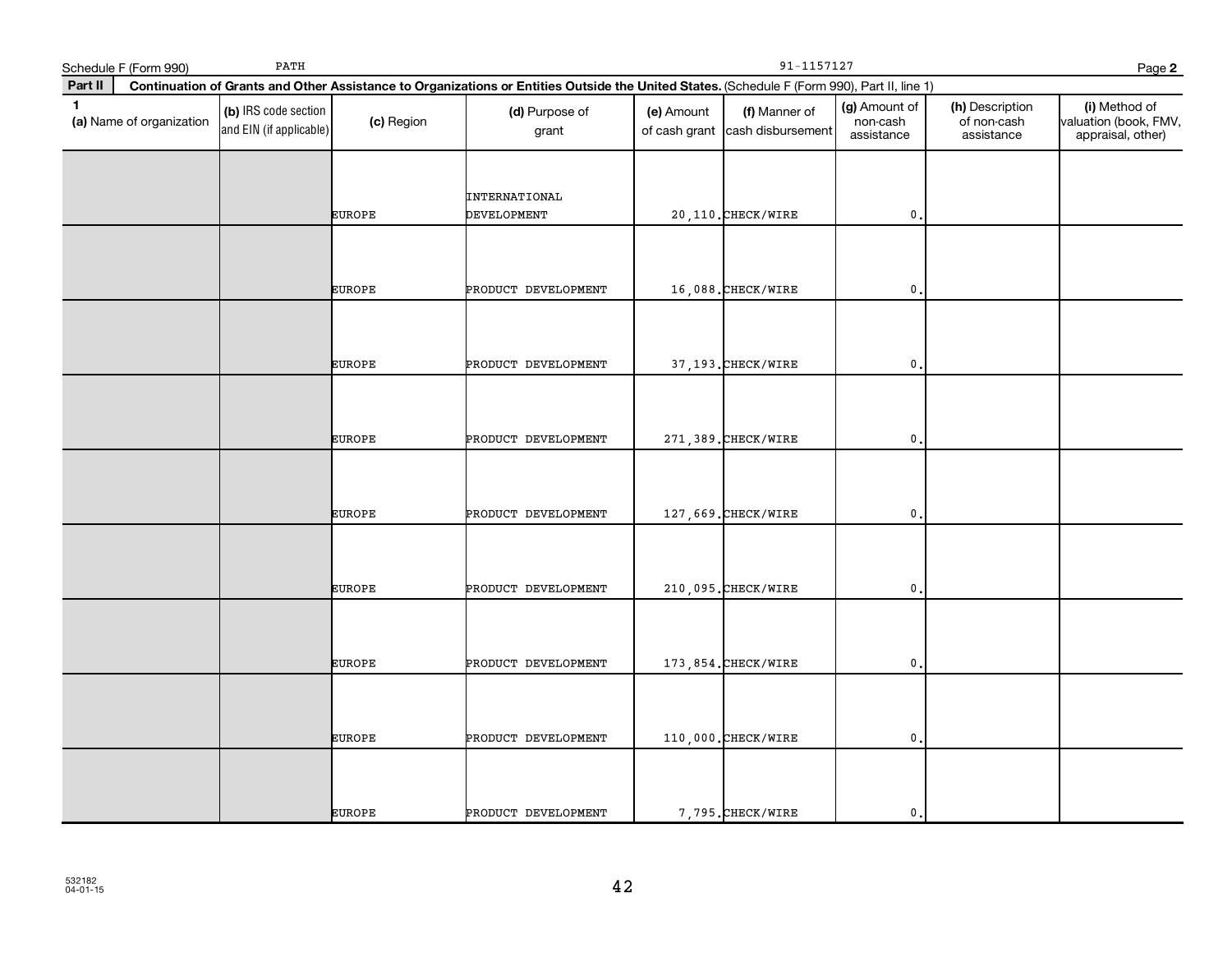Schedule F (Form 990) PATH 91-1157127

**Part II** **Continuation of Grants and Other Assistance to Organizations or Entities Outside the United States.** (Schedule F (Form 990), Part II, line 1)

| 1 (a) Name of organization | (b) IRS code section and EIN (if applicable) | (c) Region | (d) Purpose of grant | (e) Amount of cash grant | (f) Manner of cash disbursement | (g) Amount of non-cash assistance | (h) Description of non-cash assistance | (i) Method of valuation (book, FMV, appraisal, other) |
|---|---|---|---|---|---|---|---|---|
| | | EUROPE | INTERNATIONAL DEVELOPMENT | 20,110. | CHECK/WIRE | 0. | | |
| | | EUROPE | PRODUCT DEVELOPMENT | 16,088. | CHECK/WIRE | 0. | | |
| | | EUROPE | PRODUCT DEVELOPMENT | 37,193. | CHECK/WIRE | 0. | | |
| | | EUROPE | PRODUCT DEVELOPMENT | 271,389. | CHECK/WIRE | 0. | | |
| | | EUROPE | PRODUCT DEVELOPMENT | 127,669. | CHECK/WIRE | 0. | | |
| | | EUROPE | PRODUCT DEVELOPMENT | 210,095. | CHECK/WIRE | 0. | | |
| | | EUROPE | PRODUCT DEVELOPMENT | 173,854. | CHECK/WIRE | 0. | | |
| | | EUROPE | PRODUCT DEVELOPMENT | 110,000. | CHECK/WIRE | 0. | | |
| | | EUROPE | PRODUCT DEVELOPMENT | 7,795. | CHECK/WIRE | 0. | | |

532182
04-01-15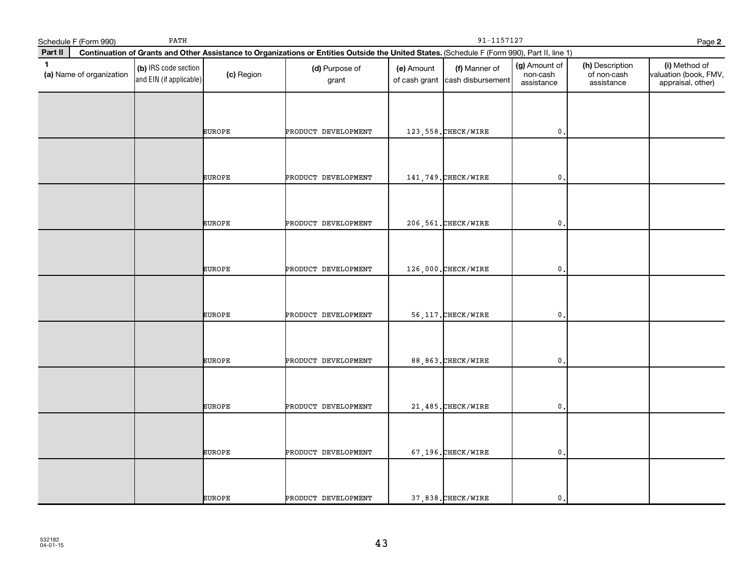Schedule F (Form 990) PATH 91-1157127 Page **2**

**Part II** **Continuation of Grants and Other Assistance to Organizations or Entities Outside the United States.** (Schedule F (Form 990), Part II, line 1)

| 1 (a) Name of organization | (b) IRS code section and EIN (if applicable) | (c) Region | (d) Purpose of grant | (e) Amount of cash grant | (f) Manner of cash disbursement | (g) Amount of non-cash assistance | (h) Description of non-cash assistance | (i) Method of valuation (book, FMV, appraisal, other) |
|---|---|---|---|---|---|---|---|---|
| | | EUROPE | PRODUCT DEVELOPMENT | 123,558. | CHECK/WIRE | 0. | | |
| | | EUROPE | PRODUCT DEVELOPMENT | 141,749. | CHECK/WIRE | 0. | | |
| | | EUROPE | PRODUCT DEVELOPMENT | 206,561. | CHECK/WIRE | 0. | | |
| | | EUROPE | PRODUCT DEVELOPMENT | 126,000. | CHECK/WIRE | 0. | | |
| | | EUROPE | PRODUCT DEVELOPMENT | 56,117. | CHECK/WIRE | 0. | | |
| | | EUROPE | PRODUCT DEVELOPMENT | 88,863. | CHECK/WIRE | 0. | | |
| | | EUROPE | PRODUCT DEVELOPMENT | 21,485. | CHECK/WIRE | 0. | | |
| | | EUROPE | PRODUCT DEVELOPMENT | 67,196. | CHECK/WIRE | 0. | | |
| | | EUROPE | PRODUCT DEVELOPMENT | 37,838. | CHECK/WIRE | 0. | | |

532182
04-01-15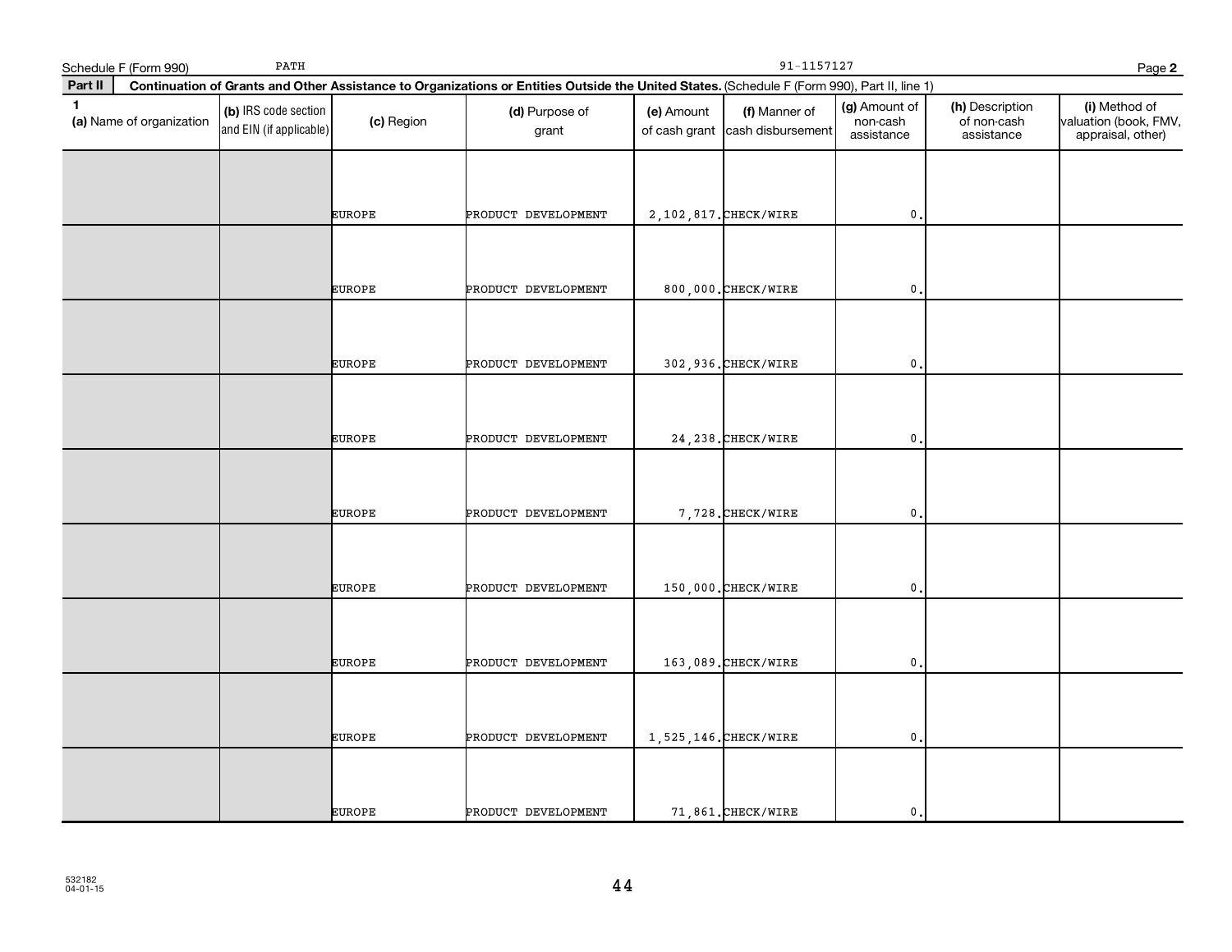Schedule F (Form 990) PATH 91-1157127

**Part II** **Continuation of Grants and Other Assistance to Organizations or Entities Outside the United States.** (Schedule F (Form 990), Part II, line 1)

| 1 (a) Name of organization | (b) IRS code section and EIN (if applicable) | (c) Region | (d) Purpose of grant | (e) Amount of cash grant | (f) Manner of cash disbursement | (g) Amount of non-cash assistance | (h) Description of non-cash assistance | (i) Method of valuation (book, FMV, appraisal, other) |
|---|---|---|---|---|---|---|---|---|
| | | EUROPE | PRODUCT DEVELOPMENT | 2,102,817. | CHECK/WIRE | 0. | | |
| | | EUROPE | PRODUCT DEVELOPMENT | 800,000. | CHECK/WIRE | 0. | | |
| | | EUROPE | PRODUCT DEVELOPMENT | 302,936. | CHECK/WIRE | 0. | | |
| | | EUROPE | PRODUCT DEVELOPMENT | 24,238. | CHECK/WIRE | 0. | | |
| | | EUROPE | PRODUCT DEVELOPMENT | 7,728. | CHECK/WIRE | 0. | | |
| | | EUROPE | PRODUCT DEVELOPMENT | 150,000. | CHECK/WIRE | 0. | | |
| | | EUROPE | PRODUCT DEVELOPMENT | 163,089. | CHECK/WIRE | 0. | | |
| | | EUROPE | PRODUCT DEVELOPMENT | 1,525,146. | CHECK/WIRE | 0. | | |
| | | EUROPE | PRODUCT DEVELOPMENT | 71,861. | CHECK/WIRE | 0. | | |

532182 04-01-15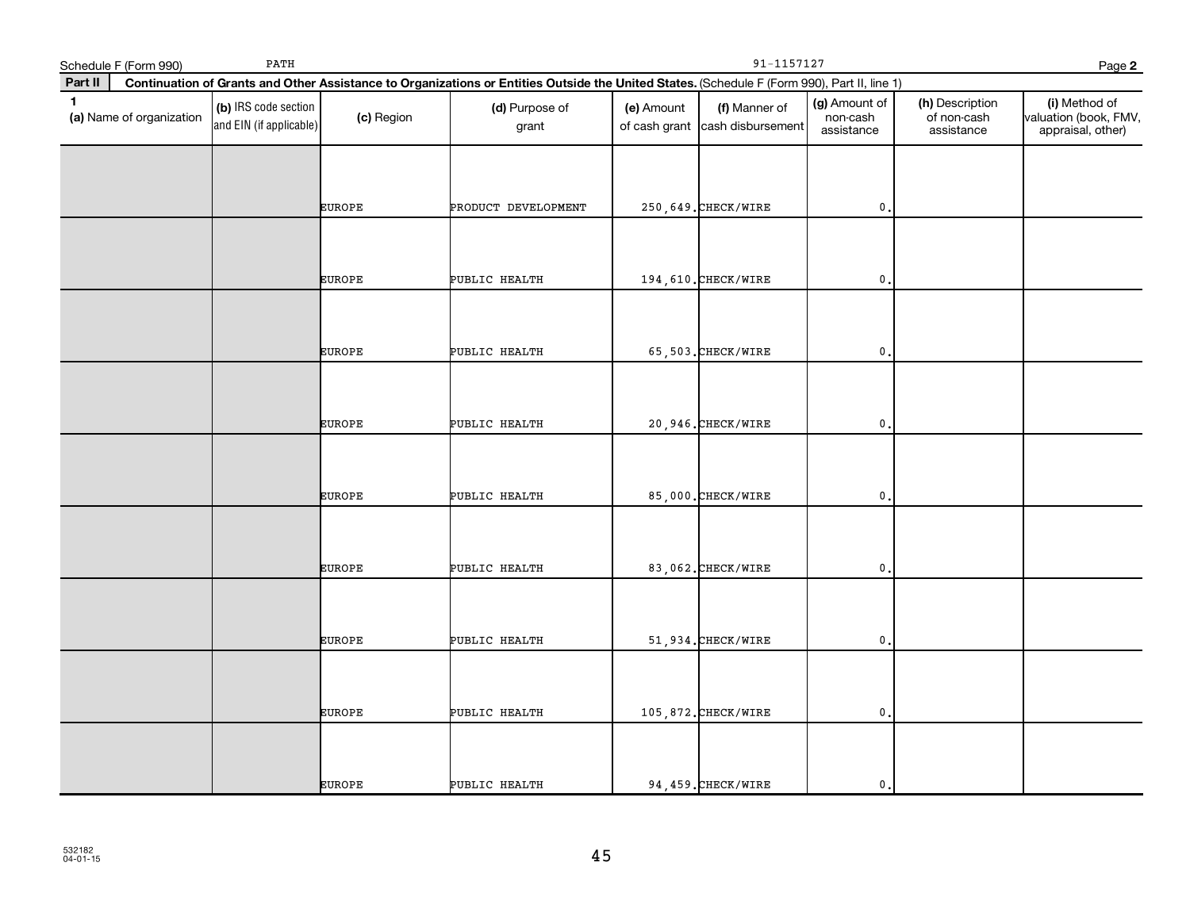Schedule F (Form 990) PATH 91-1157127 Page **2**

**Part II** **Continuation of Grants and Other Assistance to Organizations or Entities Outside the United States.** (Schedule F (Form 990), Part II, line 1)

| 1 (a) Name of organization | (b) IRS code section and EIN (if applicable) | (c) Region | (d) Purpose of grant | (e) Amount of cash grant | (f) Manner of cash disbursement | (g) Amount of non-cash assistance | (h) Description of non-cash assistance | (i) Method of valuation (book, FMV, appraisal, other) |
|---|---|---|---|---|---|---|---|---|
| | | EUROPE | PRODUCT DEVELOPMENT | 250,649. | CHECK/WIRE | 0. | | |
| | | EUROPE | PUBLIC HEALTH | 194,610. | CHECK/WIRE | 0. | | |
| | | EUROPE | PUBLIC HEALTH | 65,503. | CHECK/WIRE | 0. | | |
| | | EUROPE | PUBLIC HEALTH | 20,946. | CHECK/WIRE | 0. | | |
| | | EUROPE | PUBLIC HEALTH | 85,000. | CHECK/WIRE | 0. | | |
| | | EUROPE | PUBLIC HEALTH | 83,062. | CHECK/WIRE | 0. | | |
| | | EUROPE | PUBLIC HEALTH | 51,934. | CHECK/WIRE | 0. | | |
| | | EUROPE | PUBLIC HEALTH | 105,872. | CHECK/WIRE | 0. | | |
| | | EUROPE | PUBLIC HEALTH | 94,459. | CHECK/WIRE | 0. | | |

532182
04-01-15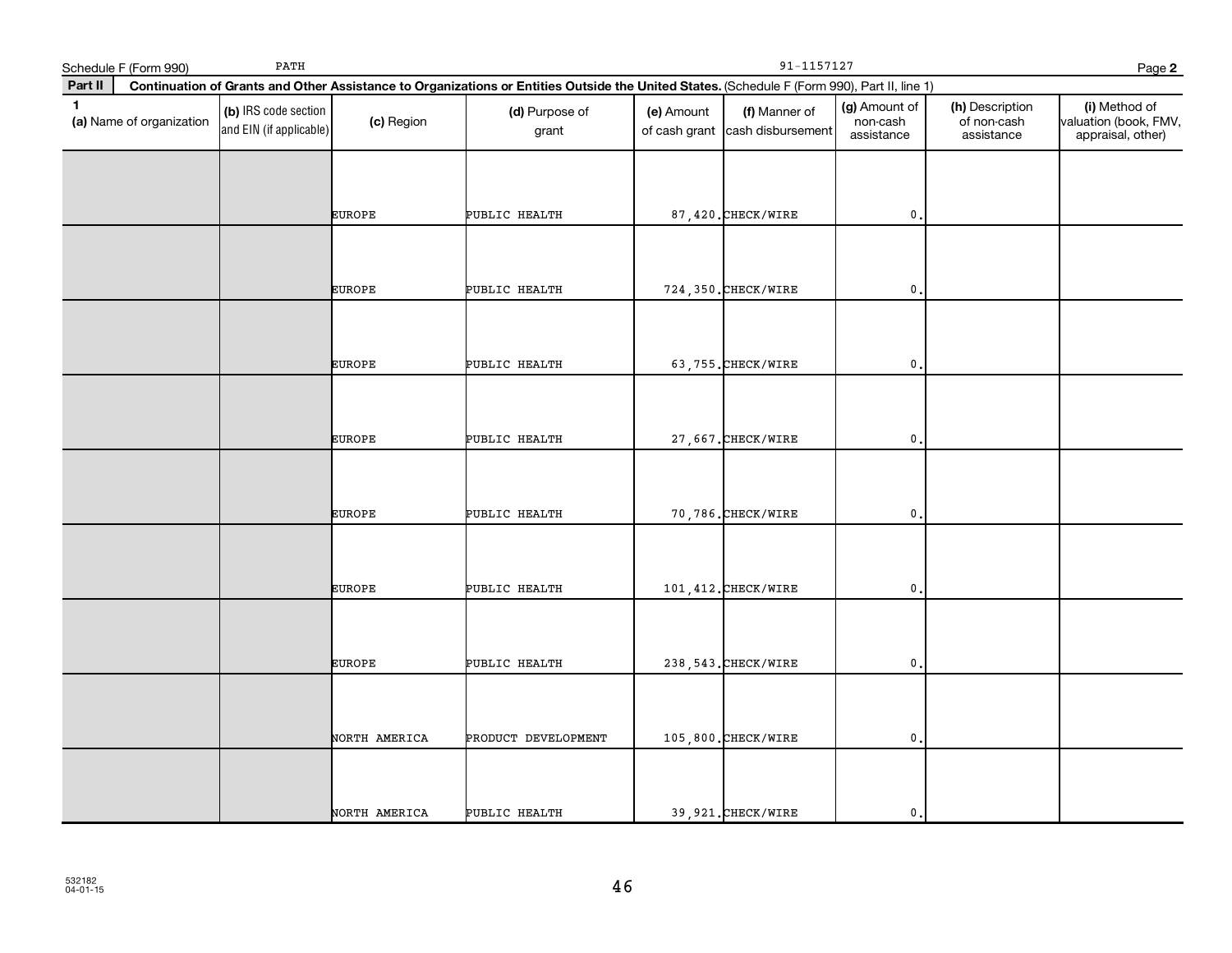Schedule F (Form 990) PATH 91-1157127

**Part II** **Continuation of Grants and Other Assistance to Organizations or Entities Outside the United States.** (Schedule F (Form 990), Part II, line 1)

| 1 (a) Name of organization | (b) IRS code section and EIN (if applicable) | (c) Region | (d) Purpose of grant | (e) Amount of cash grant | (f) Manner of cash disbursement | (g) Amount of non-cash assistance | (h) Description of non-cash assistance | (i) Method of valuation (book, FMV, appraisal, other) |
|---|---|---|---|---|---|---|---|---|
| | | EUROPE | PUBLIC HEALTH | 87,420. | CHECK/WIRE | 0. | | |
| | | EUROPE | PUBLIC HEALTH | 724,350. | CHECK/WIRE | 0. | | |
| | | EUROPE | PUBLIC HEALTH | 63,755. | CHECK/WIRE | 0. | | |
| | | EUROPE | PUBLIC HEALTH | 27,667. | CHECK/WIRE | 0. | | |
| | | EUROPE | PUBLIC HEALTH | 70,786. | CHECK/WIRE | 0. | | |
| | | EUROPE | PUBLIC HEALTH | 101,412. | CHECK/WIRE | 0. | | |
| | | EUROPE | PUBLIC HEALTH | 238,543. | CHECK/WIRE | 0. | | |
| | | NORTH AMERICA | PRODUCT DEVELOPMENT | 105,800. | CHECK/WIRE | 0. | | |
| | | NORTH AMERICA | PUBLIC HEALTH | 39,921. | CHECK/WIRE | 0. | | |

532182 04-01-15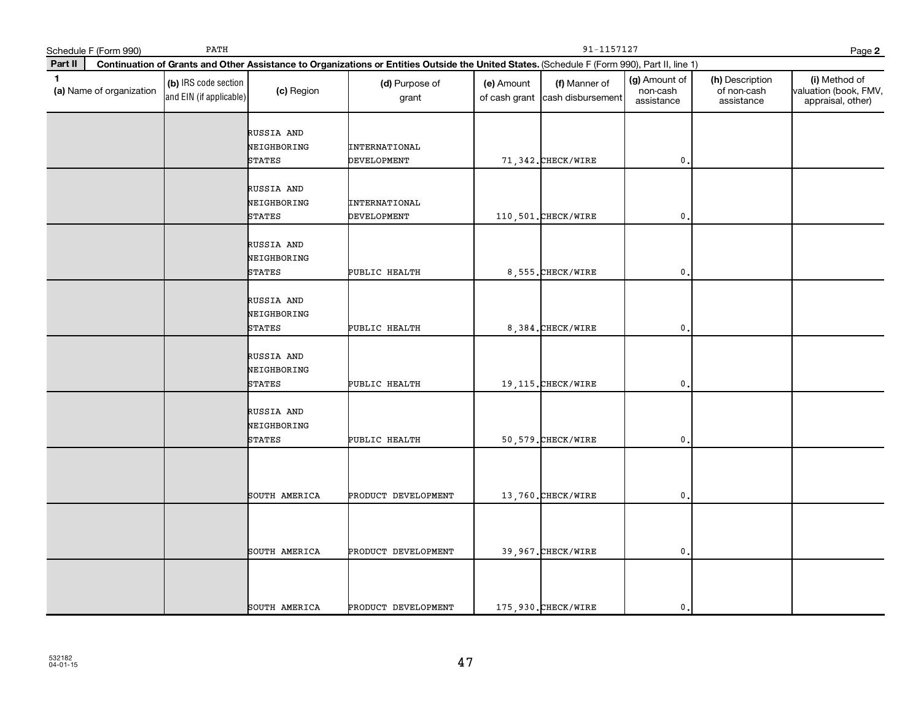Schedule F (Form 990) PATH 91-1157127 Page **2**

**Part II** **Continuation of Grants and Other Assistance to Organizations or Entities Outside the United States.** (Schedule F (Form 990), Part II, line 1)

| 1 (a) Name of organization | (b) IRS code section and EIN (if applicable) | (c) Region | (d) Purpose of grant | (e) Amount of cash grant | (f) Manner of cash disbursement | (g) Amount of non-cash assistance | (h) Description of non-cash assistance | (i) Method of valuation (book, FMV, appraisal, other) |
|---|---|---|---|---|---|---|---|---|
| | | RUSSIA AND NEIGHBORING STATES | INTERNATIONAL DEVELOPMENT | 71,342. | CHECK/WIRE | 0. | | |
| | | RUSSIA AND NEIGHBORING STATES | INTERNATIONAL DEVELOPMENT | 110,501. | CHECK/WIRE | 0. | | |
| | | RUSSIA AND NEIGHBORING STATES | PUBLIC HEALTH | 8,555. | CHECK/WIRE | 0. | | |
| | | RUSSIA AND NEIGHBORING STATES | PUBLIC HEALTH | 8,384. | CHECK/WIRE | 0. | | |
| | | RUSSIA AND NEIGHBORING STATES | PUBLIC HEALTH | 19,115. | CHECK/WIRE | 0. | | |
| | | RUSSIA AND NEIGHBORING STATES | PUBLIC HEALTH | 50,579. | CHECK/WIRE | 0. | | |
| | | SOUTH AMERICA | PRODUCT DEVELOPMENT | 13,760. | CHECK/WIRE | 0. | | |
| | | SOUTH AMERICA | PRODUCT DEVELOPMENT | 39,967. | CHECK/WIRE | 0. | | |
| | | SOUTH AMERICA | PRODUCT DEVELOPMENT | 175,930. | CHECK/WIRE | 0. | | |

532182
04-01-15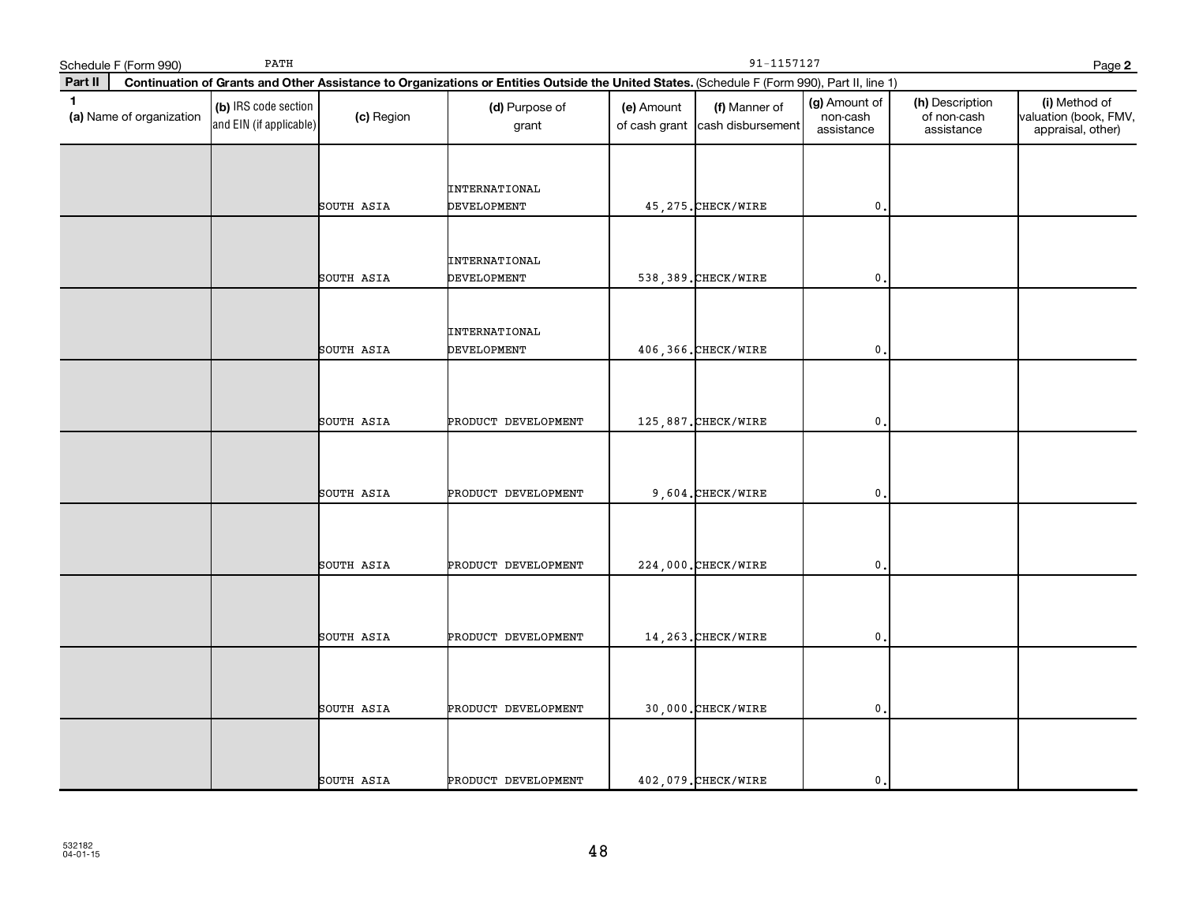Schedule F (Form 990) PATH 91-1157127 Page **2**

**Part II** **Continuation of Grants and Other Assistance to Organizations or Entities Outside the United States.** (Schedule F (Form 990), Part II, line 1)

| 1 (a) Name of organization | (b) IRS code section and EIN (if applicable) | (c) Region | (d) Purpose of grant | (e) Amount of cash grant | (f) Manner of cash disbursement | (g) Amount of non-cash assistance | (h) Description of non-cash assistance | (i) Method of valuation (book, FMV, appraisal, other) |
|---|---|---|---|---|---|---|---|---|
| | | SOUTH ASIA | INTERNATIONAL DEVELOPMENT | 45,275. | CHECK/WIRE | 0. | | |
| | | SOUTH ASIA | INTERNATIONAL DEVELOPMENT | 538,389. | CHECK/WIRE | 0. | | |
| | | SOUTH ASIA | INTERNATIONAL DEVELOPMENT | 406,366. | CHECK/WIRE | 0. | | |
| | | SOUTH ASIA | PRODUCT DEVELOPMENT | 125,887. | CHECK/WIRE | 0. | | |
| | | SOUTH ASIA | PRODUCT DEVELOPMENT | 9,604. | CHECK/WIRE | 0. | | |
| | | SOUTH ASIA | PRODUCT DEVELOPMENT | 224,000. | CHECK/WIRE | 0. | | |
| | | SOUTH ASIA | PRODUCT DEVELOPMENT | 14,263. | CHECK/WIRE | 0. | | |
| | | SOUTH ASIA | PRODUCT DEVELOPMENT | 30,000. | CHECK/WIRE | 0. | | |
| | | SOUTH ASIA | PRODUCT DEVELOPMENT | 402,079. | CHECK/WIRE | 0. | | |

532182
04-01-15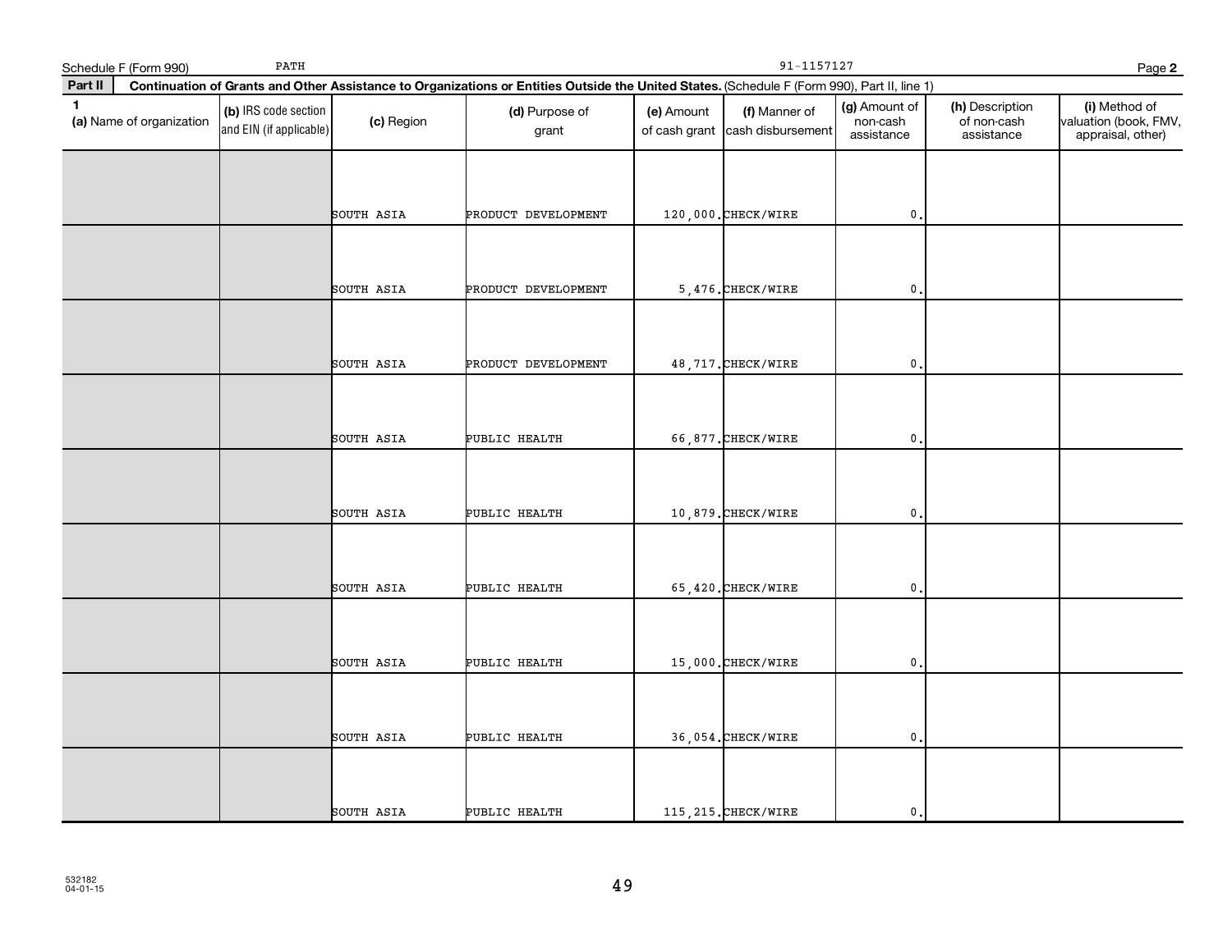Schedule F (Form 990) PATH 91-1157127

**Part II** **Continuation of Grants and Other Assistance to Organizations or Entities Outside the United States.** (Schedule F (Form 990), Part II, line 1)

| 1 (a) Name of organization | (b) IRS code section and EIN (if applicable) | (c) Region | (d) Purpose of grant | (e) Amount of cash grant | (f) Manner of cash disbursement | (g) Amount of non-cash assistance | (h) Description of non-cash assistance | (i) Method of valuation (book, FMV, appraisal, other) |
|---|---|---|---|---|---|---|---|---|
| | | SOUTH ASIA | PRODUCT DEVELOPMENT | 120,000. | CHECK/WIRE | 0. | | |
| | | SOUTH ASIA | PRODUCT DEVELOPMENT | 5,476. | CHECK/WIRE | 0. | | |
| | | SOUTH ASIA | PRODUCT DEVELOPMENT | 48,717. | CHECK/WIRE | 0. | | |
| | | SOUTH ASIA | PUBLIC HEALTH | 66,877. | CHECK/WIRE | 0. | | |
| | | SOUTH ASIA | PUBLIC HEALTH | 10,879. | CHECK/WIRE | 0. | | |
| | | SOUTH ASIA | PUBLIC HEALTH | 65,420. | CHECK/WIRE | 0. | | |
| | | SOUTH ASIA | PUBLIC HEALTH | 15,000. | CHECK/WIRE | 0. | | |
| | | SOUTH ASIA | PUBLIC HEALTH | 36,054. | CHECK/WIRE | 0. | | |
| | | SOUTH ASIA | PUBLIC HEALTH | 115,215. | CHECK/WIRE | 0. | | |

532182
04-01-15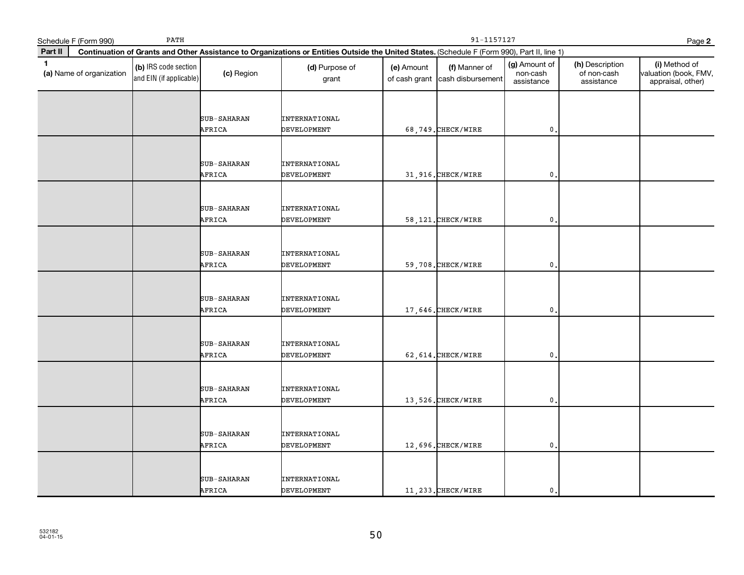Schedule F (Form 990) PATH 91-1157127

**Part II** **Continuation of Grants and Other Assistance to Organizations or Entities Outside the United States.** (Schedule F (Form 990), Part II, line 1)

| 1 (a) Name of organization | (b) IRS code section and EIN (if applicable) | (c) Region | (d) Purpose of grant | (e) Amount of cash grant | (f) Manner of cash disbursement | (g) Amount of non-cash assistance | (h) Description of non-cash assistance | (i) Method of valuation (book, FMV, appraisal, other) |
|---|---|---|---|---|---|---|---|---|
| | | SUB-SAHARAN AFRICA | INTERNATIONAL DEVELOPMENT | 68,749. | CHECK/WIRE | 0. | | |
| | | SUB-SAHARAN AFRICA | INTERNATIONAL DEVELOPMENT | 31,916. | CHECK/WIRE | 0. | | |
| | | SUB-SAHARAN AFRICA | INTERNATIONAL DEVELOPMENT | 58,121. | CHECK/WIRE | 0. | | |
| | | SUB-SAHARAN AFRICA | INTERNATIONAL DEVELOPMENT | 59,708. | CHECK/WIRE | 0. | | |
| | | SUB-SAHARAN AFRICA | INTERNATIONAL DEVELOPMENT | 17,646. | CHECK/WIRE | 0. | | |
| | | SUB-SAHARAN AFRICA | INTERNATIONAL DEVELOPMENT | 62,614. | CHECK/WIRE | 0. | | |
| | | SUB-SAHARAN AFRICA | INTERNATIONAL DEVELOPMENT | 13,526. | CHECK/WIRE | 0. | | |
| | | SUB-SAHARAN AFRICA | INTERNATIONAL DEVELOPMENT | 12,696. | CHECK/WIRE | 0. | | |
| | | SUB-SAHARAN AFRICA | INTERNATIONAL DEVELOPMENT | 11,233. | CHECK/WIRE | 0. | | |

532182
04-01-15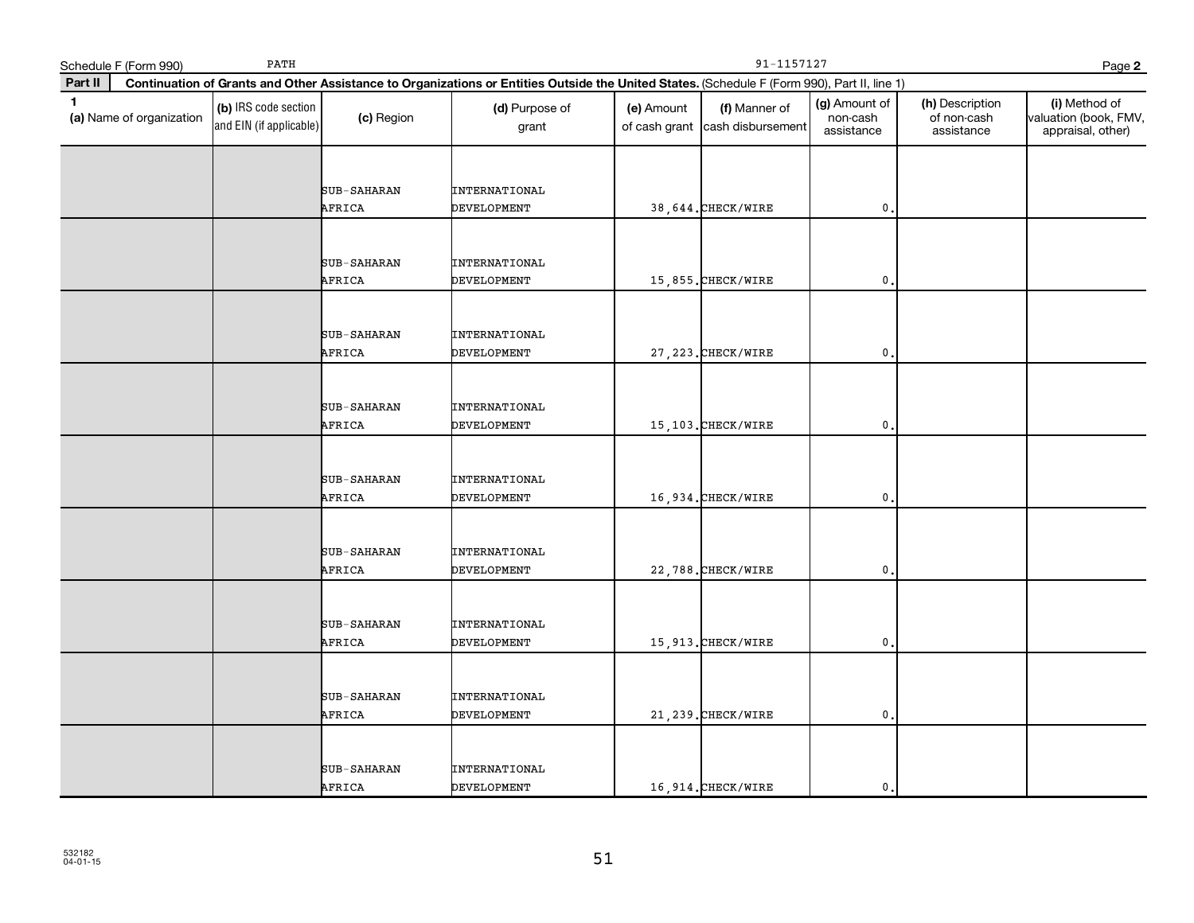Schedule F (Form 990) PATH 91-1157127 Page **2**

**Part II** **Continuation of Grants and Other Assistance to Organizations or Entities Outside the United States.** (Schedule F (Form 990), Part II, line 1)

| **1** (a) Name of organization | (b) IRS code section and EIN (if applicable) | (c) Region | (d) Purpose of grant | (e) Amount of cash grant | (f) Manner of cash disbursement | (g) Amount of non-cash assistance | (h) Description of non-cash assistance | (i) Method of valuation (book, FMV, appraisal, other) |
|---|---|---|---|---|---|---|---|---|
| | | SUB-SAHARAN AFRICA | INTERNATIONAL DEVELOPMENT | 38,644. | CHECK/WIRE | 0. | | |
| | | SUB-SAHARAN AFRICA | INTERNATIONAL DEVELOPMENT | 15,855. | CHECK/WIRE | 0. | | |
| | | SUB-SAHARAN AFRICA | INTERNATIONAL DEVELOPMENT | 27,223. | CHECK/WIRE | 0. | | |
| | | SUB-SAHARAN AFRICA | INTERNATIONAL DEVELOPMENT | 15,103. | CHECK/WIRE | 0. | | |
| | | SUB-SAHARAN AFRICA | INTERNATIONAL DEVELOPMENT | 16,934. | CHECK/WIRE | 0. | | |
| | | SUB-SAHARAN AFRICA | INTERNATIONAL DEVELOPMENT | 22,788. | CHECK/WIRE | 0. | | |
| | | SUB-SAHARAN AFRICA | INTERNATIONAL DEVELOPMENT | 15,913. | CHECK/WIRE | 0. | | |
| | | SUB-SAHARAN AFRICA | INTERNATIONAL DEVELOPMENT | 21,239. | CHECK/WIRE | 0. | | |
| | | SUB-SAHARAN AFRICA | INTERNATIONAL DEVELOPMENT | 16,914. | CHECK/WIRE | 0. | | |

532182
04-01-15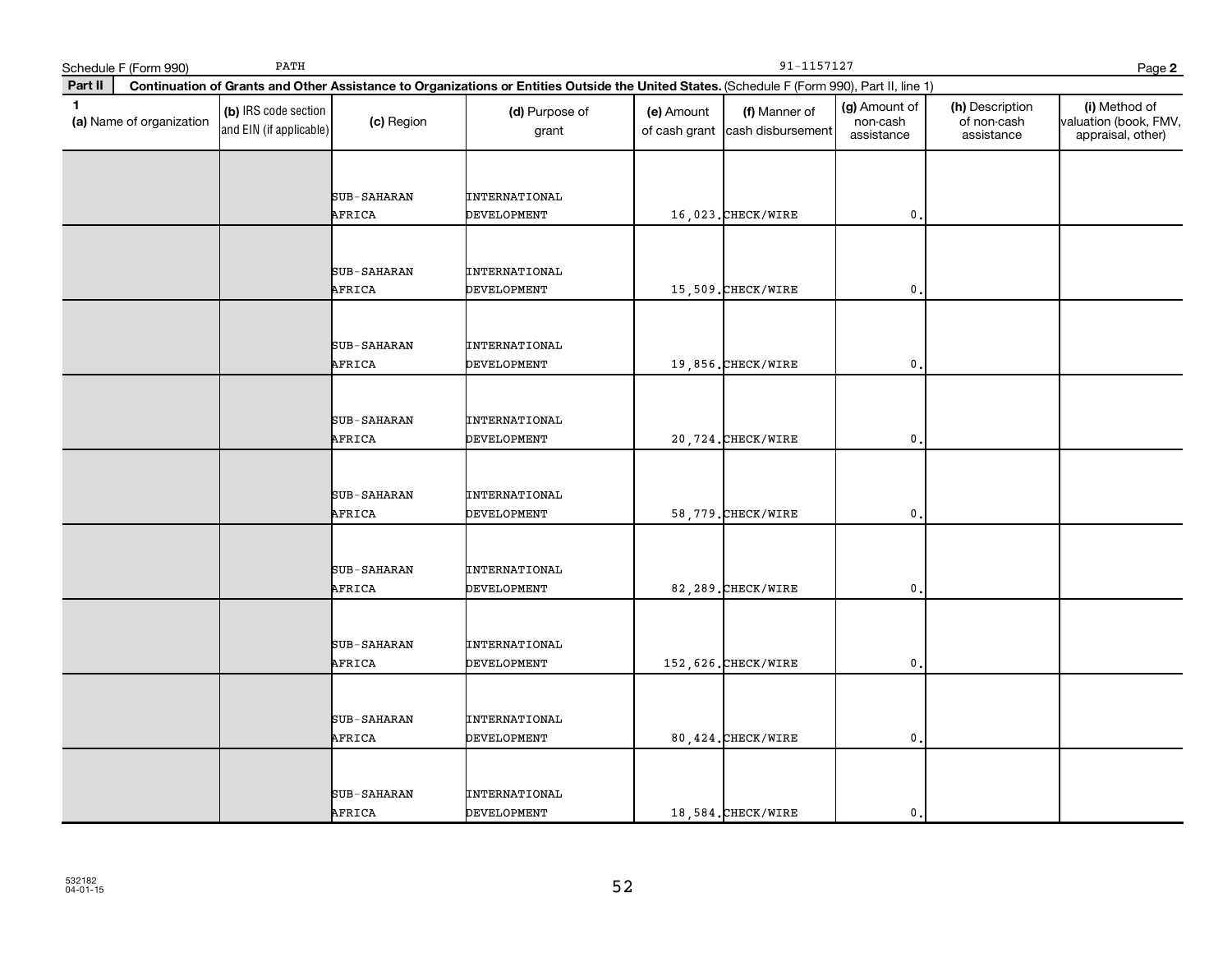Schedule F (Form 990) PATH 91-1157127

**Part II** **Continuation of Grants and Other Assistance to Organizations or Entities Outside the United States.** (Schedule F (Form 990), Part II, line 1)

| 1 (a) Name of organization | (b) IRS code section and EIN (if applicable) | (c) Region | (d) Purpose of grant | (e) Amount of cash grant | (f) Manner of cash disbursement | (g) Amount of non-cash assistance | (h) Description of non-cash assistance | (i) Method of valuation (book, FMV, appraisal, other) |
|---|---|---|---|---|---|---|---|---|
| | | SUB-SAHARAN AFRICA | INTERNATIONAL DEVELOPMENT | 16,023. | CHECK/WIRE | 0. | | |
| | | SUB-SAHARAN AFRICA | INTERNATIONAL DEVELOPMENT | 15,509. | CHECK/WIRE | 0. | | |
| | | SUB-SAHARAN AFRICA | INTERNATIONAL DEVELOPMENT | 19,856. | CHECK/WIRE | 0. | | |
| | | SUB-SAHARAN AFRICA | INTERNATIONAL DEVELOPMENT | 20,724. | CHECK/WIRE | 0. | | |
| | | SUB-SAHARAN AFRICA | INTERNATIONAL DEVELOPMENT | 58,779. | CHECK/WIRE | 0. | | |
| | | SUB-SAHARAN AFRICA | INTERNATIONAL DEVELOPMENT | 82,289. | CHECK/WIRE | 0. | | |
| | | SUB-SAHARAN AFRICA | INTERNATIONAL DEVELOPMENT | 152,626. | CHECK/WIRE | 0. | | |
| | | SUB-SAHARAN AFRICA | INTERNATIONAL DEVELOPMENT | 80,424. | CHECK/WIRE | 0. | | |
| | | SUB-SAHARAN AFRICA | INTERNATIONAL DEVELOPMENT | 18,584. | CHECK/WIRE | 0. | | |

532182
04-01-15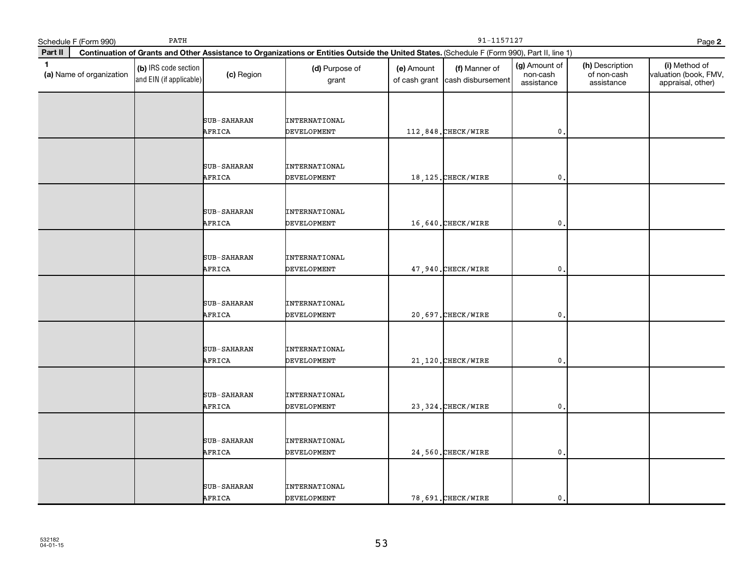Schedule F (Form 990) PATH 91-1157127

**Part II** **Continuation of Grants and Other Assistance to Organizations or Entities Outside the United States.** (Schedule F (Form 990), Part II, line 1)

| 1 (a) Name of organization | (b) IRS code section and EIN (if applicable) | (c) Region | (d) Purpose of grant | (e) Amount of cash grant | (f) Manner of cash disbursement | (g) Amount of non-cash assistance | (h) Description of non-cash assistance | (i) Method of valuation (book, FMV, appraisal, other) |
|---|---|---|---|---|---|---|---|---|
| | | SUB-SAHARAN AFRICA | INTERNATIONAL DEVELOPMENT | 112,848. | CHECK/WIRE | 0. | | |
| | | SUB-SAHARAN AFRICA | INTERNATIONAL DEVELOPMENT | 18,125. | CHECK/WIRE | 0. | | |
| | | SUB-SAHARAN AFRICA | INTERNATIONAL DEVELOPMENT | 16,640. | CHECK/WIRE | 0. | | |
| | | SUB-SAHARAN AFRICA | INTERNATIONAL DEVELOPMENT | 47,940. | CHECK/WIRE | 0. | | |
| | | SUB-SAHARAN AFRICA | INTERNATIONAL DEVELOPMENT | 20,697. | CHECK/WIRE | 0. | | |
| | | SUB-SAHARAN AFRICA | INTERNATIONAL DEVELOPMENT | 21,120. | CHECK/WIRE | 0. | | |
| | | SUB-SAHARAN AFRICA | INTERNATIONAL DEVELOPMENT | 23,324. | CHECK/WIRE | 0. | | |
| | | SUB-SAHARAN AFRICA | INTERNATIONAL DEVELOPMENT | 24,560. | CHECK/WIRE | 0. | | |
| | | SUB-SAHARAN AFRICA | INTERNATIONAL DEVELOPMENT | 78,691. | CHECK/WIRE | 0. | | |

532182
04-01-15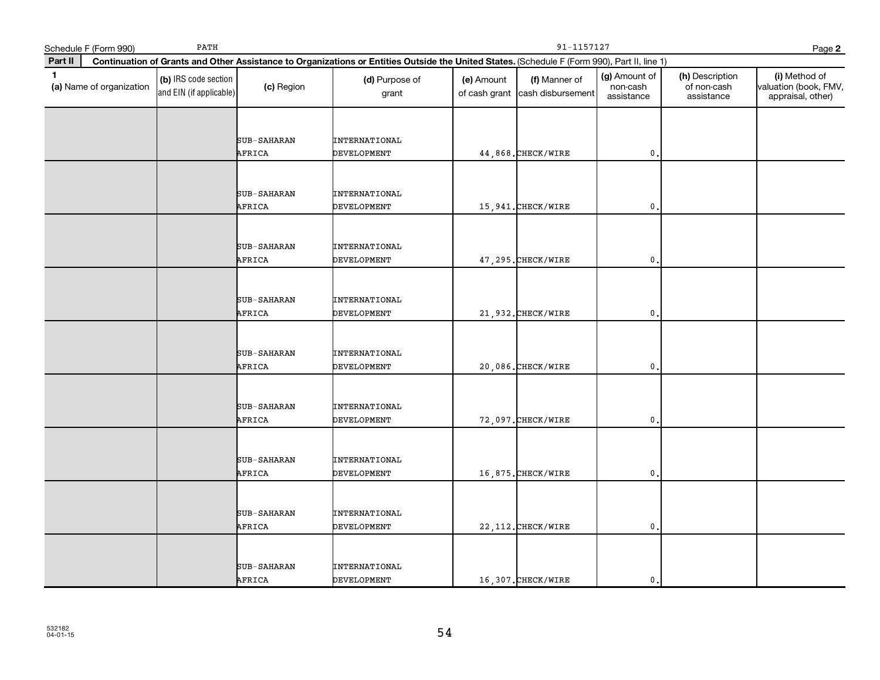Schedule F (Form 990) PATH 91-1157127 Page **2**

**Part II** **Continuation of Grants and Other Assistance to Organizations or Entities Outside the United States.** (Schedule F (Form 990), Part II, line 1)

| **1** (a) Name of organization | (b) IRS code section and EIN (if applicable) | (c) Region | (d) Purpose of grant | (e) Amount of cash grant | (f) Manner of cash disbursement | (g) Amount of non-cash assistance | (h) Description of non-cash assistance | (i) Method of valuation (book, FMV, appraisal, other) |
|---|---|---|---|---|---|---|---|---|
| | | SUB-SAHARAN AFRICA | INTERNATIONAL DEVELOPMENT | 44,868. | CHECK/WIRE | 0. | | |
| | | SUB-SAHARAN AFRICA | INTERNATIONAL DEVELOPMENT | 15,941. | CHECK/WIRE | 0. | | |
| | | SUB-SAHARAN AFRICA | INTERNATIONAL DEVELOPMENT | 47,295. | CHECK/WIRE | 0. | | |
| | | SUB-SAHARAN AFRICA | INTERNATIONAL DEVELOPMENT | 21,932. | CHECK/WIRE | 0. | | |
| | | SUB-SAHARAN AFRICA | INTERNATIONAL DEVELOPMENT | 20,086. | CHECK/WIRE | 0. | | |
| | | SUB-SAHARAN AFRICA | INTERNATIONAL DEVELOPMENT | 72,097. | CHECK/WIRE | 0. | | |
| | | SUB-SAHARAN AFRICA | INTERNATIONAL DEVELOPMENT | 16,875. | CHECK/WIRE | 0. | | |
| | | SUB-SAHARAN AFRICA | INTERNATIONAL DEVELOPMENT | 22,112. | CHECK/WIRE | 0. | | |
| | | SUB-SAHARAN AFRICA | INTERNATIONAL DEVELOPMENT | 16,307. | CHECK/WIRE | 0. | | |

532182
04-01-15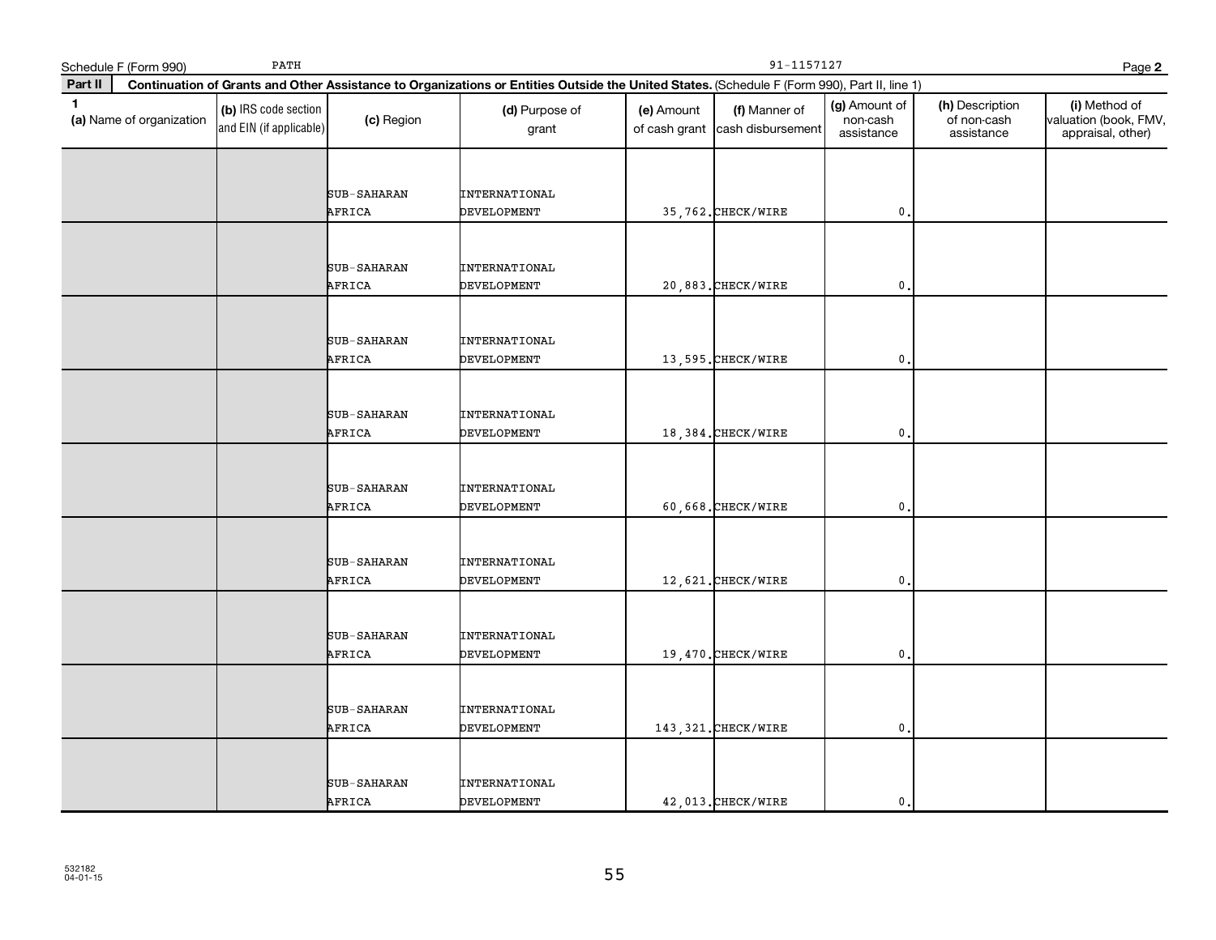Schedule F (Form 990) PATH 91-1157127 Page **2**

**Part II** **Continuation of Grants and Other Assistance to Organizations or Entities Outside the United States.** (Schedule F (Form 990), Part II, line 1)

| 1 (a) Name of organization | (b) IRS code section and EIN (if applicable) | (c) Region | (d) Purpose of grant | (e) Amount of cash grant | (f) Manner of cash disbursement | (g) Amount of non-cash assistance | (h) Description of non-cash assistance | (i) Method of valuation (book, FMV, appraisal, other) |
|---|---|---|---|---|---|---|---|---|
| | | SUB-SAHARAN AFRICA | INTERNATIONAL DEVELOPMENT | 35,762. | CHECK/WIRE | 0. | | |
| | | SUB-SAHARAN AFRICA | INTERNATIONAL DEVELOPMENT | 20,883. | CHECK/WIRE | 0. | | |
| | | SUB-SAHARAN AFRICA | INTERNATIONAL DEVELOPMENT | 13,595. | CHECK/WIRE | 0. | | |
| | | SUB-SAHARAN AFRICA | INTERNATIONAL DEVELOPMENT | 18,384. | CHECK/WIRE | 0. | | |
| | | SUB-SAHARAN AFRICA | INTERNATIONAL DEVELOPMENT | 60,668. | CHECK/WIRE | 0. | | |
| | | SUB-SAHARAN AFRICA | INTERNATIONAL DEVELOPMENT | 12,621. | CHECK/WIRE | 0. | | |
| | | SUB-SAHARAN AFRICA | INTERNATIONAL DEVELOPMENT | 19,470. | CHECK/WIRE | 0. | | |
| | | SUB-SAHARAN AFRICA | INTERNATIONAL DEVELOPMENT | 143,321. | CHECK/WIRE | 0. | | |
| | | SUB-SAHARAN AFRICA | INTERNATIONAL DEVELOPMENT | 42,013. | CHECK/WIRE | 0. | | |

532182
04-01-15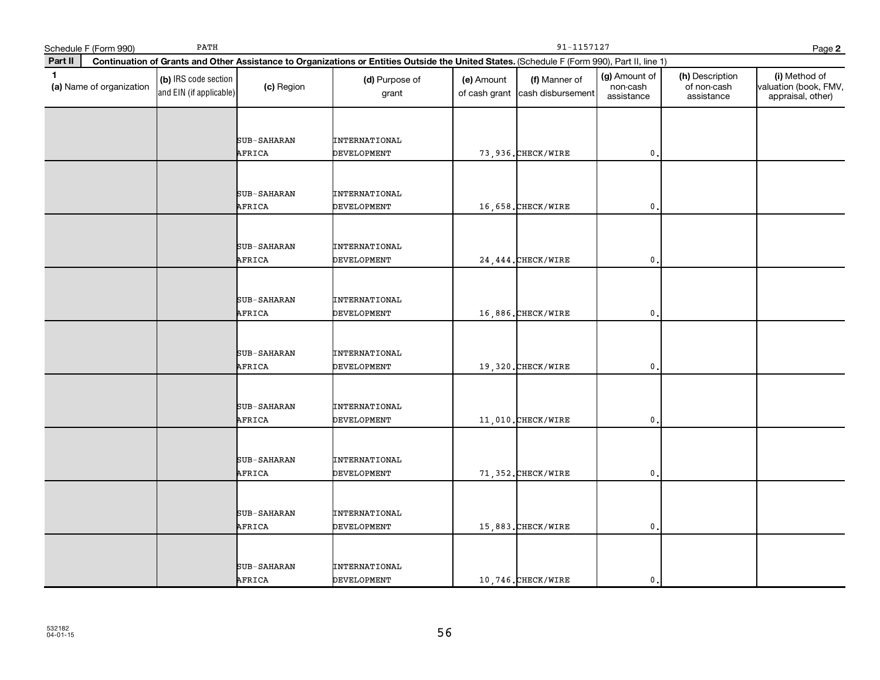Schedule F (Form 990) PATH 91-1157127

**Part II** **Continuation of Grants and Other Assistance to Organizations or Entities Outside the United States.** (Schedule F (Form 990), Part II, line 1)

| 1 (a) Name of organization | (b) IRS code section and EIN (if applicable) | (c) Region | (d) Purpose of grant | (e) Amount of cash grant | (f) Manner of cash disbursement | (g) Amount of non-cash assistance | (h) Description of non-cash assistance | (i) Method of valuation (book, FMV, appraisal, other) |
|---|---|---|---|---|---|---|---|---|
| | | SUB-SAHARAN AFRICA | INTERNATIONAL DEVELOPMENT | 73,936. | CHECK/WIRE | 0. | | |
| | | SUB-SAHARAN AFRICA | INTERNATIONAL DEVELOPMENT | 16,658. | CHECK/WIRE | 0. | | |
| | | SUB-SAHARAN AFRICA | INTERNATIONAL DEVELOPMENT | 24,444. | CHECK/WIRE | 0. | | |
| | | SUB-SAHARAN AFRICA | INTERNATIONAL DEVELOPMENT | 16,886. | CHECK/WIRE | 0. | | |
| | | SUB-SAHARAN AFRICA | INTERNATIONAL DEVELOPMENT | 19,320. | CHECK/WIRE | 0. | | |
| | | SUB-SAHARAN AFRICA | INTERNATIONAL DEVELOPMENT | 11,010. | CHECK/WIRE | 0. | | |
| | | SUB-SAHARAN AFRICA | INTERNATIONAL DEVELOPMENT | 71,352. | CHECK/WIRE | 0. | | |
| | | SUB-SAHARAN AFRICA | INTERNATIONAL DEVELOPMENT | 15,883. | CHECK/WIRE | 0. | | |
| | | SUB-SAHARAN AFRICA | INTERNATIONAL DEVELOPMENT | 10,746. | CHECK/WIRE | 0. | | |

532182
04-01-15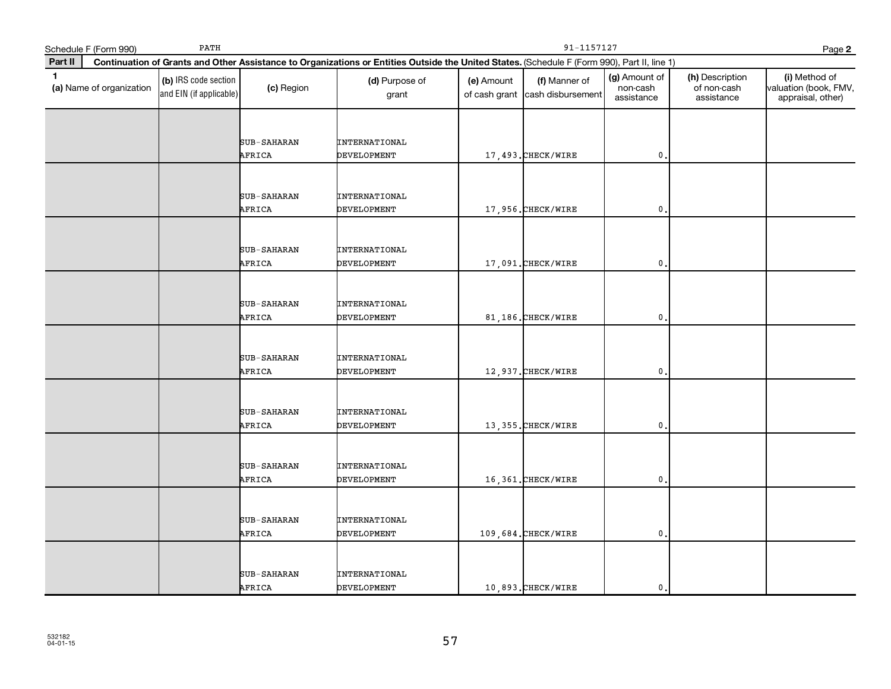Schedule F (Form 990) PATH 91-1157127 Page 2

**Part II** **Continuation of Grants and Other Assistance to Organizations or Entities Outside the United States.** (Schedule F (Form 990), Part II, line 1)

| 1 (a) Name of organization | (b) IRS code section and EIN (if applicable) | (c) Region | (d) Purpose of grant | (e) Amount of cash grant | (f) Manner of cash disbursement | (g) Amount of non-cash assistance | (h) Description of non-cash assistance | (i) Method of valuation (book, FMV, appraisal, other) |
|---|---|---|---|---|---|---|---|---|
| | | SUB-SAHARAN AFRICA | INTERNATIONAL DEVELOPMENT | 17,493. | CHECK/WIRE | 0. | | |
| | | SUB-SAHARAN AFRICA | INTERNATIONAL DEVELOPMENT | 17,956. | CHECK/WIRE | 0. | | |
| | | SUB-SAHARAN AFRICA | INTERNATIONAL DEVELOPMENT | 17,091. | CHECK/WIRE | 0. | | |
| | | SUB-SAHARAN AFRICA | INTERNATIONAL DEVELOPMENT | 81,186. | CHECK/WIRE | 0. | | |
| | | SUB-SAHARAN AFRICA | INTERNATIONAL DEVELOPMENT | 12,937. | CHECK/WIRE | 0. | | |
| | | SUB-SAHARAN AFRICA | INTERNATIONAL DEVELOPMENT | 13,355. | CHECK/WIRE | 0. | | |
| | | SUB-SAHARAN AFRICA | INTERNATIONAL DEVELOPMENT | 16,361. | CHECK/WIRE | 0. | | |
| | | SUB-SAHARAN AFRICA | INTERNATIONAL DEVELOPMENT | 109,684. | CHECK/WIRE | 0. | | |
| | | SUB-SAHARAN AFRICA | INTERNATIONAL DEVELOPMENT | 10,893. | CHECK/WIRE | 0. | | |

532182 04-01-15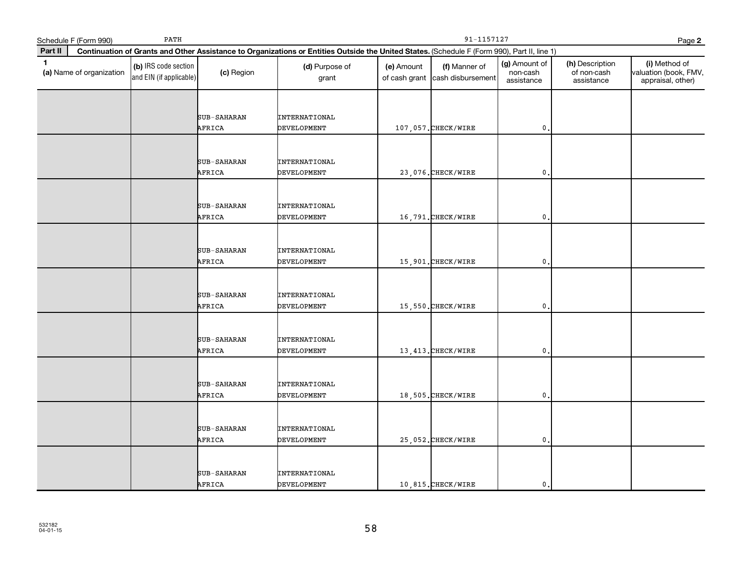Schedule F (Form 990) PATH 91-1157127

**Part II** **Continuation of Grants and Other Assistance to Organizations or Entities Outside the United States.** (Schedule F (Form 990), Part II, line 1)

| 1 (a) Name of organization | (b) IRS code section and EIN (if applicable) | (c) Region | (d) Purpose of grant | (e) Amount of cash grant | (f) Manner of cash disbursement | (g) Amount of non-cash assistance | (h) Description of non-cash assistance | (i) Method of valuation (book, FMV, appraisal, other) |
|---|---|---|---|---|---|---|---|---|
| | | SUB-SAHARAN AFRICA | INTERNATIONAL DEVELOPMENT | 107,057. | CHECK/WIRE | 0. | | |
| | | SUB-SAHARAN AFRICA | INTERNATIONAL DEVELOPMENT | 23,076. | CHECK/WIRE | 0. | | |
| | | SUB-SAHARAN AFRICA | INTERNATIONAL DEVELOPMENT | 16,791. | CHECK/WIRE | 0. | | |
| | | SUB-SAHARAN AFRICA | INTERNATIONAL DEVELOPMENT | 15,901. | CHECK/WIRE | 0. | | |
| | | SUB-SAHARAN AFRICA | INTERNATIONAL DEVELOPMENT | 15,550. | CHECK/WIRE | 0. | | |
| | | SUB-SAHARAN AFRICA | INTERNATIONAL DEVELOPMENT | 13,413. | CHECK/WIRE | 0. | | |
| | | SUB-SAHARAN AFRICA | INTERNATIONAL DEVELOPMENT | 18,505. | CHECK/WIRE | 0. | | |
| | | SUB-SAHARAN AFRICA | INTERNATIONAL DEVELOPMENT | 25,052. | CHECK/WIRE | 0. | | |
| | | SUB-SAHARAN AFRICA | INTERNATIONAL DEVELOPMENT | 10,815. | CHECK/WIRE | 0. | | |

532182
04-01-15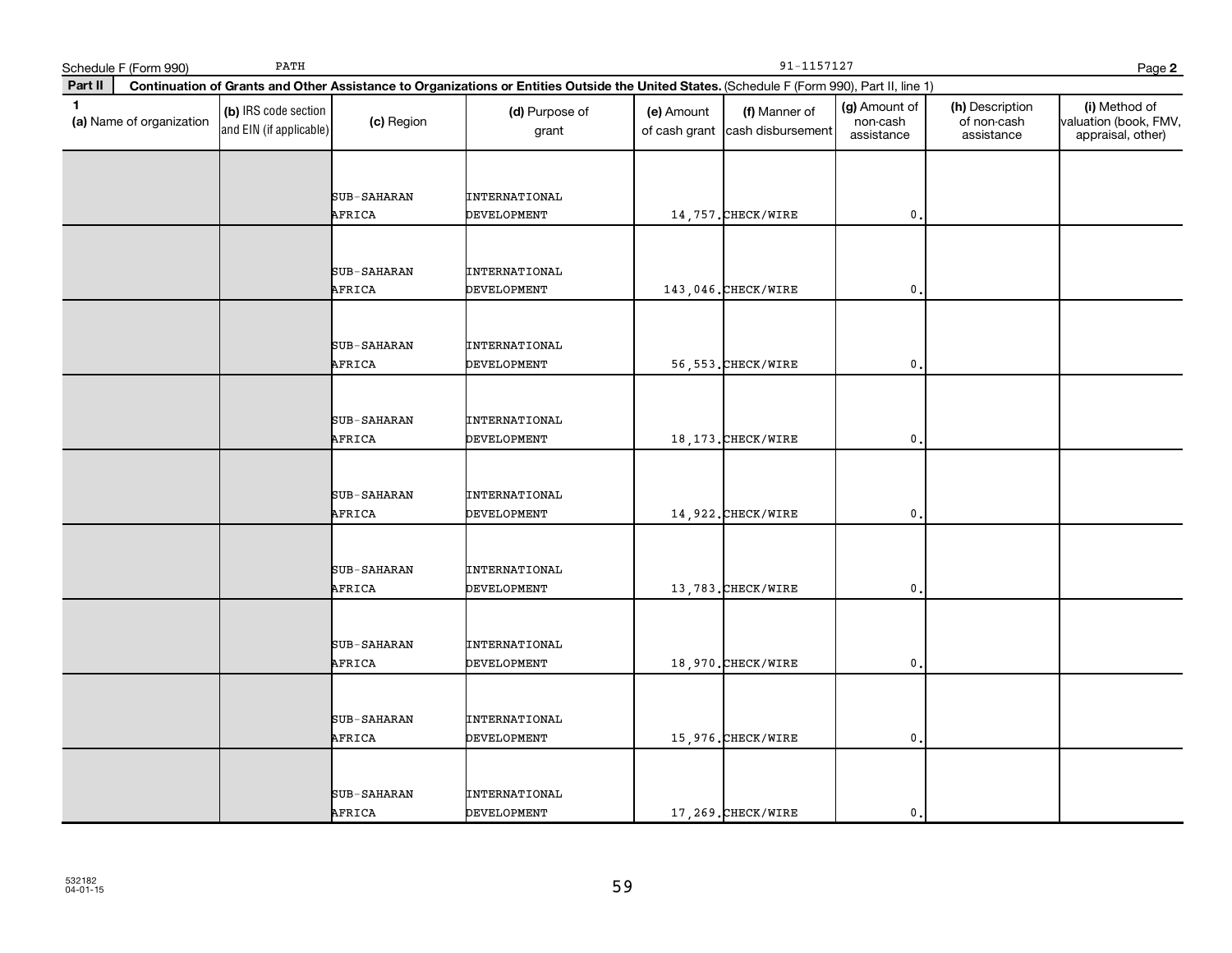Schedule F (Form 990) PATH 91-1157127 Page **2**

**Part II** **Continuation of Grants and Other Assistance to Organizations or Entities Outside the United States.** (Schedule F (Form 990), Part II, line 1)

| 1 (a) Name of organization | (b) IRS code section and EIN (if applicable) | (c) Region | (d) Purpose of grant | (e) Amount of cash grant | (f) Manner of cash disbursement | (g) Amount of non-cash assistance | (h) Description of non-cash assistance | (i) Method of valuation (book, FMV, appraisal, other) |
|---|---|---|---|---|---|---|---|---|
| | | SUB-SAHARAN AFRICA | INTERNATIONAL DEVELOPMENT | 14,757. | CHECK/WIRE | 0. | | |
| | | SUB-SAHARAN AFRICA | INTERNATIONAL DEVELOPMENT | 143,046. | CHECK/WIRE | 0. | | |
| | | SUB-SAHARAN AFRICA | INTERNATIONAL DEVELOPMENT | 56,553. | CHECK/WIRE | 0. | | |
| | | SUB-SAHARAN AFRICA | INTERNATIONAL DEVELOPMENT | 18,173. | CHECK/WIRE | 0. | | |
| | | SUB-SAHARAN AFRICA | INTERNATIONAL DEVELOPMENT | 14,922. | CHECK/WIRE | 0. | | |
| | | SUB-SAHARAN AFRICA | INTERNATIONAL DEVELOPMENT | 13,783. | CHECK/WIRE | 0. | | |
| | | SUB-SAHARAN AFRICA | INTERNATIONAL DEVELOPMENT | 18,970. | CHECK/WIRE | 0. | | |
| | | SUB-SAHARAN AFRICA | INTERNATIONAL DEVELOPMENT | 15,976. | CHECK/WIRE | 0. | | |
| | | SUB-SAHARAN AFRICA | INTERNATIONAL DEVELOPMENT | 17,269. | CHECK/WIRE | 0. | | |

532182
04-01-15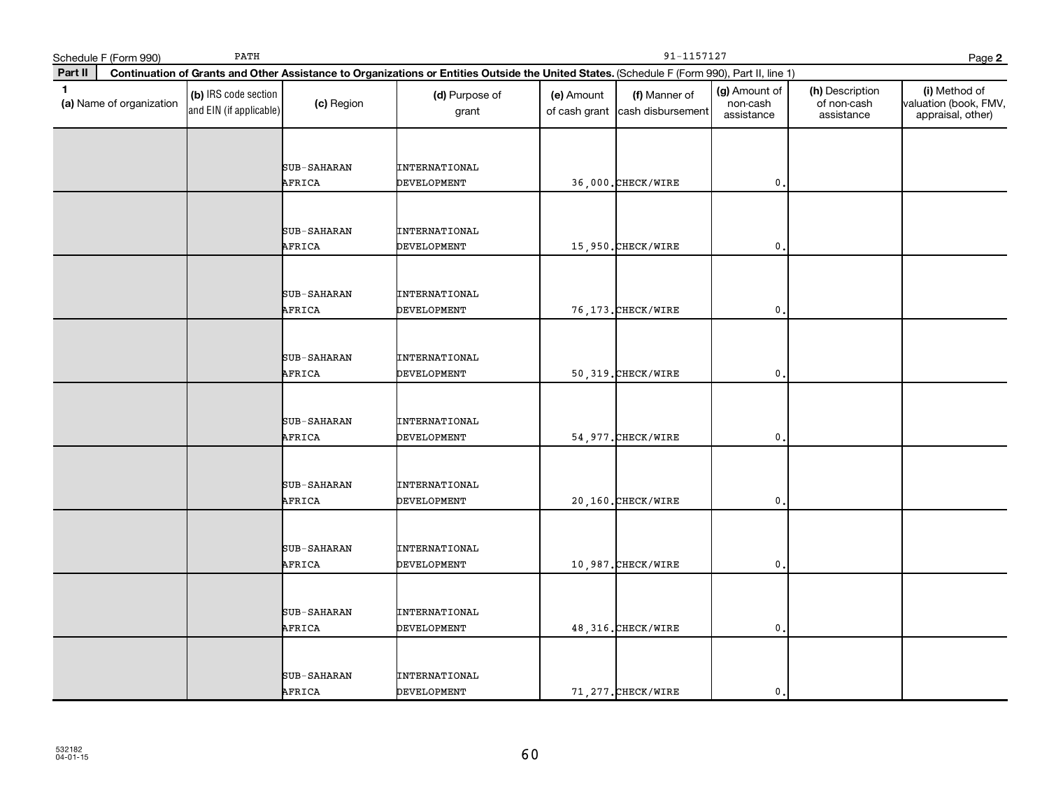Schedule F (Form 990) PATH 91-1157127 Page **2**

**Part II** **Continuation of Grants and Other Assistance to Organizations or Entities Outside the United States.** (Schedule F (Form 990), Part II, line 1)

| 1 (a) Name of organization | (b) IRS code section and EIN (if applicable) | (c) Region | (d) Purpose of grant | (e) Amount of cash grant | (f) Manner of cash disbursement | (g) Amount of non-cash assistance | (h) Description of non-cash assistance | (i) Method of valuation (book, FMV, appraisal, other) |
|---|---|---|---|---|---|---|---|---|
| | | SUB-SAHARAN AFRICA | INTERNATIONAL DEVELOPMENT | 36,000. | CHECK/WIRE | 0. | | |
| | | SUB-SAHARAN AFRICA | INTERNATIONAL DEVELOPMENT | 15,950. | CHECK/WIRE | 0. | | |
| | | SUB-SAHARAN AFRICA | INTERNATIONAL DEVELOPMENT | 76,173. | CHECK/WIRE | 0. | | |
| | | SUB-SAHARAN AFRICA | INTERNATIONAL DEVELOPMENT | 50,319. | CHECK/WIRE | 0. | | |
| | | SUB-SAHARAN AFRICA | INTERNATIONAL DEVELOPMENT | 54,977. | CHECK/WIRE | 0. | | |
| | | SUB-SAHARAN AFRICA | INTERNATIONAL DEVELOPMENT | 20,160. | CHECK/WIRE | 0. | | |
| | | SUB-SAHARAN AFRICA | INTERNATIONAL DEVELOPMENT | 10,987. | CHECK/WIRE | 0. | | |
| | | SUB-SAHARAN AFRICA | INTERNATIONAL DEVELOPMENT | 48,316. | CHECK/WIRE | 0. | | |
| | | SUB-SAHARAN AFRICA | INTERNATIONAL DEVELOPMENT | 71,277. | CHECK/WIRE | 0. | | |

532182
04-01-15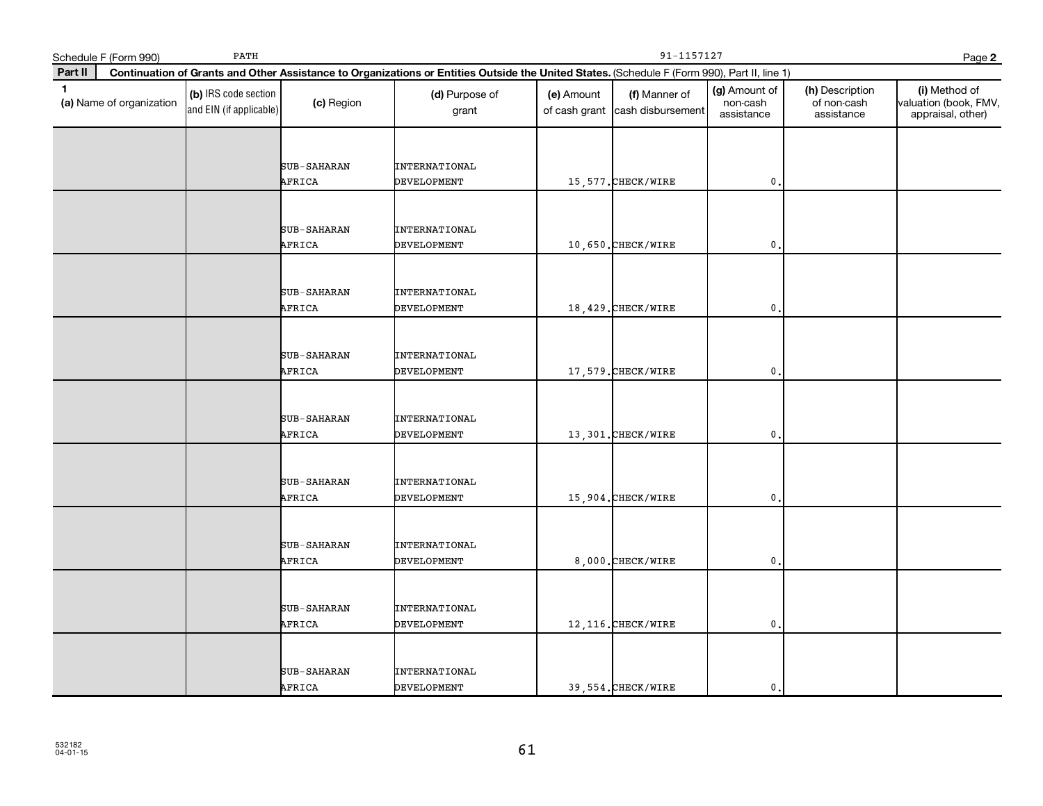Schedule F (Form 990) PATH 91-1157127

**Part II** **Continuation of Grants and Other Assistance to Organizations or Entities Outside the United States.** (Schedule F (Form 990), Part II, line 1)

| 1 (a) Name of organization | (b) IRS code section and EIN (if applicable) | (c) Region | (d) Purpose of grant | (e) Amount of cash grant | (f) Manner of cash disbursement | (g) Amount of non-cash assistance | (h) Description of non-cash assistance | (i) Method of valuation (book, FMV, appraisal, other) |
|---|---|---|---|---|---|---|---|---|
| | | SUB-SAHARAN AFRICA | INTERNATIONAL DEVELOPMENT | 15,577. | CHECK/WIRE | 0. | | |
| | | SUB-SAHARAN AFRICA | INTERNATIONAL DEVELOPMENT | 10,650. | CHECK/WIRE | 0. | | |
| | | SUB-SAHARAN AFRICA | INTERNATIONAL DEVELOPMENT | 18,429. | CHECK/WIRE | 0. | | |
| | | SUB-SAHARAN AFRICA | INTERNATIONAL DEVELOPMENT | 17,579. | CHECK/WIRE | 0. | | |
| | | SUB-SAHARAN AFRICA | INTERNATIONAL DEVELOPMENT | 13,301. | CHECK/WIRE | 0. | | |
| | | SUB-SAHARAN AFRICA | INTERNATIONAL DEVELOPMENT | 15,904. | CHECK/WIRE | 0. | | |
| | | SUB-SAHARAN AFRICA | INTERNATIONAL DEVELOPMENT | 8,000. | CHECK/WIRE | 0. | | |
| | | SUB-SAHARAN AFRICA | INTERNATIONAL DEVELOPMENT | 12,116. | CHECK/WIRE | 0. | | |
| | | SUB-SAHARAN AFRICA | INTERNATIONAL DEVELOPMENT | 39,554. | CHECK/WIRE | 0. | | |

532182
04-01-15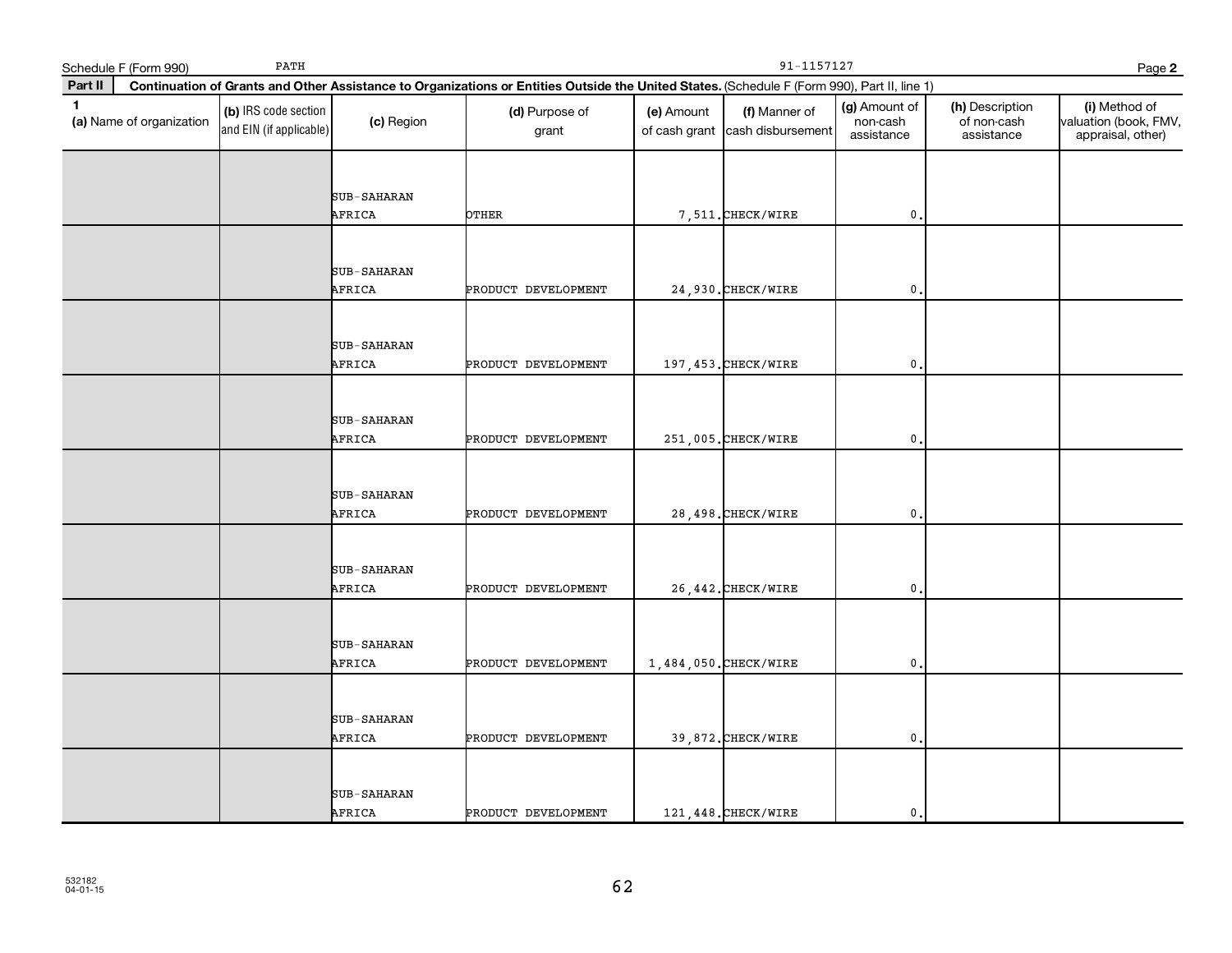Schedule F (Form 990) PATH 91-1157127

**Part II** **Continuation of Grants and Other Assistance to Organizations or Entities Outside the United States.** (Schedule F (Form 990), Part II, line 1)

| 1 (a) Name of organization | (b) IRS code section and EIN (if applicable) | (c) Region | (d) Purpose of grant | (e) Amount of cash grant | (f) Manner of cash disbursement | (g) Amount of non-cash assistance | (h) Description of non-cash assistance | (i) Method of valuation (book, FMV, appraisal, other) |
|---|---|---|---|---|---|---|---|---|
| | | SUB-SAHARAN AFRICA | OTHER | 7,511. | CHECK/WIRE | 0. | | |
| | | SUB-SAHARAN AFRICA | PRODUCT DEVELOPMENT | 24,930. | CHECK/WIRE | 0. | | |
| | | SUB-SAHARAN AFRICA | PRODUCT DEVELOPMENT | 197,453. | CHECK/WIRE | 0. | | |
| | | SUB-SAHARAN AFRICA | PRODUCT DEVELOPMENT | 251,005. | CHECK/WIRE | 0. | | |
| | | SUB-SAHARAN AFRICA | PRODUCT DEVELOPMENT | 28,498. | CHECK/WIRE | 0. | | |
| | | SUB-SAHARAN AFRICA | PRODUCT DEVELOPMENT | 26,442. | CHECK/WIRE | 0. | | |
| | | SUB-SAHARAN AFRICA | PRODUCT DEVELOPMENT | 1,484,050. | CHECK/WIRE | 0. | | |
| | | SUB-SAHARAN AFRICA | PRODUCT DEVELOPMENT | 39,872. | CHECK/WIRE | 0. | | |
| | | SUB-SAHARAN AFRICA | PRODUCT DEVELOPMENT | 121,448. | CHECK/WIRE | 0. | | |

532182
04-01-15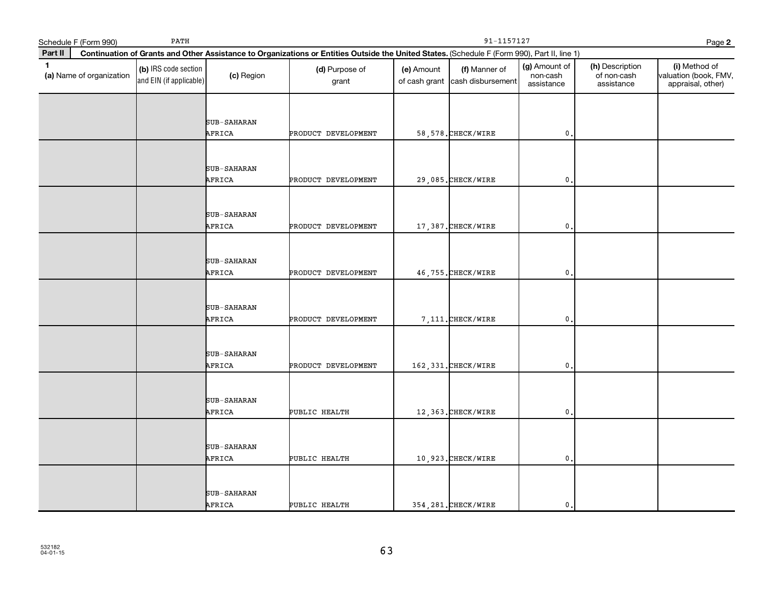Schedule F (Form 990) PATH 91-1157127 Page **2**

**Part II** **Continuation of Grants and Other Assistance to Organizations or Entities Outside the United States.** (Schedule F (Form 990), Part II, line 1)

| 1 (a) Name of organization | (b) IRS code section and EIN (if applicable) | (c) Region | (d) Purpose of grant | (e) Amount of cash grant | (f) Manner of cash disbursement | (g) Amount of non-cash assistance | (h) Description of non-cash assistance | (i) Method of valuation (book, FMV, appraisal, other) |
|---|---|---|---|---|---|---|---|---|
| | | SUB-SAHARAN AFRICA | PRODUCT DEVELOPMENT | 58,578. | CHECK/WIRE | 0. | | |
| | | SUB-SAHARAN AFRICA | PRODUCT DEVELOPMENT | 29,085. | CHECK/WIRE | 0. | | |
| | | SUB-SAHARAN AFRICA | PRODUCT DEVELOPMENT | 17,387. | CHECK/WIRE | 0. | | |
| | | SUB-SAHARAN AFRICA | PRODUCT DEVELOPMENT | 46,755. | CHECK/WIRE | 0. | | |
| | | SUB-SAHARAN AFRICA | PRODUCT DEVELOPMENT | 7,111. | CHECK/WIRE | 0. | | |
| | | SUB-SAHARAN AFRICA | PRODUCT DEVELOPMENT | 162,331. | CHECK/WIRE | 0. | | |
| | | SUB-SAHARAN AFRICA | PUBLIC HEALTH | 12,363. | CHECK/WIRE | 0. | | |
| | | SUB-SAHARAN AFRICA | PUBLIC HEALTH | 10,923. | CHECK/WIRE | 0. | | |
| | | SUB-SAHARAN AFRICA | PUBLIC HEALTH | 354,281. | CHECK/WIRE | 0. | | |

532182
04-01-15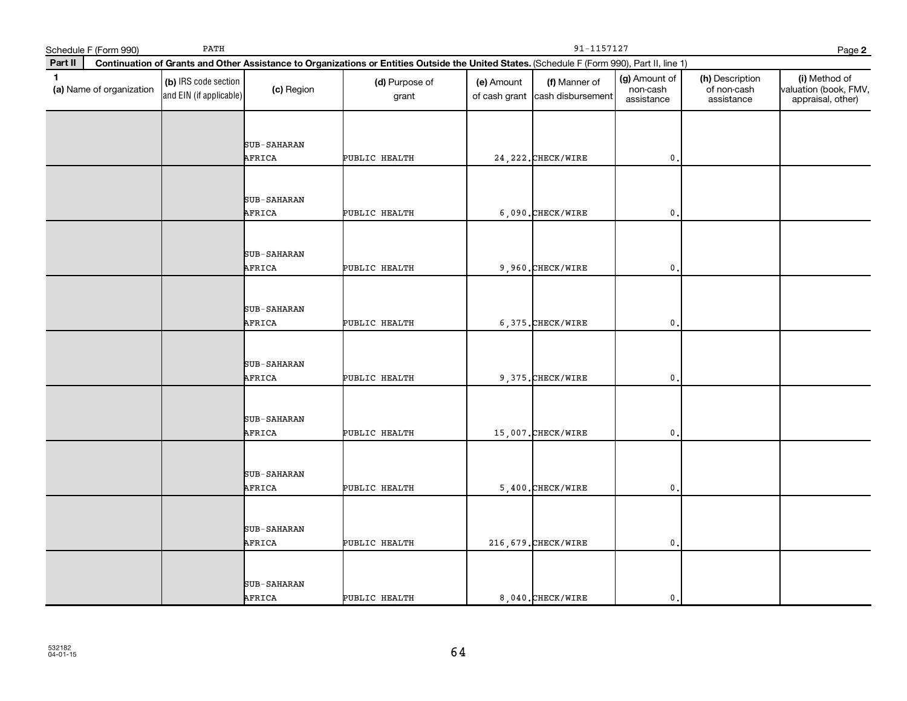Schedule F (Form 990) PATH 91-1157127

**Part II** **Continuation of Grants and Other Assistance to Organizations or Entities Outside the United States.** (Schedule F (Form 990), Part II, line 1)

| 1 (a) Name of organization | (b) IRS code section and EIN (if applicable) | (c) Region | (d) Purpose of grant | (e) Amount of cash grant | (f) Manner of cash disbursement | (g) Amount of non-cash assistance | (h) Description of non-cash assistance | (i) Method of valuation (book, FMV, appraisal, other) |
|---|---|---|---|---|---|---|---|---|
| | | SUB-SAHARAN AFRICA | PUBLIC HEALTH | 24,222. | CHECK/WIRE | 0. | | |
| | | SUB-SAHARAN AFRICA | PUBLIC HEALTH | 6,090. | CHECK/WIRE | 0. | | |
| | | SUB-SAHARAN AFRICA | PUBLIC HEALTH | 9,960. | CHECK/WIRE | 0. | | |
| | | SUB-SAHARAN AFRICA | PUBLIC HEALTH | 6,375. | CHECK/WIRE | 0. | | |
| | | SUB-SAHARAN AFRICA | PUBLIC HEALTH | 9,375. | CHECK/WIRE | 0. | | |
| | | SUB-SAHARAN AFRICA | PUBLIC HEALTH | 15,007. | CHECK/WIRE | 0. | | |
| | | SUB-SAHARAN AFRICA | PUBLIC HEALTH | 5,400. | CHECK/WIRE | 0. | | |
| | | SUB-SAHARAN AFRICA | PUBLIC HEALTH | 216,679. | CHECK/WIRE | 0. | | |
| | | SUB-SAHARAN AFRICA | PUBLIC HEALTH | 8,040. | CHECK/WIRE | 0. | | |

532182
04-01-15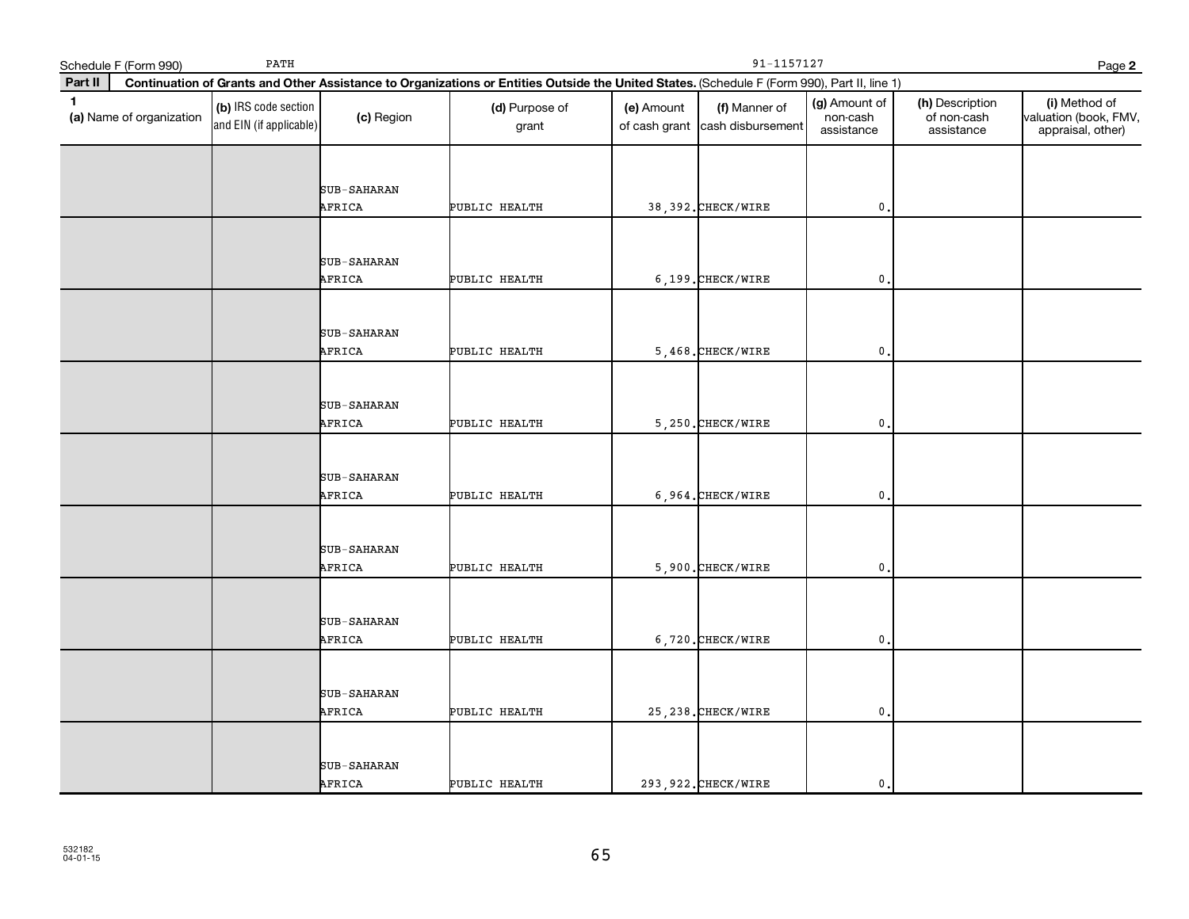Schedule F (Form 990) PATH 91-1157127 Page 2

**Part II** **Continuation of Grants and Other Assistance to Organizations or Entities Outside the United States.** (Schedule F (Form 990), Part II, line 1)

| 1 (a) Name of organization | (b) IRS code section and EIN (if applicable) | (c) Region | (d) Purpose of grant | (e) Amount of cash grant | (f) Manner of cash disbursement | (g) Amount of non-cash assistance | (h) Description of non-cash assistance | (i) Method of valuation (book, FMV, appraisal, other) |
|---|---|---|---|---|---|---|---|---|
| | | SUB-SAHARAN AFRICA | PUBLIC HEALTH | 38,392. | CHECK/WIRE | 0. | | |
| | | SUB-SAHARAN AFRICA | PUBLIC HEALTH | 6,199. | CHECK/WIRE | 0. | | |
| | | SUB-SAHARAN AFRICA | PUBLIC HEALTH | 5,468. | CHECK/WIRE | 0. | | |
| | | SUB-SAHARAN AFRICA | PUBLIC HEALTH | 5,250. | CHECK/WIRE | 0. | | |
| | | SUB-SAHARAN AFRICA | PUBLIC HEALTH | 6,964. | CHECK/WIRE | 0. | | |
| | | SUB-SAHARAN AFRICA | PUBLIC HEALTH | 5,900. | CHECK/WIRE | 0. | | |
| | | SUB-SAHARAN AFRICA | PUBLIC HEALTH | 6,720. | CHECK/WIRE | 0. | | |
| | | SUB-SAHARAN AFRICA | PUBLIC HEALTH | 25,238. | CHECK/WIRE | 0. | | |
| | | SUB-SAHARAN AFRICA | PUBLIC HEALTH | 293,922. | CHECK/WIRE | 0. | | |

532182
04-01-15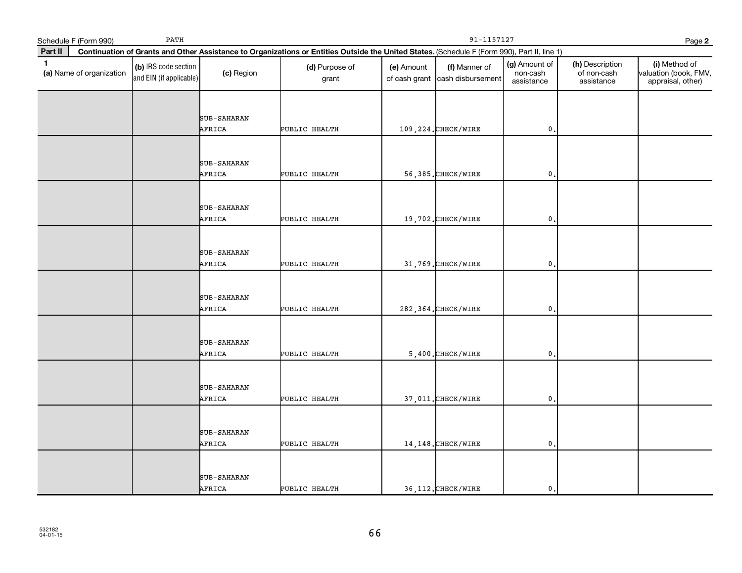Schedule F (Form 990) PATH 91-1157127

**Part II** **Continuation of Grants and Other Assistance to Organizations or Entities Outside the United States.** (Schedule F (Form 990), Part II, line 1)

| 1 (a) Name of organization | (b) IRS code section and EIN (if applicable) | (c) Region | (d) Purpose of grant | (e) Amount of cash grant | (f) Manner of cash disbursement | (g) Amount of non-cash assistance | (h) Description of non-cash assistance | (i) Method of valuation (book, FMV, appraisal, other) |
|---|---|---|---|---|---|---|---|---|
| | | SUB-SAHARAN AFRICA | PUBLIC HEALTH | 109,224. | CHECK/WIRE | 0. | | |
| | | SUB-SAHARAN AFRICA | PUBLIC HEALTH | 56,385. | CHECK/WIRE | 0. | | |
| | | SUB-SAHARAN AFRICA | PUBLIC HEALTH | 19,702. | CHECK/WIRE | 0. | | |
| | | SUB-SAHARAN AFRICA | PUBLIC HEALTH | 31,769. | CHECK/WIRE | 0. | | |
| | | SUB-SAHARAN AFRICA | PUBLIC HEALTH | 282,364. | CHECK/WIRE | 0. | | |
| | | SUB-SAHARAN AFRICA | PUBLIC HEALTH | 5,400. | CHECK/WIRE | 0. | | |
| | | SUB-SAHARAN AFRICA | PUBLIC HEALTH | 37,011. | CHECK/WIRE | 0. | | |
| | | SUB-SAHARAN AFRICA | PUBLIC HEALTH | 14,148. | CHECK/WIRE | 0. | | |
| | | SUB-SAHARAN AFRICA | PUBLIC HEALTH | 36,112. | CHECK/WIRE | 0. | | |

532182
04-01-15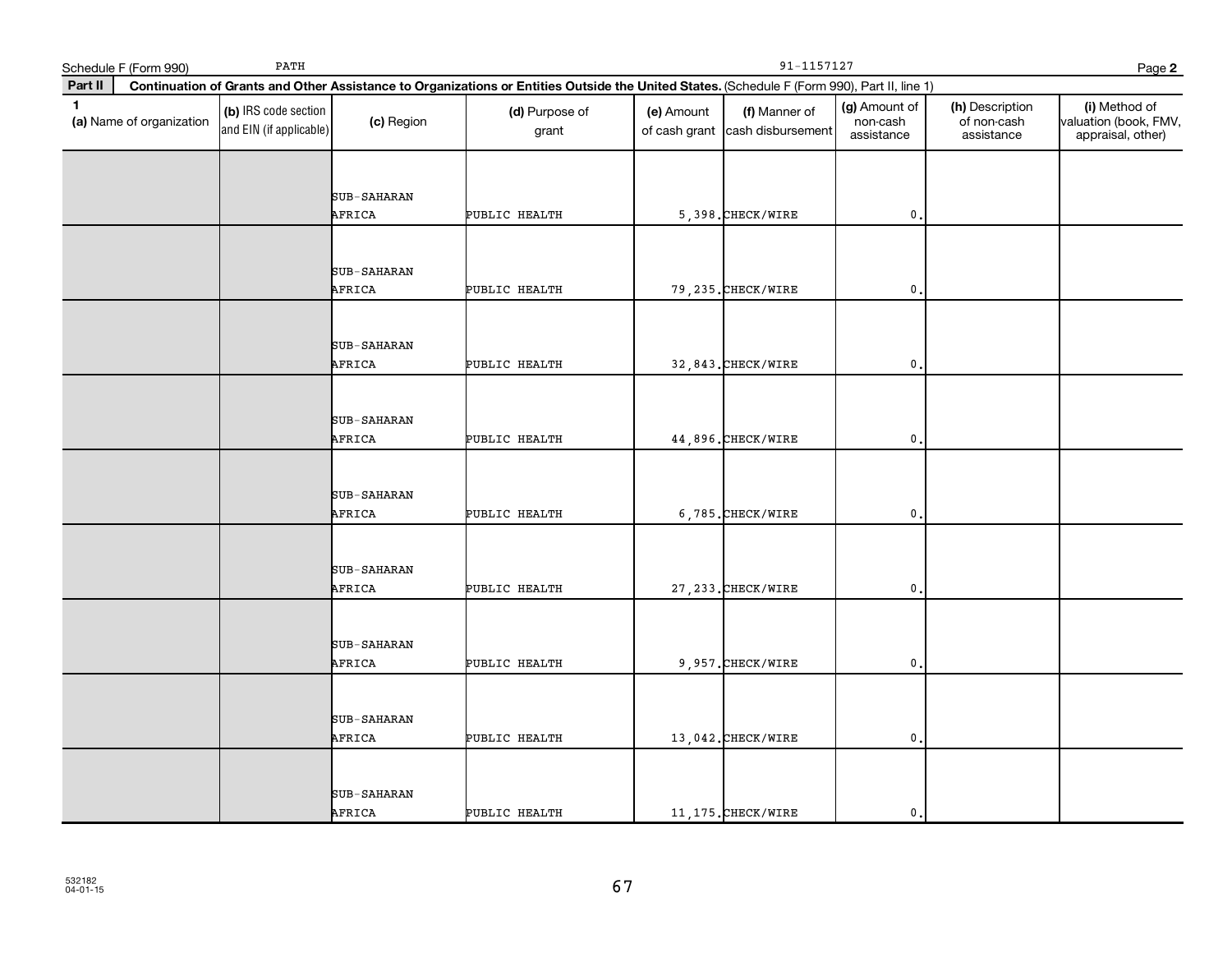Schedule F (Form 990) PATH 91-1157127 Page **2**

**Part II** **Continuation of Grants and Other Assistance to Organizations or Entities Outside the United States.** (Schedule F (Form 990), Part II, line 1)

| 1 (a) Name of organization | (b) IRS code section and EIN (if applicable) | (c) Region | (d) Purpose of grant | (e) Amount of cash grant | (f) Manner of cash disbursement | (g) Amount of non-cash assistance | (h) Description of non-cash assistance | (i) Method of valuation (book, FMV, appraisal, other) |
|---|---|---|---|---|---|---|---|---|
| | | SUB-SAHARAN AFRICA | PUBLIC HEALTH | 5,398. | CHECK/WIRE | 0. | | |
| | | SUB-SAHARAN AFRICA | PUBLIC HEALTH | 79,235. | CHECK/WIRE | 0. | | |
| | | SUB-SAHARAN AFRICA | PUBLIC HEALTH | 32,843. | CHECK/WIRE | 0. | | |
| | | SUB-SAHARAN AFRICA | PUBLIC HEALTH | 44,896. | CHECK/WIRE | 0. | | |
| | | SUB-SAHARAN AFRICA | PUBLIC HEALTH | 6,785. | CHECK/WIRE | 0. | | |
| | | SUB-SAHARAN AFRICA | PUBLIC HEALTH | 27,233. | CHECK/WIRE | 0. | | |
| | | SUB-SAHARAN AFRICA | PUBLIC HEALTH | 9,957. | CHECK/WIRE | 0. | | |
| | | SUB-SAHARAN AFRICA | PUBLIC HEALTH | 13,042. | CHECK/WIRE | 0. | | |
| | | SUB-SAHARAN AFRICA | PUBLIC HEALTH | 11,175. | CHECK/WIRE | 0. | | |

532182
04-01-15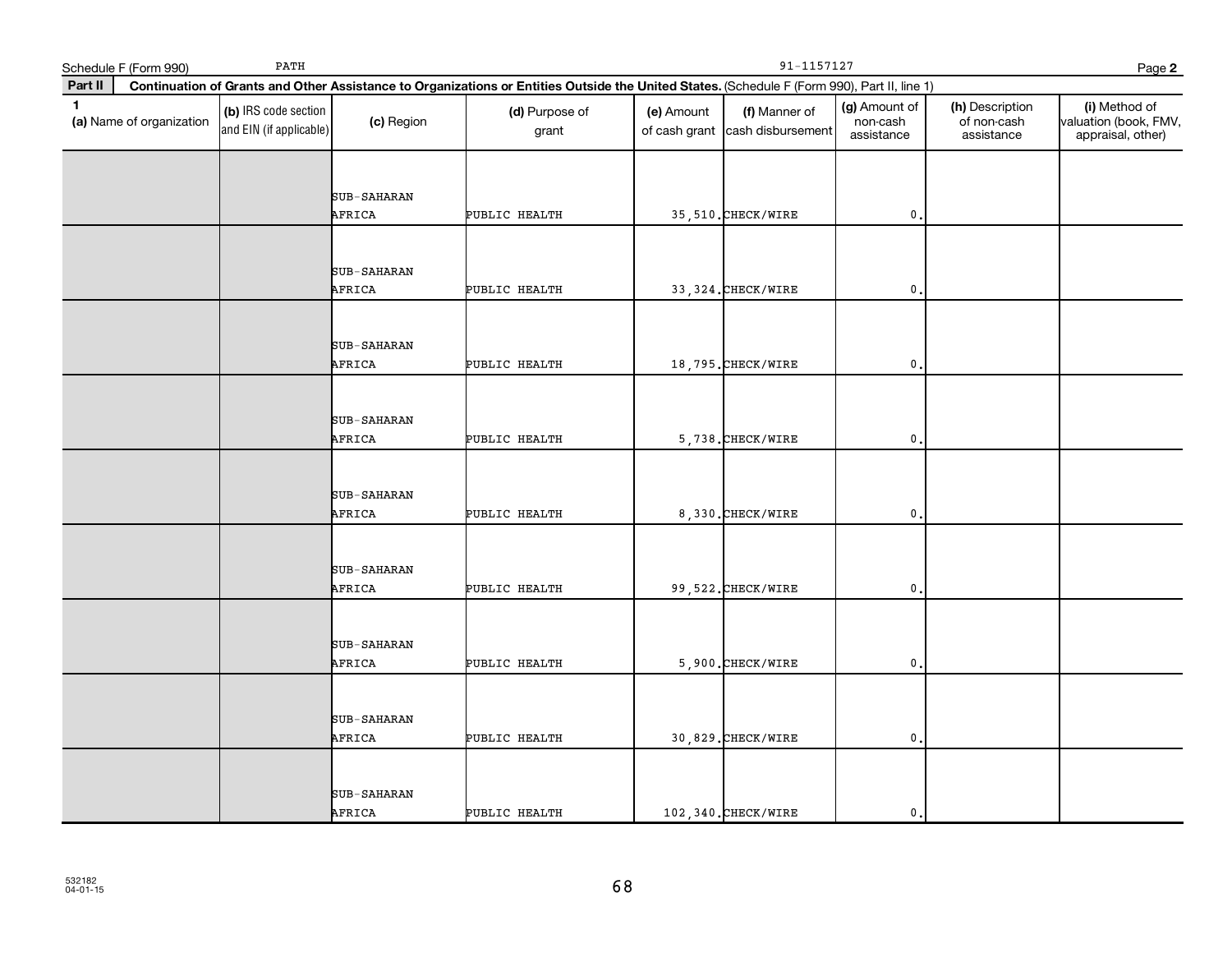Schedule F (Form 990) PATH 91-1157127 Page **2**

**Part II** **Continuation of Grants and Other Assistance to Organizations or Entities Outside the United States.** (Schedule F (Form 990), Part II, line 1)

| 1 (a) Name of organization | (b) IRS code section and EIN (if applicable) | (c) Region | (d) Purpose of grant | (e) Amount of cash grant | (f) Manner of cash disbursement | (g) Amount of non-cash assistance | (h) Description of non-cash assistance | (i) Method of valuation (book, FMV, appraisal, other) |
|---|---|---|---|---|---|---|---|---|
| | | SUB-SAHARAN AFRICA | PUBLIC HEALTH | 35,510. | CHECK/WIRE | 0. | | |
| | | SUB-SAHARAN AFRICA | PUBLIC HEALTH | 33,324. | CHECK/WIRE | 0. | | |
| | | SUB-SAHARAN AFRICA | PUBLIC HEALTH | 18,795. | CHECK/WIRE | 0. | | |
| | | SUB-SAHARAN AFRICA | PUBLIC HEALTH | 5,738. | CHECK/WIRE | 0. | | |
| | | SUB-SAHARAN AFRICA | PUBLIC HEALTH | 8,330. | CHECK/WIRE | 0. | | |
| | | SUB-SAHARAN AFRICA | PUBLIC HEALTH | 99,522. | CHECK/WIRE | 0. | | |
| | | SUB-SAHARAN AFRICA | PUBLIC HEALTH | 5,900. | CHECK/WIRE | 0. | | |
| | | SUB-SAHARAN AFRICA | PUBLIC HEALTH | 30,829. | CHECK/WIRE | 0. | | |
| | | SUB-SAHARAN AFRICA | PUBLIC HEALTH | 102,340. | CHECK/WIRE | 0. | | |

532182
04-01-15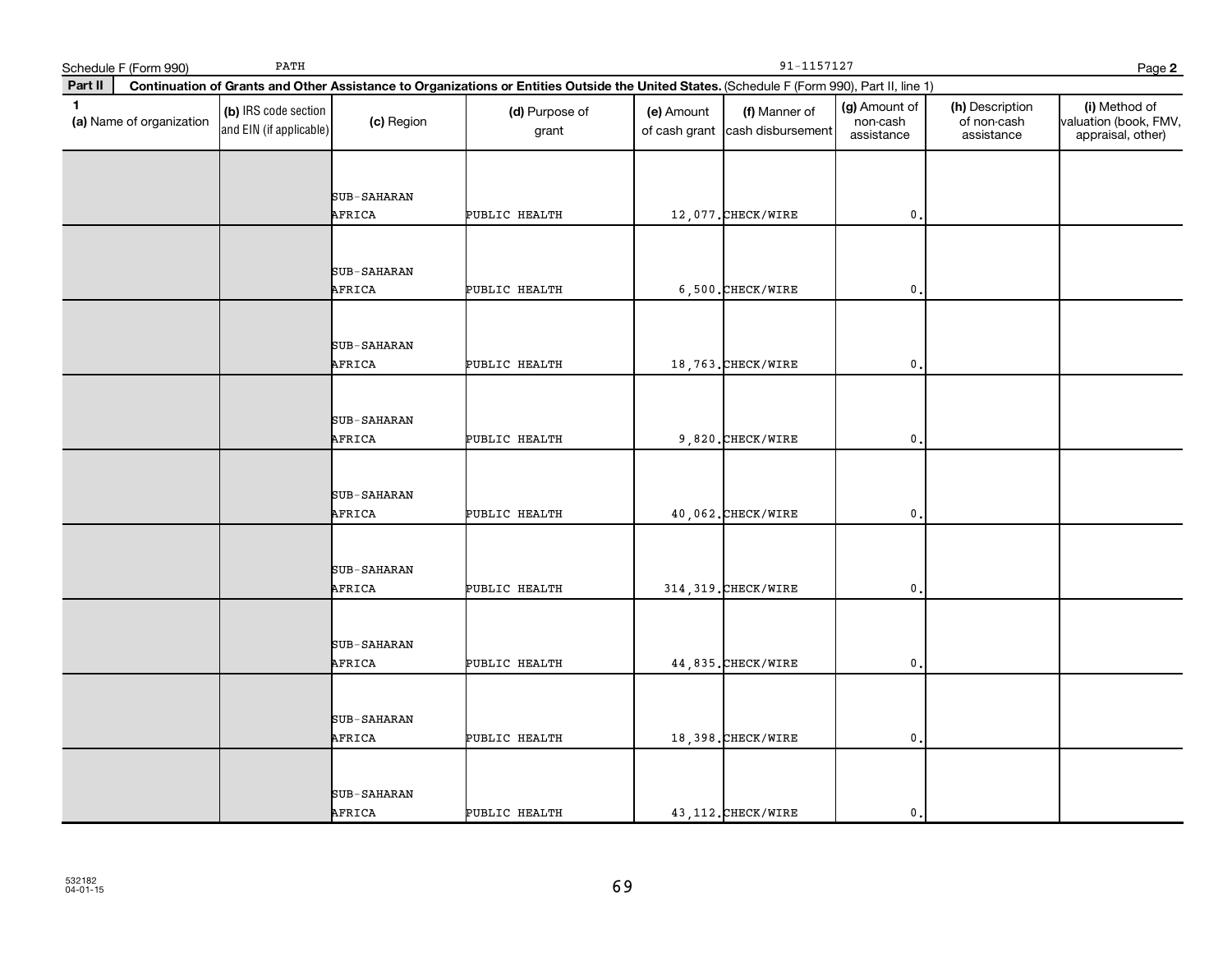Schedule F (Form 990) PATH 91-1157127 Page **2**

**Part II** **Continuation of Grants and Other Assistance to Organizations or Entities Outside the United States.** (Schedule F (Form 990), Part II, line 1)

| 1 (a) Name of organization | (b) IRS code section and EIN (if applicable) | (c) Region | (d) Purpose of grant | (e) Amount of cash grant | (f) Manner of cash disbursement | (g) Amount of non-cash assistance | (h) Description of non-cash assistance | (i) Method of valuation (book, FMV, appraisal, other) |
|---|---|---|---|---|---|---|---|---|
| | | SUB-SAHARAN AFRICA | PUBLIC HEALTH | 12,077. | CHECK/WIRE | 0. | | |
| | | SUB-SAHARAN AFRICA | PUBLIC HEALTH | 6,500. | CHECK/WIRE | 0. | | |
| | | SUB-SAHARAN AFRICA | PUBLIC HEALTH | 18,763. | CHECK/WIRE | 0. | | |
| | | SUB-SAHARAN AFRICA | PUBLIC HEALTH | 9,820. | CHECK/WIRE | 0. | | |
| | | SUB-SAHARAN AFRICA | PUBLIC HEALTH | 40,062. | CHECK/WIRE | 0. | | |
| | | SUB-SAHARAN AFRICA | PUBLIC HEALTH | 314,319. | CHECK/WIRE | 0. | | |
| | | SUB-SAHARAN AFRICA | PUBLIC HEALTH | 44,835. | CHECK/WIRE | 0. | | |
| | | SUB-SAHARAN AFRICA | PUBLIC HEALTH | 18,398. | CHECK/WIRE | 0. | | |
| | | SUB-SAHARAN AFRICA | PUBLIC HEALTH | 43,112. | CHECK/WIRE | 0. | | |

532182
04-01-15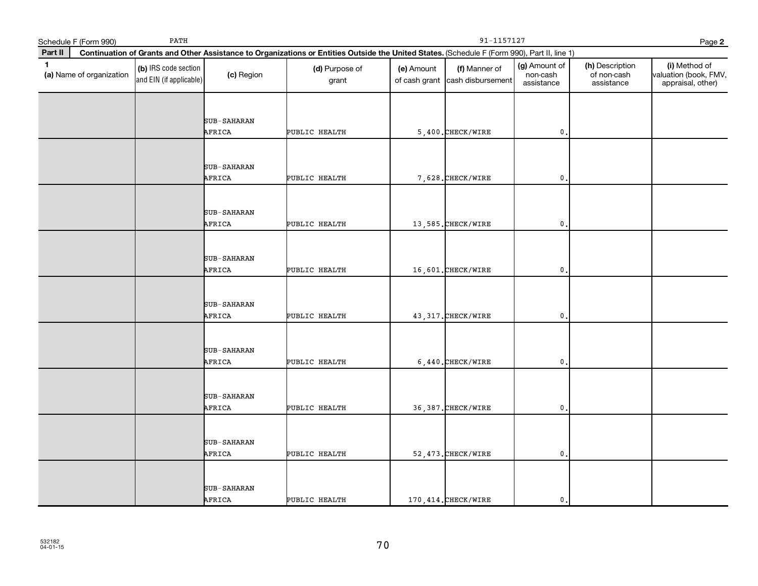Schedule F (Form 990) PATH 91-1157127 Page **2**

| **Part II** | **Continuation of Grants and Other Assistance to Organizations or Entities Outside the United States.** (Schedule F (Form 990), Part II, line 1) |
|---|---|

| **1** **(a)** Name of organization | **(b)** IRS code section and EIN (if applicable) | **(c)** Region | **(d)** Purpose of grant | **(e)** Amount of cash grant | **(f)** Manner of cash disbursement | **(g)** Amount of non-cash assistance | **(h)** Description of non-cash assistance | **(i)** Method of valuation (book, FMV, appraisal, other) |
|---|---|---|---|---|---|---|---|---|
| | | SUB-SAHARAN AFRICA | PUBLIC HEALTH | 5,400. | CHECK/WIRE | 0. | | |
| | | SUB-SAHARAN AFRICA | PUBLIC HEALTH | 7,628. | CHECK/WIRE | 0. | | |
| | | SUB-SAHARAN AFRICA | PUBLIC HEALTH | 13,585. | CHECK/WIRE | 0. | | |
| | | SUB-SAHARAN AFRICA | PUBLIC HEALTH | 16,601. | CHECK/WIRE | 0. | | |
| | | SUB-SAHARAN AFRICA | PUBLIC HEALTH | 43,317. | CHECK/WIRE | 0. | | |
| | | SUB-SAHARAN AFRICA | PUBLIC HEALTH | 6,440. | CHECK/WIRE | 0. | | |
| | | SUB-SAHARAN AFRICA | PUBLIC HEALTH | 36,387. | CHECK/WIRE | 0. | | |
| | | SUB-SAHARAN AFRICA | PUBLIC HEALTH | 52,473. | CHECK/WIRE | 0. | | |
| | | SUB-SAHARAN AFRICA | PUBLIC HEALTH | 170,414. | CHECK/WIRE | 0. | | |

532182
04-01-15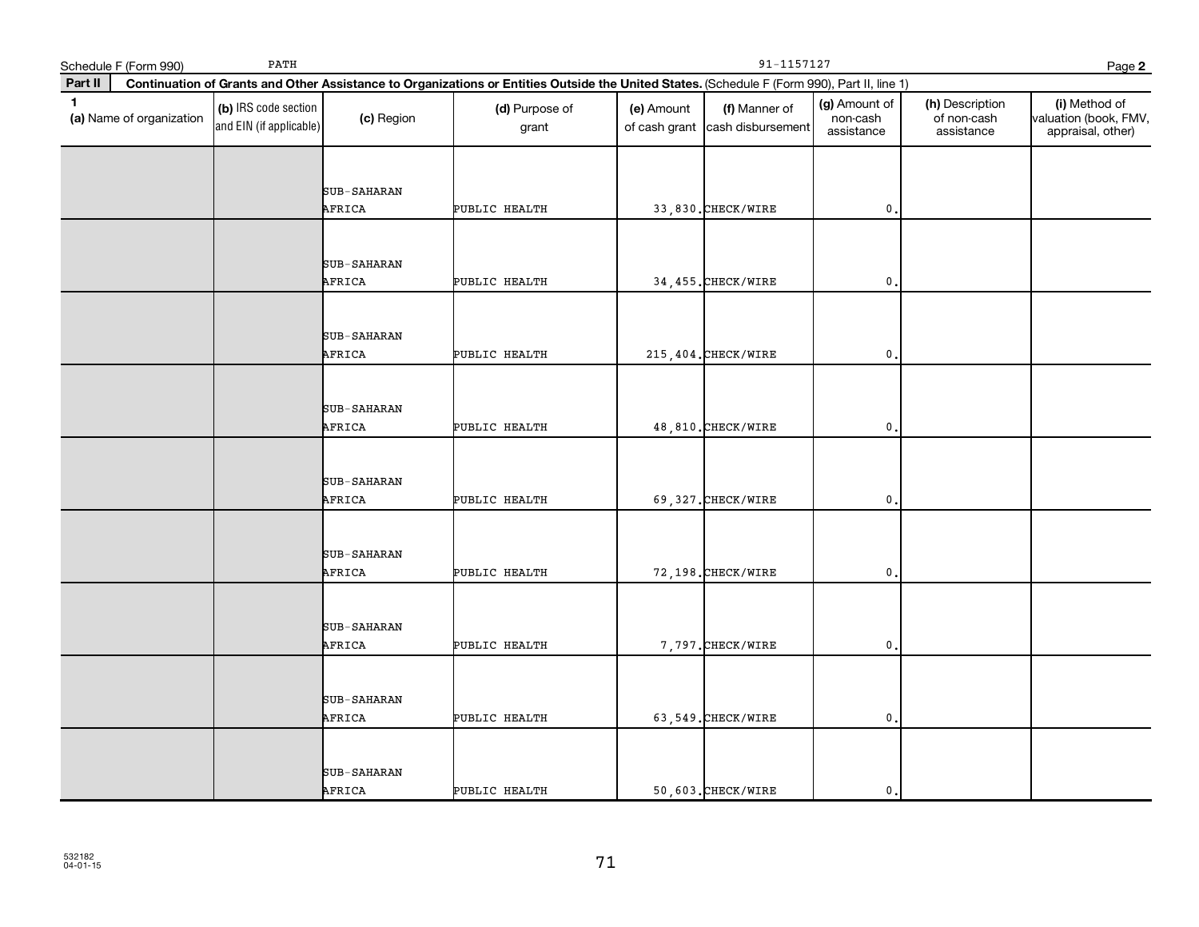Schedule F (Form 990) PATH 91-1157127

**Part II** **Continuation of Grants and Other Assistance to Organizations or Entities Outside the United States.** (Schedule F (Form 990), Part II, line 1)

| 1 (a) Name of organization | (b) IRS code section and EIN (if applicable) | (c) Region | (d) Purpose of grant | (e) Amount of cash grant | (f) Manner of cash disbursement | (g) Amount of non-cash assistance | (h) Description of non-cash assistance | (i) Method of valuation (book, FMV, appraisal, other) |
|---|---|---|---|---|---|---|---|---|
| | | SUB-SAHARAN AFRICA | PUBLIC HEALTH | 33,830. | CHECK/WIRE | 0. | | |
| | | SUB-SAHARAN AFRICA | PUBLIC HEALTH | 34,455. | CHECK/WIRE | 0. | | |
| | | SUB-SAHARAN AFRICA | PUBLIC HEALTH | 215,404. | CHECK/WIRE | 0. | | |
| | | SUB-SAHARAN AFRICA | PUBLIC HEALTH | 48,810. | CHECK/WIRE | 0. | | |
| | | SUB-SAHARAN AFRICA | PUBLIC HEALTH | 69,327. | CHECK/WIRE | 0. | | |
| | | SUB-SAHARAN AFRICA | PUBLIC HEALTH | 72,198. | CHECK/WIRE | 0. | | |
| | | SUB-SAHARAN AFRICA | PUBLIC HEALTH | 7,797. | CHECK/WIRE | 0. | | |
| | | SUB-SAHARAN AFRICA | PUBLIC HEALTH | 63,549. | CHECK/WIRE | 0. | | |
| | | SUB-SAHARAN AFRICA | PUBLIC HEALTH | 50,603. | CHECK/WIRE | 0. | | |

532182
04-01-15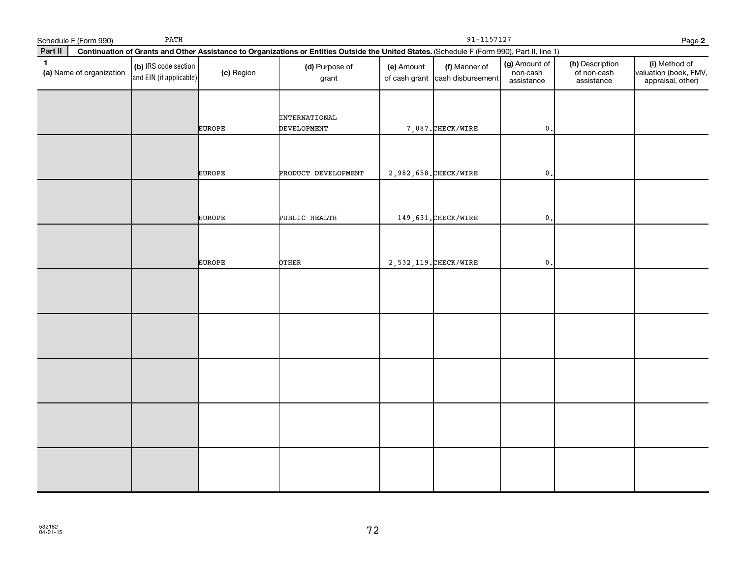Schedule F (Form 990) PATH 91-1157127 Page **2**

**Part II** **Continuation of Grants and Other Assistance to Organizations or Entities Outside the United States.** (Schedule F (Form 990), Part II, line 1)

| 1 (a) Name of organization | (b) IRS code section and EIN (if applicable) | (c) Region | (d) Purpose of grant | (e) Amount of cash grant | (f) Manner of cash disbursement | (g) Amount of non-cash assistance | (h) Description of non-cash assistance | (i) Method of valuation (book, FMV, appraisal, other) |
|---|---|---|---|---|---|---|---|---|
| | | EUROPE | INTERNATIONAL DEVELOPMENT | 7,087. | CHECK/WIRE | 0. | | |
| | | EUROPE | PRODUCT DEVELOPMENT | 2,982,658. | CHECK/WIRE | 0. | | |
| | | EUROPE | PUBLIC HEALTH | 149,631. | CHECK/WIRE | 0. | | |
| | | EUROPE | OTHER | 2,532,119. | CHECK/WIRE | 0. | | |
| | | | | | | | | |
| | | | | | | | | |
| | | | | | | | | |
| | | | | | | | | |
| | | | | | | | | |

532182
04-01-15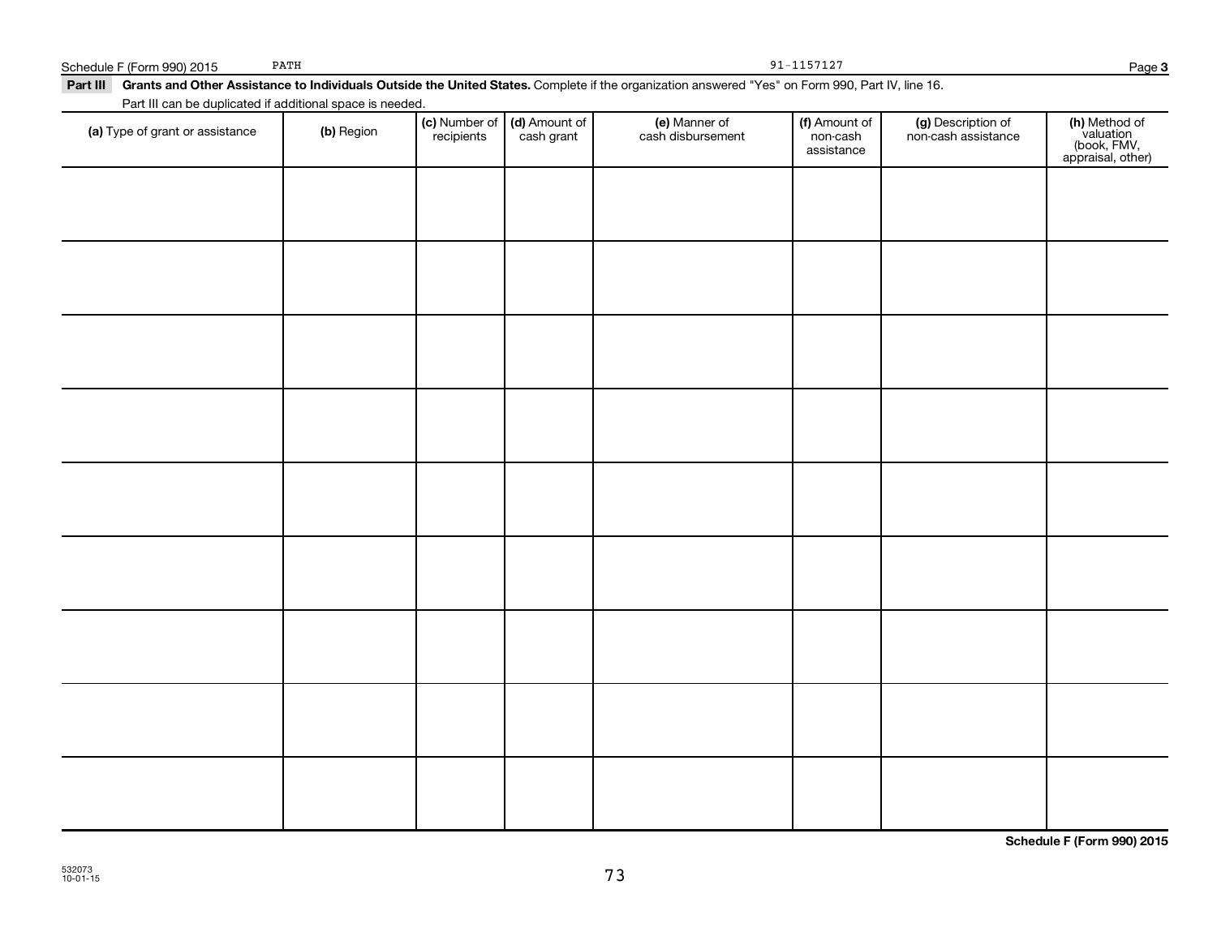Schedule F (Form 990) 2015 PATH 91-1157127

**Part III** **Grants and Other Assistance to Individuals Outside the United States.** Complete if the organization answered "Yes" on Form 990, Part IV, line 16.

Part III can be duplicated if additional space is needed.

| (a) Type of grant or assistance | (b) Region | (c) Number of recipients | (d) Amount of cash grant | (e) Manner of cash disbursement | (f) Amount of non-cash assistance | (g) Description of non-cash assistance | (h) Method of valuation (book, FMV, appraisal, other) |
|---|---|---|---|---|---|---|---|
| | | | | | | | |
| | | | | | | | |
| | | | | | | | |
| | | | | | | | |
| | | | | | | | |
| | | | | | | | |
| | | | | | | | |
| | | | | | | | |
| | | | | | | | |

**Schedule F (Form 990) 2015**

532073
10-01-15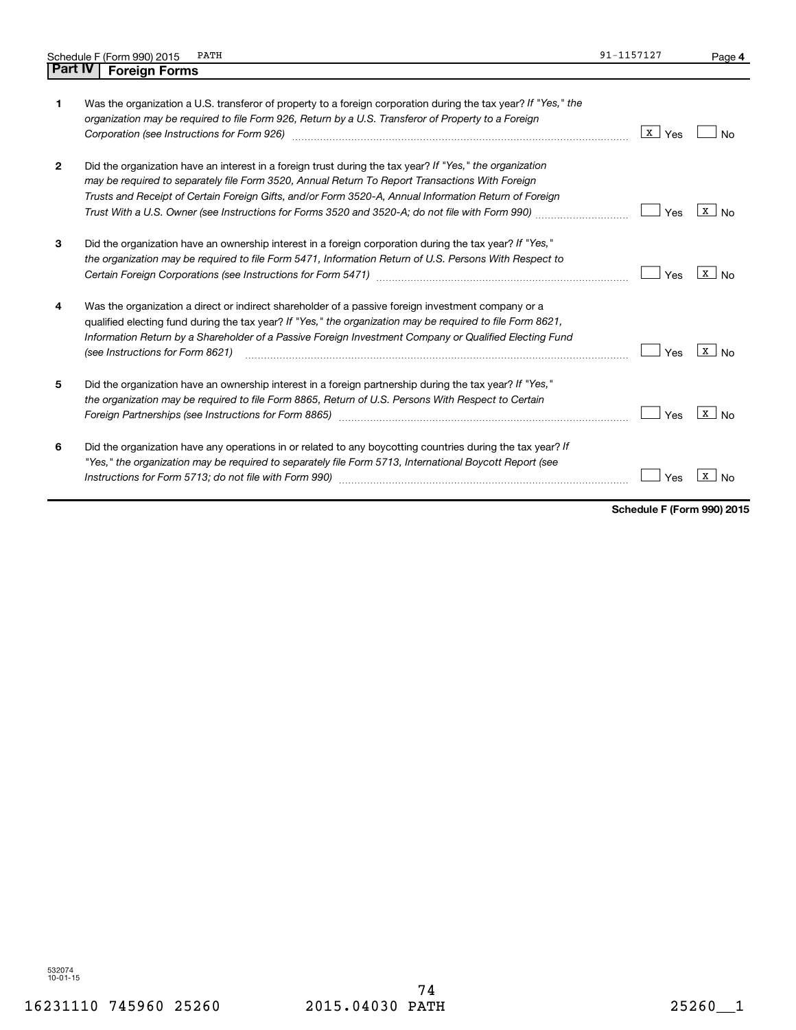Schedule F (Form 990) 2015 PATH 91-1157127

## Part IV Foreign Forms

| | | Yes | No |
|---|---|---|---|
| **1** | Was the organization a U.S. transferor of property to a foreign corporation during the tax year? *If "Yes," the organization may be required to file Form 926, Return by a U.S. Transferor of Property to a Foreign Corporation (see Instructions for Form 926)* | X | |
| **2** | Did the organization have an interest in a foreign trust during the tax year? *If "Yes," the organization may be required to separately file Form 3520, Annual Return To Report Transactions With Foreign Trusts and Receipt of Certain Foreign Gifts, and/or Form 3520-A, Annual Information Return of Foreign Trust With a U.S. Owner (see Instructions for Forms 3520 and 3520-A; do not file with Form 990)* | | X |
| **3** | Did the organization have an ownership interest in a foreign corporation during the tax year? *If "Yes," the organization may be required to file Form 5471, Information Return of U.S. Persons With Respect to Certain Foreign Corporations (see Instructions for Form 5471)* | | X |
| **4** | Was the organization a direct or indirect shareholder of a passive foreign investment company or a qualified electing fund during the tax year? *If "Yes," the organization may be required to file Form 8621, Information Return by a Shareholder of a Passive Foreign Investment Company or Qualified Electing Fund (see Instructions for Form 8621)* | | X |
| **5** | Did the organization have an ownership interest in a foreign partnership during the tax year? *If "Yes," the organization may be required to file Form 8865, Return of U.S. Persons With Respect to Certain Foreign Partnerships (see Instructions for Form 8865)* | | X |
| **6** | Did the organization have any operations in or related to any boycotting countries during the tax year? *If "Yes," the organization may be required to separately file Form 5713, International Boycott Report (see Instructions for Form 5713; do not file with Form 990)* | | X |

**Schedule F (Form 990) 2015**

532074 10-01-15

16231110 745960 25260 2015.04030 PATH 25260__1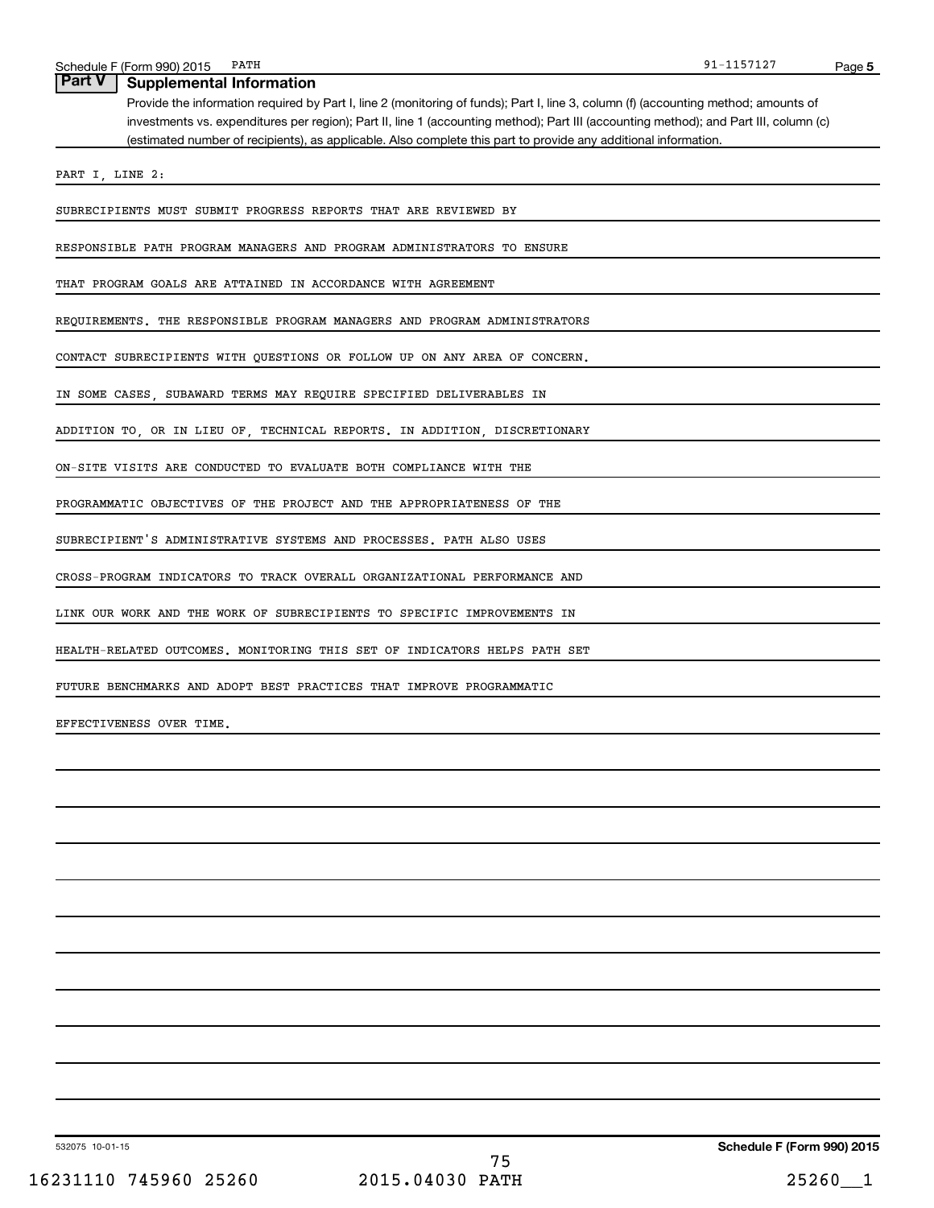## Part V Supplemental Information

Provide the information required by Part I, line 2 (monitoring of funds); Part I, line 3, column (f) (accounting method; amounts of investments vs. expenditures per region); Part II, line 1 (accounting method); Part III (accounting method); and Part III, column (c) (estimated number of recipients), as applicable. Also complete this part to provide any additional information.

PART I, LINE 2:

SUBRECIPIENTS MUST SUBMIT PROGRESS REPORTS THAT ARE REVIEWED BY RESPONSIBLE PATH PROGRAM MANAGERS AND PROGRAM ADMINISTRATORS TO ENSURE THAT PROGRAM GOALS ARE ATTAINED IN ACCORDANCE WITH AGREEMENT REQUIREMENTS. THE RESPONSIBLE PROGRAM MANAGERS AND PROGRAM ADMINISTRATORS CONTACT SUBRECIPIENTS WITH QUESTIONS OR FOLLOW UP ON ANY AREA OF CONCERN. IN SOME CASES, SUBAWARD TERMS MAY REQUIRE SPECIFIED DELIVERABLES IN ADDITION TO, OR IN LIEU OF, TECHNICAL REPORTS. IN ADDITION, DISCRETIONARY ON-SITE VISITS ARE CONDUCTED TO EVALUATE BOTH COMPLIANCE WITH THE PROGRAMMATIC OBJECTIVES OF THE PROJECT AND THE APPROPRIATENESS OF THE SUBRECIPIENT'S ADMINISTRATIVE SYSTEMS AND PROCESSES. PATH ALSO USES CROSS-PROGRAM INDICATORS TO TRACK OVERALL ORGANIZATIONAL PERFORMANCE AND LINK OUR WORK AND THE WORK OF SUBRECIPIENTS TO SPECIFIC IMPROVEMENTS IN HEALTH-RELATED OUTCOMES. MONITORING THIS SET OF INDICATORS HELPS PATH SET FUTURE BENCHMARKS AND ADOPT BEST PRACTICES THAT IMPROVE PROGRAMMATIC EFFECTIVENESS OVER TIME.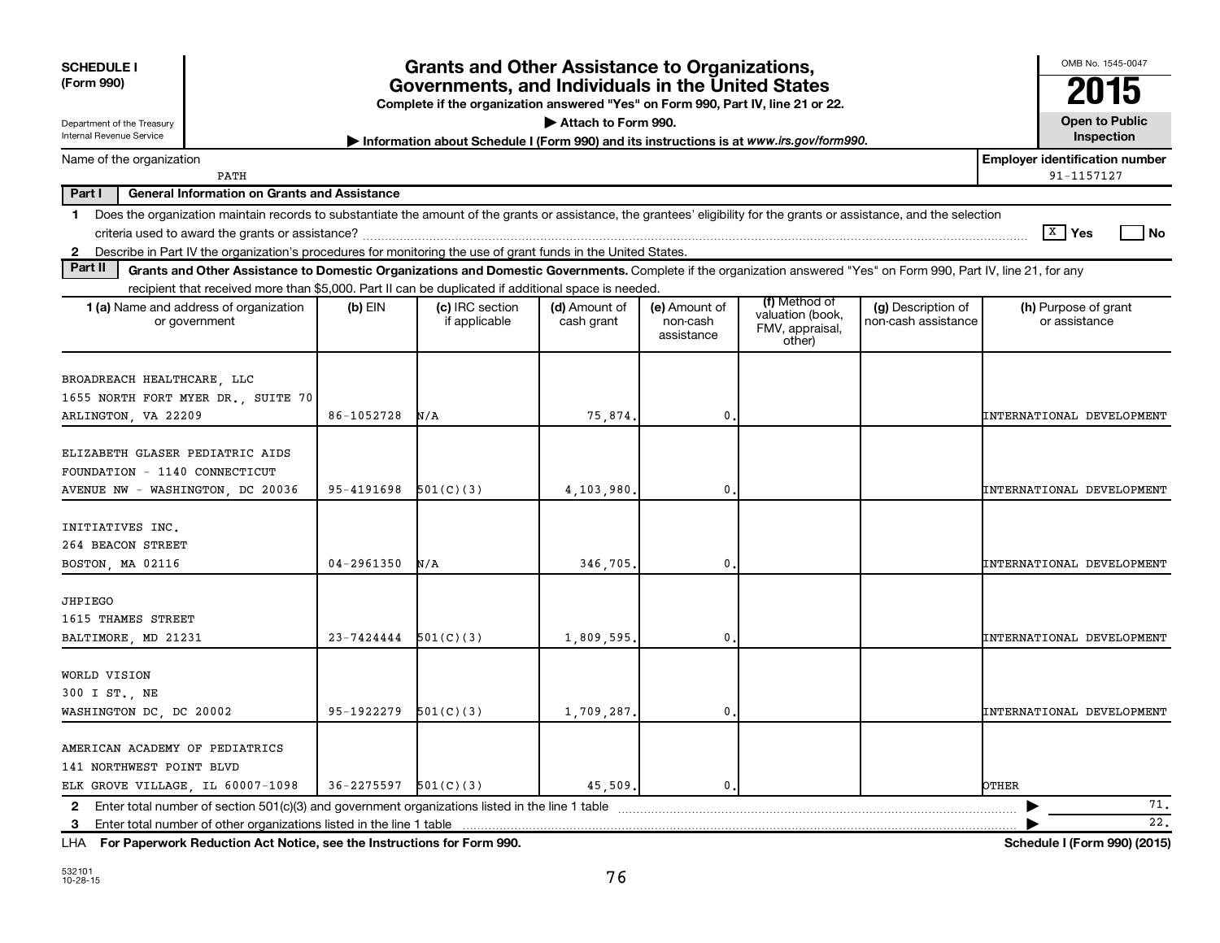**SCHEDULE I**
**(Form 990)**

Department of the Treasury
Internal Revenue Service

# Grants and Other Assistance to Organizations, Governments, and Individuals in the United States

**Complete if the organization answered "Yes" on Form 990, Part IV, line 21 or 22.**

▶ **Attach to Form 990.**

▶ **Information about Schedule I (Form 990) and its instructions is at www.irs.gov/form990.**

OMB No. 1545-0047

**2015**

**Open to Public Inspection**

Name of the organization: PATH

**Employer identification number:** 91-1157127

**Part I — General Information on Grants and Assistance**

1 Does the organization maintain records to substantiate the amount of the grants or assistance, the grantees' eligibility for the grants or assistance, and the selection criteria used to award the grants or assistance? [X] **Yes** [ ] **No**

2 Describe in Part IV the organization's procedures for monitoring the use of grant funds in the United States.

**Part II — Grants and Other Assistance to Domestic Organizations and Domestic Governments.** Complete if the organization answered "Yes" on Form 990, Part IV, line 21, for any recipient that received more than $5,000. Part II can be duplicated if additional space is needed.

| 1 (a) Name and address of organization or government | (b) EIN | (c) IRC section if applicable | (d) Amount of cash grant | (e) Amount of non-cash assistance | (f) Method of valuation (book, FMV, appraisal, other) | (g) Description of non-cash assistance | (h) Purpose of grant or assistance |
|---|---|---|---|---|---|---|---|
| BROADREACH HEALTHCARE, LLC<br>1655 NORTH FORT MYER DR., SUITE 70<br>ARLINGTON, VA 22209 | 86-1052728 | N/A | 75,874. | 0. | | | INTERNATIONAL DEVELOPMENT |
| ELIZABETH GLASER PEDIATRIC AIDS FOUNDATION - 1140 CONNECTICUT AVENUE NW - WASHINGTON, DC 20036 | 95-4191698 | 501(C)(3) | 4,103,980. | 0. | | | INTERNATIONAL DEVELOPMENT |
| INITIATIVES INC.<br>264 BEACON STREET<br>BOSTON, MA 02116 | 04-2961350 | N/A | 346,705. | 0. | | | INTERNATIONAL DEVELOPMENT |
| JHPIEGO<br>1615 THAMES STREET<br>BALTIMORE, MD 21231 | 23-7424444 | 501(C)(3) | 1,809,595. | 0. | | | INTERNATIONAL DEVELOPMENT |
| WORLD VISION<br>300 I ST., NE<br>WASHINGTON DC, DC 20002 | 95-1922279 | 501(C)(3) | 1,709,287. | 0. | | | INTERNATIONAL DEVELOPMENT |
| AMERICAN ACADEMY OF PEDIATRICS<br>141 NORTHWEST POINT BLVD<br>ELK GROVE VILLAGE, IL 60007-1098 | 36-2275597 | 501(C)(3) | 45,509. | 0. | | | OTHER |

2 Enter total number of section 501(c)(3) and government organizations listed in the line 1 table ▶ 71.

3 Enter total number of other organizations listed in the line 1 table ▶ 22.

LHA **For Paperwork Reduction Act Notice, see the Instructions for Form 990.** **Schedule I (Form 990) (2015)**

532101
10-28-15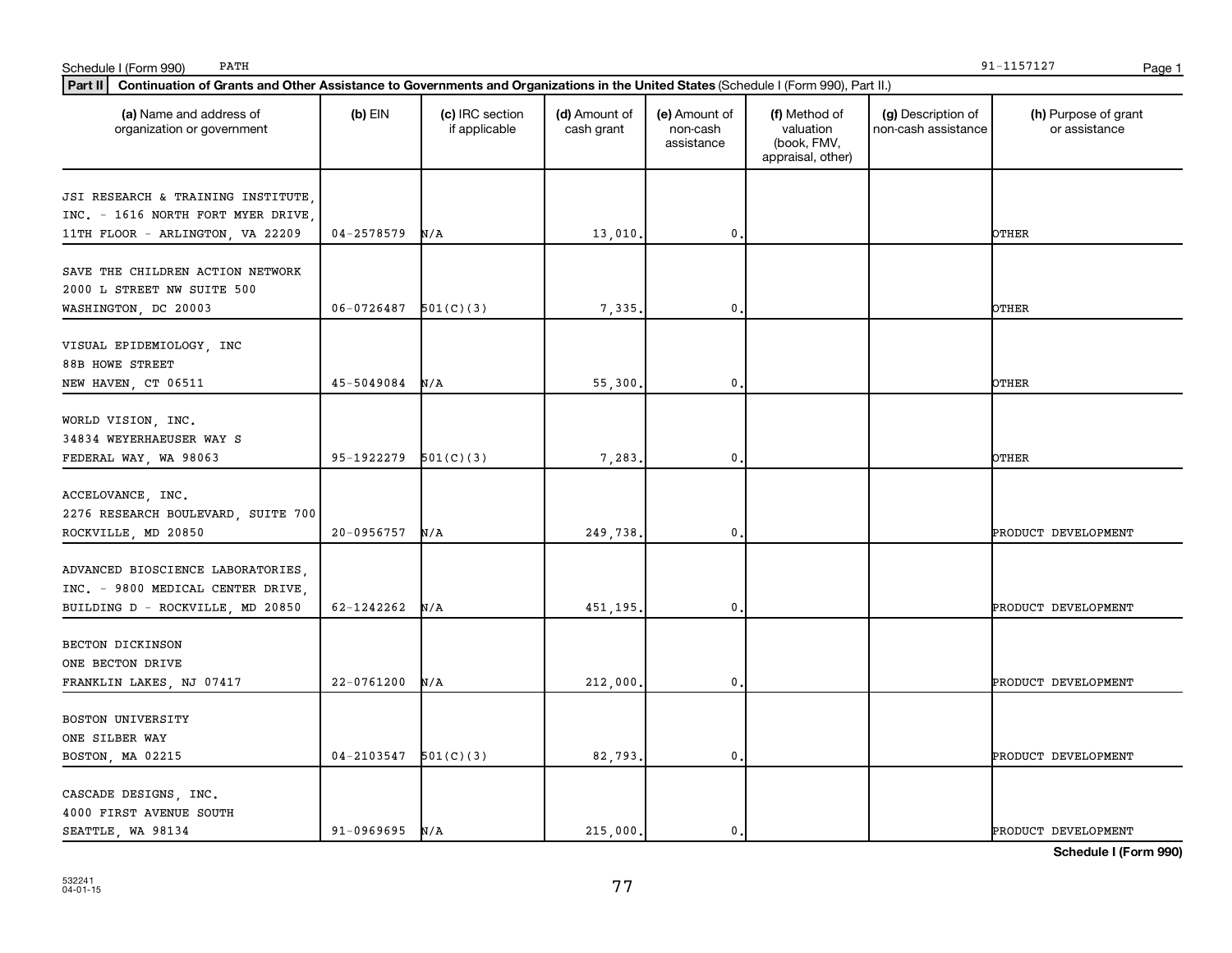Schedule I (Form 990) PATH 91-1157127

**Part II** **Continuation of Grants and Other Assistance to Governments and Organizations in the United States** (Schedule I (Form 990), Part II.)

| (a) Name and address of organization or government | (b) EIN | (c) IRC section if applicable | (d) Amount of cash grant | (e) Amount of non-cash assistance | (f) Method of valuation (book, FMV, appraisal, other) | (g) Description of non-cash assistance | (h) Purpose of grant or assistance |
|---|---|---|---|---|---|---|---|
| JSI RESEARCH & TRAINING INSTITUTE, INC. - 1616 NORTH FORT MYER DRIVE, 11TH FLOOR - ARLINGTON, VA 22209 | 04-2578579 | N/A | 13,010. | 0. | | | OTHER |
| SAVE THE CHILDREN ACTION NETWORK 2000 L STREET NW SUITE 500 WASHINGTON, DC 20003 | 06-0726487 | 501(C)(3) | 7,335. | 0. | | | OTHER |
| VISUAL EPIDEMIOLOGY, INC 88B HOWE STREET NEW HAVEN, CT 06511 | 45-5049084 | N/A | 55,300. | 0. | | | OTHER |
| WORLD VISION, INC. 34834 WEYERHAEUSER WAY S FEDERAL WAY, WA 98063 | 95-1922279 | 501(C)(3) | 7,283. | 0. | | | OTHER |
| ACCELOVANCE, INC. 2276 RESEARCH BOULEVARD, SUITE 700 ROCKVILLE, MD 20850 | 20-0956757 | N/A | 249,738. | 0. | | | PRODUCT DEVELOPMENT |
| ADVANCED BIOSCIENCE LABORATORIES, INC. - 9800 MEDICAL CENTER DRIVE, BUILDING D - ROCKVILLE, MD 20850 | 62-1242262 | N/A | 451,195. | 0. | | | PRODUCT DEVELOPMENT |
| BECTON DICKINSON ONE BECTON DRIVE FRANKLIN LAKES, NJ 07417 | 22-0761200 | N/A | 212,000. | 0. | | | PRODUCT DEVELOPMENT |
| BOSTON UNIVERSITY ONE SILBER WAY BOSTON, MA 02215 | 04-2103547 | 501(C)(3) | 82,793. | 0. | | | PRODUCT DEVELOPMENT |
| CASCADE DESIGNS, INC. 4000 FIRST AVENUE SOUTH SEATTLE, WA 98134 | 91-0969695 | N/A | 215,000. | 0. | | | PRODUCT DEVELOPMENT |

**Schedule I (Form 990)**

532241 04-01-15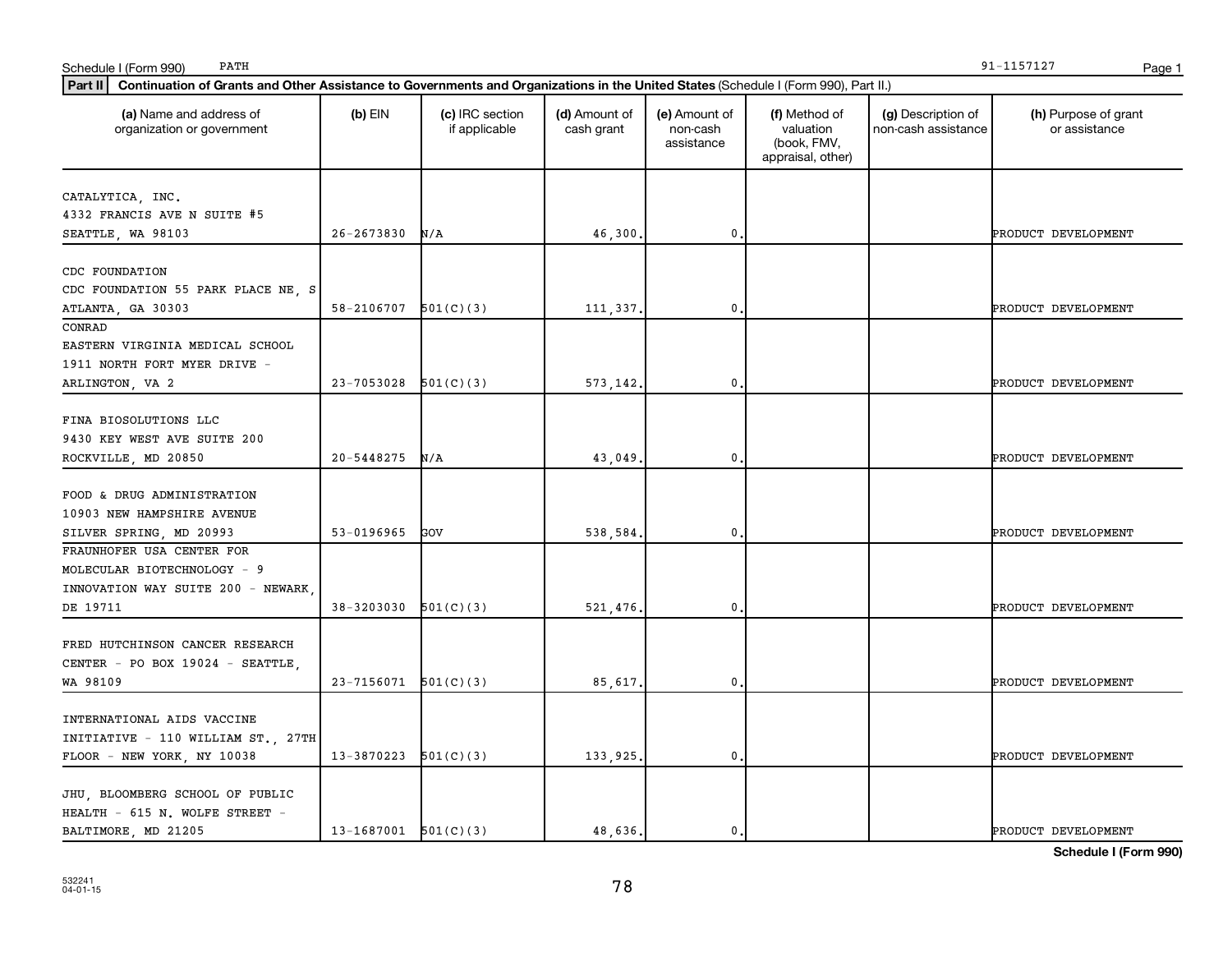Schedule I (Form 990) PATH 91-1157127

**Part II** **Continuation of Grants and Other Assistance to Governments and Organizations in the United States** (Schedule I (Form 990), Part II.)

| (a) Name and address of organization or government | (b) EIN | (c) IRC section if applicable | (d) Amount of cash grant | (e) Amount of non-cash assistance | (f) Method of valuation (book, FMV, appraisal, other) | (g) Description of non-cash assistance | (h) Purpose of grant or assistance |
|---|---|---|---|---|---|---|---|
| CATALYTICA, INC. 4332 FRANCIS AVE N SUITE #5 SEATTLE, WA 98103 | 26-2673830 | N/A | 46,300. | 0. | | | PRODUCT DEVELOPMENT |
| CDC FOUNDATION CDC FOUNDATION 55 PARK PLACE NE, S ATLANTA, GA 30303 | 58-2106707 | 501(C)(3) | 111,337. | 0. | | | PRODUCT DEVELOPMENT |
| CONRAD EASTERN VIRGINIA MEDICAL SCHOOL 1911 NORTH FORT MYER DRIVE - ARLINGTON, VA 2 | 23-7053028 | 501(C)(3) | 573,142. | 0. | | | PRODUCT DEVELOPMENT |
| FINA BIOSOLUTIONS LLC 9430 KEY WEST AVE SUITE 200 ROCKVILLE, MD 20850 | 20-5448275 | N/A | 43,049. | 0. | | | PRODUCT DEVELOPMENT |
| FOOD & DRUG ADMINISTRATION 10903 NEW HAMPSHIRE AVENUE SILVER SPRING, MD 20993 | 53-0196965 | GOV | 538,584. | 0. | | | PRODUCT DEVELOPMENT |
| FRAUNHOFER USA CENTER FOR MOLECULAR BIOTECHNOLOGY - 9 INNOVATION WAY SUITE 200 - NEWARK, DE 19711 | 38-3203030 | 501(C)(3) | 521,476. | 0. | | | PRODUCT DEVELOPMENT |
| FRED HUTCHINSON CANCER RESEARCH CENTER - PO BOX 19024 - SEATTLE, WA 98109 | 23-7156071 | 501(C)(3) | 85,617. | 0. | | | PRODUCT DEVELOPMENT |
| INTERNATIONAL AIDS VACCINE INITIATIVE - 110 WILLIAM ST., 27TH FLOOR - NEW YORK, NY 10038 | 13-3870223 | 501(C)(3) | 133,925. | 0. | | | PRODUCT DEVELOPMENT |
| JHU, BLOOMBERG SCHOOL OF PUBLIC HEALTH - 615 N. WOLFE STREET - BALTIMORE, MD 21205 | 13-1687001 | 501(C)(3) | 48,636. | 0. | | | PRODUCT DEVELOPMENT |

**Schedule I (Form 990)**

532241
04-01-15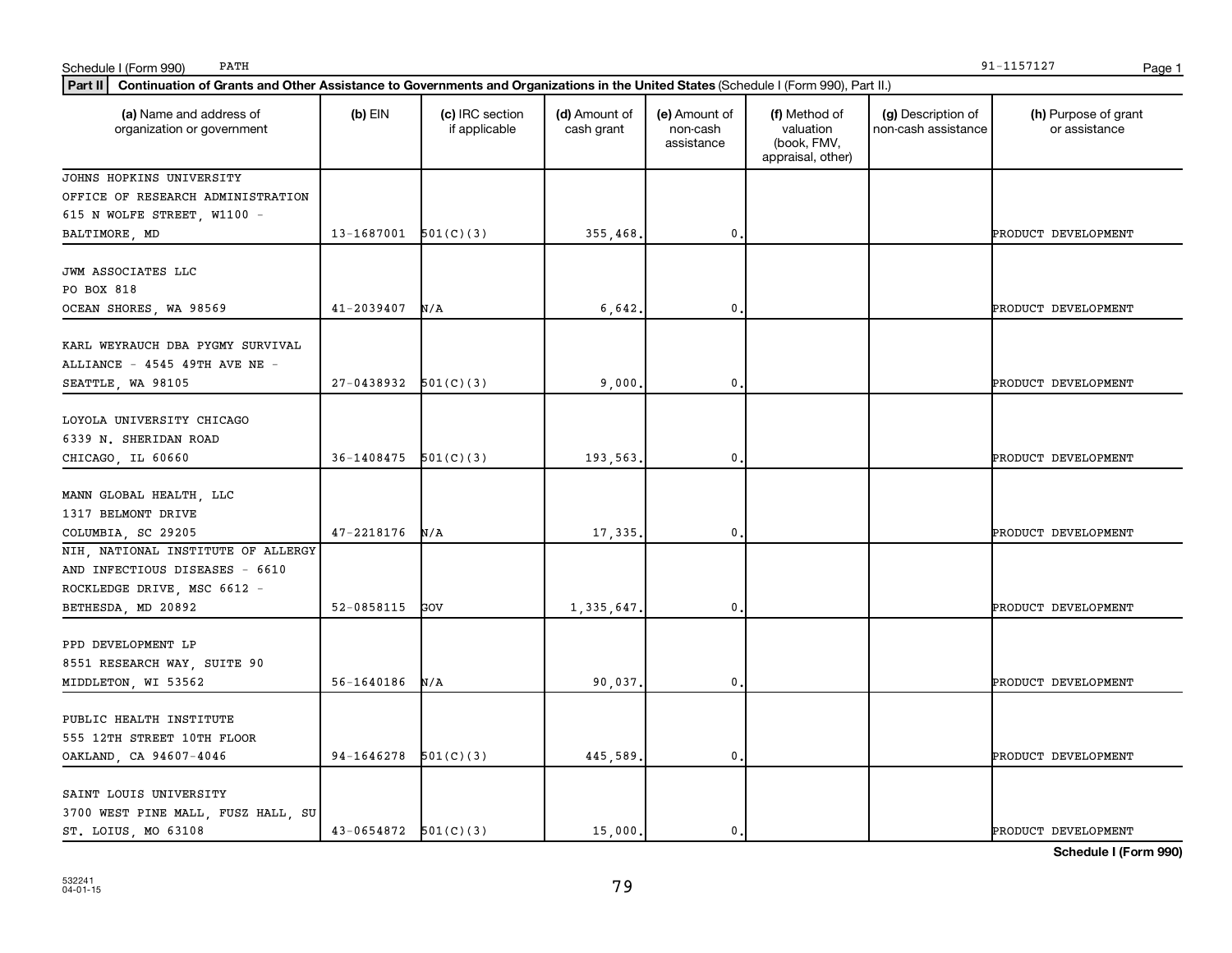Schedule I (Form 990) PATH 91-1157127

**Part II** **Continuation of Grants and Other Assistance to Governments and Organizations in the United States** (Schedule I (Form 990), Part II.)

| (a) Name and address of organization or government | (b) EIN | (c) IRC section if applicable | (d) Amount of cash grant | (e) Amount of non-cash assistance | (f) Method of valuation (book, FMV, appraisal, other) | (g) Description of non-cash assistance | (h) Purpose of grant or assistance |
|---|---|---|---|---|---|---|---|
| JOHNS HOPKINS UNIVERSITY OFFICE OF RESEARCH ADMINISTRATION 615 N WOLFE STREET, W1100 - BALTIMORE, MD | 13-1687001 | 501(C)(3) | 355,468. | 0. | | | PRODUCT DEVELOPMENT |
| JWM ASSOCIATES LLC PO BOX 818 OCEAN SHORES, WA 98569 | 41-2039407 | N/A | 6,642. | 0. | | | PRODUCT DEVELOPMENT |
| KARL WEYRAUCH DBA PYGMY SURVIVAL ALLIANCE - 4545 49TH AVE NE - SEATTLE, WA 98105 | 27-0438932 | 501(C)(3) | 9,000. | 0. | | | PRODUCT DEVELOPMENT |
| LOYOLA UNIVERSITY CHICAGO 6339 N. SHERIDAN ROAD CHICAGO, IL 60660 | 36-1408475 | 501(C)(3) | 193,563. | 0. | | | PRODUCT DEVELOPMENT |
| MANN GLOBAL HEALTH, LLC 1317 BELMONT DRIVE COLUMBIA, SC 29205 | 47-2218176 | N/A | 17,335. | 0. | | | PRODUCT DEVELOPMENT |
| NIH, NATIONAL INSTITUTE OF ALLERGY AND INFECTIOUS DISEASES - 6610 ROCKLEDGE DRIVE, MSC 6612 - BETHESDA, MD 20892 | 52-0858115 | GOV | 1,335,647. | 0. | | | PRODUCT DEVELOPMENT |
| PPD DEVELOPMENT LP 8551 RESEARCH WAY, SUITE 90 MIDDLETON, WI 53562 | 56-1640186 | N/A | 90,037. | 0. | | | PRODUCT DEVELOPMENT |
| PUBLIC HEALTH INSTITUTE 555 12TH STREET 10TH FLOOR OAKLAND, CA 94607-4046 | 94-1646278 | 501(C)(3) | 445,589. | 0. | | | PRODUCT DEVELOPMENT |
| SAINT LOUIS UNIVERSITY 3700 WEST PINE MALL, FUSZ HALL, SU ST. LOIUS, MO 63108 | 43-0654872 | 501(C)(3) | 15,000. | 0. | | | PRODUCT DEVELOPMENT |

**Schedule I (Form 990)**

532241 04-01-15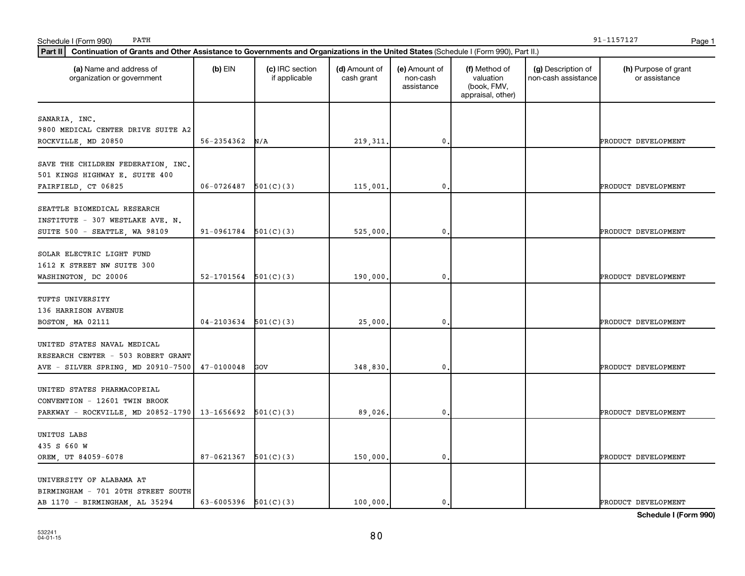Schedule I (Form 990) PATH 91-1157127

**Part II** **Continuation of Grants and Other Assistance to Governments and Organizations in the United States** (Schedule I (Form 990), Part II.)

| (a) Name and address of organization or government | (b) EIN | (c) IRC section if applicable | (d) Amount of cash grant | (e) Amount of non-cash assistance | (f) Method of valuation (book, FMV, appraisal, other) | (g) Description of non-cash assistance | (h) Purpose of grant or assistance |
|---|---|---|---|---|---|---|---|
| SANARIA, INC. 9800 MEDICAL CENTER DRIVE SUITE A2 ROCKVILLE, MD 20850 | 56-2354362 | N/A | 219,311. | 0. | | | PRODUCT DEVELOPMENT |
| SAVE THE CHILDREN FEDERATION, INC. 501 KINGS HIGHWAY E. SUITE 400 FAIRFIELD, CT 06825 | 06-0726487 | 501(C)(3) | 115,001. | 0. | | | PRODUCT DEVELOPMENT |
| SEATTLE BIOMEDICAL RESEARCH INSTITUTE - 307 WESTLAKE AVE. N. SUITE 500 - SEATTLE, WA 98109 | 91-0961784 | 501(C)(3) | 525,000. | 0. | | | PRODUCT DEVELOPMENT |
| SOLAR ELECTRIC LIGHT FUND 1612 K STREET NW SUITE 300 WASHINGTON, DC 20006 | 52-1701564 | 501(C)(3) | 190,000. | 0. | | | PRODUCT DEVELOPMENT |
| TUFTS UNIVERSITY 136 HARRISON AVENUE BOSTON, MA 02111 | 04-2103634 | 501(C)(3) | 25,000. | 0. | | | PRODUCT DEVELOPMENT |
| UNITED STATES NAVAL MEDICAL RESEARCH CENTER - 503 ROBERT GRANT AVE - SILVER SPRING, MD 20910-7500 | 47-0100048 | GOV | 348,830. | 0. | | | PRODUCT DEVELOPMENT |
| UNITED STATES PHARMACOPEIAL CONVENTION - 12601 TWIN BROOK PARKWAY - ROCKVILLE, MD 20852-1790 | 13-1656692 | 501(C)(3) | 89,026. | 0. | | | PRODUCT DEVELOPMENT |
| UNITUS LABS 435 S 660 W OREM, UT 84059-6078 | 87-0621367 | 501(C)(3) | 150,000. | 0. | | | PRODUCT DEVELOPMENT |
| UNIVERSITY OF ALABAMA AT BIRMINGHAM - 701 20TH STREET SOUTH AB 1170 - BIRMINGHAM, AL 35294 | 63-6005396 | 501(C)(3) | 100,000. | 0. | | | PRODUCT DEVELOPMENT |

**Schedule I (Form 990)**

532241
04-01-15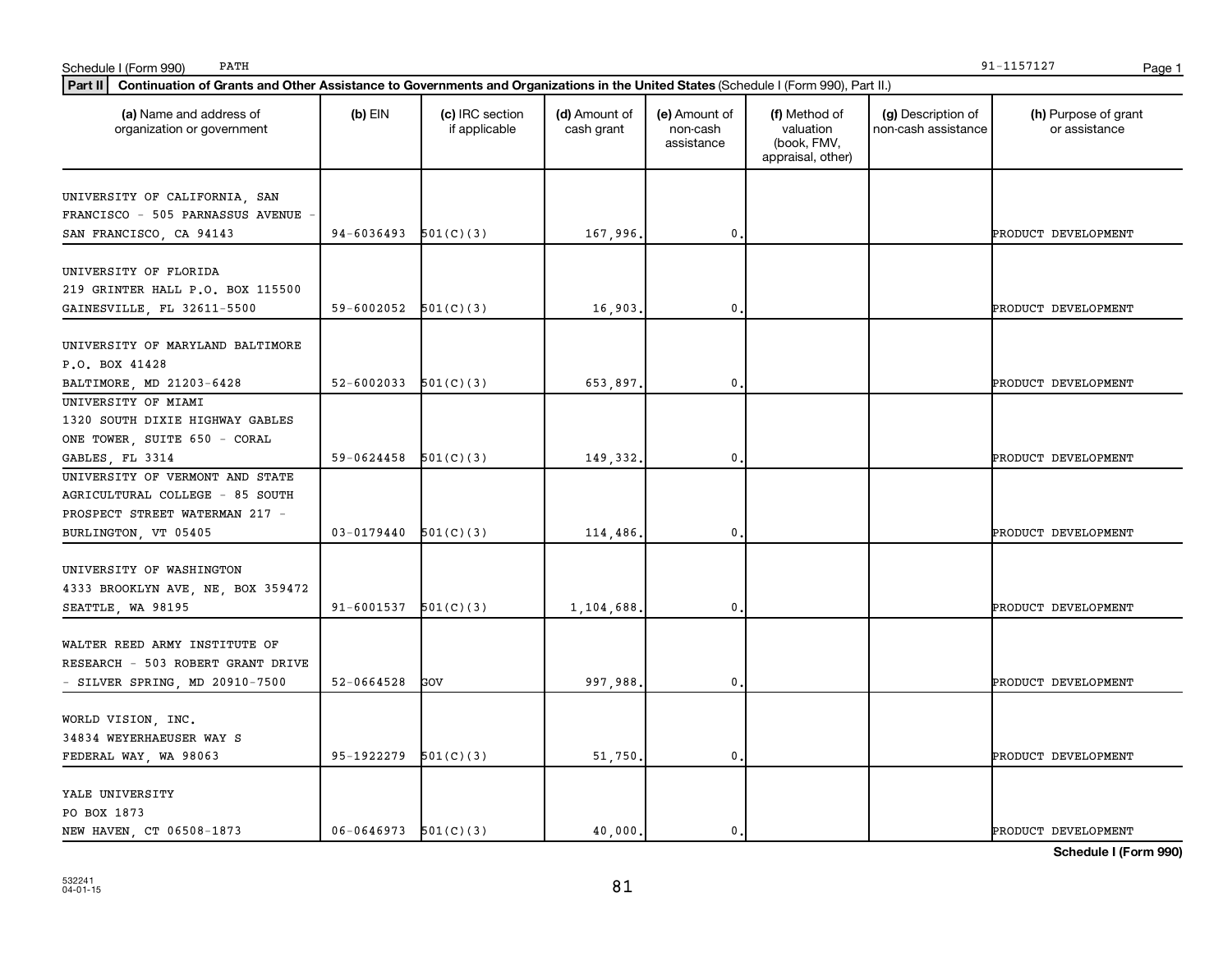Schedule I (Form 990) PATH 91-1157127

**Part II** **Continuation of Grants and Other Assistance to Governments and Organizations in the United States** (Schedule I (Form 990), Part II.)

| (a) Name and address of organization or government | (b) EIN | (c) IRC section if applicable | (d) Amount of cash grant | (e) Amount of non-cash assistance | (f) Method of valuation (book, FMV, appraisal, other) | (g) Description of non-cash assistance | (h) Purpose of grant or assistance |
|---|---|---|---|---|---|---|---|
| UNIVERSITY OF CALIFORNIA, SAN FRANCISCO - 505 PARNASSUS AVENUE - SAN FRANCISCO, CA 94143 | 94-6036493 | 501(C)(3) | 167,996. | 0. | | | PRODUCT DEVELOPMENT |
| UNIVERSITY OF FLORIDA 219 GRINTER HALL P.O. BOX 115500 GAINESVILLE, FL 32611-5500 | 59-6002052 | 501(C)(3) | 16,903. | 0. | | | PRODUCT DEVELOPMENT |
| UNIVERSITY OF MARYLAND BALTIMORE P.O. BOX 41428 BALTIMORE, MD 21203-6428 | 52-6002033 | 501(C)(3) | 653,897. | 0. | | | PRODUCT DEVELOPMENT |
| UNIVERSITY OF MIAMI 1320 SOUTH DIXIE HIGHWAY GABLES ONE TOWER, SUITE 650 - CORAL GABLES, FL 3314 | 59-0624458 | 501(C)(3) | 149,332. | 0. | | | PRODUCT DEVELOPMENT |
| UNIVERSITY OF VERMONT AND STATE AGRICULTURAL COLLEGE - 85 SOUTH PROSPECT STREET WATERMAN 217 - BURLINGTON, VT 05405 | 03-0179440 | 501(C)(3) | 114,486. | 0. | | | PRODUCT DEVELOPMENT |
| UNIVERSITY OF WASHINGTON 4333 BROOKLYN AVE, NE, BOX 359472 SEATTLE, WA 98195 | 91-6001537 | 501(C)(3) | 1,104,688. | 0. | | | PRODUCT DEVELOPMENT |
| WALTER REED ARMY INSTITUTE OF RESEARCH - 503 ROBERT GRANT DRIVE - SILVER SPRING, MD 20910-7500 | 52-0664528 | GOV | 997,988. | 0. | | | PRODUCT DEVELOPMENT |
| WORLD VISION, INC. 34834 WEYERHAEUSER WAY S FEDERAL WAY, WA 98063 | 95-1922279 | 501(C)(3) | 51,750. | 0. | | | PRODUCT DEVELOPMENT |
| YALE UNIVERSITY PO BOX 1873 NEW HAVEN, CT 06508-1873 | 06-0646973 | 501(C)(3) | 40,000. | 0. | | | PRODUCT DEVELOPMENT |

**Schedule I (Form 990)**

532241
04-01-15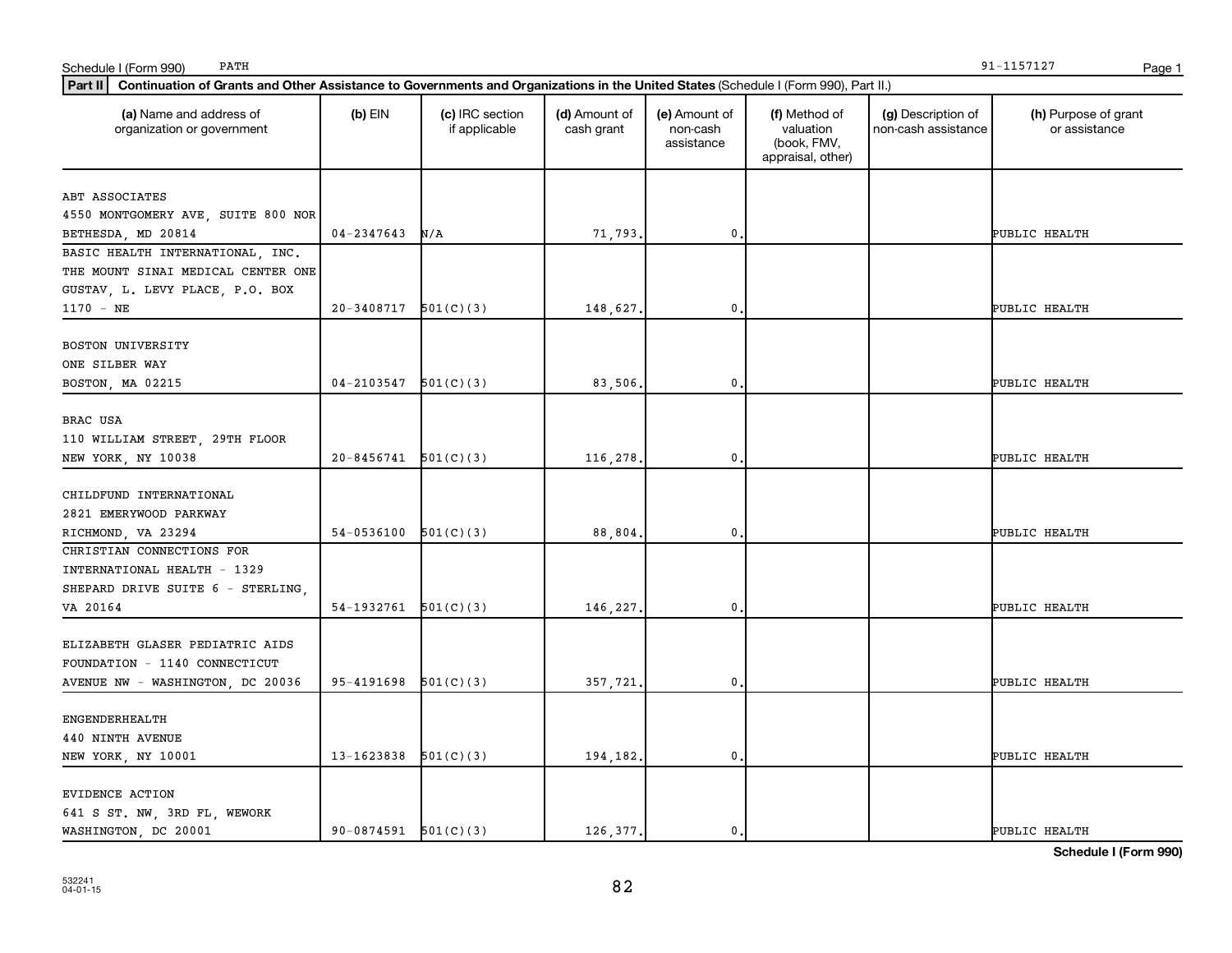Schedule I (Form 990) PATH 91-1157127

**Part II Continuation of Grants and Other Assistance to Governments and Organizations in the United States** (Schedule I (Form 990), Part II.)

| (a) Name and address of organization or government | (b) EIN | (c) IRC section if applicable | (d) Amount of cash grant | (e) Amount of non-cash assistance | (f) Method of valuation (book, FMV, appraisal, other) | (g) Description of non-cash assistance | (h) Purpose of grant or assistance |
|---|---|---|---|---|---|---|---|
| ABT ASSOCIATES 4550 MONTGOMERY AVE, SUITE 800 NOR BETHESDA, MD 20814 | 04-2347643 | N/A | 71,793. | 0. | | | PUBLIC HEALTH |
| BASIC HEALTH INTERNATIONAL, INC. THE MOUNT SINAI MEDICAL CENTER ONE GUSTAV, L. LEVY PLACE, P.O. BOX 1170 - NE | 20-3408717 | 501(C)(3) | 148,627. | 0. | | | PUBLIC HEALTH |
| BOSTON UNIVERSITY ONE SILBER WAY BOSTON, MA 02215 | 04-2103547 | 501(C)(3) | 83,506. | 0. | | | PUBLIC HEALTH |
| BRAC USA 110 WILLIAM STREET, 29TH FLOOR NEW YORK, NY 10038 | 20-8456741 | 501(C)(3) | 116,278. | 0. | | | PUBLIC HEALTH |
| CHILDFUND INTERNATIONAL 2821 EMERYWOOD PARKWAY RICHMOND, VA 23294 | 54-0536100 | 501(C)(3) | 88,804. | 0. | | | PUBLIC HEALTH |
| CHRISTIAN CONNECTIONS FOR INTERNATIONAL HEALTH - 1329 SHEPARD DRIVE SUITE 6 - STERLING, VA 20164 | 54-1932761 | 501(C)(3) | 146,227. | 0. | | | PUBLIC HEALTH |
| ELIZABETH GLASER PEDIATRIC AIDS FOUNDATION - 1140 CONNECTICUT AVENUE NW - WASHINGTON, DC 20036 | 95-4191698 | 501(C)(3) | 357,721. | 0. | | | PUBLIC HEALTH |
| ENGENDERHEALTH 440 NINTH AVENUE NEW YORK, NY 10001 | 13-1623838 | 501(C)(3) | 194,182. | 0. | | | PUBLIC HEALTH |
| EVIDENCE ACTION 641 S ST. NW, 3RD FL, WEWORK WASHINGTON, DC 20001 | 90-0874591 | 501(C)(3) | 126,377. | 0. | | | PUBLIC HEALTH |

Schedule I (Form 990)

532241 04-01-15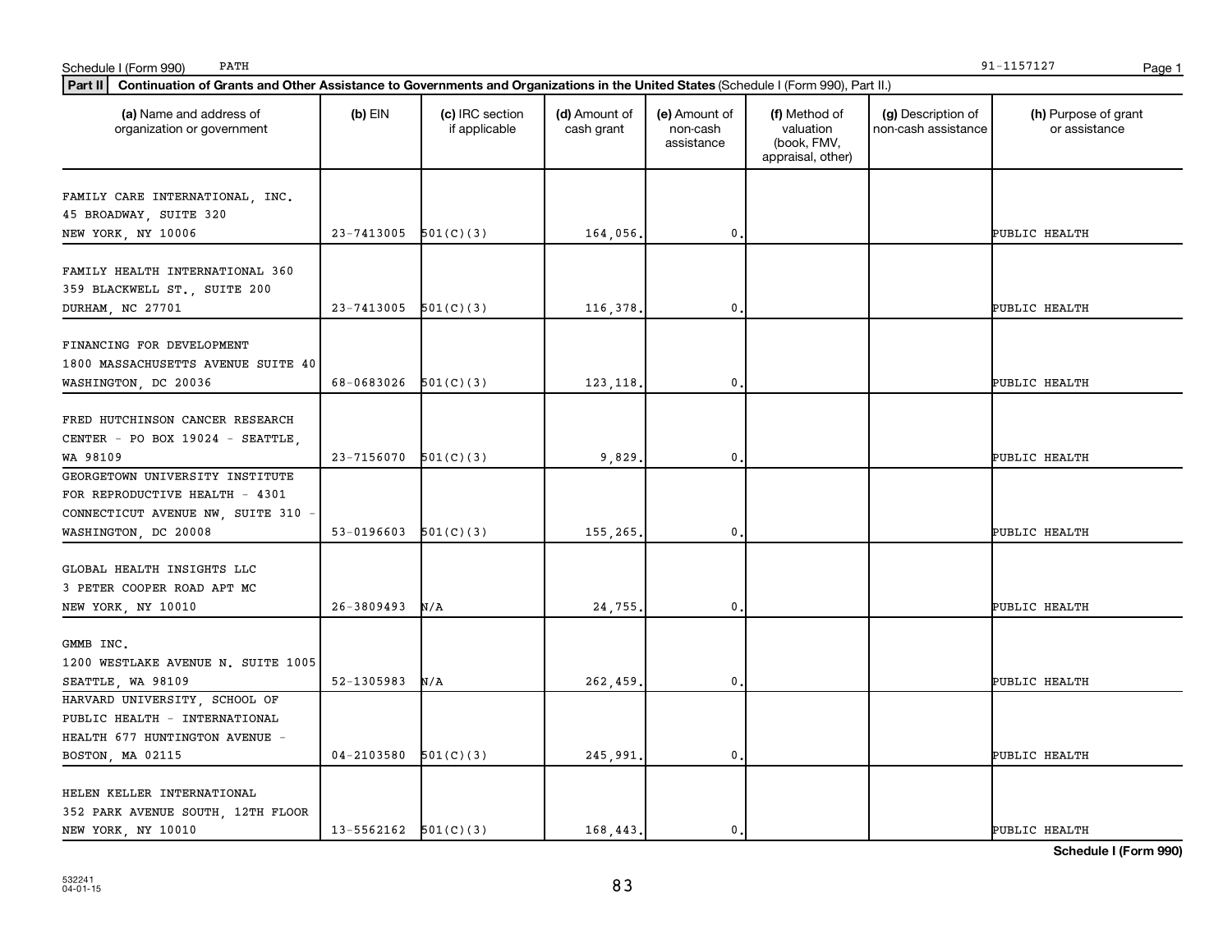Schedule I (Form 990) PATH 91-1157127

**Part II** Continuation of Grants and Other Assistance to Governments and Organizations in the United States (Schedule I (Form 990), Part II.)

| (a) Name and address of organization or government | (b) EIN | (c) IRC section if applicable | (d) Amount of cash grant | (e) Amount of non-cash assistance | (f) Method of valuation (book, FMV, appraisal, other) | (g) Description of non-cash assistance | (h) Purpose of grant or assistance |
|---|---|---|---|---|---|---|---|
| FAMILY CARE INTERNATIONAL, INC. 45 BROADWAY, SUITE 320 NEW YORK, NY 10006 | 23-7413005 | 501(C)(3) | 164,056. | 0. | | | PUBLIC HEALTH |
| FAMILY HEALTH INTERNATIONAL 360 359 BLACKWELL ST., SUITE 200 DURHAM, NC 27701 | 23-7413005 | 501(C)(3) | 116,378. | 0. | | | PUBLIC HEALTH |
| FINANCING FOR DEVELOPMENT 1800 MASSACHUSETTS AVENUE SUITE 40 WASHINGTON, DC 20036 | 68-0683026 | 501(C)(3) | 123,118. | 0. | | | PUBLIC HEALTH |
| FRED HUTCHINSON CANCER RESEARCH CENTER - PO BOX 19024 - SEATTLE, WA 98109 | 23-7156070 | 501(C)(3) | 9,829. | 0. | | | PUBLIC HEALTH |
| GEORGETOWN UNIVERSITY INSTITUTE FOR REPRODUCTIVE HEALTH - 4301 CONNECTICUT AVENUE NW, SUITE 310 - WASHINGTON, DC 20008 | 53-0196603 | 501(C)(3) | 155,265. | 0. | | | PUBLIC HEALTH |
| GLOBAL HEALTH INSIGHTS LLC 3 PETER COOPER ROAD APT MC NEW YORK, NY 10010 | 26-3809493 | N/A | 24,755. | 0. | | | PUBLIC HEALTH |
| GMMB INC. 1200 WESTLAKE AVENUE N. SUITE 1005 SEATTLE, WA 98109 | 52-1305983 | N/A | 262,459. | 0. | | | PUBLIC HEALTH |
| HARVARD UNIVERSITY, SCHOOL OF PUBLIC HEALTH - INTERNATIONAL HEALTH 677 HUNTINGTON AVENUE - BOSTON, MA 02115 | 04-2103580 | 501(C)(3) | 245,991. | 0. | | | PUBLIC HEALTH |
| HELEN KELLER INTERNATIONAL 352 PARK AVENUE SOUTH, 12TH FLOOR NEW YORK, NY 10010 | 13-5562162 | 501(C)(3) | 168,443. | 0. | | | PUBLIC HEALTH |

532241 04-01-15

**Schedule I (Form 990)**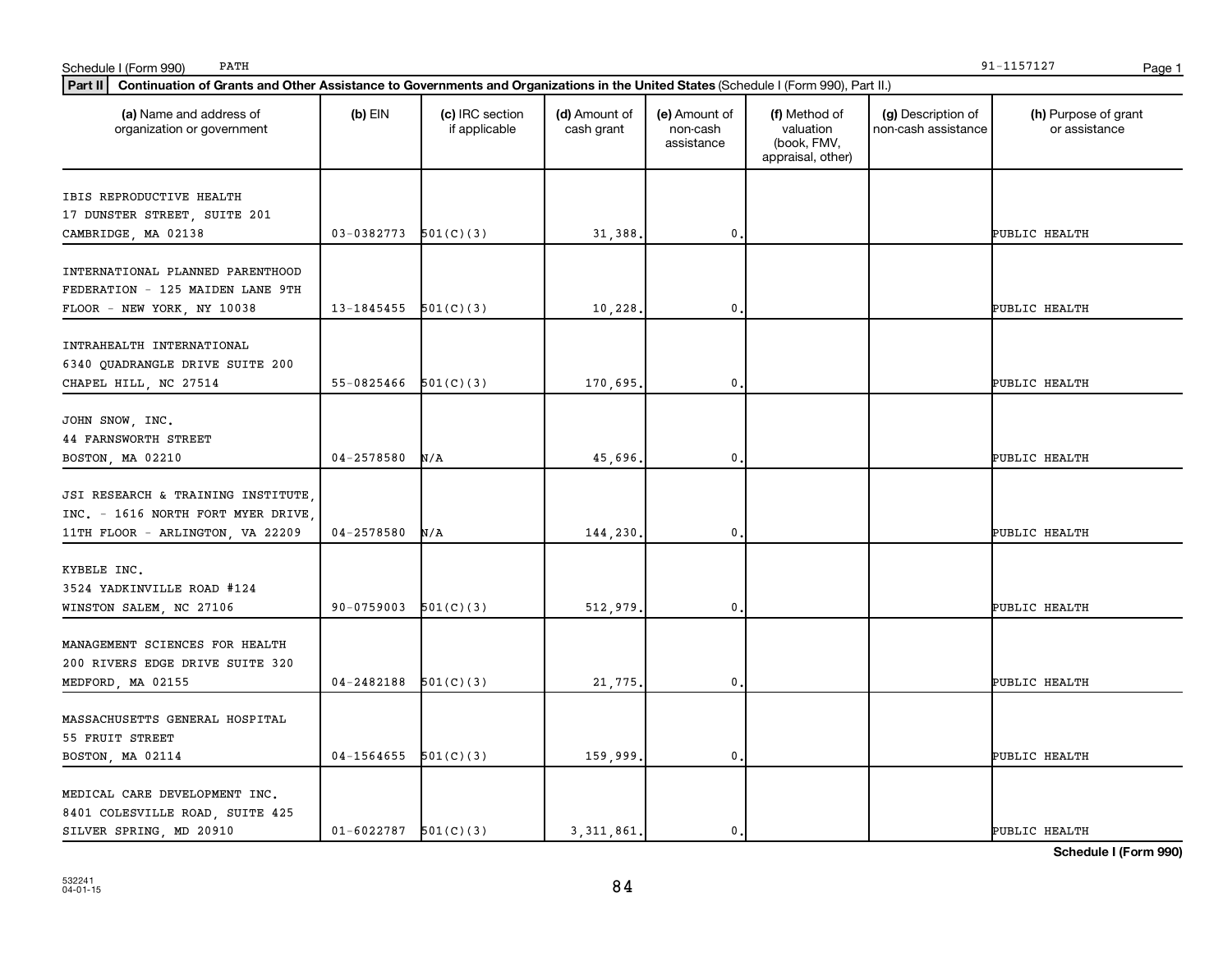Schedule I (Form 990) PATH 91-1157127

**Part II** **Continuation of Grants and Other Assistance to Governments and Organizations in the United States** (Schedule I (Form 990), Part II.)

| (a) Name and address of organization or government | (b) EIN | (c) IRC section if applicable | (d) Amount of cash grant | (e) Amount of non-cash assistance | (f) Method of valuation (book, FMV, appraisal, other) | (g) Description of non-cash assistance | (h) Purpose of grant or assistance |
|---|---|---|---|---|---|---|---|
| IBIS REPRODUCTIVE HEALTH 17 DUNSTER STREET, SUITE 201 CAMBRIDGE, MA 02138 | 03-0382773 | 501(C)(3) | 31,388. | 0. | | | PUBLIC HEALTH |
| INTERNATIONAL PLANNED PARENTHOOD FEDERATION - 125 MAIDEN LANE 9TH FLOOR - NEW YORK, NY 10038 | 13-1845455 | 501(C)(3) | 10,228. | 0. | | | PUBLIC HEALTH |
| INTRAHEALTH INTERNATIONAL 6340 QUADRANGLE DRIVE SUITE 200 CHAPEL HILL, NC 27514 | 55-0825466 | 501(C)(3) | 170,695. | 0. | | | PUBLIC HEALTH |
| JOHN SNOW, INC. 44 FARNSWORTH STREET BOSTON, MA 02210 | 04-2578580 | N/A | 45,696. | 0. | | | PUBLIC HEALTH |
| JSI RESEARCH & TRAINING INSTITUTE, INC. - 1616 NORTH FORT MYER DRIVE, 11TH FLOOR - ARLINGTON, VA 22209 | 04-2578580 | N/A | 144,230. | 0. | | | PUBLIC HEALTH |
| KYBELE INC. 3524 YADKINVILLE ROAD #124 WINSTON SALEM, NC 27106 | 90-0759003 | 501(C)(3) | 512,979. | 0. | | | PUBLIC HEALTH |
| MANAGEMENT SCIENCES FOR HEALTH 200 RIVERS EDGE DRIVE SUITE 320 MEDFORD, MA 02155 | 04-2482188 | 501(C)(3) | 21,775. | 0. | | | PUBLIC HEALTH |
| MASSACHUSETTS GENERAL HOSPITAL 55 FRUIT STREET BOSTON, MA 02114 | 04-1564655 | 501(C)(3) | 159,999. | 0. | | | PUBLIC HEALTH |
| MEDICAL CARE DEVELOPMENT INC. 8401 COLESVILLE ROAD, SUITE 425 SILVER SPRING, MD 20910 | 01-6022787 | 501(C)(3) | 3,311,861. | 0. | | | PUBLIC HEALTH |

**Schedule I (Form 990)**

532241
04-01-15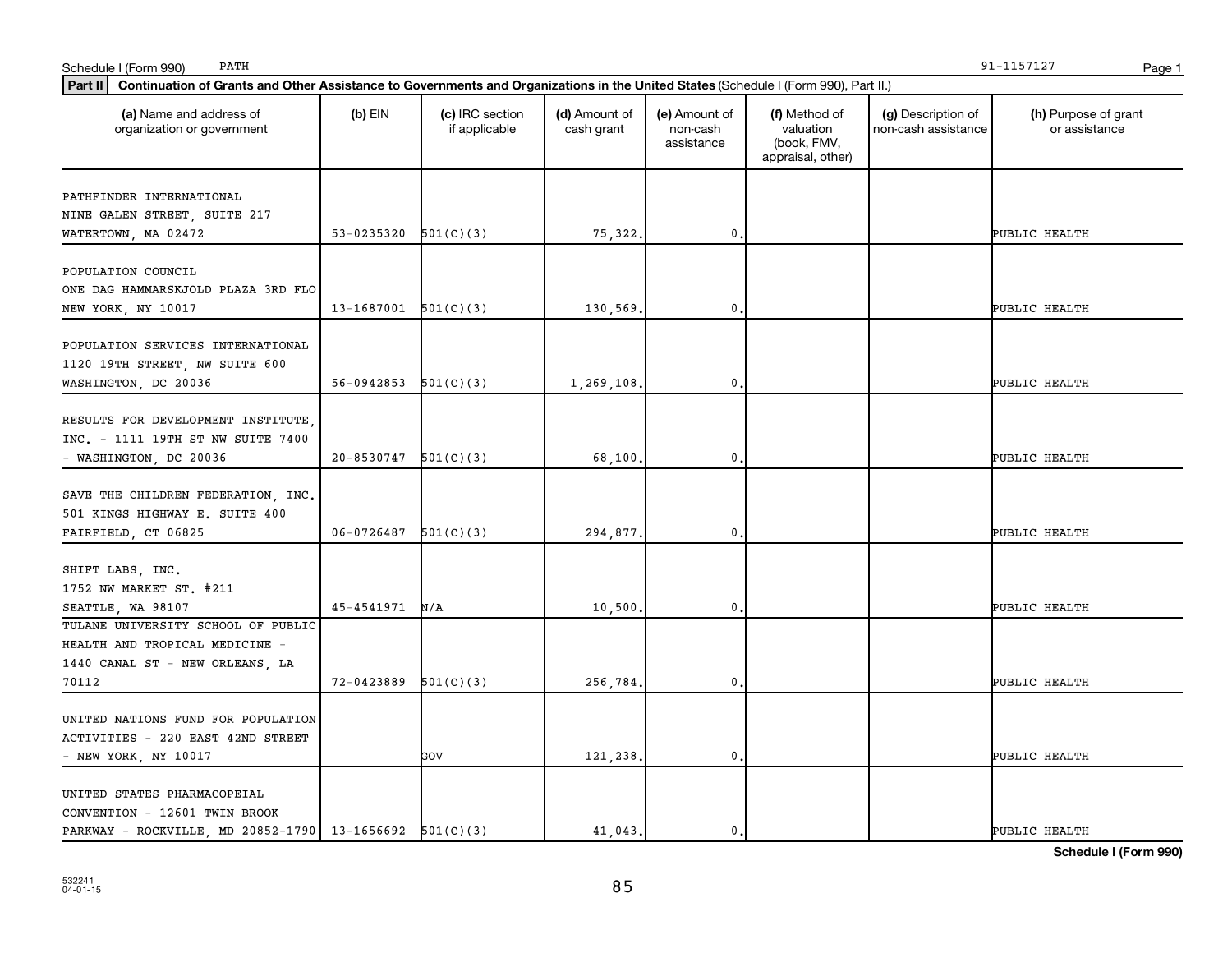Schedule I (Form 990) PATH 91-1157127

**Part II** **Continuation of Grants and Other Assistance to Governments and Organizations in the United States** (Schedule I (Form 990), Part II.)

| (a) Name and address of organization or government | (b) EIN | (c) IRC section if applicable | (d) Amount of cash grant | (e) Amount of non-cash assistance | (f) Method of valuation (book, FMV, appraisal, other) | (g) Description of non-cash assistance | (h) Purpose of grant or assistance |
|---|---|---|---|---|---|---|---|
| PATHFINDER INTERNATIONAL NINE GALEN STREET, SUITE 217 WATERTOWN, MA 02472 | 53-0235320 | 501(C)(3) | 75,322. | 0. | | | PUBLIC HEALTH |
| POPULATION COUNCIL ONE DAG HAMMARSKJOLD PLAZA 3RD FLO NEW YORK, NY 10017 | 13-1687001 | 501(C)(3) | 130,569. | 0. | | | PUBLIC HEALTH |
| POPULATION SERVICES INTERNATIONAL 1120 19TH STREET, NW SUITE 600 WASHINGTON, DC 20036 | 56-0942853 | 501(C)(3) | 1,269,108. | 0. | | | PUBLIC HEALTH |
| RESULTS FOR DEVELOPMENT INSTITUTE, INC. - 1111 19TH ST NW SUITE 7400 - WASHINGTON, DC 20036 | 20-8530747 | 501(C)(3) | 68,100. | 0. | | | PUBLIC HEALTH |
| SAVE THE CHILDREN FEDERATION, INC. 501 KINGS HIGHWAY E. SUITE 400 FAIRFIELD, CT 06825 | 06-0726487 | 501(C)(3) | 294,877. | 0. | | | PUBLIC HEALTH |
| SHIFT LABS, INC. 1752 NW MARKET ST. #211 SEATTLE, WA 98107 | 45-4541971 | N/A | 10,500. | 0. | | | PUBLIC HEALTH |
| TULANE UNIVERSITY SCHOOL OF PUBLIC HEALTH AND TROPICAL MEDICINE - 1440 CANAL ST - NEW ORLEANS, LA 70112 | 72-0423889 | 501(C)(3) | 256,784. | 0. | | | PUBLIC HEALTH |
| UNITED NATIONS FUND FOR POPULATION ACTIVITIES - 220 EAST 42ND STREET - NEW YORK, NY 10017 | | GOV | 121,238. | 0. | | | PUBLIC HEALTH |
| UNITED STATES PHARMACOPEIAL CONVENTION - 12601 TWIN BROOK PARKWAY - ROCKVILLE, MD 20852-1790 | 13-1656692 | 501(C)(3) | 41,043. | 0. | | | PUBLIC HEALTH |

**Schedule I (Form 990)**

532241 04-01-15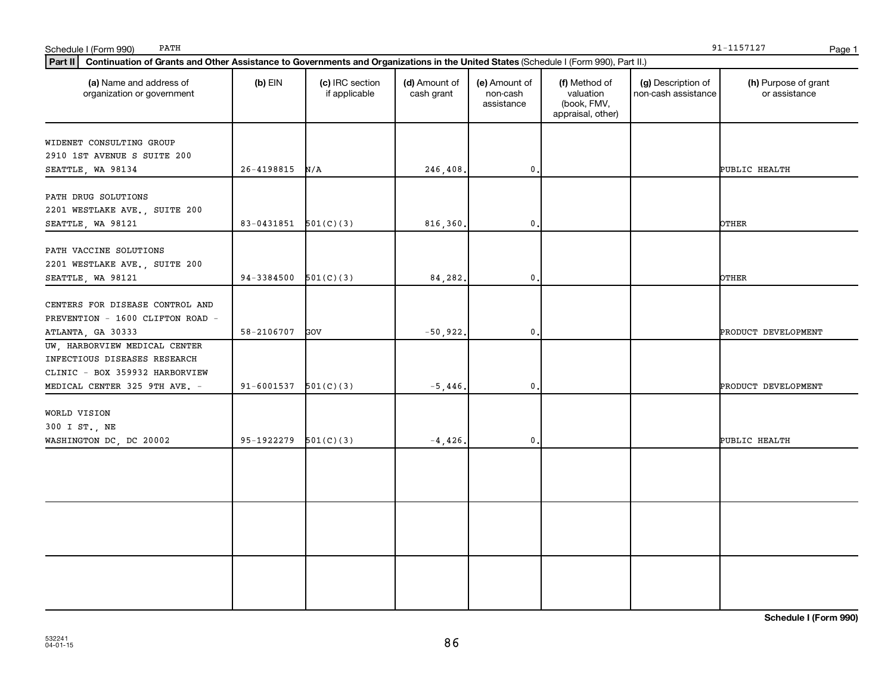Schedule I (Form 990) PATH 91-1157127

**Part II** **Continuation of Grants and Other Assistance to Governments and Organizations in the United States** (Schedule I (Form 990), Part II.)

| (a) Name and address of organization or government | (b) EIN | (c) IRC section if applicable | (d) Amount of cash grant | (e) Amount of non-cash assistance | (f) Method of valuation (book, FMV, appraisal, other) | (g) Description of non-cash assistance | (h) Purpose of grant or assistance |
|---|---|---|---|---|---|---|---|
| WIDENET CONSULTING GROUP 2910 1ST AVENUE S SUITE 200 SEATTLE, WA 98134 | 26-4198815 | N/A | 246,408. | 0. | | | PUBLIC HEALTH |
| PATH DRUG SOLUTIONS 2201 WESTLAKE AVE., SUITE 200 SEATTLE, WA 98121 | 83-0431851 | 501(C)(3) | 816,360. | 0. | | | OTHER |
| PATH VACCINE SOLUTIONS 2201 WESTLAKE AVE., SUITE 200 SEATTLE, WA 98121 | 94-3384500 | 501(C)(3) | 84,282. | 0. | | | OTHER |
| CENTERS FOR DISEASE CONTROL AND PREVENTION - 1600 CLIFTON ROAD - ATLANTA, GA 30333 | 58-2106707 | GOV | -50,922. | 0. | | | PRODUCT DEVELOPMENT |
| UW, HARBORVIEW MEDICAL CENTER INFECTIOUS DISEASES RESEARCH CLINIC - BOX 359932 HARBORVIEW MEDICAL CENTER 325 9TH AVE. - | 91-6001537 | 501(C)(3) | -5,446. | 0. | | | PRODUCT DEVELOPMENT |
| WORLD VISION 300 I ST., NE WASHINGTON DC, DC 20002 | 95-1922279 | 501(C)(3) | -4,426. | 0. | | | PUBLIC HEALTH |
| | | | | | | | |
| | | | | | | | |
| | | | | | | | |

**Schedule I (Form 990)**

532241
04-01-15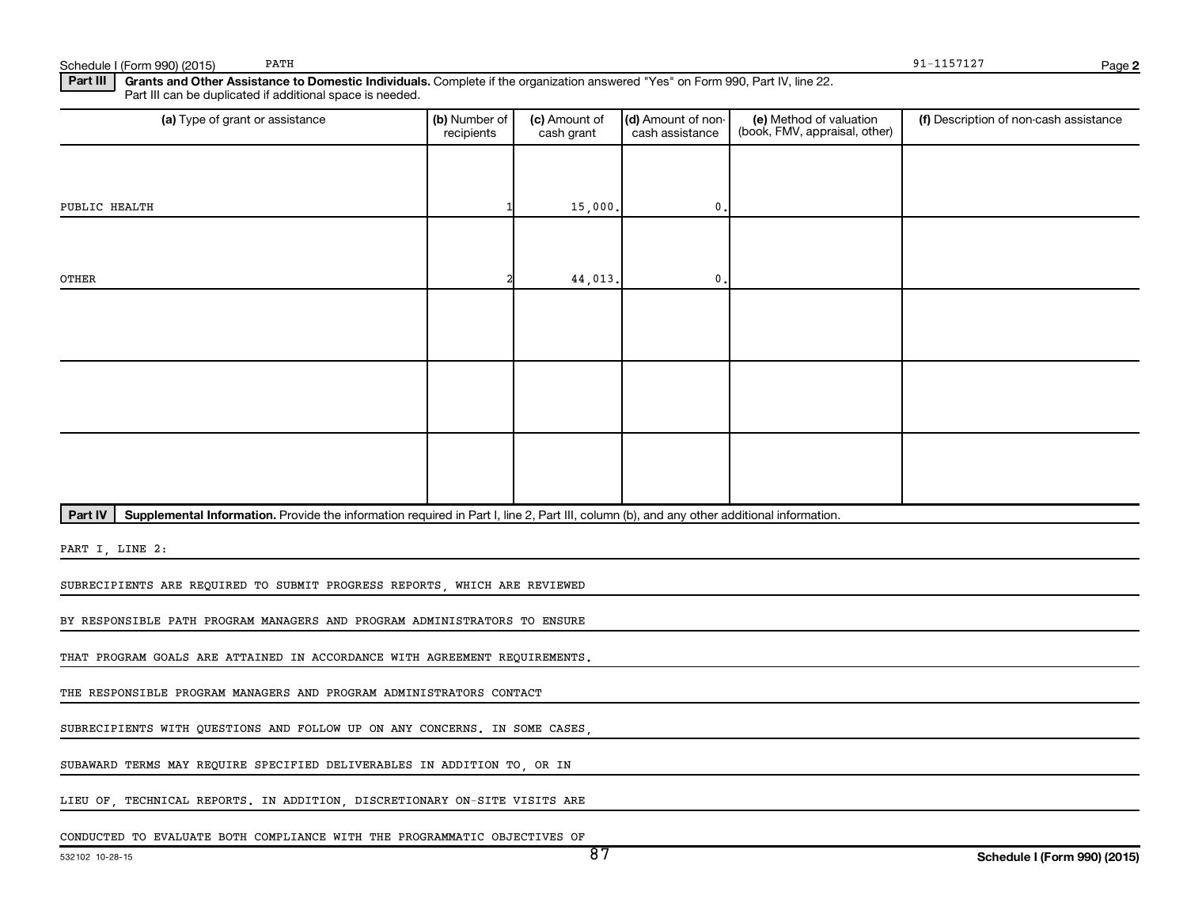## Part III Grants and Other Assistance to Domestic Individuals.

Complete if the organization answered "Yes" on Form 990, Part IV, line 22. Part III can be duplicated if additional space is needed.

| (a) Type of grant or assistance | (b) Number of recipients | (c) Amount of cash grant | (d) Amount of non-cash assistance | (e) Method of valuation (book, FMV, appraisal, other) | (f) Description of non-cash assistance |
|---|---|---|---|---|---|
| PUBLIC HEALTH | 1 | 15,000. | 0. | | |
| OTHER | 2 | 44,013. | 0. | | |
| | | | | | |
| | | | | | |
| | | | | | |

## Part IV Supplemental Information.

Provide the information required in Part I, line 2, Part III, column (b), and any other additional information.

PART I, LINE 2:

SUBRECIPIENTS ARE REQUIRED TO SUBMIT PROGRESS REPORTS, WHICH ARE REVIEWED BY RESPONSIBLE PATH PROGRAM MANAGERS AND PROGRAM ADMINISTRATORS TO ENSURE THAT PROGRAM GOALS ARE ATTAINED IN ACCORDANCE WITH AGREEMENT REQUIREMENTS. THE RESPONSIBLE PROGRAM MANAGERS AND PROGRAM ADMINISTRATORS CONTACT SUBRECIPIENTS WITH QUESTIONS AND FOLLOW UP ON ANY CONCERNS. IN SOME CASES, SUBAWARD TERMS MAY REQUIRE SPECIFIED DELIVERABLES IN ADDITION TO, OR IN LIEU OF, TECHNICAL REPORTS. IN ADDITION, DISCRETIONARY ON-SITE VISITS ARE CONDUCTED TO EVALUATE BOTH COMPLIANCE WITH THE PROGRAMMATIC OBJECTIVES OF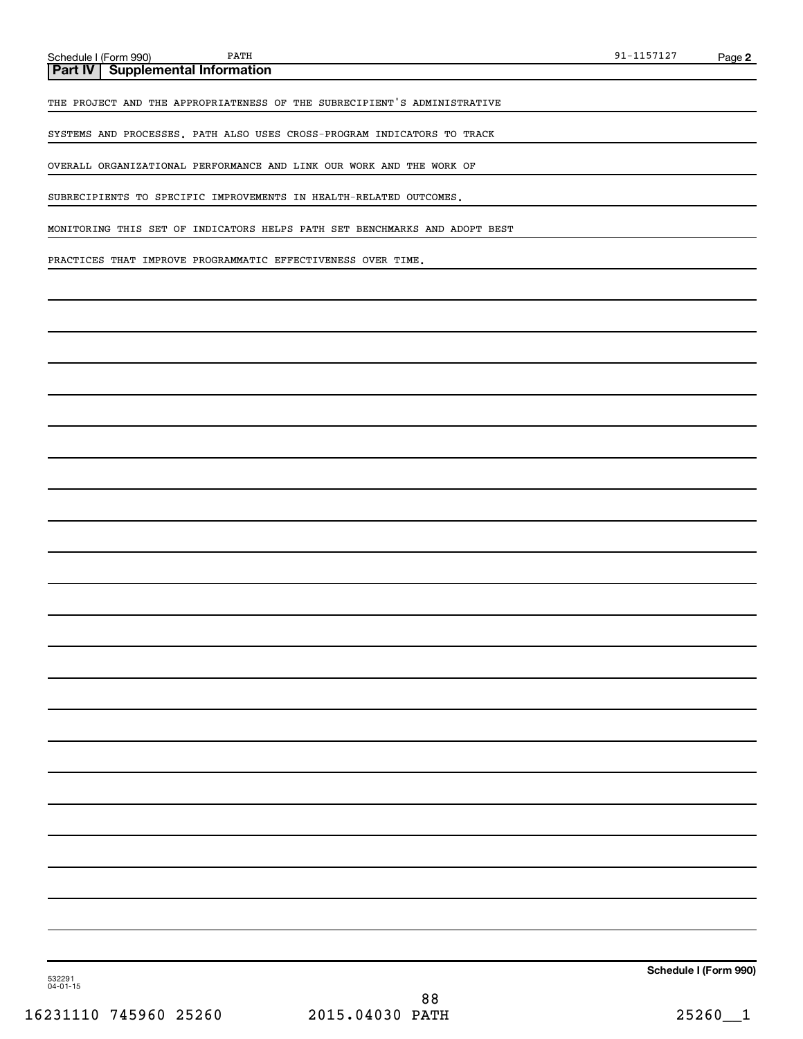## Part IV Supplemental Information

THE PROJECT AND THE APPROPRIATENESS OF THE SUBRECIPIENT'S ADMINISTRATIVE SYSTEMS AND PROCESSES. PATH ALSO USES CROSS-PROGRAM INDICATORS TO TRACK OVERALL ORGANIZATIONAL PERFORMANCE AND LINK OUR WORK AND THE WORK OF SUBRECIPIENTS TO SPECIFIC IMPROVEMENTS IN HEALTH-RELATED OUTCOMES. MONITORING THIS SET OF INDICATORS HELPS PATH SET BENCHMARKS AND ADOPT BEST PRACTICES THAT IMPROVE PROGRAMMATIC EFFECTIVENESS OVER TIME.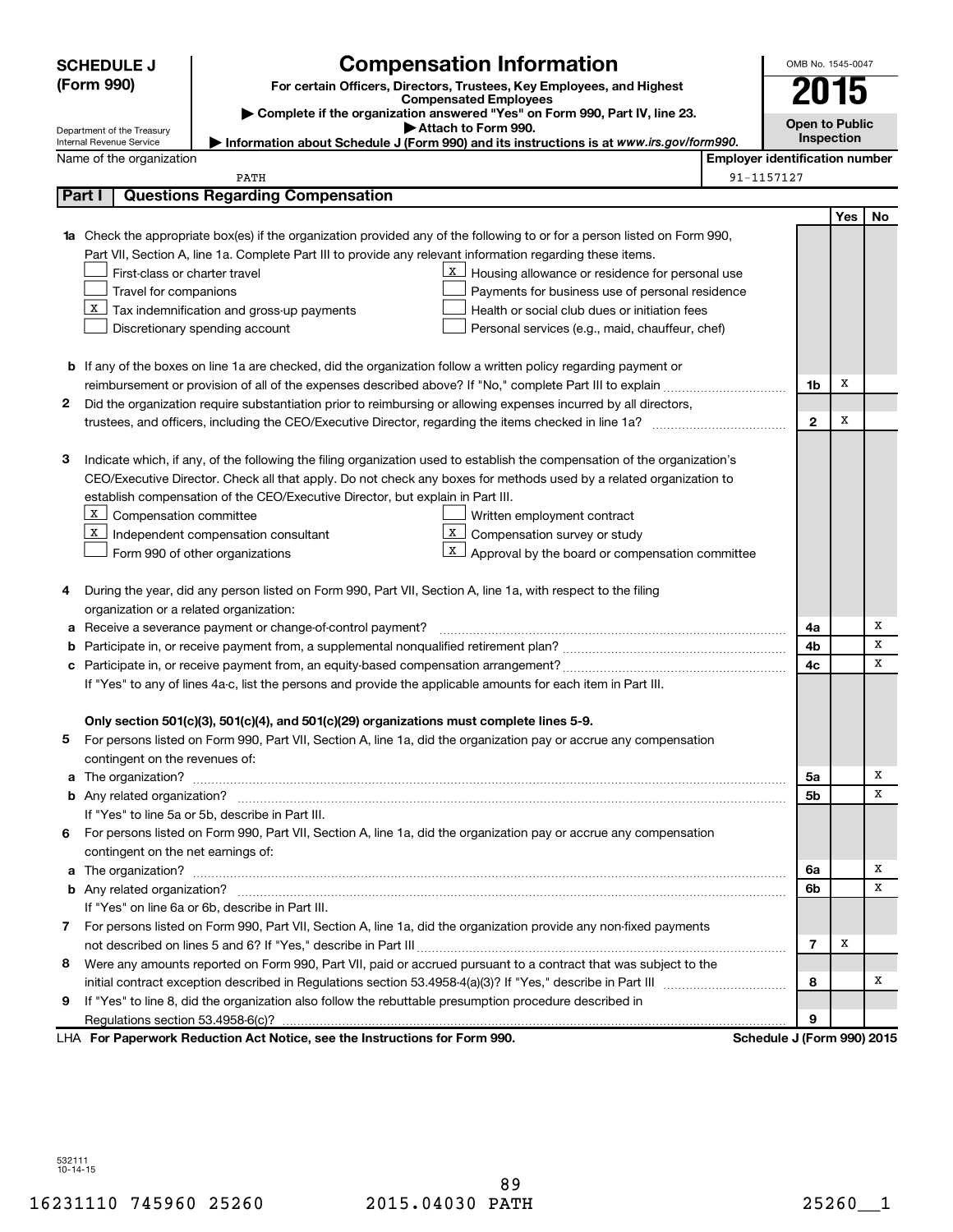**SCHEDULE J (Form 990)**

Department of the Treasury
Internal Revenue Service

# Compensation Information

**For certain Officers, Directors, Trustees, Key Employees, and Highest Compensated Employees**

▶ **Complete if the organization answered "Yes" on Form 990, Part IV, line 23.**

▶ **Attach to Form 990.**

▶ **Information about Schedule J (Form 990) and its instructions is at *www.irs.gov/form990*.**

OMB No. 1545-0047

**2015**

**Open to Public Inspection**

Name of the organization: PATH

Employer identification number: 91-1157127

## Part I Questions Regarding Compensation

| | | | Yes | No |
|---|---|---|---|---|
| **1a** | Check the appropriate box(es) if the organization provided any of the following to or for a person listed on Form 990, Part VII, Section A, line 1a. Complete Part III to provide any relevant information regarding these items.<br>☐ First-class or charter travel<br>☐ Travel for companions<br>☒ Tax indemnification and gross-up payments<br>☐ Discretionary spending account<br>☒ Housing allowance or residence for personal use<br>☐ Payments for business use of personal residence<br>☐ Health or social club dues or initiation fees<br>☐ Personal services (e.g., maid, chauffeur, chef) | | | |
| **b** | If any of the boxes on line 1a are checked, did the organization follow a written policy regarding payment or reimbursement or provision of all of the expenses described above? If "No," complete Part III to explain | 1b | X | |
| **2** | Did the organization require substantiation prior to reimbursing or allowing expenses incurred by all directors, trustees, and officers, including the CEO/Executive Director, regarding the items checked in line 1a? | 2 | X | |
| **3** | Indicate which, if any, of the following the filing organization used to establish the compensation of the organization's CEO/Executive Director. Check all that apply. Do not check any boxes for methods used by a related organization to establish compensation of the CEO/Executive Director, but explain in Part III.<br>☒ Compensation committee<br>☒ Independent compensation consultant<br>☐ Form 990 of other organizations<br>☐ Written employment contract<br>☒ Compensation survey or study<br>☒ Approval by the board or compensation committee | | | |
| **4** | During the year, did any person listed on Form 990, Part VII, Section A, line 1a, with respect to the filing organization or a related organization: | | | |
| **a** | Receive a severance payment or change-of-control payment? | 4a | | X |
| **b** | Participate in, or receive payment from, a supplemental nonqualified retirement plan? | 4b | | X |
| **c** | Participate in, or receive payment from, an equity-based compensation arrangement? | 4c | | X |
| | If "Yes" to any of lines 4a-c, list the persons and provide the applicable amounts for each item in Part III. | | | |
| | **Only section 501(c)(3), 501(c)(4), and 501(c)(29) organizations must complete lines 5-9.** | | | |
| **5** | For persons listed on Form 990, Part VII, Section A, line 1a, did the organization pay or accrue any compensation contingent on the revenues of: | | | |
| **a** | The organization? | 5a | | X |
| **b** | Any related organization? | 5b | | X |
| | If "Yes" to line 5a or 5b, describe in Part III. | | | |
| **6** | For persons listed on Form 990, Part VII, Section A, line 1a, did the organization pay or accrue any compensation contingent on the net earnings of: | | | |
| **a** | The organization? | 6a | | X |
| **b** | Any related organization? | 6b | | X |
| | If "Yes" on line 6a or 6b, describe in Part III. | | | |
| **7** | For persons listed on Form 990, Part VII, Section A, line 1a, did the organization provide any non-fixed payments not described on lines 5 and 6? If "Yes," describe in Part III | 7 | X | |
| **8** | Were any amounts reported on Form 990, Part VII, paid or accrued pursuant to a contract that was subject to the initial contract exception described in Regulations section 53.4958-4(a)(3)? If "Yes," describe in Part III | 8 | | X |
| **9** | If "Yes" to line 8, did the organization also follow the rebuttable presumption procedure described in Regulations section 53.4958-6(c)? | 9 | | |

LHA **For Paperwork Reduction Act Notice, see the Instructions for Form 990.** **Schedule J (Form 990) 2015**

532111 10-14-15

16231110 745960 25260 2015.04030 PATH 25260__1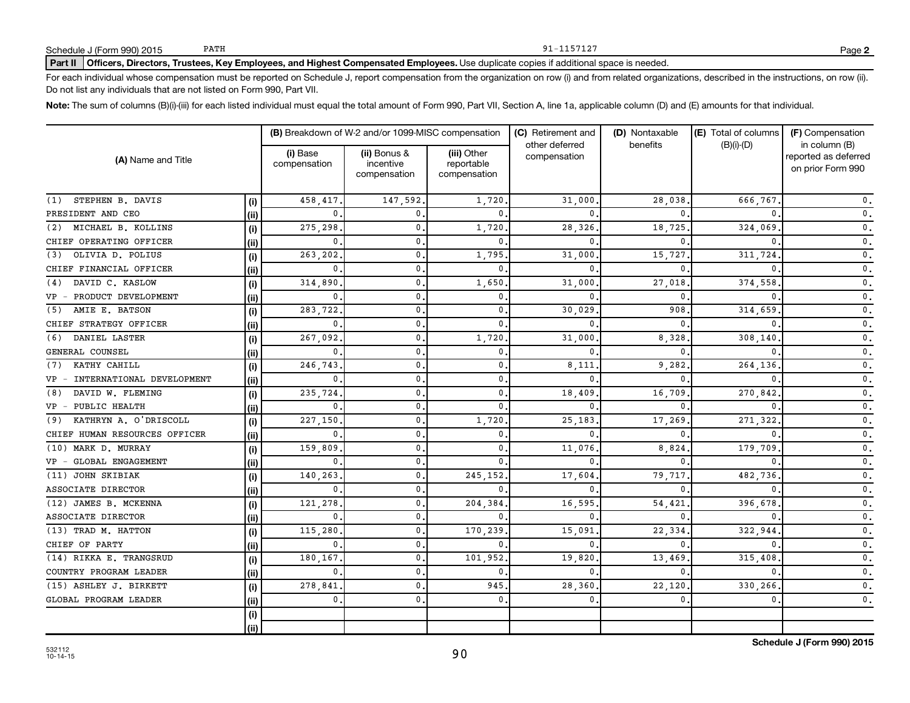Schedule J (Form 990) 2015 PATH 91-1157127 Page **2**

**Part II Officers, Directors, Trustees, Key Employees, and Highest Compensated Employees.** Use duplicate copies if additional space is needed.

For each individual whose compensation must be reported on Schedule J, report compensation from the organization on row (i) and from related organizations, described in the instructions, on row (ii). Do not list any individuals that are not listed on Form 990, Part VII.

**Note:** The sum of columns (B)(i)-(iii) for each listed individual must equal the total amount of Form 990, Part VII, Section A, line 1a, applicable column (D) and (E) amounts for that individual.

| (A) Name and Title | | (B) Breakdown of W-2 and/or 1099-MISC compensation | | | (C) Retirement and other deferred compensation | (D) Nontaxable benefits | (E) Total of columns (B)(i)-(D) | (F) Compensation in column (B) reported as deferred on prior Form 990 |
|---|---|---|---|---|---|---|---|---|
| | | (i) Base compensation | (ii) Bonus & incentive compensation | (iii) Other reportable compensation | | | | |
| (1) STEPHEN B. DAVIS | (i) | 458,417. | 147,592. | 1,720. | 31,000. | 28,038. | 666,767. | 0. |
| PRESIDENT AND CEO | (ii) | 0. | 0. | 0. | 0. | 0. | 0. | 0. |
| (2) MICHAEL B. KOLLINS | (i) | 275,298. | 0. | 1,720. | 28,326. | 18,725. | 324,069. | 0. |
| CHIEF OPERATING OFFICER | (ii) | 0. | 0. | 0. | 0. | 0. | 0. | 0. |
| (3) OLIVIA D. POLIUS | (i) | 263,202. | 0. | 1,795. | 31,000. | 15,727. | 311,724. | 0. |
| CHIEF FINANCIAL OFFICER | (ii) | 0. | 0. | 0. | 0. | 0. | 0. | 0. |
| (4) DAVID C. KASLOW | (i) | 314,890. | 0. | 1,650. | 31,000. | 27,018. | 374,558. | 0. |
| VP - PRODUCT DEVELOPMENT | (ii) | 0. | 0. | 0. | 0. | 0. | 0. | 0. |
| (5) AMIE E. BATSON | (i) | 283,722. | 0. | 0. | 30,029. | 908. | 314,659. | 0. |
| CHIEF STRATEGY OFFICER | (ii) | 0. | 0. | 0. | 0. | 0. | 0. | 0. |
| (6) DANIEL LASTER | (i) | 267,092. | 0. | 1,720. | 31,000. | 8,328. | 308,140. | 0. |
| GENERAL COUNSEL | (ii) | 0. | 0. | 0. | 0. | 0. | 0. | 0. |
| (7) KATHY CAHILL | (i) | 246,743. | 0. | 0. | 8,111. | 9,282. | 264,136. | 0. |
| VP - INTERNATIONAL DEVELOPMENT | (ii) | 0. | 0. | 0. | 0. | 0. | 0. | 0. |
| (8) DAVID W. FLEMING | (i) | 235,724. | 0. | 0. | 18,409. | 16,709. | 270,842. | 0. |
| VP - PUBLIC HEALTH | (ii) | 0. | 0. | 0. | 0. | 0. | 0. | 0. |
| (9) KATHRYN A. O'DRISCOLL | (i) | 227,150. | 0. | 1,720. | 25,183. | 17,269. | 271,322. | 0. |
| CHIEF HUMAN RESOURCES OFFICER | (ii) | 0. | 0. | 0. | 0. | 0. | 0. | 0. |
| (10) MARK D. MURRAY | (i) | 159,809. | 0. | 0. | 11,076. | 8,824. | 179,709. | 0. |
| VP - GLOBAL ENGAGEMENT | (ii) | 0. | 0. | 0. | 0. | 0. | 0. | 0. |
| (11) JOHN SKIBIAK | (i) | 140,263. | 0. | 245,152. | 17,604. | 79,717. | 482,736. | 0. |
| ASSOCIATE DIRECTOR | (ii) | 0. | 0. | 0. | 0. | 0. | 0. | 0. |
| (12) JAMES B. MCKENNA | (i) | 121,278. | 0. | 204,384. | 16,595. | 54,421. | 396,678. | 0. |
| ASSOCIATE DIRECTOR | (ii) | 0. | 0. | 0. | 0. | 0. | 0. | 0. |
| (13) TRAD M. HATTON | (i) | 115,280. | 0. | 170,239. | 15,091. | 22,334. | 322,944. | 0. |
| CHIEF OF PARTY | (ii) | 0. | 0. | 0. | 0. | 0. | 0. | 0. |
| (14) RIKKA E. TRANGSRUD | (i) | 180,167. | 0. | 101,952. | 19,820. | 13,469. | 315,408. | 0. |
| COUNTRY PROGRAM LEADER | (ii) | 0. | 0. | 0. | 0. | 0. | 0. | 0. |
| (15) ASHLEY J. BIRKETT | (i) | 278,841. | 0. | 945. | 28,360. | 22,120. | 330,266. | 0. |
| GLOBAL PROGRAM LEADER | (ii) | 0. | 0. | 0. | 0. | 0. | 0. | 0. |
| | (i) | | | | | | | |
| | (ii) | | | | | | | |

532112
10-14-15

**Schedule J (Form 990) 2015**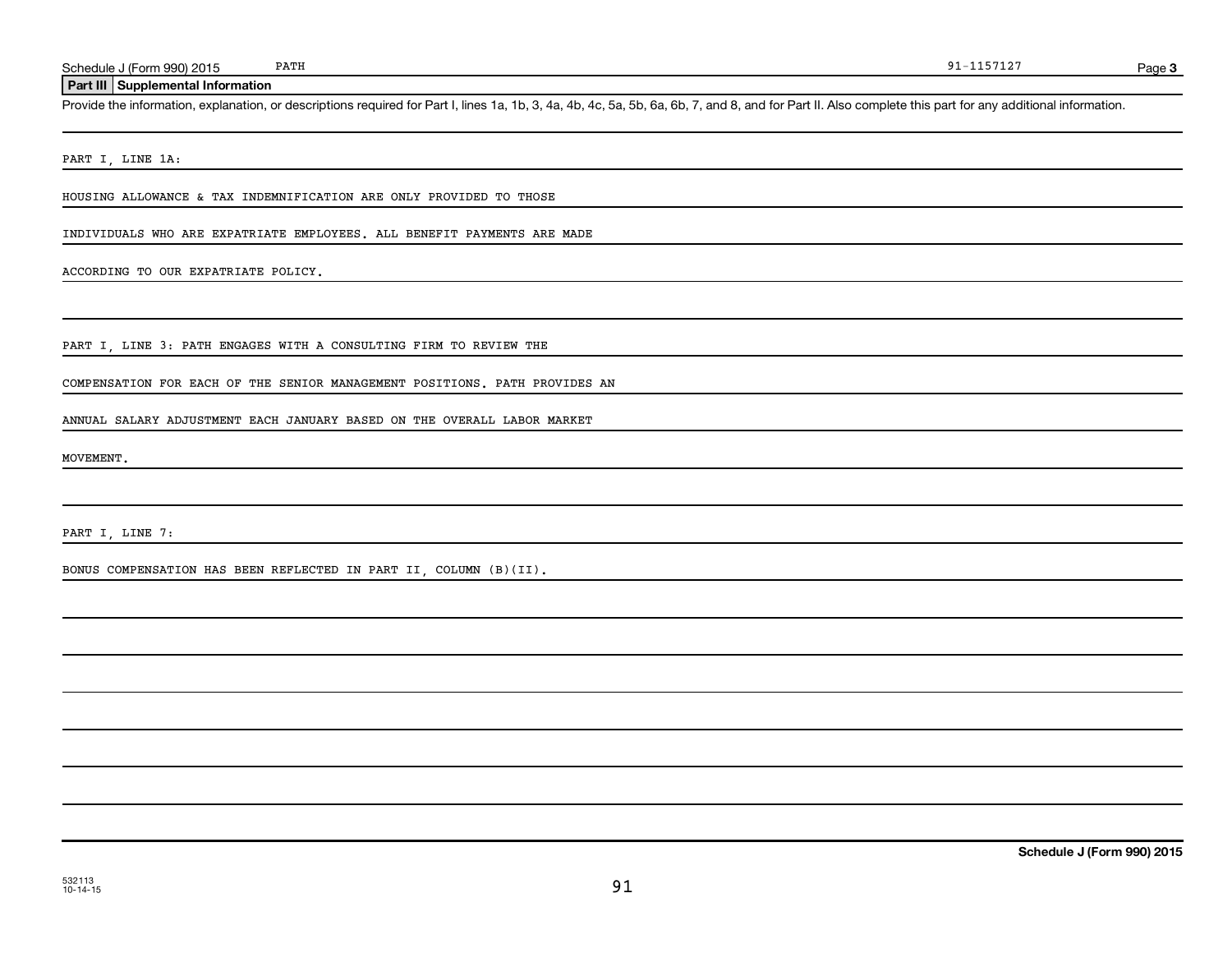Schedule J (Form 990) 2015 PATH 91-1157127 Page 3

## Part III Supplemental Information

Provide the information, explanation, or descriptions required for Part I, lines 1a, 1b, 3, 4a, 4b, 4c, 5a, 5b, 6a, 6b, 7, and 8, and for Part II. Also complete this part for any additional information.

PART I, LINE 1A:

HOUSING ALLOWANCE & TAX INDEMNIFICATION ARE ONLY PROVIDED TO THOSE INDIVIDUALS WHO ARE EXPATRIATE EMPLOYEES. ALL BENEFIT PAYMENTS ARE MADE ACCORDING TO OUR EXPATRIATE POLICY.

PART I, LINE 3: PATH ENGAGES WITH A CONSULTING FIRM TO REVIEW THE COMPENSATION FOR EACH OF THE SENIOR MANAGEMENT POSITIONS. PATH PROVIDES AN ANNUAL SALARY ADJUSTMENT EACH JANUARY BASED ON THE OVERALL LABOR MARKET MOVEMENT.

PART I, LINE 7:

BONUS COMPENSATION HAS BEEN REFLECTED IN PART II, COLUMN (B)(II).

Schedule J (Form 990) 2015

532113 10-14-15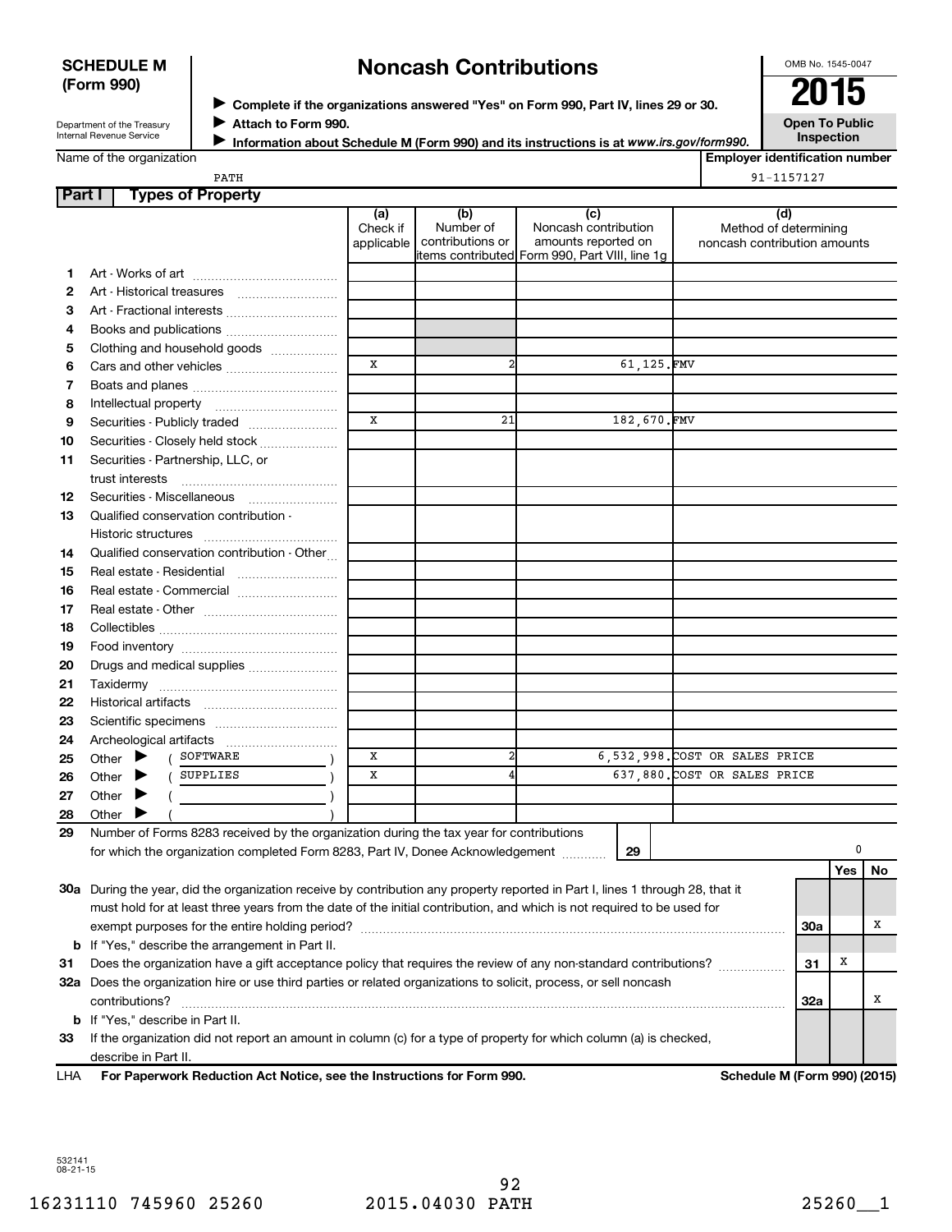**SCHEDULE M (Form 990)**

Department of the Treasury
Internal Revenue Service

# Noncash Contributions

▶ **Complete if the organizations answered "Yes" on Form 990, Part IV, lines 29 or 30.**
▶ **Attach to Form 990.**
▶ **Information about Schedule M (Form 990) and its instructions is at *www.irs.gov/form990*.**

OMB No. 1545-0047

**2015**

**Open To Public Inspection**

Name of the organization: PATH

**Employer identification number:** 91-1157127

## Part I — Types of Property

| | | (a) Check if applicable | (b) Number of contributions or items contributed | (c) Noncash contribution amounts reported on Form 990, Part VIII, line 1g | (d) Method of determining noncash contribution amounts |
|---|---|---|---|---|---|
| 1 | Art - Works of art | | | | |
| 2 | Art - Historical treasures | | | | |
| 3 | Art - Fractional interests | | | | |
| 4 | Books and publications | | | | |
| 5 | Clothing and household goods | | | | |
| 6 | Cars and other vehicles | X | 2 | 61,125. | FMV |
| 7 | Boats and planes | | | | |
| 8 | Intellectual property | | | | |
| 9 | Securities - Publicly traded | X | 21 | 182,670. | FMV |
| 10 | Securities - Closely held stock | | | | |
| 11 | Securities - Partnership, LLC, or trust interests | | | | |
| 12 | Securities - Miscellaneous | | | | |
| 13 | Qualified conservation contribution - Historic structures | | | | |
| 14 | Qualified conservation contribution - Other | | | | |
| 15 | Real estate - Residential | | | | |
| 16 | Real estate - Commercial | | | | |
| 17 | Real estate - Other | | | | |
| 18 | Collectibles | | | | |
| 19 | Food inventory | | | | |
| 20 | Drugs and medical supplies | | | | |
| 21 | Taxidermy | | | | |
| 22 | Historical artifacts | | | | |
| 23 | Scientific specimens | | | | |
| 24 | Archeological artifacts | | | | |
| 25 | Other ▶ ( SOFTWARE ) | X | 2 | 6,532,998. | COST OR SALES PRICE |
| 26 | Other ▶ ( SUPPLIES ) | X | 4 | 637,880. | COST OR SALES PRICE |
| 27 | Other ▶ ( ) | | | | |
| 28 | Other ▶ ( ) | | | | |

**29** Number of Forms 8283 received by the organization during the tax year for contributions for which the organization completed Form 8283, Part IV, Donee Acknowledgement ..... **29** | 0

| | | | Yes | No |
|---|---|---|---|---|
| 30a | During the year, did the organization receive by contribution any property reported in Part I, lines 1 through 28, that it must hold for at least three years from the date of the initial contribution, and which is not required to be used for exempt purposes for the entire holding period? | 30a | | X |
| b | If "Yes," describe the arrangement in Part II. | | | |
| 31 | Does the organization have a gift acceptance policy that requires the review of any non-standard contributions? | 31 | X | |
| 32a | Does the organization hire or use third parties or related organizations to solicit, process, or sell noncash contributions? | 32a | | X |
| b | If "Yes," describe in Part II. | | | |
| 33 | If the organization did not report an amount in column (c) for a type of property for which column (a) is checked, describe in Part II. | | | |

LHA **For Paperwork Reduction Act Notice, see the Instructions for Form 990.** **Schedule M (Form 990) (2015)**

532141
08-21-15

16231110 745960 25260 2015.04030 PATH 25260__1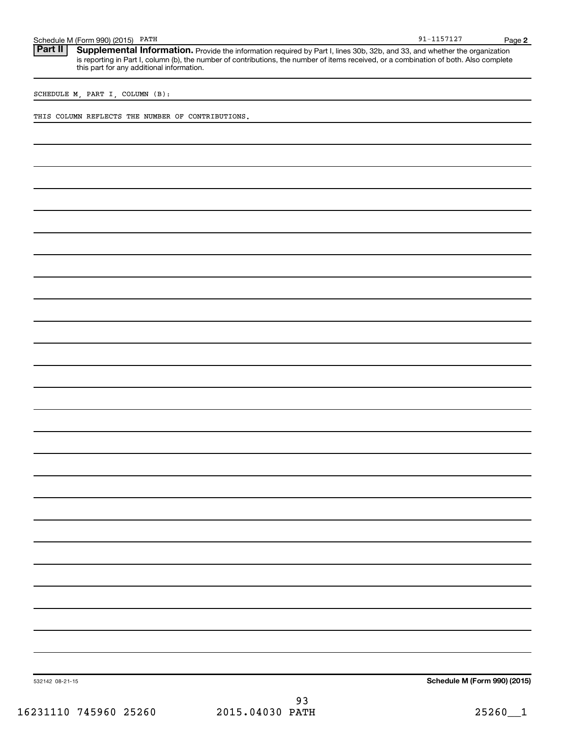## Part II Supplemental Information.

Provide the information required by Part I, lines 30b, 32b, and 33, and whether the organization is reporting in Part I, column (b), the number of contributions, the number of items received, or a combination of both. Also complete this part for any additional information.

SCHEDULE M, PART I, COLUMN (B):

THIS COLUMN REFLECTS THE NUMBER OF CONTRIBUTIONS.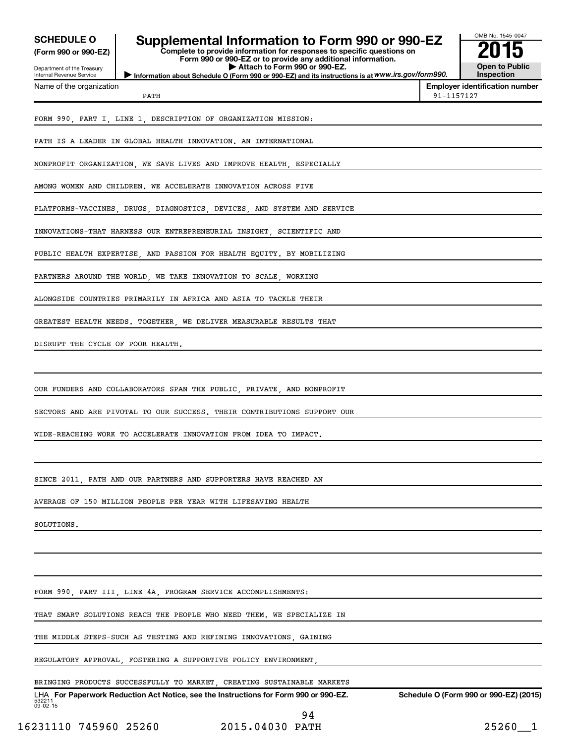**SCHEDULE O**
**(Form 990 or 990-EZ)**

Department of the Treasury
Internal Revenue Service

# Supplemental Information to Form 990 or 990-EZ

**Complete to provide information for responses to specific questions on Form 990 or 990-EZ or to provide any additional information.**
**▶ Attach to Form 990 or 990-EZ.**
**▶ Information about Schedule O (Form 990 or 990-EZ) and its instructions is at** ***www.irs.gov/form990.***

OMB No. 1545-0047
**2015**
**Open to Public Inspection**

| Name of the organization | Employer identification number |
|---|---|
| PATH | 91-1157127 |

FORM 990, PART I, LINE 1, DESCRIPTION OF ORGANIZATION MISSION:

PATH IS A LEADER IN GLOBAL HEALTH INNOVATION. AN INTERNATIONAL NONPROFIT ORGANIZATION, WE SAVE LIVES AND IMPROVE HEALTH, ESPECIALLY AMONG WOMEN AND CHILDREN. WE ACCELERATE INNOVATION ACROSS FIVE PLATFORMS-VACCINES, DRUGS, DIAGNOSTICS, DEVICES, AND SYSTEM AND SERVICE INNOVATIONS-THAT HARNESS OUR ENTREPRENEURIAL INSIGHT, SCIENTIFIC AND PUBLIC HEALTH EXPERTISE, AND PASSION FOR HEALTH EQUITY. BY MOBILIZING PARTNERS AROUND THE WORLD, WE TAKE INNOVATION TO SCALE, WORKING ALONGSIDE COUNTRIES PRIMARILY IN AFRICA AND ASIA TO TACKLE THEIR GREATEST HEALTH NEEDS. TOGETHER, WE DELIVER MEASURABLE RESULTS THAT DISRUPT THE CYCLE OF POOR HEALTH.

OUR FUNDERS AND COLLABORATORS SPAN THE PUBLIC, PRIVATE, AND NONPROFIT SECTORS AND ARE PIVOTAL TO OUR SUCCESS. THEIR CONTRIBUTIONS SUPPORT OUR WIDE-REACHING WORK TO ACCELERATE INNOVATION FROM IDEA TO IMPACT.

SINCE 2011, PATH AND OUR PARTNERS AND SUPPORTERS HAVE REACHED AN AVERAGE OF 150 MILLION PEOPLE PER YEAR WITH LIFESAVING HEALTH SOLUTIONS.

FORM 990, PART III, LINE 4A, PROGRAM SERVICE ACCOMPLISHMENTS:

THAT SMART SOLUTIONS REACH THE PEOPLE WHO NEED THEM. WE SPECIALIZE IN THE MIDDLE STEPS-SUCH AS TESTING AND REFINING INNOVATIONS, GAINING REGULATORY APPROVAL, FOSTERING A SUPPORTIVE POLICY ENVIRONMENT, BRINGING PRODUCTS SUCCESSFULLY TO MARKET, CREATING SUSTAINABLE MARKETS

LHA **For Paperwork Reduction Act Notice, see the Instructions for Form 990 or 990-EZ.** **Schedule O (Form 990 or 990-EZ) (2015)**
532211
09-02-15

16231110 745960 25260 2015.04030 PATH 25260__1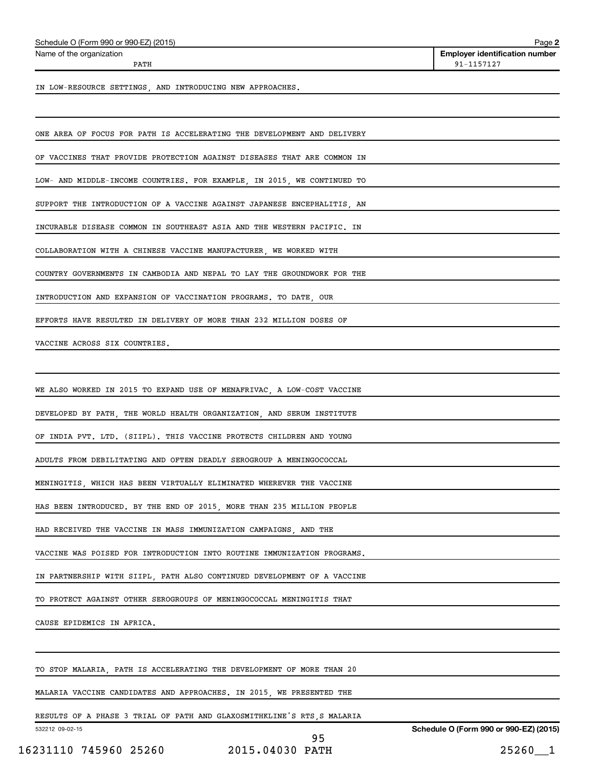Name of the organization: PATH

Employer identification number: 91-1157127

IN LOW-RESOURCE SETTINGS, AND INTRODUCING NEW APPROACHES.

ONE AREA OF FOCUS FOR PATH IS ACCELERATING THE DEVELOPMENT AND DELIVERY OF VACCINES THAT PROVIDE PROTECTION AGAINST DISEASES THAT ARE COMMON IN LOW- AND MIDDLE-INCOME COUNTRIES. FOR EXAMPLE, IN 2015, WE CONTINUED TO SUPPORT THE INTRODUCTION OF A VACCINE AGAINST JAPANESE ENCEPHALITIS, AN INCURABLE DISEASE COMMON IN SOUTHEAST ASIA AND THE WESTERN PACIFIC. IN COLLABORATION WITH A CHINESE VACCINE MANUFACTURER, WE WORKED WITH COUNTRY GOVERNMENTS IN CAMBODIA AND NEPAL TO LAY THE GROUNDWORK FOR THE INTRODUCTION AND EXPANSION OF VACCINATION PROGRAMS. TO DATE, OUR EFFORTS HAVE RESULTED IN DELIVERY OF MORE THAN 232 MILLION DOSES OF VACCINE ACROSS SIX COUNTRIES.

WE ALSO WORKED IN 2015 TO EXPAND USE OF MENAFRIVAC, A LOW-COST VACCINE DEVELOPED BY PATH, THE WORLD HEALTH ORGANIZATION, AND SERUM INSTITUTE OF INDIA PVT. LTD. (SIIPL). THIS VACCINE PROTECTS CHILDREN AND YOUNG ADULTS FROM DEBILITATING AND OFTEN DEADLY SEROGROUP A MENINGOCOCCAL MENINGITIS, WHICH HAS BEEN VIRTUALLY ELIMINATED WHEREVER THE VACCINE HAS BEEN INTRODUCED. BY THE END OF 2015, MORE THAN 235 MILLION PEOPLE HAD RECEIVED THE VACCINE IN MASS IMMUNIZATION CAMPAIGNS, AND THE VACCINE WAS POISED FOR INTRODUCTION INTO ROUTINE IMMUNIZATION PROGRAMS. IN PARTNERSHIP WITH SIIPL, PATH ALSO CONTINUED DEVELOPMENT OF A VACCINE TO PROTECT AGAINST OTHER SEROGROUPS OF MENINGOCOCCAL MENINGITIS THAT CAUSE EPIDEMICS IN AFRICA.

TO STOP MALARIA, PATH IS ACCELERATING THE DEVELOPMENT OF MORE THAN 20 MALARIA VACCINE CANDIDATES AND APPROACHES. IN 2015, WE PRESENTED THE RESULTS OF A PHASE 3 TRIAL OF PATH AND GLAXOSMITHKLINE'S RTS,S MALARIA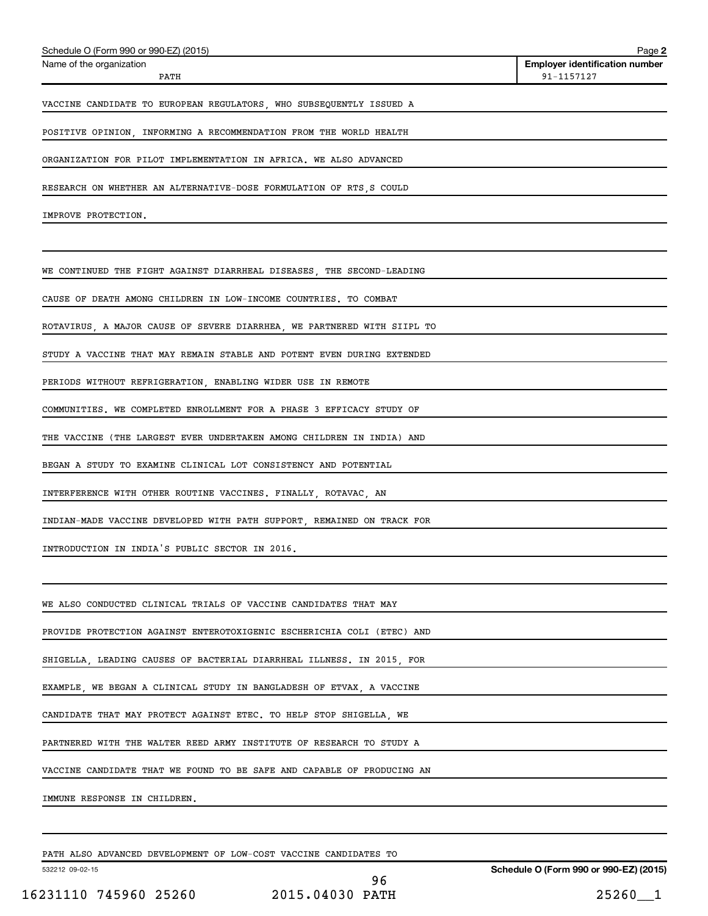Schedule O (Form 990 or 990-EZ) (2015)

Name of the organization: PATH

Employer identification number: 91-1157127

VACCINE CANDIDATE TO EUROPEAN REGULATORS, WHO SUBSEQUENTLY ISSUED A POSITIVE OPINION, INFORMING A RECOMMENDATION FROM THE WORLD HEALTH ORGANIZATION FOR PILOT IMPLEMENTATION IN AFRICA. WE ALSO ADVANCED RESEARCH ON WHETHER AN ALTERNATIVE-DOSE FORMULATION OF RTS,S COULD IMPROVE PROTECTION.

WE CONTINUED THE FIGHT AGAINST DIARRHEAL DISEASES, THE SECOND-LEADING CAUSE OF DEATH AMONG CHILDREN IN LOW-INCOME COUNTRIES. TO COMBAT ROTAVIRUS, A MAJOR CAUSE OF SEVERE DIARRHEA, WE PARTNERED WITH SIIPL TO STUDY A VACCINE THAT MAY REMAIN STABLE AND POTENT EVEN DURING EXTENDED PERIODS WITHOUT REFRIGERATION, ENABLING WIDER USE IN REMOTE COMMUNITIES. WE COMPLETED ENROLLMENT FOR A PHASE 3 EFFICACY STUDY OF THE VACCINE (THE LARGEST EVER UNDERTAKEN AMONG CHILDREN IN INDIA) AND BEGAN A STUDY TO EXAMINE CLINICAL LOT CONSISTENCY AND POTENTIAL INTERFERENCE WITH OTHER ROUTINE VACCINES. FINALLY, ROTAVAC, AN INDIAN-MADE VACCINE DEVELOPED WITH PATH SUPPORT, REMAINED ON TRACK FOR INTRODUCTION IN INDIA'S PUBLIC SECTOR IN 2016.

WE ALSO CONDUCTED CLINICAL TRIALS OF VACCINE CANDIDATES THAT MAY PROVIDE PROTECTION AGAINST ENTEROTOXIGENIC ESCHERICHIA COLI (ETEC) AND SHIGELLA, LEADING CAUSES OF BACTERIAL DIARRHEAL ILLNESS. IN 2015, FOR EXAMPLE, WE BEGAN A CLINICAL STUDY IN BANGLADESH OF ETVAX, A VACCINE CANDIDATE THAT MAY PROTECT AGAINST ETEC. TO HELP STOP SHIGELLA, WE PARTNERED WITH THE WALTER REED ARMY INSTITUTE OF RESEARCH TO STUDY A VACCINE CANDIDATE THAT WE FOUND TO BE SAFE AND CAPABLE OF PRODUCING AN IMMUNE RESPONSE IN CHILDREN.

PATH ALSO ADVANCED DEVELOPMENT OF LOW-COST VACCINE CANDIDATES TO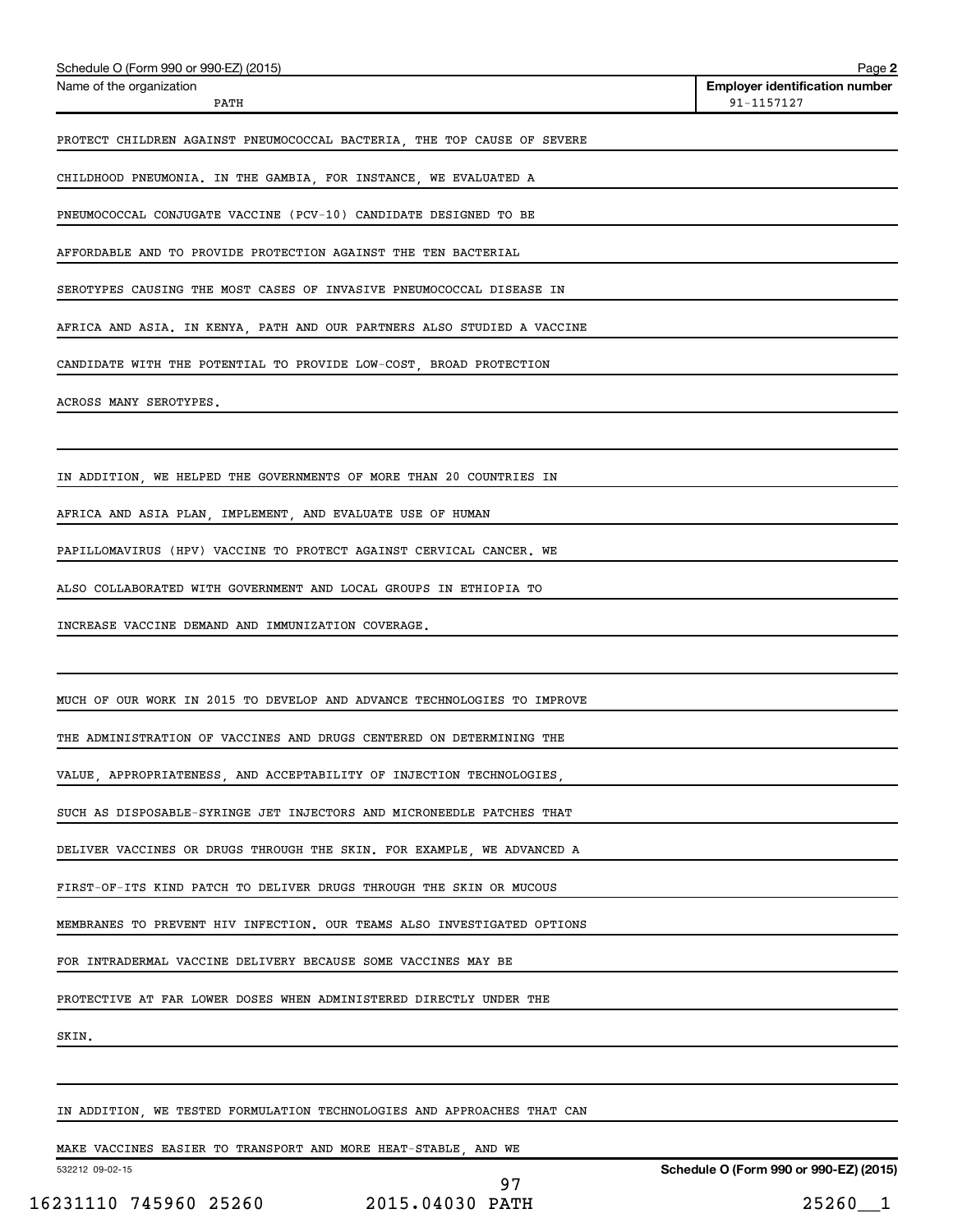PROTECT CHILDREN AGAINST PNEUMOCOCCAL BACTERIA, THE TOP CAUSE OF SEVERE CHILDHOOD PNEUMONIA. IN THE GAMBIA, FOR INSTANCE, WE EVALUATED A PNEUMOCOCCAL CONJUGATE VACCINE (PCV-10) CANDIDATE DESIGNED TO BE AFFORDABLE AND TO PROVIDE PROTECTION AGAINST THE TEN BACTERIAL SEROTYPES CAUSING THE MOST CASES OF INVASIVE PNEUMOCOCCAL DISEASE IN AFRICA AND ASIA. IN KENYA, PATH AND OUR PARTNERS ALSO STUDIED A VACCINE CANDIDATE WITH THE POTENTIAL TO PROVIDE LOW-COST, BROAD PROTECTION ACROSS MANY SEROTYPES.

IN ADDITION, WE HELPED THE GOVERNMENTS OF MORE THAN 20 COUNTRIES IN AFRICA AND ASIA PLAN, IMPLEMENT, AND EVALUATE USE OF HUMAN PAPILLOMAVIRUS (HPV) VACCINE TO PROTECT AGAINST CERVICAL CANCER. WE ALSO COLLABORATED WITH GOVERNMENT AND LOCAL GROUPS IN ETHIOPIA TO INCREASE VACCINE DEMAND AND IMMUNIZATION COVERAGE.

MUCH OF OUR WORK IN 2015 TO DEVELOP AND ADVANCE TECHNOLOGIES TO IMPROVE THE ADMINISTRATION OF VACCINES AND DRUGS CENTERED ON DETERMINING THE VALUE, APPROPRIATENESS, AND ACCEPTABILITY OF INJECTION TECHNOLOGIES, SUCH AS DISPOSABLE-SYRINGE JET INJECTORS AND MICRONEEDLE PATCHES THAT DELIVER VACCINES OR DRUGS THROUGH THE SKIN. FOR EXAMPLE, WE ADVANCED A FIRST-OF-ITS KIND PATCH TO DELIVER DRUGS THROUGH THE SKIN OR MUCOUS MEMBRANES TO PREVENT HIV INFECTION. OUR TEAMS ALSO INVESTIGATED OPTIONS FOR INTRADERMAL VACCINE DELIVERY BECAUSE SOME VACCINES MAY BE PROTECTIVE AT FAR LOWER DOSES WHEN ADMINISTERED DIRECTLY UNDER THE SKIN.

IN ADDITION, WE TESTED FORMULATION TECHNOLOGIES AND APPROACHES THAT CAN MAKE VACCINES EASIER TO TRANSPORT AND MORE HEAT-STABLE, AND WE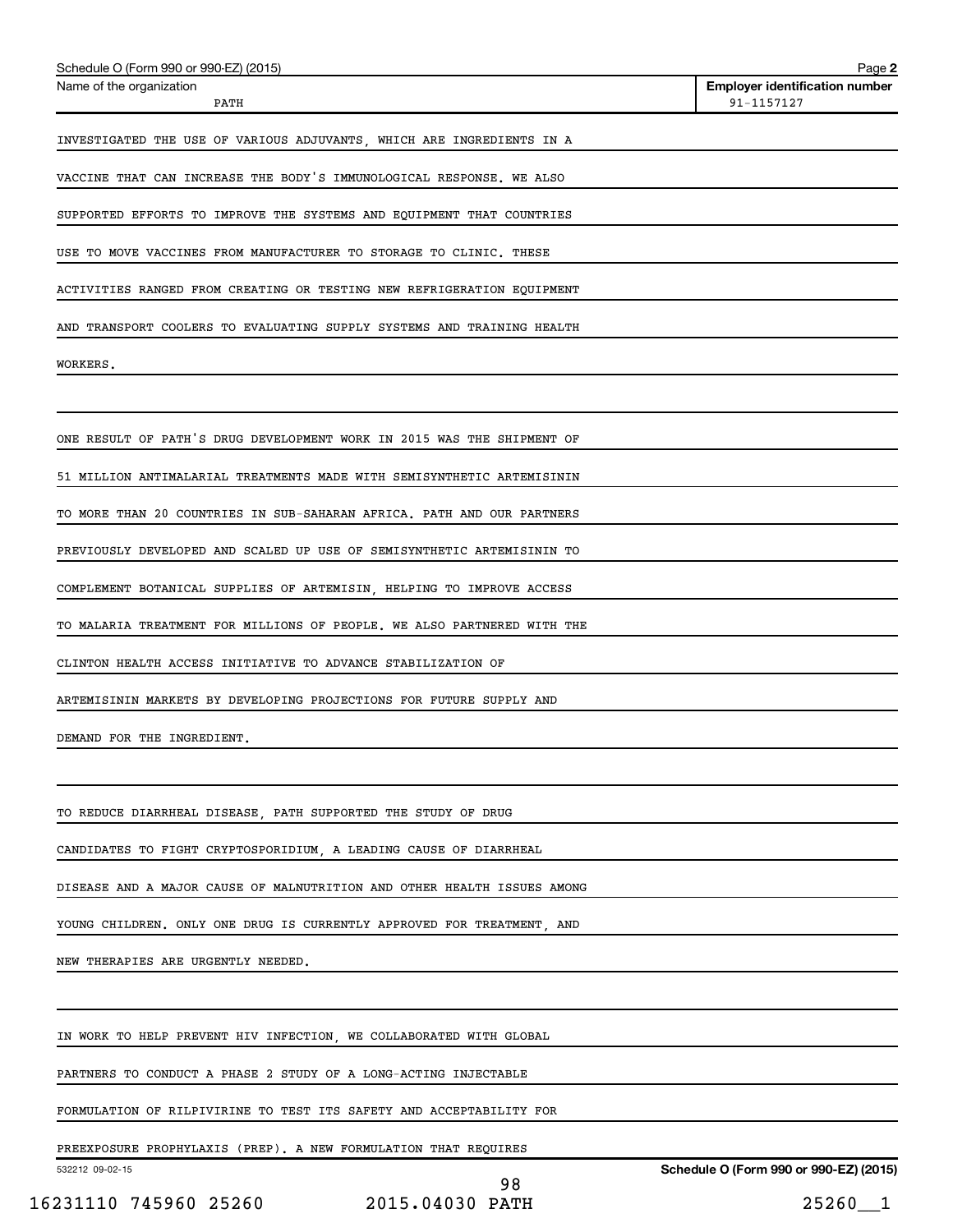Name of the organization: PATH

Employer identification number: 91-1157127

INVESTIGATED THE USE OF VARIOUS ADJUVANTS, WHICH ARE INGREDIENTS IN A VACCINE THAT CAN INCREASE THE BODY'S IMMUNOLOGICAL RESPONSE. WE ALSO SUPPORTED EFFORTS TO IMPROVE THE SYSTEMS AND EQUIPMENT THAT COUNTRIES USE TO MOVE VACCINES FROM MANUFACTURER TO STORAGE TO CLINIC. THESE ACTIVITIES RANGED FROM CREATING OR TESTING NEW REFRIGERATION EQUIPMENT AND TRANSPORT COOLERS TO EVALUATING SUPPLY SYSTEMS AND TRAINING HEALTH WORKERS.

ONE RESULT OF PATH'S DRUG DEVELOPMENT WORK IN 2015 WAS THE SHIPMENT OF 51 MILLION ANTIMALARIAL TREATMENTS MADE WITH SEMISYNTHETIC ARTEMISININ TO MORE THAN 20 COUNTRIES IN SUB-SAHARAN AFRICA. PATH AND OUR PARTNERS PREVIOUSLY DEVELOPED AND SCALED UP USE OF SEMISYNTHETIC ARTEMISININ TO COMPLEMENT BOTANICAL SUPPLIES OF ARTEMISIN, HELPING TO IMPROVE ACCESS TO MALARIA TREATMENT FOR MILLIONS OF PEOPLE. WE ALSO PARTNERED WITH THE CLINTON HEALTH ACCESS INITIATIVE TO ADVANCE STABILIZATION OF ARTEMISININ MARKETS BY DEVELOPING PROJECTIONS FOR FUTURE SUPPLY AND DEMAND FOR THE INGREDIENT.

TO REDUCE DIARRHEAL DISEASE, PATH SUPPORTED THE STUDY OF DRUG CANDIDATES TO FIGHT CRYPTOSPORIDIUM, A LEADING CAUSE OF DIARRHEAL DISEASE AND A MAJOR CAUSE OF MALNUTRITION AND OTHER HEALTH ISSUES AMONG YOUNG CHILDREN. ONLY ONE DRUG IS CURRENTLY APPROVED FOR TREATMENT, AND NEW THERAPIES ARE URGENTLY NEEDED.

IN WORK TO HELP PREVENT HIV INFECTION, WE COLLABORATED WITH GLOBAL PARTNERS TO CONDUCT A PHASE 2 STUDY OF A LONG-ACTING INJECTABLE FORMULATION OF RILPIVIRINE TO TEST ITS SAFETY AND ACCEPTABILITY FOR PREEXPOSURE PROPHYLAXIS (PREP). A NEW FORMULATION THAT REQUIRES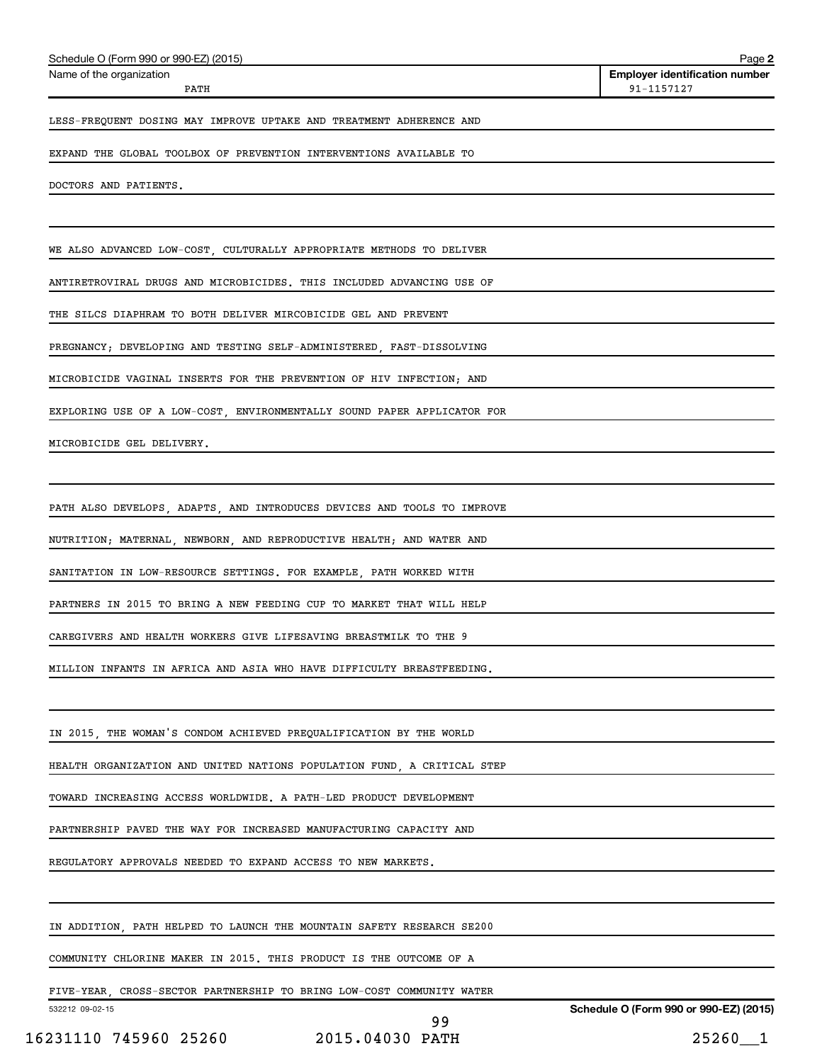LESS-FREQUENT DOSING MAY IMPROVE UPTAKE AND TREATMENT ADHERENCE AND EXPAND THE GLOBAL TOOLBOX OF PREVENTION INTERVENTIONS AVAILABLE TO DOCTORS AND PATIENTS.

WE ALSO ADVANCED LOW-COST, CULTURALLY APPROPRIATE METHODS TO DELIVER ANTIRETROVIRAL DRUGS AND MICROBICIDES. THIS INCLUDED ADVANCING USE OF THE SILCS DIAPHRAM TO BOTH DELIVER MIRCOBICIDE GEL AND PREVENT PREGNANCY; DEVELOPING AND TESTING SELF-ADMINISTERED, FAST-DISSOLVING MICROBICIDE VAGINAL INSERTS FOR THE PREVENTION OF HIV INFECTION; AND EXPLORING USE OF A LOW-COST, ENVIRONMENTALLY SOUND PAPER APPLICATOR FOR MICROBICIDE GEL DELIVERY.

PATH ALSO DEVELOPS, ADAPTS, AND INTRODUCES DEVICES AND TOOLS TO IMPROVE NUTRITION; MATERNAL, NEWBORN, AND REPRODUCTIVE HEALTH; AND WATER AND SANITATION IN LOW-RESOURCE SETTINGS. FOR EXAMPLE, PATH WORKED WITH PARTNERS IN 2015 TO BRING A NEW FEEDING CUP TO MARKET THAT WILL HELP CAREGIVERS AND HEALTH WORKERS GIVE LIFESAVING BREASTMILK TO THE 9 MILLION INFANTS IN AFRICA AND ASIA WHO HAVE DIFFICULTY BREASTFEEDING.

IN 2015, THE WOMAN'S CONDOM ACHIEVED PREQUALIFICATION BY THE WORLD HEALTH ORGANIZATION AND UNITED NATIONS POPULATION FUND, A CRITICAL STEP TOWARD INCREASING ACCESS WORLDWIDE. A PATH-LED PRODUCT DEVELOPMENT PARTNERSHIP PAVED THE WAY FOR INCREASED MANUFACTURING CAPACITY AND REGULATORY APPROVALS NEEDED TO EXPAND ACCESS TO NEW MARKETS.

IN ADDITION, PATH HELPED TO LAUNCH THE MOUNTAIN SAFETY RESEARCH SE200 COMMUNITY CHLORINE MAKER IN 2015. THIS PRODUCT IS THE OUTCOME OF A FIVE-YEAR, CROSS-SECTOR PARTNERSHIP TO BRING LOW-COST COMMUNITY WATER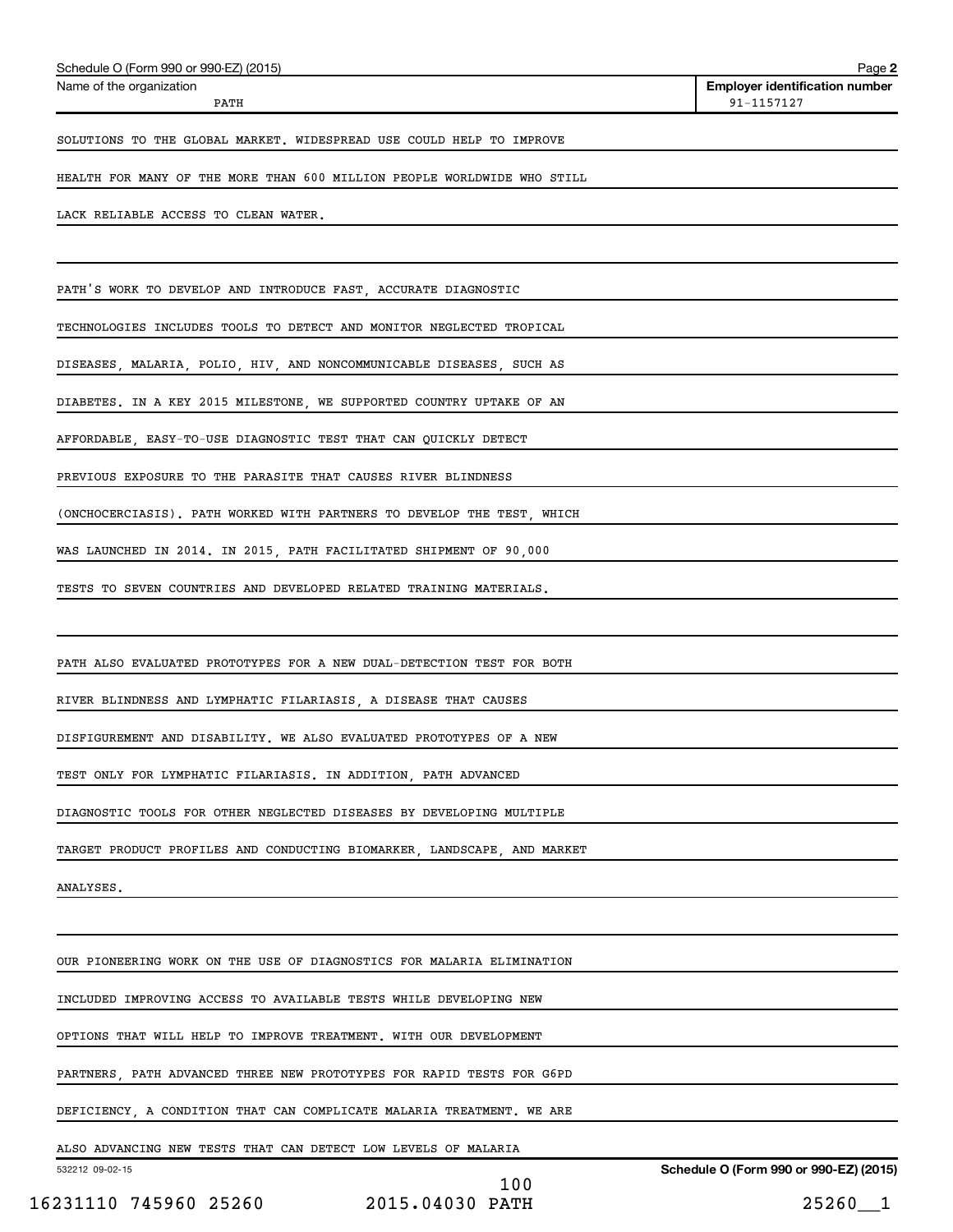SOLUTIONS TO THE GLOBAL MARKET. WIDESPREAD USE COULD HELP TO IMPROVE HEALTH FOR MANY OF THE MORE THAN 600 MILLION PEOPLE WORLDWIDE WHO STILL LACK RELIABLE ACCESS TO CLEAN WATER.

PATH'S WORK TO DEVELOP AND INTRODUCE FAST, ACCURATE DIAGNOSTIC TECHNOLOGIES INCLUDES TOOLS TO DETECT AND MONITOR NEGLECTED TROPICAL DISEASES, MALARIA, POLIO, HIV, AND NONCOMMUNICABLE DISEASES, SUCH AS DIABETES. IN A KEY 2015 MILESTONE, WE SUPPORTED COUNTRY UPTAKE OF AN AFFORDABLE, EASY-TO-USE DIAGNOSTIC TEST THAT CAN QUICKLY DETECT PREVIOUS EXPOSURE TO THE PARASITE THAT CAUSES RIVER BLINDNESS (ONCHOCERCIASIS). PATH WORKED WITH PARTNERS TO DEVELOP THE TEST, WHICH WAS LAUNCHED IN 2014. IN 2015, PATH FACILITATED SHIPMENT OF 90,000 TESTS TO SEVEN COUNTRIES AND DEVELOPED RELATED TRAINING MATERIALS.

PATH ALSO EVALUATED PROTOTYPES FOR A NEW DUAL-DETECTION TEST FOR BOTH RIVER BLINDNESS AND LYMPHATIC FILARIASIS, A DISEASE THAT CAUSES DISFIGUREMENT AND DISABILITY. WE ALSO EVALUATED PROTOTYPES OF A NEW TEST ONLY FOR LYMPHATIC FILARIASIS. IN ADDITION, PATH ADVANCED DIAGNOSTIC TOOLS FOR OTHER NEGLECTED DISEASES BY DEVELOPING MULTIPLE TARGET PRODUCT PROFILES AND CONDUCTING BIOMARKER, LANDSCAPE, AND MARKET ANALYSES.

OUR PIONEERING WORK ON THE USE OF DIAGNOSTICS FOR MALARIA ELIMINATION INCLUDED IMPROVING ACCESS TO AVAILABLE TESTS WHILE DEVELOPING NEW OPTIONS THAT WILL HELP TO IMPROVE TREATMENT. WITH OUR DEVELOPMENT PARTNERS, PATH ADVANCED THREE NEW PROTOTYPES FOR RAPID TESTS FOR G6PD DEFICIENCY, A CONDITION THAT CAN COMPLICATE MALARIA TREATMENT. WE ARE ALSO ADVANCING NEW TESTS THAT CAN DETECT LOW LEVELS OF MALARIA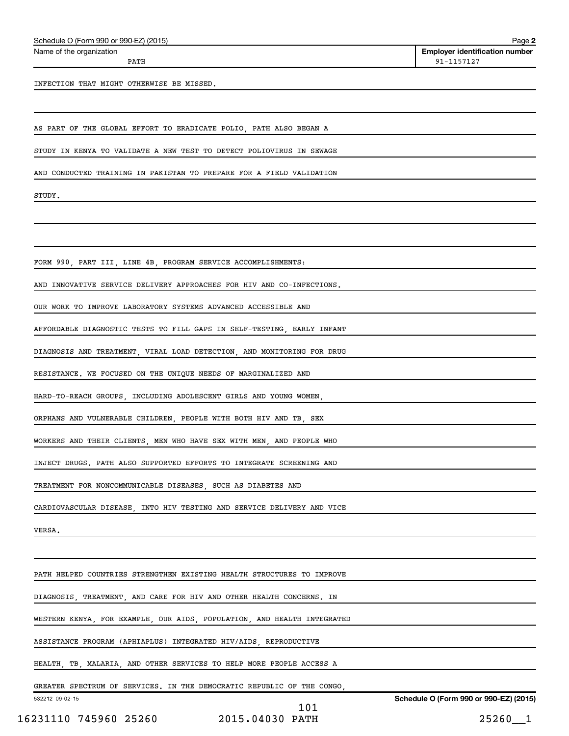INFECTION THAT MIGHT OTHERWISE BE MISSED.

AS PART OF THE GLOBAL EFFORT TO ERADICATE POLIO, PATH ALSO BEGAN A STUDY IN KENYA TO VALIDATE A NEW TEST TO DETECT POLIOVIRUS IN SEWAGE AND CONDUCTED TRAINING IN PAKISTAN TO PREPARE FOR A FIELD VALIDATION STUDY.

FORM 990, PART III, LINE 4B, PROGRAM SERVICE ACCOMPLISHMENTS:

AND INNOVATIVE SERVICE DELIVERY APPROACHES FOR HIV AND CO-INFECTIONS. OUR WORK TO IMPROVE LABORATORY SYSTEMS ADVANCED ACCESSIBLE AND AFFORDABLE DIAGNOSTIC TESTS TO FILL GAPS IN SELF-TESTING, EARLY INFANT DIAGNOSIS AND TREATMENT, VIRAL LOAD DETECTION, AND MONITORING FOR DRUG RESISTANCE. WE FOCUSED ON THE UNIQUE NEEDS OF MARGINALIZED AND HARD-TO-REACH GROUPS, INCLUDING ADOLESCENT GIRLS AND YOUNG WOMEN, ORPHANS AND VULNERABLE CHILDREN, PEOPLE WITH BOTH HIV AND TB, SEX WORKERS AND THEIR CLIENTS, MEN WHO HAVE SEX WITH MEN, AND PEOPLE WHO INJECT DRUGS. PATH ALSO SUPPORTED EFFORTS TO INTEGRATE SCREENING AND TREATMENT FOR NONCOMMUNICABLE DISEASES, SUCH AS DIABETES AND CARDIOVASCULAR DISEASE, INTO HIV TESTING AND SERVICE DELIVERY AND VICE VERSA.

PATH HELPED COUNTRIES STRENGTHEN EXISTING HEALTH STRUCTURES TO IMPROVE DIAGNOSIS, TREATMENT, AND CARE FOR HIV AND OTHER HEALTH CONCERNS. IN WESTERN KENYA, FOR EXAMPLE, OUR AIDS, POPULATION, AND HEALTH INTEGRATED ASSISTANCE PROGRAM (APHIAPLUS) INTEGRATED HIV/AIDS, REPRODUCTIVE HEALTH, TB, MALARIA, AND OTHER SERVICES TO HELP MORE PEOPLE ACCESS A GREATER SPECTRUM OF SERVICES. IN THE DEMOCRATIC REPUBLIC OF THE CONGO,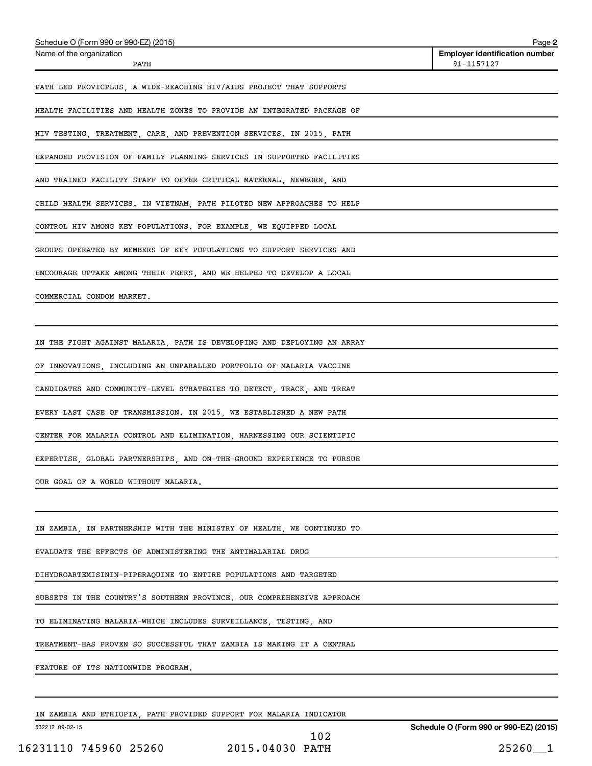PATH LED PROVICPLUS, A WIDE-REACHING HIV/AIDS PROJECT THAT SUPPORTS HEALTH FACILITIES AND HEALTH ZONES TO PROVIDE AN INTEGRATED PACKAGE OF HIV TESTING, TREATMENT, CARE, AND PREVENTION SERVICES. IN 2015, PATH EXPANDED PROVISION OF FAMILY PLANNING SERVICES IN SUPPORTED FACILITIES AND TRAINED FACILITY STAFF TO OFFER CRITICAL MATERNAL, NEWBORN, AND CHILD HEALTH SERVICES. IN VIETNAM, PATH PILOTED NEW APPROACHES TO HELP CONTROL HIV AMONG KEY POPULATIONS. FOR EXAMPLE, WE EQUIPPED LOCAL GROUPS OPERATED BY MEMBERS OF KEY POPULATIONS TO SUPPORT SERVICES AND ENCOURAGE UPTAKE AMONG THEIR PEERS, AND WE HELPED TO DEVELOP A LOCAL COMMERCIAL CONDOM MARKET.

IN THE FIGHT AGAINST MALARIA, PATH IS DEVELOPING AND DEPLOYING AN ARRAY OF INNOVATIONS, INCLUDING AN UNPARALLED PORTFOLIO OF MALARIA VACCINE CANDIDATES AND COMMUNITY-LEVEL STRATEGIES TO DETECT, TRACK, AND TREAT EVERY LAST CASE OF TRANSMISSION. IN 2015, WE ESTABLISHED A NEW PATH CENTER FOR MALARIA CONTROL AND ELIMINATION, HARNESSING OUR SCIENTIFIC EXPERTISE, GLOBAL PARTNERSHIPS, AND ON-THE-GROUND EXPERIENCE TO PURSUE OUR GOAL OF A WORLD WITHOUT MALARIA.

IN ZAMBIA, IN PARTNERSHIP WITH THE MINISTRY OF HEALTH, WE CONTINUED TO EVALUATE THE EFFECTS OF ADMINISTERING THE ANTIMALARIAL DRUG DIHYDROARTEMISININ-PIPERAQUINE TO ENTIRE POPULATIONS AND TARGETED SUBSETS IN THE COUNTRY'S SOUTHERN PROVINCE. OUR COMPREHENSIVE APPROACH TO ELIMINATING MALARIA-WHICH INCLUDES SURVEILLANCE, TESTING, AND TREATMENT-HAS PROVEN SO SUCCESSFUL THAT ZAMBIA IS MAKING IT A CENTRAL FEATURE OF ITS NATIONWIDE PROGRAM.

IN ZAMBIA AND ETHIOPIA, PATH PROVIDED SUPPORT FOR MALARIA INDICATOR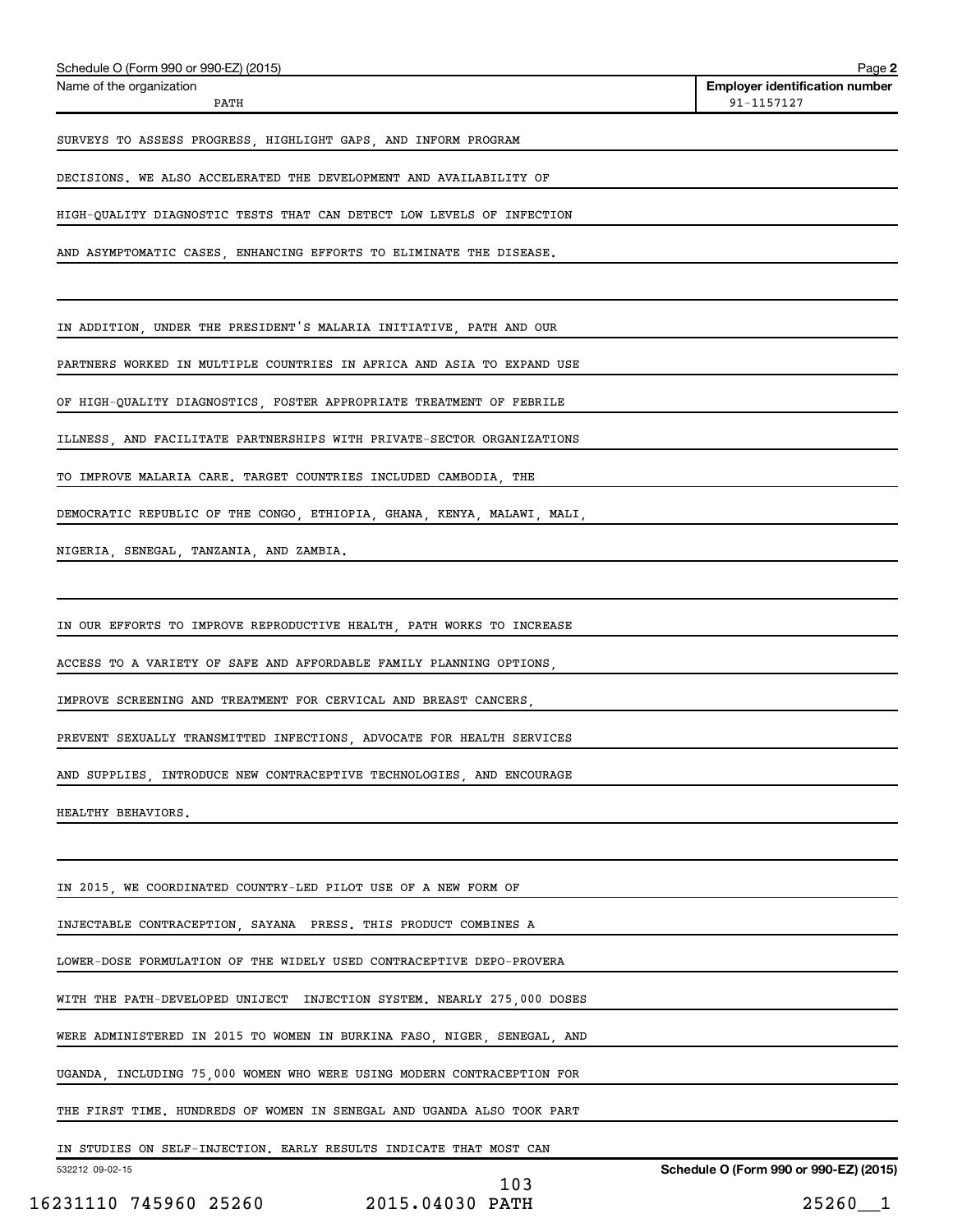Schedule O (Form 990 or 990-EZ) (2015)

Name of the organization: PATH

Employer identification number: 91-1157127

SURVEYS TO ASSESS PROGRESS, HIGHLIGHT GAPS, AND INFORM PROGRAM DECISIONS. WE ALSO ACCELERATED THE DEVELOPMENT AND AVAILABILITY OF HIGH-QUALITY DIAGNOSTIC TESTS THAT CAN DETECT LOW LEVELS OF INFECTION AND ASYMPTOMATIC CASES, ENHANCING EFFORTS TO ELIMINATE THE DISEASE.

IN ADDITION, UNDER THE PRESIDENT'S MALARIA INITIATIVE, PATH AND OUR PARTNERS WORKED IN MULTIPLE COUNTRIES IN AFRICA AND ASIA TO EXPAND USE OF HIGH-QUALITY DIAGNOSTICS, FOSTER APPROPRIATE TREATMENT OF FEBRILE ILLNESS, AND FACILITATE PARTNERSHIPS WITH PRIVATE-SECTOR ORGANIZATIONS TO IMPROVE MALARIA CARE. TARGET COUNTRIES INCLUDED CAMBODIA, THE DEMOCRATIC REPUBLIC OF THE CONGO, ETHIOPIA, GHANA, KENYA, MALAWI, MALI, NIGERIA, SENEGAL, TANZANIA, AND ZAMBIA.

IN OUR EFFORTS TO IMPROVE REPRODUCTIVE HEALTH, PATH WORKS TO INCREASE ACCESS TO A VARIETY OF SAFE AND AFFORDABLE FAMILY PLANNING OPTIONS, IMPROVE SCREENING AND TREATMENT FOR CERVICAL AND BREAST CANCERS, PREVENT SEXUALLY TRANSMITTED INFECTIONS, ADVOCATE FOR HEALTH SERVICES AND SUPPLIES, INTRODUCE NEW CONTRACEPTIVE TECHNOLOGIES, AND ENCOURAGE HEALTHY BEHAVIORS.

IN 2015, WE COORDINATED COUNTRY-LED PILOT USE OF A NEW FORM OF INJECTABLE CONTRACEPTION, SAYANA PRESS. THIS PRODUCT COMBINES A LOWER-DOSE FORMULATION OF THE WIDELY USED CONTRACEPTIVE DEPO-PROVERA WITH THE PATH-DEVELOPED UNIJECT INJECTION SYSTEM. NEARLY 275,000 DOSES WERE ADMINISTERED IN 2015 TO WOMEN IN BURKINA FASO, NIGER, SENEGAL, AND UGANDA, INCLUDING 75,000 WOMEN WHO WERE USING MODERN CONTRACEPTION FOR THE FIRST TIME. HUNDREDS OF WOMEN IN SENEGAL AND UGANDA ALSO TOOK PART IN STUDIES ON SELF-INJECTION. EARLY RESULTS INDICATE THAT MOST CAN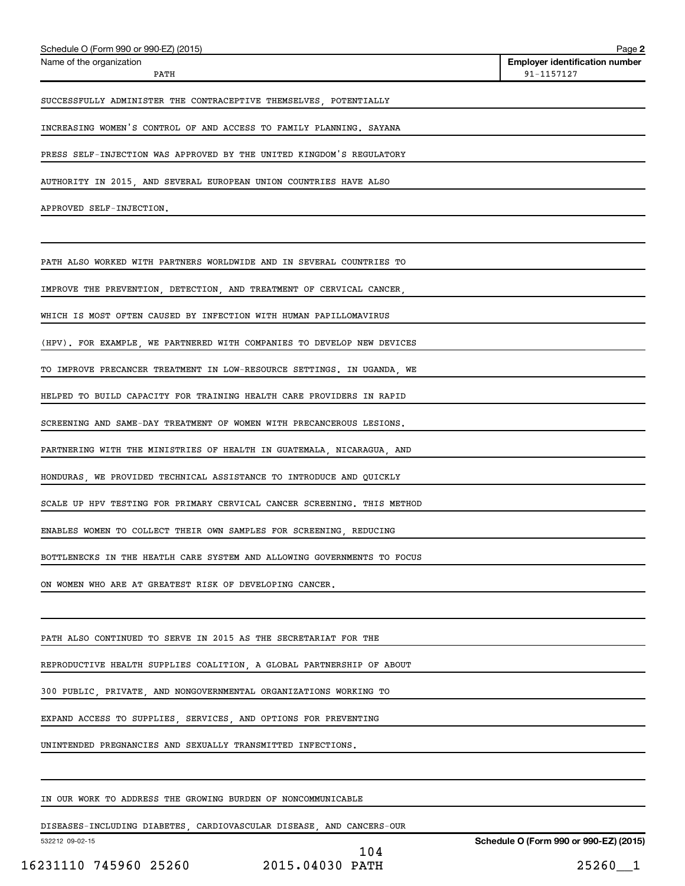Schedule O (Form 990 or 990-EZ) (2015)

Name of the organization: PATH

Employer identification number: 91-1157127

SUCCESSFULLY ADMINISTER THE CONTRACEPTIVE THEMSELVES, POTENTIALLY INCREASING WOMEN'S CONTROL OF AND ACCESS TO FAMILY PLANNING. SAYANA PRESS SELF-INJECTION WAS APPROVED BY THE UNITED KINGDOM'S REGULATORY AUTHORITY IN 2015, AND SEVERAL EUROPEAN UNION COUNTRIES HAVE ALSO APPROVED SELF-INJECTION.

PATH ALSO WORKED WITH PARTNERS WORLDWIDE AND IN SEVERAL COUNTRIES TO IMPROVE THE PREVENTION, DETECTION, AND TREATMENT OF CERVICAL CANCER, WHICH IS MOST OFTEN CAUSED BY INFECTION WITH HUMAN PAPILLOMAVIRUS (HPV). FOR EXAMPLE, WE PARTNERED WITH COMPANIES TO DEVELOP NEW DEVICES TO IMPROVE PRECANCER TREATMENT IN LOW-RESOURCE SETTINGS. IN UGANDA, WE HELPED TO BUILD CAPACITY FOR TRAINING HEALTH CARE PROVIDERS IN RAPID SCREENING AND SAME-DAY TREATMENT OF WOMEN WITH PRECANCEROUS LESIONS. PARTNERING WITH THE MINISTRIES OF HEALTH IN GUATEMALA, NICARAGUA, AND HONDURAS, WE PROVIDED TECHNICAL ASSISTANCE TO INTRODUCE AND QUICKLY SCALE UP HPV TESTING FOR PRIMARY CERVICAL CANCER SCREENING. THIS METHOD ENABLES WOMEN TO COLLECT THEIR OWN SAMPLES FOR SCREENING, REDUCING BOTTLENECKS IN THE HEATLH CARE SYSTEM AND ALLOWING GOVERNMENTS TO FOCUS ON WOMEN WHO ARE AT GREATEST RISK OF DEVELOPING CANCER.

PATH ALSO CONTINUED TO SERVE IN 2015 AS THE SECRETARIAT FOR THE REPRODUCTIVE HEALTH SUPPLIES COALITION, A GLOBAL PARTNERSHIP OF ABOUT 300 PUBLIC, PRIVATE, AND NONGOVERNMENTAL ORGANIZATIONS WORKING TO EXPAND ACCESS TO SUPPLIES, SERVICES, AND OPTIONS FOR PREVENTING UNINTENDED PREGNANCIES AND SEXUALLY TRANSMITTED INFECTIONS.

IN OUR WORK TO ADDRESS THE GROWING BURDEN OF NONCOMMUNICABLE DISEASES-INCLUDING DIABETES, CARDIOVASCULAR DISEASE, AND CANCERS-OUR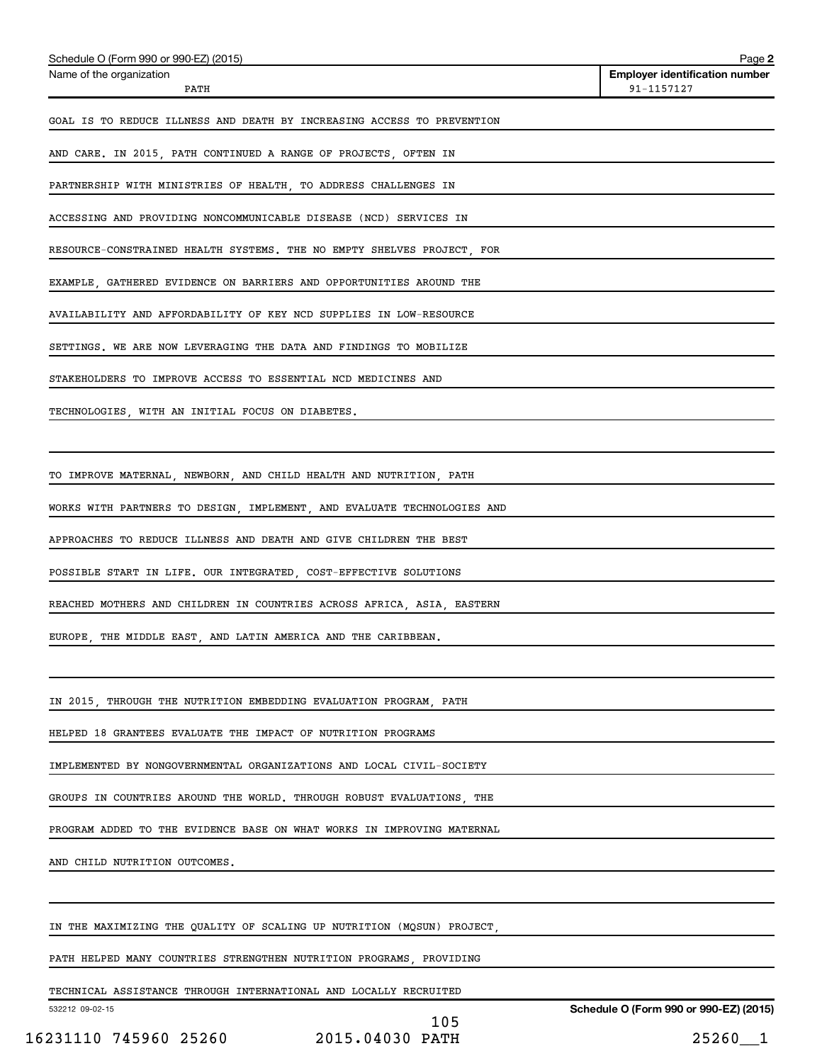Schedule O (Form 990 or 990-EZ) (2015)

Name of the organization: PATH

Employer identification number: 91-1157127

GOAL IS TO REDUCE ILLNESS AND DEATH BY INCREASING ACCESS TO PREVENTION AND CARE. IN 2015, PATH CONTINUED A RANGE OF PROJECTS, OFTEN IN PARTNERSHIP WITH MINISTRIES OF HEALTH, TO ADDRESS CHALLENGES IN ACCESSING AND PROVIDING NONCOMMUNICABLE DISEASE (NCD) SERVICES IN RESOURCE-CONSTRAINED HEALTH SYSTEMS. THE NO EMPTY SHELVES PROJECT, FOR EXAMPLE, GATHERED EVIDENCE ON BARRIERS AND OPPORTUNITIES AROUND THE AVAILABILITY AND AFFORDABILITY OF KEY NCD SUPPLIES IN LOW-RESOURCE SETTINGS. WE ARE NOW LEVERAGING THE DATA AND FINDINGS TO MOBILIZE STAKEHOLDERS TO IMPROVE ACCESS TO ESSENTIAL NCD MEDICINES AND TECHNOLOGIES, WITH AN INITIAL FOCUS ON DIABETES.

TO IMPROVE MATERNAL, NEWBORN, AND CHILD HEALTH AND NUTRITION, PATH WORKS WITH PARTNERS TO DESIGN, IMPLEMENT, AND EVALUATE TECHNOLOGIES AND APPROACHES TO REDUCE ILLNESS AND DEATH AND GIVE CHILDREN THE BEST POSSIBLE START IN LIFE. OUR INTEGRATED, COST-EFFECTIVE SOLUTIONS REACHED MOTHERS AND CHILDREN IN COUNTRIES ACROSS AFRICA, ASIA, EASTERN EUROPE, THE MIDDLE EAST, AND LATIN AMERICA AND THE CARIBBEAN.

IN 2015, THROUGH THE NUTRITION EMBEDDING EVALUATION PROGRAM, PATH HELPED 18 GRANTEES EVALUATE THE IMPACT OF NUTRITION PROGRAMS IMPLEMENTED BY NONGOVERNMENTAL ORGANIZATIONS AND LOCAL CIVIL-SOCIETY GROUPS IN COUNTRIES AROUND THE WORLD. THROUGH ROBUST EVALUATIONS, THE PROGRAM ADDED TO THE EVIDENCE BASE ON WHAT WORKS IN IMPROVING MATERNAL AND CHILD NUTRITION OUTCOMES.

IN THE MAXIMIZING THE QUALITY OF SCALING UP NUTRITION (MQSUN) PROJECT, PATH HELPED MANY COUNTRIES STRENGTHEN NUTRITION PROGRAMS, PROVIDING TECHNICAL ASSISTANCE THROUGH INTERNATIONAL AND LOCALLY RECRUITED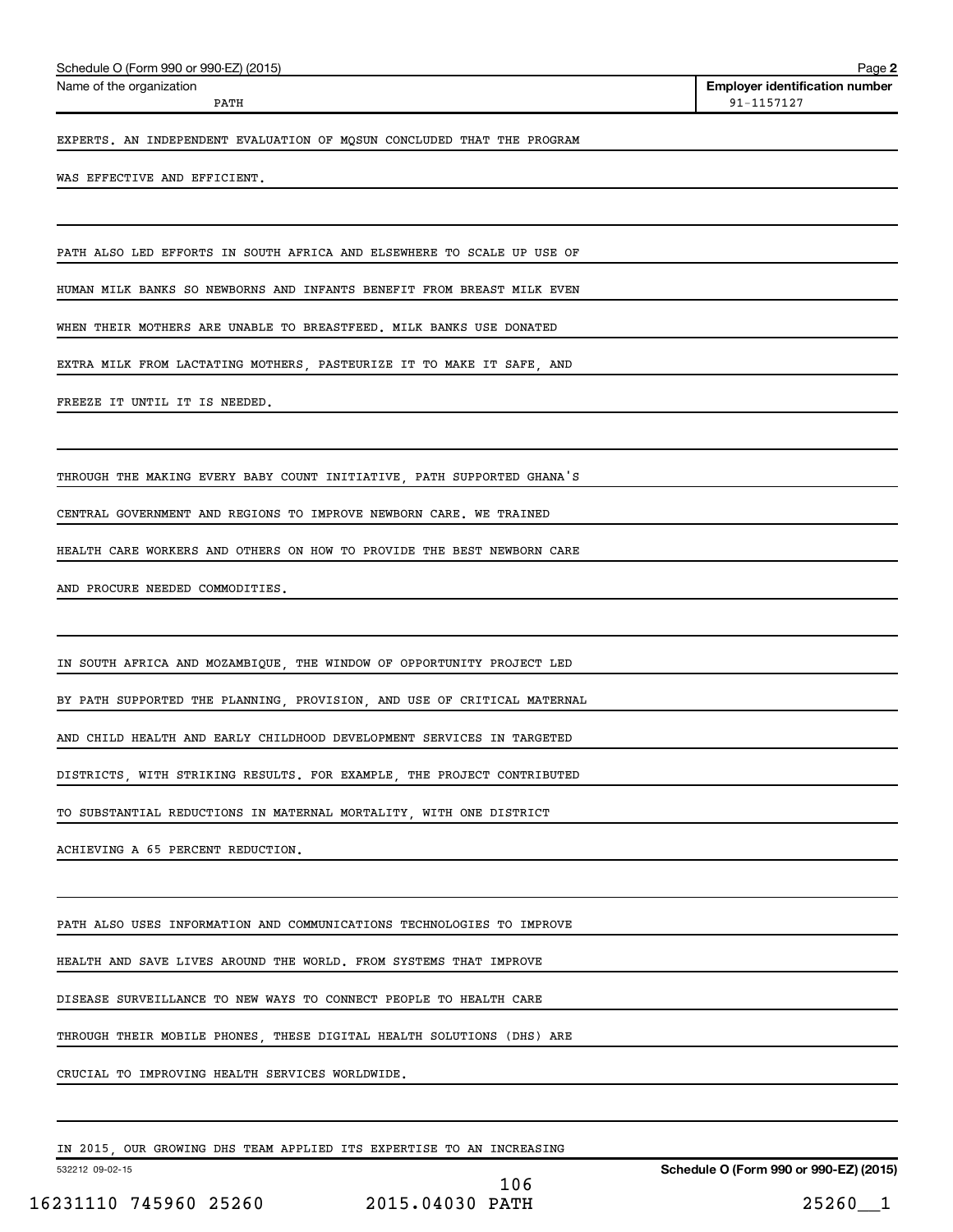Name of the organization: PATH

Employer identification number: 91-1157127

EXPERTS. AN INDEPENDENT EVALUATION OF MQSUN CONCLUDED THAT THE PROGRAM WAS EFFECTIVE AND EFFICIENT.

PATH ALSO LED EFFORTS IN SOUTH AFRICA AND ELSEWHERE TO SCALE UP USE OF HUMAN MILK BANKS SO NEWBORNS AND INFANTS BENEFIT FROM BREAST MILK EVEN WHEN THEIR MOTHERS ARE UNABLE TO BREASTFEED. MILK BANKS USE DONATED EXTRA MILK FROM LACTATING MOTHERS, PASTEURIZE IT TO MAKE IT SAFE, AND FREEZE IT UNTIL IT IS NEEDED.

THROUGH THE MAKING EVERY BABY COUNT INITIATIVE, PATH SUPPORTED GHANA'S CENTRAL GOVERNMENT AND REGIONS TO IMPROVE NEWBORN CARE. WE TRAINED HEALTH CARE WORKERS AND OTHERS ON HOW TO PROVIDE THE BEST NEWBORN CARE AND PROCURE NEEDED COMMODITIES.

IN SOUTH AFRICA AND MOZAMBIQUE, THE WINDOW OF OPPORTUNITY PROJECT LED BY PATH SUPPORTED THE PLANNING, PROVISION, AND USE OF CRITICAL MATERNAL AND CHILD HEALTH AND EARLY CHILDHOOD DEVELOPMENT SERVICES IN TARGETED DISTRICTS, WITH STRIKING RESULTS. FOR EXAMPLE, THE PROJECT CONTRIBUTED TO SUBSTANTIAL REDUCTIONS IN MATERNAL MORTALITY, WITH ONE DISTRICT ACHIEVING A 65 PERCENT REDUCTION.

PATH ALSO USES INFORMATION AND COMMUNICATIONS TECHNOLOGIES TO IMPROVE HEALTH AND SAVE LIVES AROUND THE WORLD. FROM SYSTEMS THAT IMPROVE DISEASE SURVEILLANCE TO NEW WAYS TO CONNECT PEOPLE TO HEALTH CARE THROUGH THEIR MOBILE PHONES, THESE DIGITAL HEALTH SOLUTIONS (DHS) ARE CRUCIAL TO IMPROVING HEALTH SERVICES WORLDWIDE.

IN 2015, OUR GROWING DHS TEAM APPLIED ITS EXPERTISE TO AN INCREASING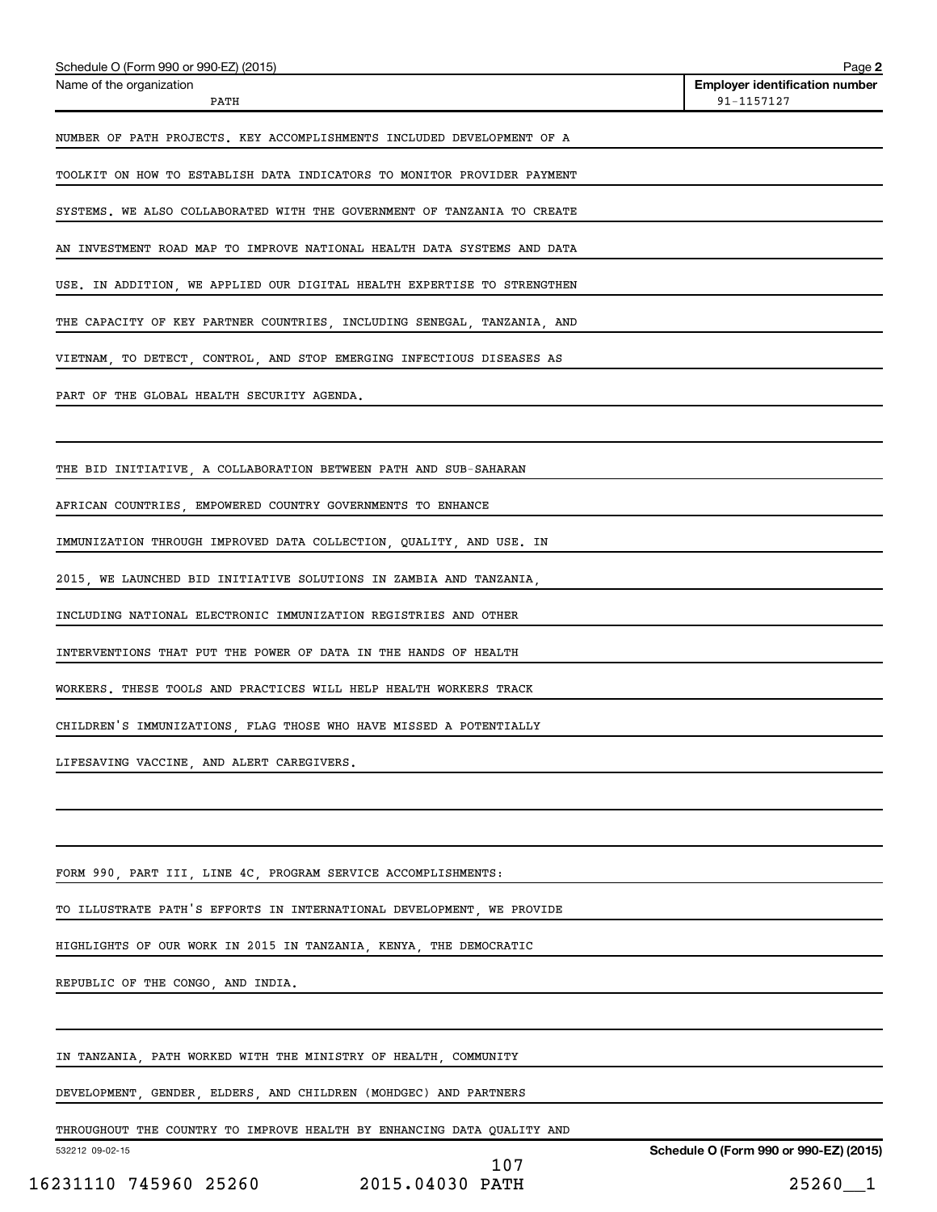NUMBER OF PATH PROJECTS. KEY ACCOMPLISHMENTS INCLUDED DEVELOPMENT OF A TOOLKIT ON HOW TO ESTABLISH DATA INDICATORS TO MONITOR PROVIDER PAYMENT SYSTEMS. WE ALSO COLLABORATED WITH THE GOVERNMENT OF TANZANIA TO CREATE AN INVESTMENT ROAD MAP TO IMPROVE NATIONAL HEALTH DATA SYSTEMS AND DATA USE. IN ADDITION, WE APPLIED OUR DIGITAL HEALTH EXPERTISE TO STRENGTHEN THE CAPACITY OF KEY PARTNER COUNTRIES, INCLUDING SENEGAL, TANZANIA, AND VIETNAM, TO DETECT, CONTROL, AND STOP EMERGING INFECTIOUS DISEASES AS PART OF THE GLOBAL HEALTH SECURITY AGENDA.

THE BID INITIATIVE, A COLLABORATION BETWEEN PATH AND SUB-SAHARAN AFRICAN COUNTRIES, EMPOWERED COUNTRY GOVERNMENTS TO ENHANCE IMMUNIZATION THROUGH IMPROVED DATA COLLECTION, QUALITY, AND USE. IN 2015, WE LAUNCHED BID INITIATIVE SOLUTIONS IN ZAMBIA AND TANZANIA, INCLUDING NATIONAL ELECTRONIC IMMUNIZATION REGISTRIES AND OTHER INTERVENTIONS THAT PUT THE POWER OF DATA IN THE HANDS OF HEALTH WORKERS. THESE TOOLS AND PRACTICES WILL HELP HEALTH WORKERS TRACK CHILDREN'S IMMUNIZATIONS, FLAG THOSE WHO HAVE MISSED A POTENTIALLY LIFESAVING VACCINE, AND ALERT CAREGIVERS.

FORM 990, PART III, LINE 4C, PROGRAM SERVICE ACCOMPLISHMENTS:

TO ILLUSTRATE PATH'S EFFORTS IN INTERNATIONAL DEVELOPMENT, WE PROVIDE HIGHLIGHTS OF OUR WORK IN 2015 IN TANZANIA, KENYA, THE DEMOCRATIC REPUBLIC OF THE CONGO, AND INDIA.

IN TANZANIA, PATH WORKED WITH THE MINISTRY OF HEALTH, COMMUNITY DEVELOPMENT, GENDER, ELDERS, AND CHILDREN (MOHDGEC) AND PARTNERS THROUGHOUT THE COUNTRY TO IMPROVE HEALTH BY ENHANCING DATA QUALITY AND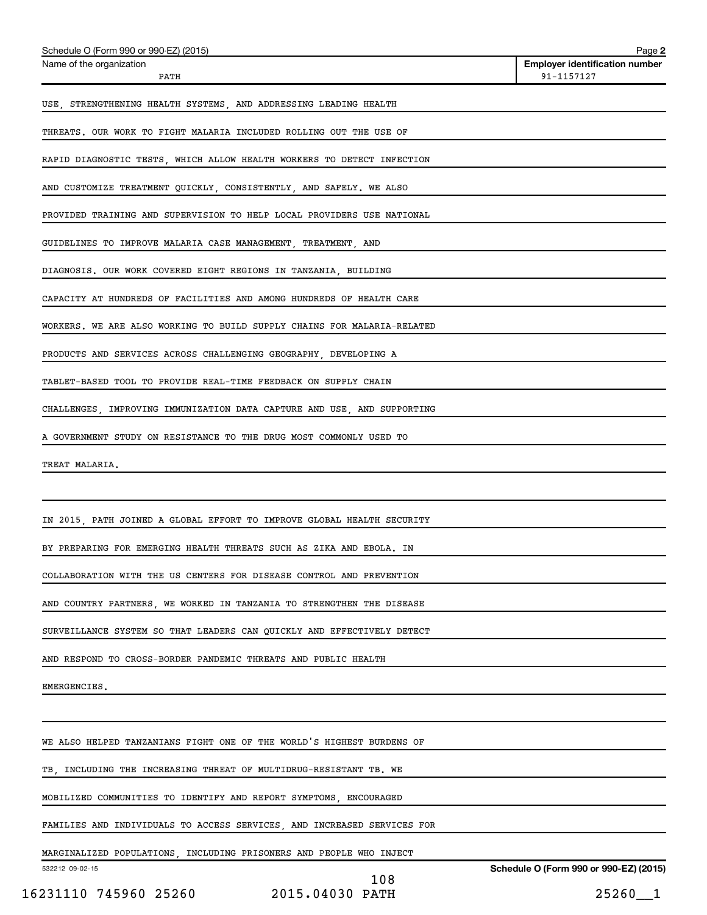Name of the organization: PATH

Employer identification number: 91-1157127

USE, STRENGTHENING HEALTH SYSTEMS, AND ADDRESSING LEADING HEALTH THREATS. OUR WORK TO FIGHT MALARIA INCLUDED ROLLING OUT THE USE OF RAPID DIAGNOSTIC TESTS, WHICH ALLOW HEALTH WORKERS TO DETECT INFECTION AND CUSTOMIZE TREATMENT QUICKLY, CONSISTENTLY, AND SAFELY. WE ALSO PROVIDED TRAINING AND SUPERVISION TO HELP LOCAL PROVIDERS USE NATIONAL GUIDELINES TO IMPROVE MALARIA CASE MANAGEMENT, TREATMENT, AND DIAGNOSIS. OUR WORK COVERED EIGHT REGIONS IN TANZANIA, BUILDING CAPACITY AT HUNDREDS OF FACILITIES AND AMONG HUNDREDS OF HEALTH CARE WORKERS. WE ARE ALSO WORKING TO BUILD SUPPLY CHAINS FOR MALARIA-RELATED PRODUCTS AND SERVICES ACROSS CHALLENGING GEOGRAPHY, DEVELOPING A TABLET-BASED TOOL TO PROVIDE REAL-TIME FEEDBACK ON SUPPLY CHAIN CHALLENGES, IMPROVING IMMUNIZATION DATA CAPTURE AND USE, AND SUPPORTING A GOVERNMENT STUDY ON RESISTANCE TO THE DRUG MOST COMMONLY USED TO TREAT MALARIA.

IN 2015, PATH JOINED A GLOBAL EFFORT TO IMPROVE GLOBAL HEALTH SECURITY BY PREPARING FOR EMERGING HEALTH THREATS SUCH AS ZIKA AND EBOLA. IN COLLABORATION WITH THE US CENTERS FOR DISEASE CONTROL AND PREVENTION AND COUNTRY PARTNERS, WE WORKED IN TANZANIA TO STRENGTHEN THE DISEASE SURVEILLANCE SYSTEM SO THAT LEADERS CAN QUICKLY AND EFFECTIVELY DETECT AND RESPOND TO CROSS-BORDER PANDEMIC THREATS AND PUBLIC HEALTH EMERGENCIES.

WE ALSO HELPED TANZANIANS FIGHT ONE OF THE WORLD'S HIGHEST BURDENS OF TB, INCLUDING THE INCREASING THREAT OF MULTIDRUG-RESISTANT TB. WE MOBILIZED COMMUNITIES TO IDENTIFY AND REPORT SYMPTOMS, ENCOURAGED FAMILIES AND INDIVIDUALS TO ACCESS SERVICES, AND INCREASED SERVICES FOR MARGINALIZED POPULATIONS, INCLUDING PRISONERS AND PEOPLE WHO INJECT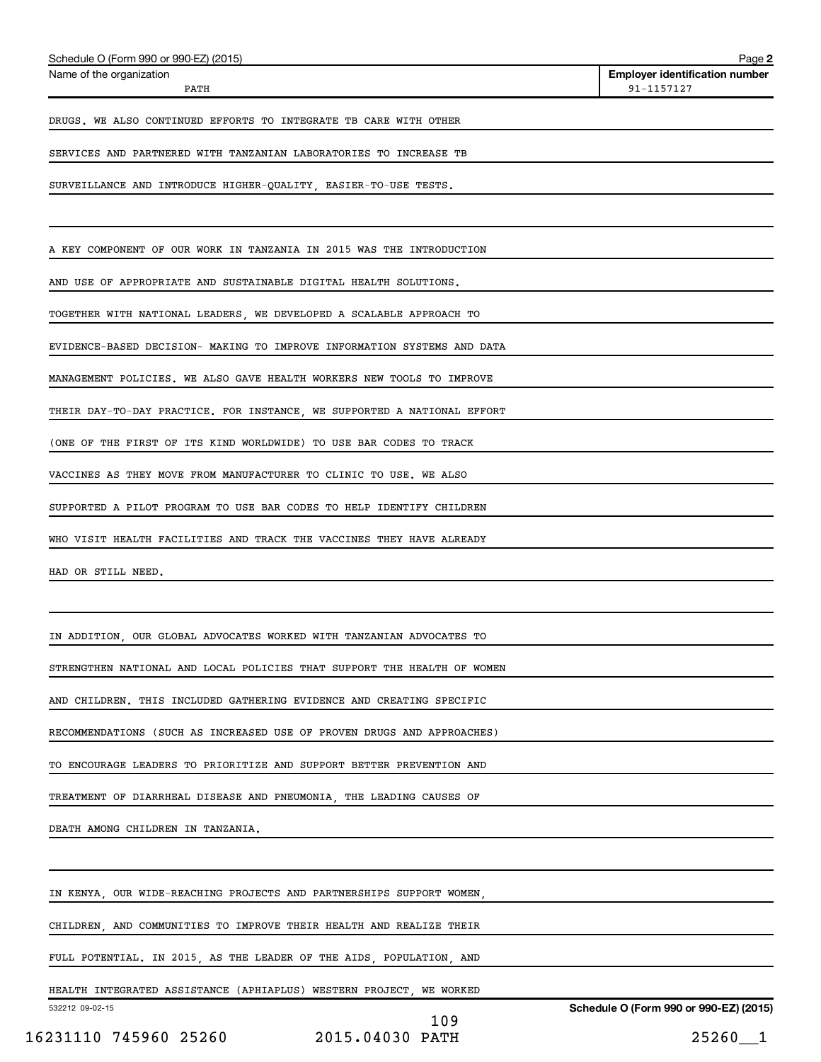Name of the organization: PATH

Employer identification number: 91-1157127

DRUGS. WE ALSO CONTINUED EFFORTS TO INTEGRATE TB CARE WITH OTHER SERVICES AND PARTNERED WITH TANZANIAN LABORATORIES TO INCREASE TB SURVEILLANCE AND INTRODUCE HIGHER-QUALITY, EASIER-TO-USE TESTS.

A KEY COMPONENT OF OUR WORK IN TANZANIA IN 2015 WAS THE INTRODUCTION AND USE OF APPROPRIATE AND SUSTAINABLE DIGITAL HEALTH SOLUTIONS. TOGETHER WITH NATIONAL LEADERS, WE DEVELOPED A SCALABLE APPROACH TO EVIDENCE-BASED DECISION- MAKING TO IMPROVE INFORMATION SYSTEMS AND DATA MANAGEMENT POLICIES. WE ALSO GAVE HEALTH WORKERS NEW TOOLS TO IMPROVE THEIR DAY-TO-DAY PRACTICE. FOR INSTANCE, WE SUPPORTED A NATIONAL EFFORT (ONE OF THE FIRST OF ITS KIND WORLDWIDE) TO USE BAR CODES TO TRACK VACCINES AS THEY MOVE FROM MANUFACTURER TO CLINIC TO USE. WE ALSO SUPPORTED A PILOT PROGRAM TO USE BAR CODES TO HELP IDENTIFY CHILDREN WHO VISIT HEALTH FACILITIES AND TRACK THE VACCINES THEY HAVE ALREADY HAD OR STILL NEED.

IN ADDITION, OUR GLOBAL ADVOCATES WORKED WITH TANZANIAN ADVOCATES TO STRENGTHEN NATIONAL AND LOCAL POLICIES THAT SUPPORT THE HEALTH OF WOMEN AND CHILDREN. THIS INCLUDED GATHERING EVIDENCE AND CREATING SPECIFIC RECOMMENDATIONS (SUCH AS INCREASED USE OF PROVEN DRUGS AND APPROACHES) TO ENCOURAGE LEADERS TO PRIORITIZE AND SUPPORT BETTER PREVENTION AND TREATMENT OF DIARRHEAL DISEASE AND PNEUMONIA, THE LEADING CAUSES OF DEATH AMONG CHILDREN IN TANZANIA.

IN KENYA, OUR WIDE-REACHING PROJECTS AND PARTNERSHIPS SUPPORT WOMEN, CHILDREN, AND COMMUNITIES TO IMPROVE THEIR HEALTH AND REALIZE THEIR FULL POTENTIAL. IN 2015, AS THE LEADER OF THE AIDS, POPULATION, AND HEALTH INTEGRATED ASSISTANCE (APHIAPLUS) WESTERN PROJECT, WE WORKED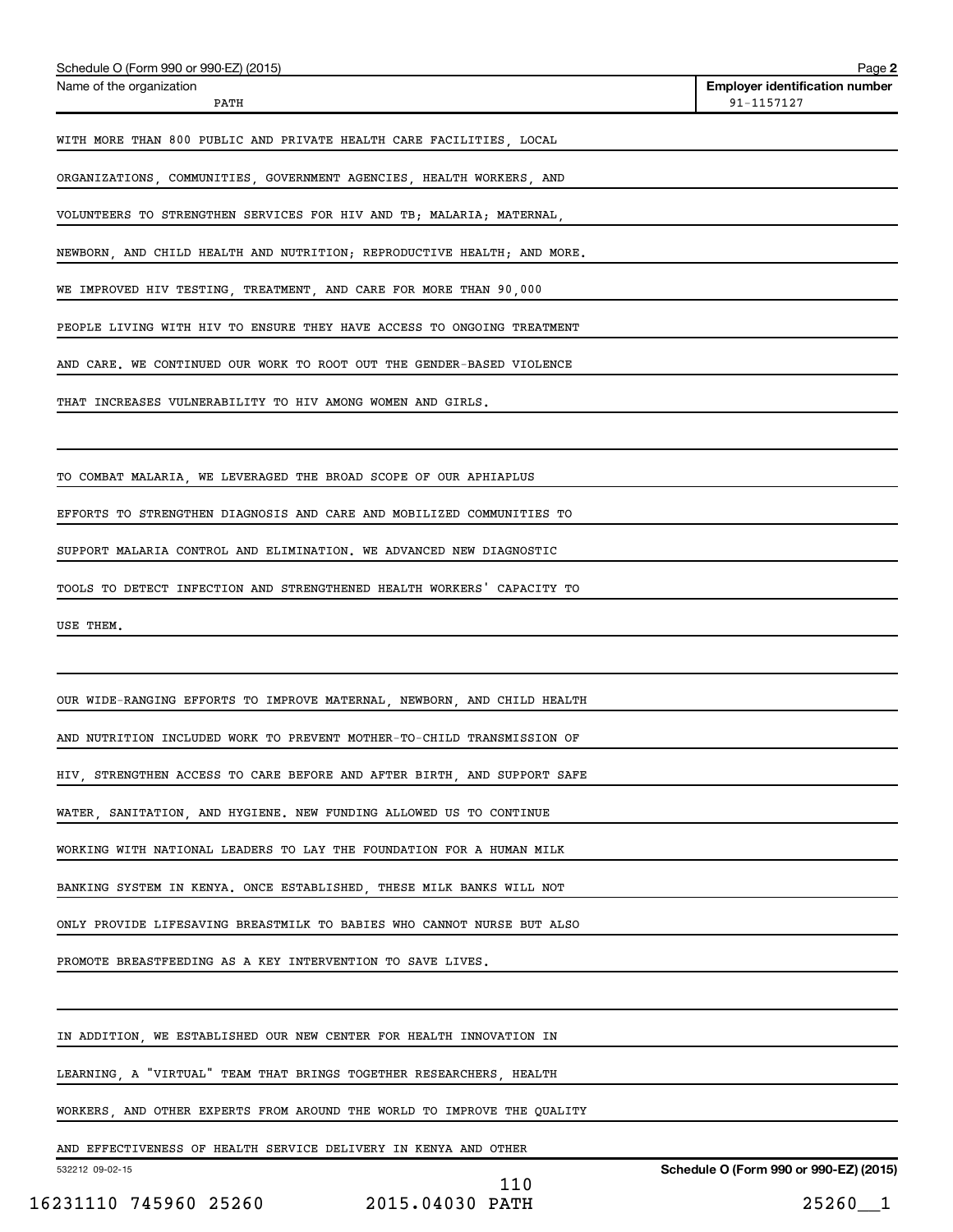Schedule O (Form 990 or 990-EZ) (2015)

Name of the organization: PATH

Employer identification number: 91-1157127

WITH MORE THAN 800 PUBLIC AND PRIVATE HEALTH CARE FACILITIES, LOCAL ORGANIZATIONS, COMMUNITIES, GOVERNMENT AGENCIES, HEALTH WORKERS, AND VOLUNTEERS TO STRENGTHEN SERVICES FOR HIV AND TB; MALARIA; MATERNAL, NEWBORN, AND CHILD HEALTH AND NUTRITION; REPRODUCTIVE HEALTH; AND MORE. WE IMPROVED HIV TESTING, TREATMENT, AND CARE FOR MORE THAN 90,000 PEOPLE LIVING WITH HIV TO ENSURE THEY HAVE ACCESS TO ONGOING TREATMENT AND CARE. WE CONTINUED OUR WORK TO ROOT OUT THE GENDER-BASED VIOLENCE THAT INCREASES VULNERABILITY TO HIV AMONG WOMEN AND GIRLS.

TO COMBAT MALARIA, WE LEVERAGED THE BROAD SCOPE OF OUR APHIAPLUS EFFORTS TO STRENGTHEN DIAGNOSIS AND CARE AND MOBILIZED COMMUNITIES TO SUPPORT MALARIA CONTROL AND ELIMINATION. WE ADVANCED NEW DIAGNOSTIC TOOLS TO DETECT INFECTION AND STRENGTHENED HEALTH WORKERS' CAPACITY TO USE THEM.

OUR WIDE-RANGING EFFORTS TO IMPROVE MATERNAL, NEWBORN, AND CHILD HEALTH AND NUTRITION INCLUDED WORK TO PREVENT MOTHER-TO-CHILD TRANSMISSION OF HIV, STRENGTHEN ACCESS TO CARE BEFORE AND AFTER BIRTH, AND SUPPORT SAFE WATER, SANITATION, AND HYGIENE. NEW FUNDING ALLOWED US TO CONTINUE WORKING WITH NATIONAL LEADERS TO LAY THE FOUNDATION FOR A HUMAN MILK BANKING SYSTEM IN KENYA. ONCE ESTABLISHED, THESE MILK BANKS WILL NOT ONLY PROVIDE LIFESAVING BREASTMILK TO BABIES WHO CANNOT NURSE BUT ALSO PROMOTE BREASTFEEDING AS A KEY INTERVENTION TO SAVE LIVES.

IN ADDITION, WE ESTABLISHED OUR NEW CENTER FOR HEALTH INNOVATION IN LEARNING, A "VIRTUAL" TEAM THAT BRINGS TOGETHER RESEARCHERS, HEALTH WORKERS, AND OTHER EXPERTS FROM AROUND THE WORLD TO IMPROVE THE QUALITY AND EFFECTIVENESS OF HEALTH SERVICE DELIVERY IN KENYA AND OTHER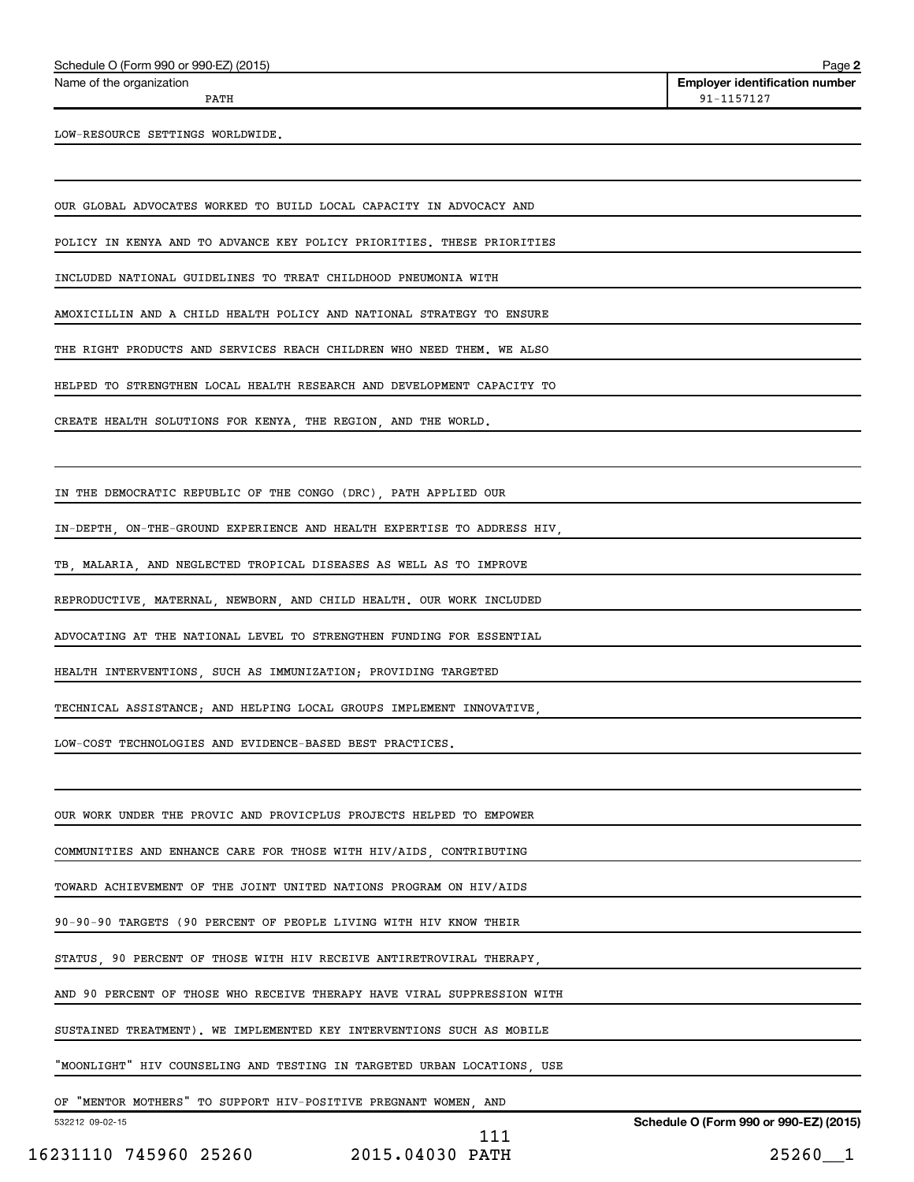Schedule O (Form 990 or 990-EZ) (2015)

Name of the organization: PATH

Employer identification number: 91-1157127

LOW-RESOURCE SETTINGS WORLDWIDE.

OUR GLOBAL ADVOCATES WORKED TO BUILD LOCAL CAPACITY IN ADVOCACY AND POLICY IN KENYA AND TO ADVANCE KEY POLICY PRIORITIES. THESE PRIORITIES INCLUDED NATIONAL GUIDELINES TO TREAT CHILDHOOD PNEUMONIA WITH AMOXICILLIN AND A CHILD HEALTH POLICY AND NATIONAL STRATEGY TO ENSURE THE RIGHT PRODUCTS AND SERVICES REACH CHILDREN WHO NEED THEM. WE ALSO HELPED TO STRENGTHEN LOCAL HEALTH RESEARCH AND DEVELOPMENT CAPACITY TO CREATE HEALTH SOLUTIONS FOR KENYA, THE REGION, AND THE WORLD.

IN THE DEMOCRATIC REPUBLIC OF THE CONGO (DRC), PATH APPLIED OUR IN-DEPTH, ON-THE-GROUND EXPERIENCE AND HEALTH EXPERTISE TO ADDRESS HIV, TB, MALARIA, AND NEGLECTED TROPICAL DISEASES AS WELL AS TO IMPROVE REPRODUCTIVE, MATERNAL, NEWBORN, AND CHILD HEALTH. OUR WORK INCLUDED ADVOCATING AT THE NATIONAL LEVEL TO STRENGTHEN FUNDING FOR ESSENTIAL HEALTH INTERVENTIONS, SUCH AS IMMUNIZATION; PROVIDING TARGETED TECHNICAL ASSISTANCE; AND HELPING LOCAL GROUPS IMPLEMENT INNOVATIVE, LOW-COST TECHNOLOGIES AND EVIDENCE-BASED BEST PRACTICES.

OUR WORK UNDER THE PROVIC AND PROVICPLUS PROJECTS HELPED TO EMPOWER COMMUNITIES AND ENHANCE CARE FOR THOSE WITH HIV/AIDS, CONTRIBUTING TOWARD ACHIEVEMENT OF THE JOINT UNITED NATIONS PROGRAM ON HIV/AIDS 90-90-90 TARGETS (90 PERCENT OF PEOPLE LIVING WITH HIV KNOW THEIR STATUS, 90 PERCENT OF THOSE WITH HIV RECEIVE ANTIRETROVIRAL THERAPY, AND 90 PERCENT OF THOSE WHO RECEIVE THERAPY HAVE VIRAL SUPPRESSION WITH SUSTAINED TREATMENT). WE IMPLEMENTED KEY INTERVENTIONS SUCH AS MOBILE "MOONLIGHT" HIV COUNSELING AND TESTING IN TARGETED URBAN LOCATIONS, USE OF "MENTOR MOTHERS" TO SUPPORT HIV-POSITIVE PREGNANT WOMEN, AND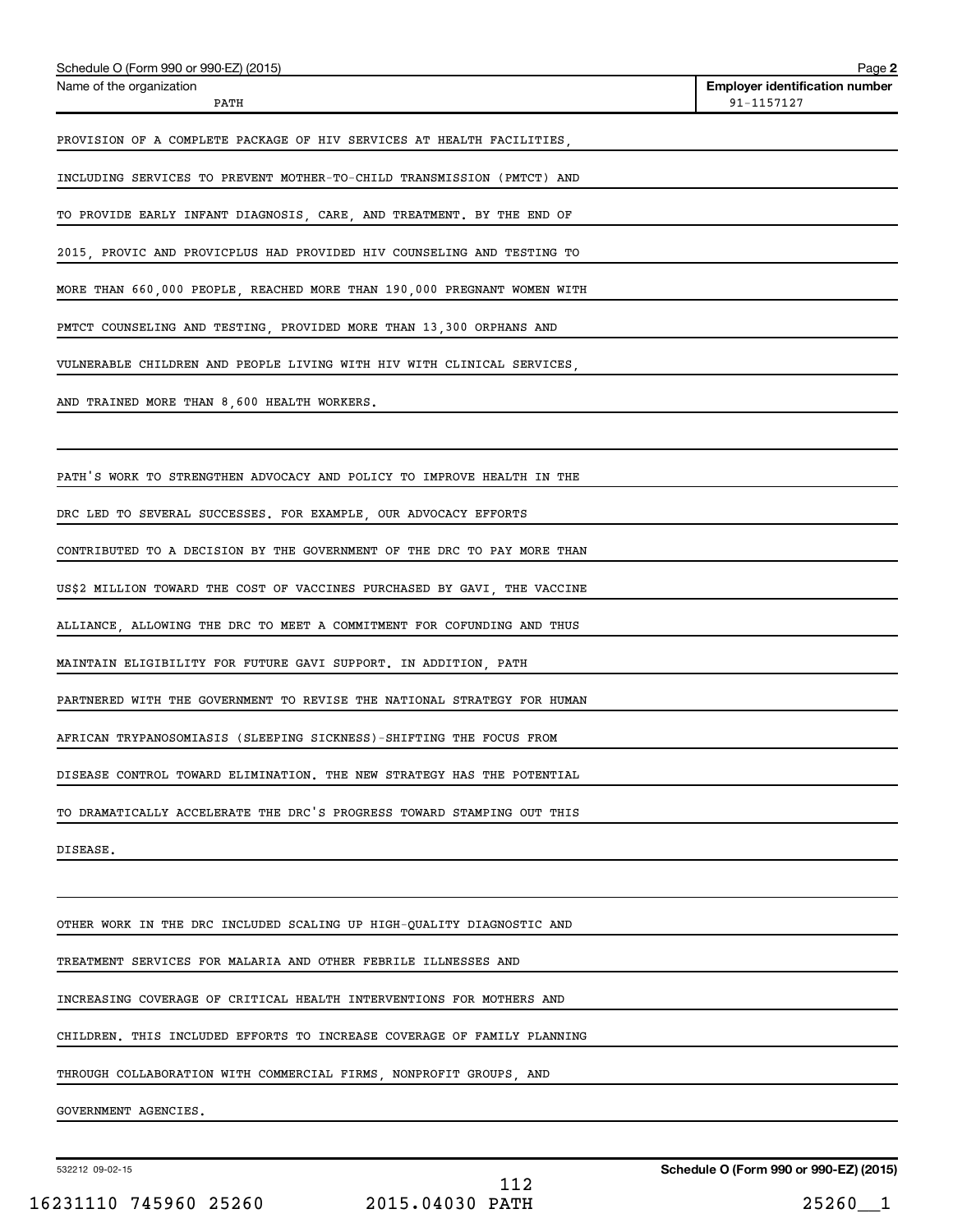PROVISION OF A COMPLETE PACKAGE OF HIV SERVICES AT HEALTH FACILITIES, INCLUDING SERVICES TO PREVENT MOTHER-TO-CHILD TRANSMISSION (PMTCT) AND TO PROVIDE EARLY INFANT DIAGNOSIS, CARE, AND TREATMENT. BY THE END OF 2015, PROVIC AND PROVICPLUS HAD PROVIDED HIV COUNSELING AND TESTING TO MORE THAN 660,000 PEOPLE, REACHED MORE THAN 190,000 PREGNANT WOMEN WITH PMTCT COUNSELING AND TESTING, PROVIDED MORE THAN 13,300 ORPHANS AND VULNERABLE CHILDREN AND PEOPLE LIVING WITH HIV WITH CLINICAL SERVICES, AND TRAINED MORE THAN 8,600 HEALTH WORKERS.

PATH'S WORK TO STRENGTHEN ADVOCACY AND POLICY TO IMPROVE HEALTH IN THE DRC LED TO SEVERAL SUCCESSES. FOR EXAMPLE, OUR ADVOCACY EFFORTS CONTRIBUTED TO A DECISION BY THE GOVERNMENT OF THE DRC TO PAY MORE THAN US$2 MILLION TOWARD THE COST OF VACCINES PURCHASED BY GAVI, THE VACCINE ALLIANCE, ALLOWING THE DRC TO MEET A COMMITMENT FOR COFUNDING AND THUS MAINTAIN ELIGIBILITY FOR FUTURE GAVI SUPPORT. IN ADDITION, PATH PARTNERED WITH THE GOVERNMENT TO REVISE THE NATIONAL STRATEGY FOR HUMAN AFRICAN TRYPANOSOMIASIS (SLEEPING SICKNESS)-SHIFTING THE FOCUS FROM DISEASE CONTROL TOWARD ELIMINATION. THE NEW STRATEGY HAS THE POTENTIAL TO DRAMATICALLY ACCELERATE THE DRC'S PROGRESS TOWARD STAMPING OUT THIS DISEASE.

OTHER WORK IN THE DRC INCLUDED SCALING UP HIGH-QUALITY DIAGNOSTIC AND TREATMENT SERVICES FOR MALARIA AND OTHER FEBRILE ILLNESSES AND INCREASING COVERAGE OF CRITICAL HEALTH INTERVENTIONS FOR MOTHERS AND CHILDREN. THIS INCLUDED EFFORTS TO INCREASE COVERAGE OF FAMILY PLANNING THROUGH COLLABORATION WITH COMMERCIAL FIRMS, NONPROFIT GROUPS, AND GOVERNMENT AGENCIES.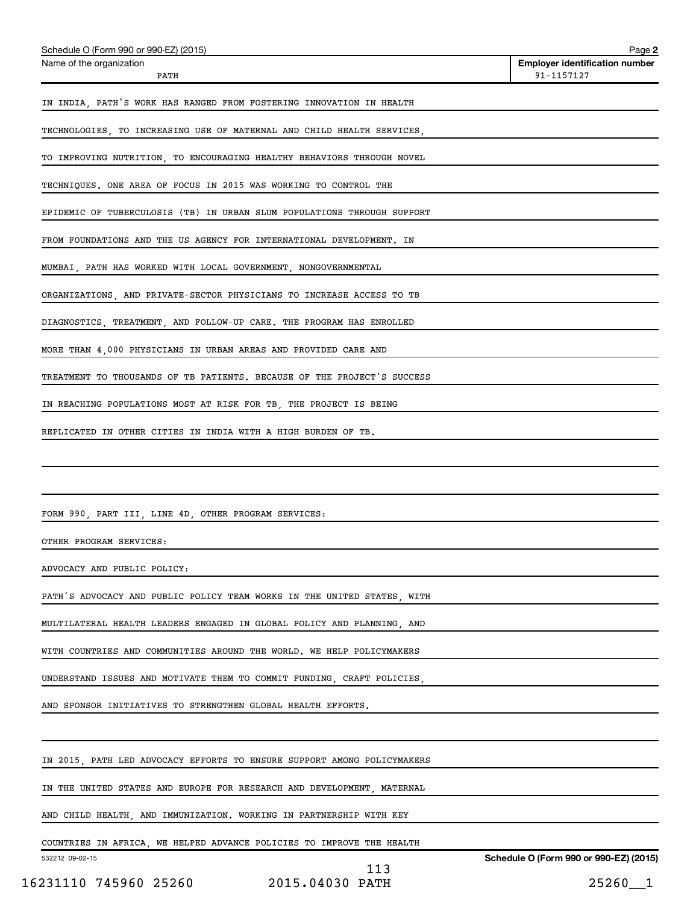IN INDIA, PATH'S WORK HAS RANGED FROM FOSTERING INNOVATION IN HEALTH TECHNOLOGIES, TO INCREASING USE OF MATERNAL AND CHILD HEALTH SERVICES, TO IMPROVING NUTRITION, TO ENCOURAGING HEALTHY BEHAVIORS THROUGH NOVEL TECHNIQUES. ONE AREA OF FOCUS IN 2015 WAS WORKING TO CONTROL THE EPIDEMIC OF TUBERCULOSIS (TB) IN URBAN SLUM POPULATIONS THROUGH SUPPORT FROM FOUNDATIONS AND THE US AGENCY FOR INTERNATIONAL DEVELOPMENT. IN MUMBAI, PATH HAS WORKED WITH LOCAL GOVERNMENT, NONGOVERNMENTAL ORGANIZATIONS, AND PRIVATE-SECTOR PHYSICIANS TO INCREASE ACCESS TO TB DIAGNOSTICS, TREATMENT, AND FOLLOW-UP CARE. THE PROGRAM HAS ENROLLED MORE THAN 4,000 PHYSICIANS IN URBAN AREAS AND PROVIDED CARE AND TREATMENT TO THOUSANDS OF TB PATIENTS. BECAUSE OF THE PROJECT'S SUCCESS IN REACHING POPULATIONS MOST AT RISK FOR TB, THE PROJECT IS BEING REPLICATED IN OTHER CITIES IN INDIA WITH A HIGH BURDEN OF TB.

FORM 990, PART III, LINE 4D, OTHER PROGRAM SERVICES:

OTHER PROGRAM SERVICES:

ADVOCACY AND PUBLIC POLICY:

PATH'S ADVOCACY AND PUBLIC POLICY TEAM WORKS IN THE UNITED STATES, WITH MULTILATERAL HEALTH LEADERS ENGAGED IN GLOBAL POLICY AND PLANNING, AND WITH COUNTRIES AND COMMUNITIES AROUND THE WORLD. WE HELP POLICYMAKERS UNDERSTAND ISSUES AND MOTIVATE THEM TO COMMIT FUNDING, CRAFT POLICIES, AND SPONSOR INITIATIVES TO STRENGTHEN GLOBAL HEALTH EFFORTS.

IN 2015, PATH LED ADVOCACY EFFORTS TO ENSURE SUPPORT AMONG POLICYMAKERS IN THE UNITED STATES AND EUROPE FOR RESEARCH AND DEVELOPMENT, MATERNAL AND CHILD HEALTH, AND IMMUNIZATION. WORKING IN PARTNERSHIP WITH KEY COUNTRIES IN AFRICA, WE HELPED ADVANCE POLICIES TO IMPROVE THE HEALTH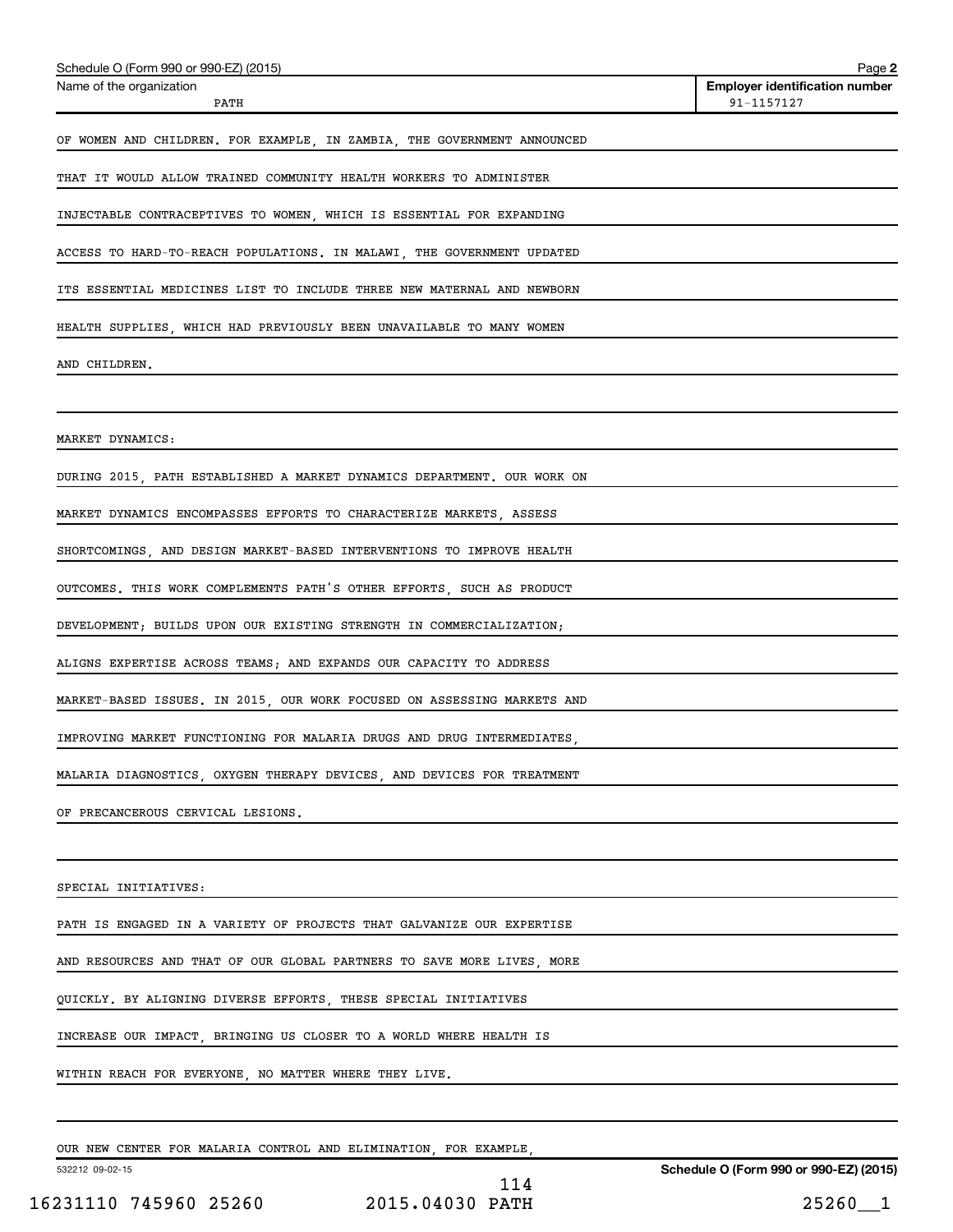OF WOMEN AND CHILDREN. FOR EXAMPLE, IN ZAMBIA, THE GOVERNMENT ANNOUNCED THAT IT WOULD ALLOW TRAINED COMMUNITY HEALTH WORKERS TO ADMINISTER INJECTABLE CONTRACEPTIVES TO WOMEN, WHICH IS ESSENTIAL FOR EXPANDING ACCESS TO HARD-TO-REACH POPULATIONS. IN MALAWI, THE GOVERNMENT UPDATED ITS ESSENTIAL MEDICINES LIST TO INCLUDE THREE NEW MATERNAL AND NEWBORN HEALTH SUPPLIES, WHICH HAD PREVIOUSLY BEEN UNAVAILABLE TO MANY WOMEN AND CHILDREN.

MARKET DYNAMICS:

DURING 2015, PATH ESTABLISHED A MARKET DYNAMICS DEPARTMENT. OUR WORK ON MARKET DYNAMICS ENCOMPASSES EFFORTS TO CHARACTERIZE MARKETS, ASSESS SHORTCOMINGS, AND DESIGN MARKET-BASED INTERVENTIONS TO IMPROVE HEALTH OUTCOMES. THIS WORK COMPLEMENTS PATH'S OTHER EFFORTS, SUCH AS PRODUCT DEVELOPMENT; BUILDS UPON OUR EXISTING STRENGTH IN COMMERCIALIZATION; ALIGNS EXPERTISE ACROSS TEAMS; AND EXPANDS OUR CAPACITY TO ADDRESS MARKET-BASED ISSUES. IN 2015, OUR WORK FOCUSED ON ASSESSING MARKETS AND IMPROVING MARKET FUNCTIONING FOR MALARIA DRUGS AND DRUG INTERMEDIATES, MALARIA DIAGNOSTICS, OXYGEN THERAPY DEVICES, AND DEVICES FOR TREATMENT OF PRECANCEROUS CERVICAL LESIONS.

SPECIAL INITIATIVES:

PATH IS ENGAGED IN A VARIETY OF PROJECTS THAT GALVANIZE OUR EXPERTISE AND RESOURCES AND THAT OF OUR GLOBAL PARTNERS TO SAVE MORE LIVES, MORE QUICKLY. BY ALIGNING DIVERSE EFFORTS, THESE SPECIAL INITIATIVES INCREASE OUR IMPACT, BRINGING US CLOSER TO A WORLD WHERE HEALTH IS WITHIN REACH FOR EVERYONE, NO MATTER WHERE THEY LIVE.

OUR NEW CENTER FOR MALARIA CONTROL AND ELIMINATION, FOR EXAMPLE,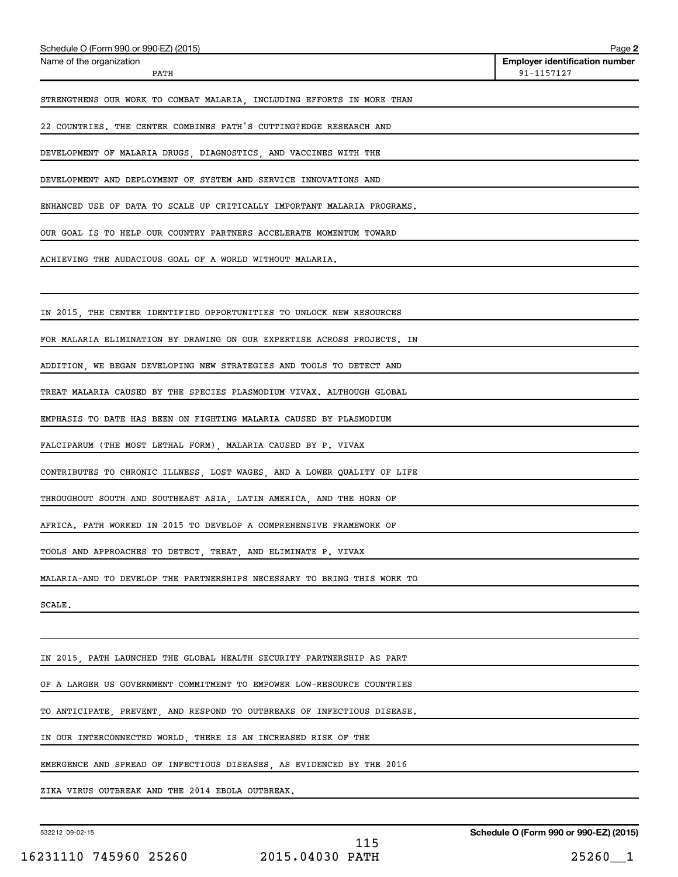Schedule O (Form 990 or 990-EZ) (2015)

| Name of the organization | Employer identification number |
| --- | --- |
| PATH | 91-1157127 |

STRENGTHENS OUR WORK TO COMBAT MALARIA, INCLUDING EFFORTS IN MORE THAN 22 COUNTRIES. THE CENTER COMBINES PATH'S CUTTING?EDGE RESEARCH AND DEVELOPMENT OF MALARIA DRUGS, DIAGNOSTICS, AND VACCINES WITH THE DEVELOPMENT AND DEPLOYMENT OF SYSTEM AND SERVICE INNOVATIONS AND ENHANCED USE OF DATA TO SCALE UP CRITICALLY IMPORTANT MALARIA PROGRAMS. OUR GOAL IS TO HELP OUR COUNTRY PARTNERS ACCELERATE MOMENTUM TOWARD ACHIEVING THE AUDACIOUS GOAL OF A WORLD WITHOUT MALARIA.

IN 2015, THE CENTER IDENTIFIED OPPORTUNITIES TO UNLOCK NEW RESOURCES FOR MALARIA ELIMINATION BY DRAWING ON OUR EXPERTISE ACROSS PROJECTS. IN ADDITION, WE BEGAN DEVELOPING NEW STRATEGIES AND TOOLS TO DETECT AND TREAT MALARIA CAUSED BY THE SPECIES PLASMODIUM VIVAX. ALTHOUGH GLOBAL EMPHASIS TO DATE HAS BEEN ON FIGHTING MALARIA CAUSED BY PLASMODIUM FALCIPARUM (THE MOST LETHAL FORM), MALARIA CAUSED BY P. VIVAX CONTRIBUTES TO CHRONIC ILLNESS, LOST WAGES, AND A LOWER QUALITY OF LIFE THROUGHOUT SOUTH AND SOUTHEAST ASIA, LATIN AMERICA, AND THE HORN OF AFRICA. PATH WORKED IN 2015 TO DEVELOP A COMPREHENSIVE FRAMEWORK OF TOOLS AND APPROACHES TO DETECT, TREAT, AND ELIMINATE P. VIVAX MALARIA-AND TO DEVELOP THE PARTNERSHIPS NECESSARY TO BRING THIS WORK TO SCALE.

IN 2015, PATH LAUNCHED THE GLOBAL HEALTH SECURITY PARTNERSHIP AS PART OF A LARGER US GOVERNMENT COMMITMENT TO EMPOWER LOW-RESOURCE COUNTRIES TO ANTICIPATE, PREVENT, AND RESPOND TO OUTBREAKS OF INFECTIOUS DISEASE. IN OUR INTERCONNECTED WORLD, THERE IS AN INCREASED RISK OF THE EMERGENCE AND SPREAD OF INFECTIOUS DISEASES, AS EVIDENCED BY THE 2016 ZIKA VIRUS OUTBREAK AND THE 2014 EBOLA OUTBREAK.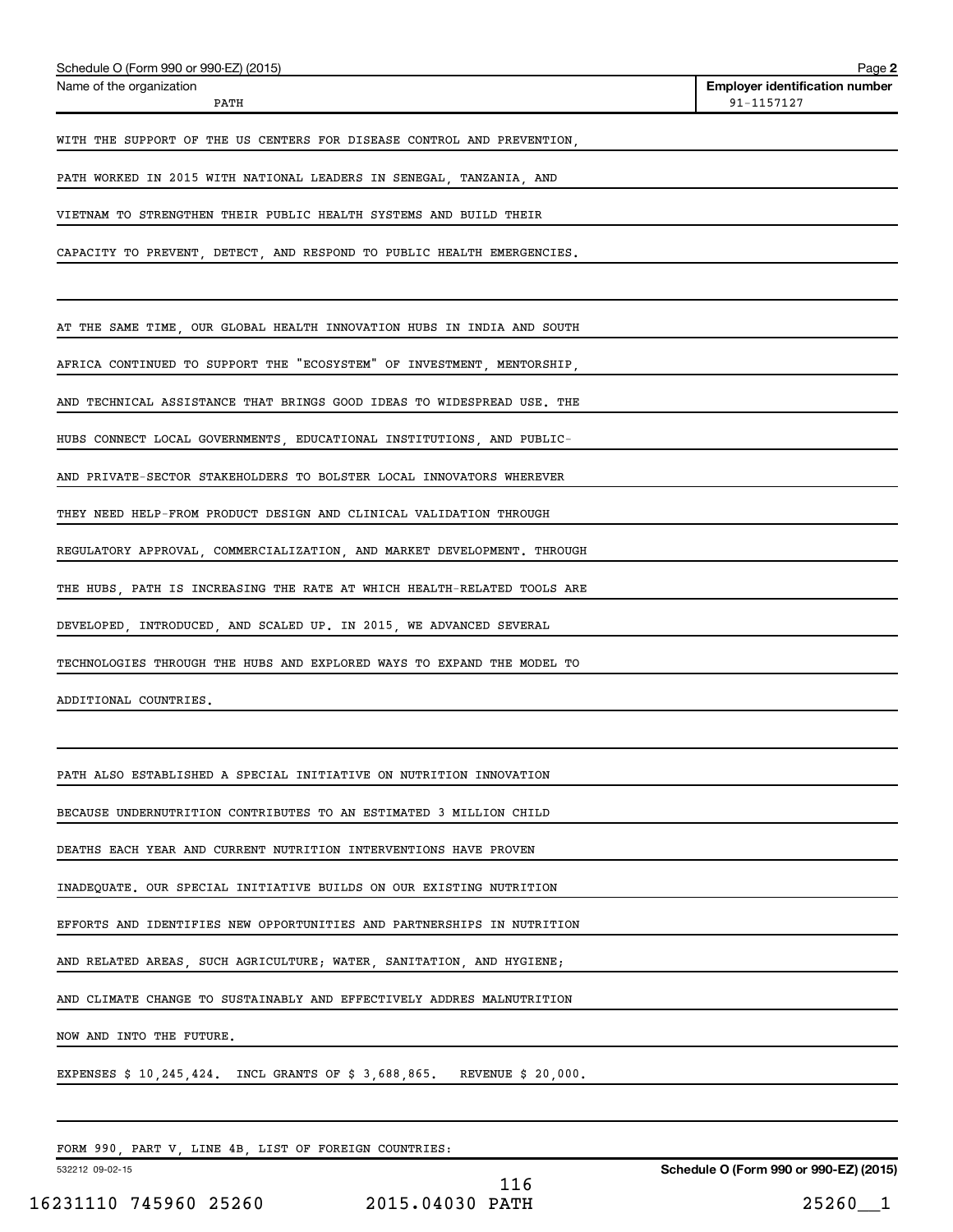Schedule O (Form 990 or 990-EZ) (2015)

| Name of the organization | Employer identification number |
|---|---|
| PATH | 91-1157127 |

WITH THE SUPPORT OF THE US CENTERS FOR DISEASE CONTROL AND PREVENTION, PATH WORKED IN 2015 WITH NATIONAL LEADERS IN SENEGAL, TANZANIA, AND VIETNAM TO STRENGTHEN THEIR PUBLIC HEALTH SYSTEMS AND BUILD THEIR CAPACITY TO PREVENT, DETECT, AND RESPOND TO PUBLIC HEALTH EMERGENCIES.

AT THE SAME TIME, OUR GLOBAL HEALTH INNOVATION HUBS IN INDIA AND SOUTH AFRICA CONTINUED TO SUPPORT THE "ECOSYSTEM" OF INVESTMENT, MENTORSHIP, AND TECHNICAL ASSISTANCE THAT BRINGS GOOD IDEAS TO WIDESPREAD USE. THE HUBS CONNECT LOCAL GOVERNMENTS, EDUCATIONAL INSTITUTIONS, AND PUBLIC- AND PRIVATE-SECTOR STAKEHOLDERS TO BOLSTER LOCAL INNOVATORS WHEREVER THEY NEED HELP-FROM PRODUCT DESIGN AND CLINICAL VALIDATION THROUGH REGULATORY APPROVAL, COMMERCIALIZATION, AND MARKET DEVELOPMENT. THROUGH THE HUBS, PATH IS INCREASING THE RATE AT WHICH HEALTH-RELATED TOOLS ARE DEVELOPED, INTRODUCED, AND SCALED UP. IN 2015, WE ADVANCED SEVERAL TECHNOLOGIES THROUGH THE HUBS AND EXPLORED WAYS TO EXPAND THE MODEL TO ADDITIONAL COUNTRIES.

PATH ALSO ESTABLISHED A SPECIAL INITIATIVE ON NUTRITION INNOVATION BECAUSE UNDERNUTRITION CONTRIBUTES TO AN ESTIMATED 3 MILLION CHILD DEATHS EACH YEAR AND CURRENT NUTRITION INTERVENTIONS HAVE PROVEN INADEQUATE. OUR SPECIAL INITIATIVE BUILDS ON OUR EXISTING NUTRITION EFFORTS AND IDENTIFIES NEW OPPORTUNITIES AND PARTNERSHIPS IN NUTRITION AND RELATED AREAS, SUCH AGRICULTURE; WATER, SANITATION, AND HYGIENE; AND CLIMATE CHANGE TO SUSTAINABLY AND EFFECTIVELY ADDRES MALNUTRITION NOW AND INTO THE FUTURE.

EXPENSES $ 10,245,424. INCL GRANTS OF $ 3,688,865. REVENUE $ 20,000.

FORM 990, PART V, LINE 4B, LIST OF FOREIGN COUNTRIES: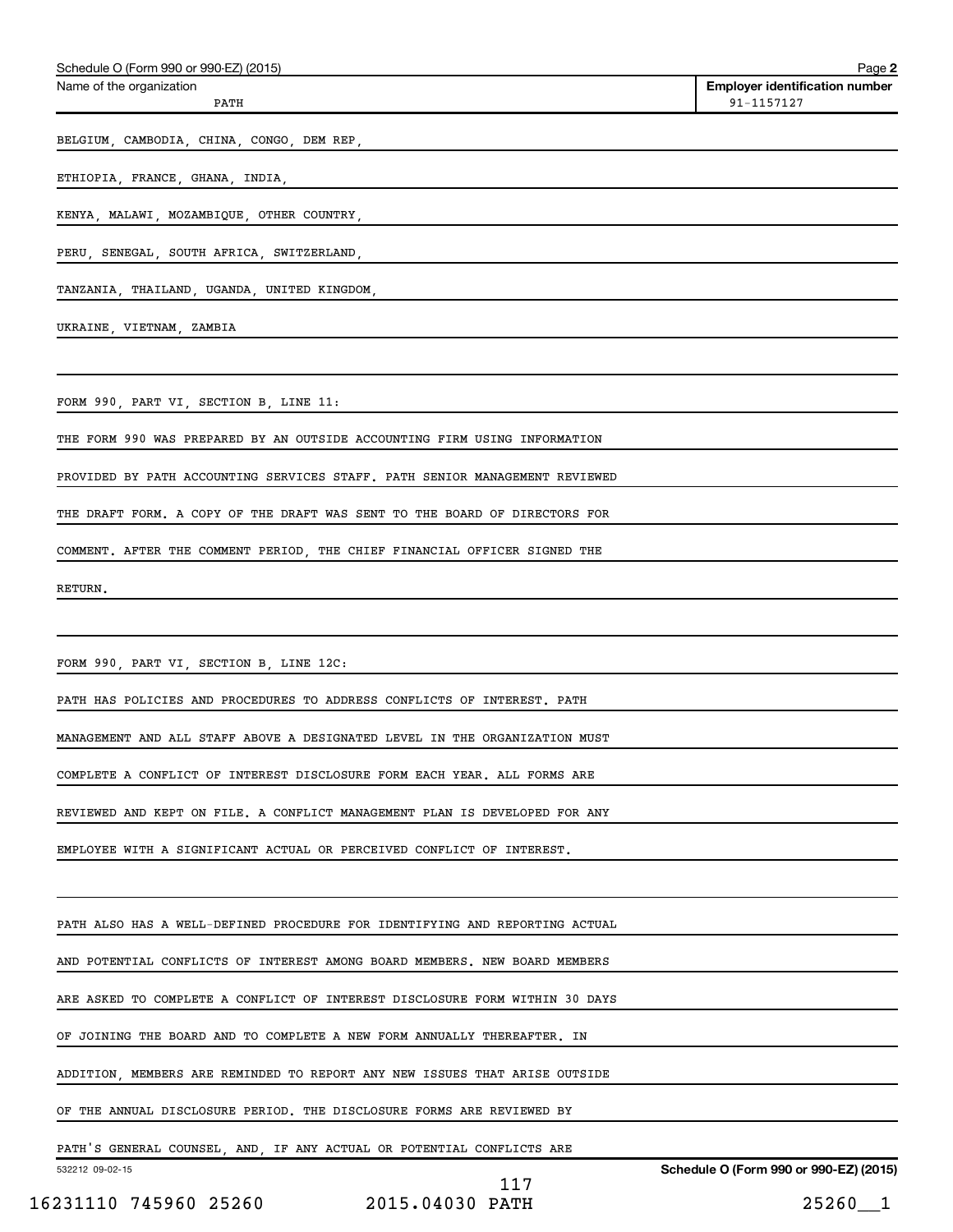Name of the organization: PATH

Employer identification number: 91-1157127

BELGIUM, CAMBODIA, CHINA, CONGO, DEM REP,

ETHIOPIA, FRANCE, GHANA, INDIA,

KENYA, MALAWI, MOZAMBIQUE, OTHER COUNTRY,

PERU, SENEGAL, SOUTH AFRICA, SWITZERLAND,

TANZANIA, THAILAND, UGANDA, UNITED KINGDOM,

UKRAINE, VIETNAM, ZAMBIA

FORM 990, PART VI, SECTION B, LINE 11:

THE FORM 990 WAS PREPARED BY AN OUTSIDE ACCOUNTING FIRM USING INFORMATION PROVIDED BY PATH ACCOUNTING SERVICES STAFF. PATH SENIOR MANAGEMENT REVIEWED THE DRAFT FORM. A COPY OF THE DRAFT WAS SENT TO THE BOARD OF DIRECTORS FOR COMMENT. AFTER THE COMMENT PERIOD, THE CHIEF FINANCIAL OFFICER SIGNED THE RETURN.

FORM 990, PART VI, SECTION B, LINE 12C:

PATH HAS POLICIES AND PROCEDURES TO ADDRESS CONFLICTS OF INTEREST. PATH MANAGEMENT AND ALL STAFF ABOVE A DESIGNATED LEVEL IN THE ORGANIZATION MUST COMPLETE A CONFLICT OF INTEREST DISCLOSURE FORM EACH YEAR. ALL FORMS ARE REVIEWED AND KEPT ON FILE. A CONFLICT MANAGEMENT PLAN IS DEVELOPED FOR ANY EMPLOYEE WITH A SIGNIFICANT ACTUAL OR PERCEIVED CONFLICT OF INTEREST.

PATH ALSO HAS A WELL-DEFINED PROCEDURE FOR IDENTIFYING AND REPORTING ACTUAL AND POTENTIAL CONFLICTS OF INTEREST AMONG BOARD MEMBERS. NEW BOARD MEMBERS ARE ASKED TO COMPLETE A CONFLICT OF INTEREST DISCLOSURE FORM WITHIN 30 DAYS OF JOINING THE BOARD AND TO COMPLETE A NEW FORM ANNUALLY THEREAFTER. IN ADDITION, MEMBERS ARE REMINDED TO REPORT ANY NEW ISSUES THAT ARISE OUTSIDE OF THE ANNUAL DISCLOSURE PERIOD. THE DISCLOSURE FORMS ARE REVIEWED BY PATH'S GENERAL COUNSEL, AND, IF ANY ACTUAL OR POTENTIAL CONFLICTS ARE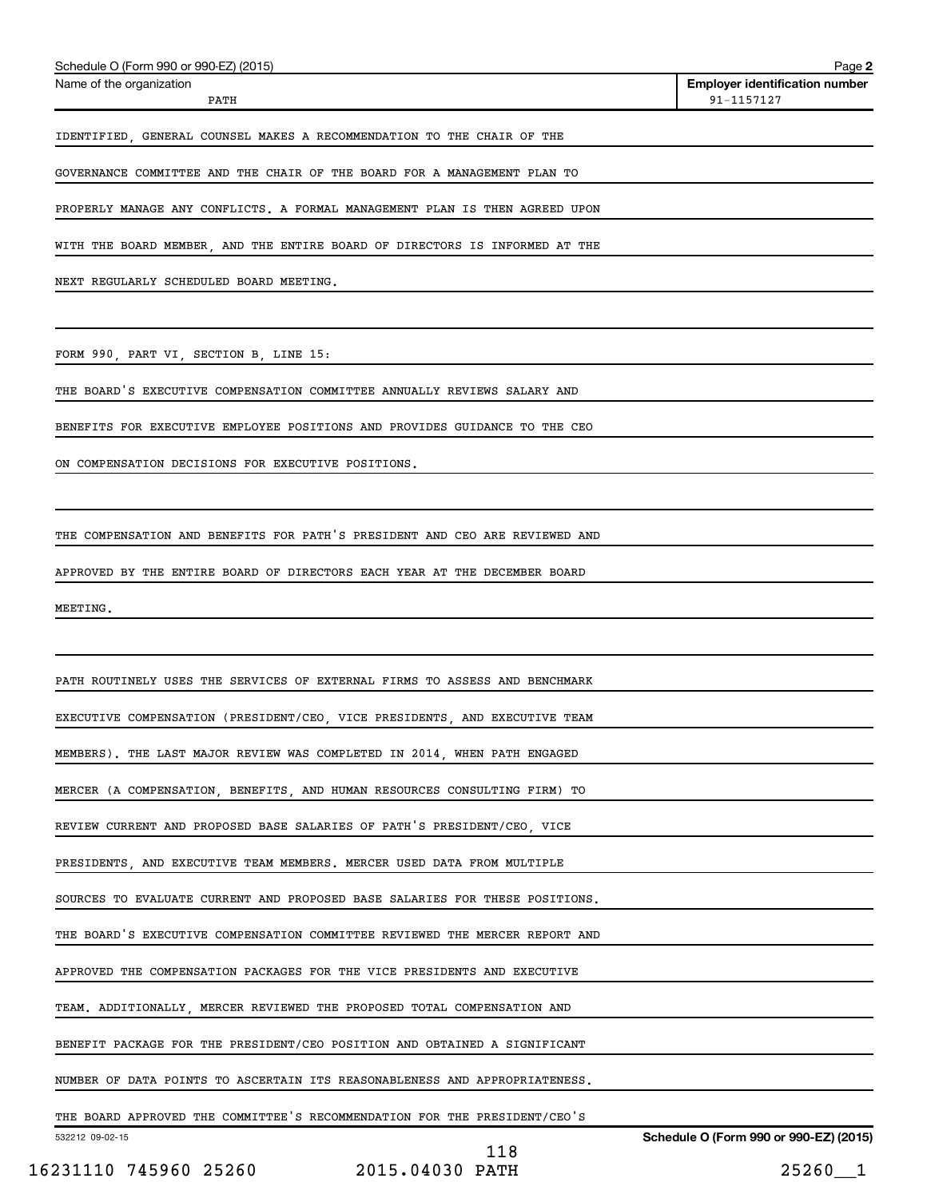Name of the organization: PATH

Employer identification number: 91-1157127

IDENTIFIED, GENERAL COUNSEL MAKES A RECOMMENDATION TO THE CHAIR OF THE GOVERNANCE COMMITTEE AND THE CHAIR OF THE BOARD FOR A MANAGEMENT PLAN TO PROPERLY MANAGE ANY CONFLICTS. A FORMAL MANAGEMENT PLAN IS THEN AGREED UPON WITH THE BOARD MEMBER, AND THE ENTIRE BOARD OF DIRECTORS IS INFORMED AT THE NEXT REGULARLY SCHEDULED BOARD MEETING.

FORM 990, PART VI, SECTION B, LINE 15:

THE BOARD'S EXECUTIVE COMPENSATION COMMITTEE ANNUALLY REVIEWS SALARY AND BENEFITS FOR EXECUTIVE EMPLOYEE POSITIONS AND PROVIDES GUIDANCE TO THE CEO ON COMPENSATION DECISIONS FOR EXECUTIVE POSITIONS.

THE COMPENSATION AND BENEFITS FOR PATH'S PRESIDENT AND CEO ARE REVIEWED AND APPROVED BY THE ENTIRE BOARD OF DIRECTORS EACH YEAR AT THE DECEMBER BOARD MEETING.

PATH ROUTINELY USES THE SERVICES OF EXTERNAL FIRMS TO ASSESS AND BENCHMARK EXECUTIVE COMPENSATION (PRESIDENT/CEO, VICE PRESIDENTS, AND EXECUTIVE TEAM MEMBERS). THE LAST MAJOR REVIEW WAS COMPLETED IN 2014, WHEN PATH ENGAGED MERCER (A COMPENSATION, BENEFITS, AND HUMAN RESOURCES CONSULTING FIRM) TO REVIEW CURRENT AND PROPOSED BASE SALARIES OF PATH'S PRESIDENT/CEO, VICE PRESIDENTS, AND EXECUTIVE TEAM MEMBERS. MERCER USED DATA FROM MULTIPLE SOURCES TO EVALUATE CURRENT AND PROPOSED BASE SALARIES FOR THESE POSITIONS. THE BOARD'S EXECUTIVE COMPENSATION COMMITTEE REVIEWED THE MERCER REPORT AND APPROVED THE COMPENSATION PACKAGES FOR THE VICE PRESIDENTS AND EXECUTIVE TEAM. ADDITIONALLY, MERCER REVIEWED THE PROPOSED TOTAL COMPENSATION AND BENEFIT PACKAGE FOR THE PRESIDENT/CEO POSITION AND OBTAINED A SIGNIFICANT NUMBER OF DATA POINTS TO ASCERTAIN ITS REASONABLENESS AND APPROPRIATENESS. THE BOARD APPROVED THE COMMITTEE'S RECOMMENDATION FOR THE PRESIDENT/CEO'S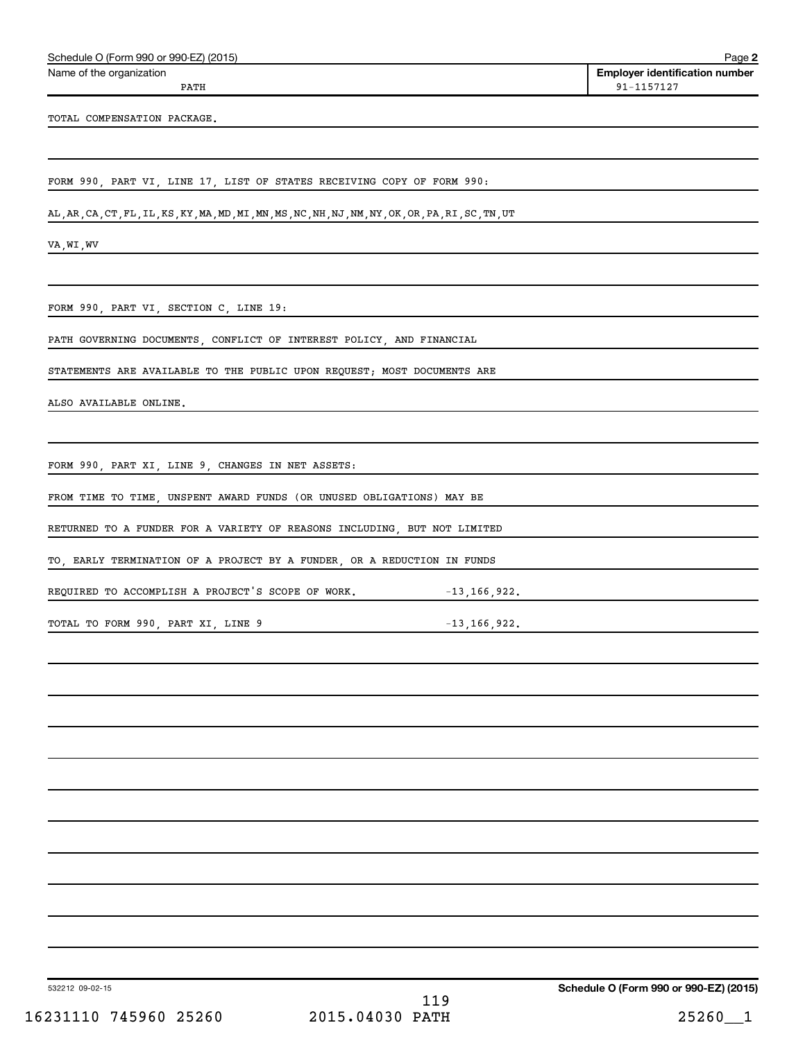Schedule O (Form 990 or 990-EZ) (2015) Page **2**

| Name of the organization | Employer identification number |
|---|---|
| PATH | 91-1157127 |

TOTAL COMPENSATION PACKAGE.

FORM 990, PART VI, LINE 17, LIST OF STATES RECEIVING COPY OF FORM 990:

AL,AR,CA,CT,FL,IL,KS,KY,MA,MD,MI,MN,MS,NC,NH,NJ,NM,NY,OK,OR,PA,RI,SC,TN,UT

VA,WI,WV

FORM 990, PART VI, SECTION C, LINE 19:

PATH GOVERNING DOCUMENTS, CONFLICT OF INTEREST POLICY, AND FINANCIAL

STATEMENTS ARE AVAILABLE TO THE PUBLIC UPON REQUEST; MOST DOCUMENTS ARE

ALSO AVAILABLE ONLINE.

FORM 990, PART XI, LINE 9, CHANGES IN NET ASSETS:

FROM TIME TO TIME, UNSPENT AWARD FUNDS (OR UNUSED OBLIGATIONS) MAY BE

RETURNED TO A FUNDER FOR A VARIETY OF REASONS INCLUDING, BUT NOT LIMITED

TO, EARLY TERMINATION OF A PROJECT BY A FUNDER, OR A REDUCTION IN FUNDS

REQUIRED TO ACCOMPLISH A PROJECT'S SCOPE OF WORK. -13,166,922.

TOTAL TO FORM 990, PART XI, LINE 9 -13,166,922.

532212 09-02-15 **Schedule O (Form 990 or 990-EZ) (2015)**

16231110 745960 25260 2015.04030 PATH 25260__1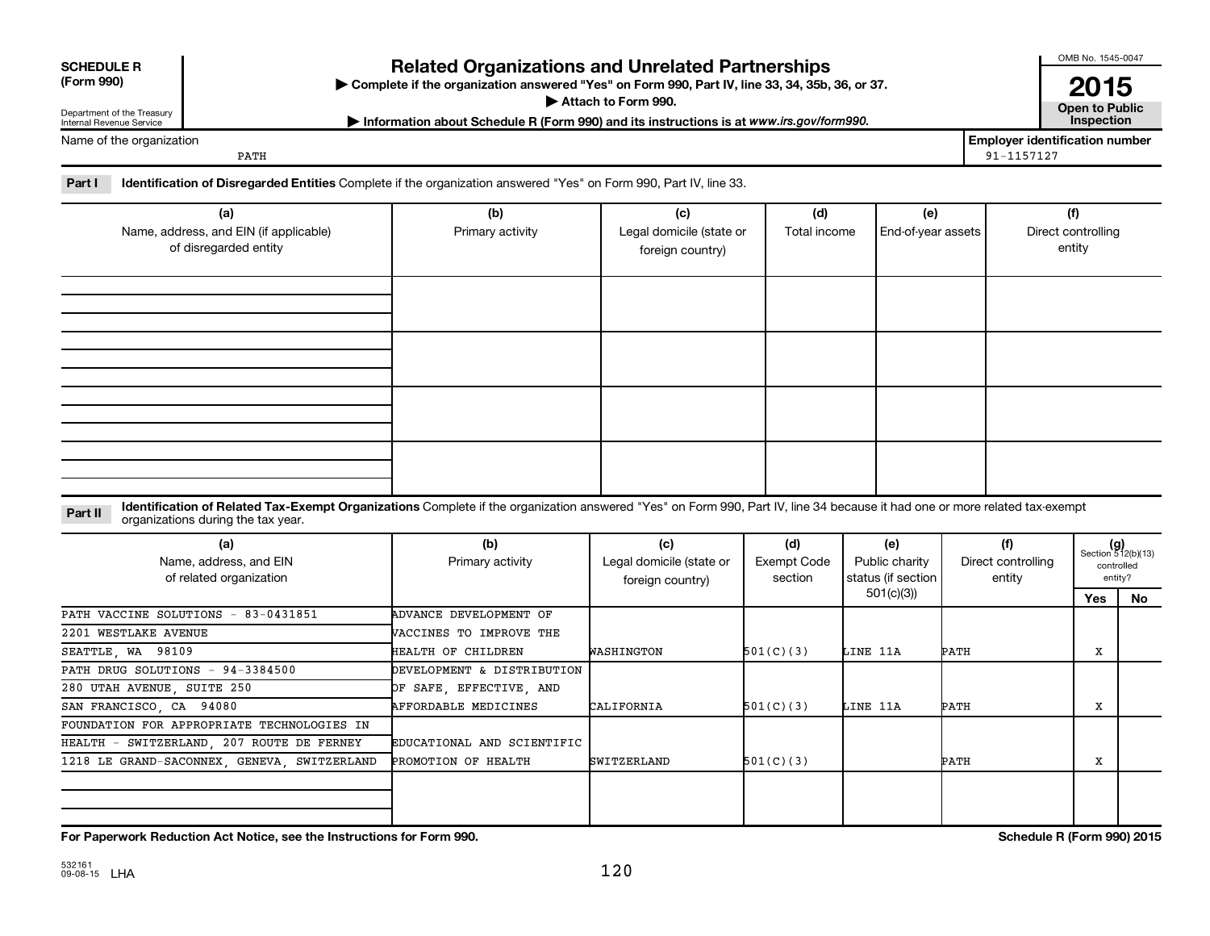**SCHEDULE R (Form 990)**

Department of the Treasury
Internal Revenue Service

# Related Organizations and Unrelated Partnerships

▶ Complete if the organization answered "Yes" on Form 990, Part IV, line 33, 34, 35b, 36, or 37.
▶ Attach to Form 990.
▶ Information about Schedule R (Form 990) and its instructions is at *www.irs.gov/form990.*

OMB No. 1545-0047
**2015**
**Open to Public Inspection**

Name of the organization: PATH

Employer identification number: 91-1157127

**Part I** **Identification of Disregarded Entities** Complete if the organization answered "Yes" on Form 990, Part IV, line 33.

| (a) Name, address, and EIN (if applicable) of disregarded entity | (b) Primary activity | (c) Legal domicile (state or foreign country) | (d) Total income | (e) End-of-year assets | (f) Direct controlling entity |
|---|---|---|---|---|---|
| | | | | | |
| | | | | | |
| | | | | | |
| | | | | | |

**Part II** **Identification of Related Tax-Exempt Organizations** Complete if the organization answered "Yes" on Form 990, Part IV, line 34 because it had one or more related tax-exempt organizations during the tax year.

| (a) Name, address, and EIN of related organization | (b) Primary activity | (c) Legal domicile (state or foreign country) | (d) Exempt Code section | (e) Public charity status (if section 501(c)(3)) | (f) Direct controlling entity | (g) Section 512(b)(13) controlled entity? Yes | No |
|---|---|---|---|---|---|---|---|
| PATH VACCINE SOLUTIONS - 83-0431851<br>2201 WESTLAKE AVENUE<br>SEATTLE, WA 98109 | ADVANCE DEVELOPMENT OF VACCINES TO IMPROVE THE HEALTH OF CHILDREN | WASHINGTON | 501(C)(3) | LINE 11A | PATH | X | |
| PATH DRUG SOLUTIONS - 94-3384500<br>280 UTAH AVENUE, SUITE 250<br>SAN FRANCISCO, CA 94080 | DEVELOPMENT & DISTRIBUTION OF SAFE, EFFECTIVE, AND AFFORDABLE MEDICINES | CALIFORNIA | 501(C)(3) | LINE 11A | PATH | X | |
| FOUNDATION FOR APPROPRIATE TECHNOLOGIES IN HEALTH - SWITZERLAND, 207 ROUTE DE FERNEY<br>1218 LE GRAND-SACONNEX, GENEVA, SWITZERLAND | EDUCATIONAL AND SCIENTIFIC PROMOTION OF HEALTH | SWITZERLAND | 501(C)(3) | | PATH | X | |
| | | | | | | | |

**For Paperwork Reduction Act Notice, see the Instructions for Form 990.** **Schedule R (Form 990) 2015**

532161 09-08-15 LHA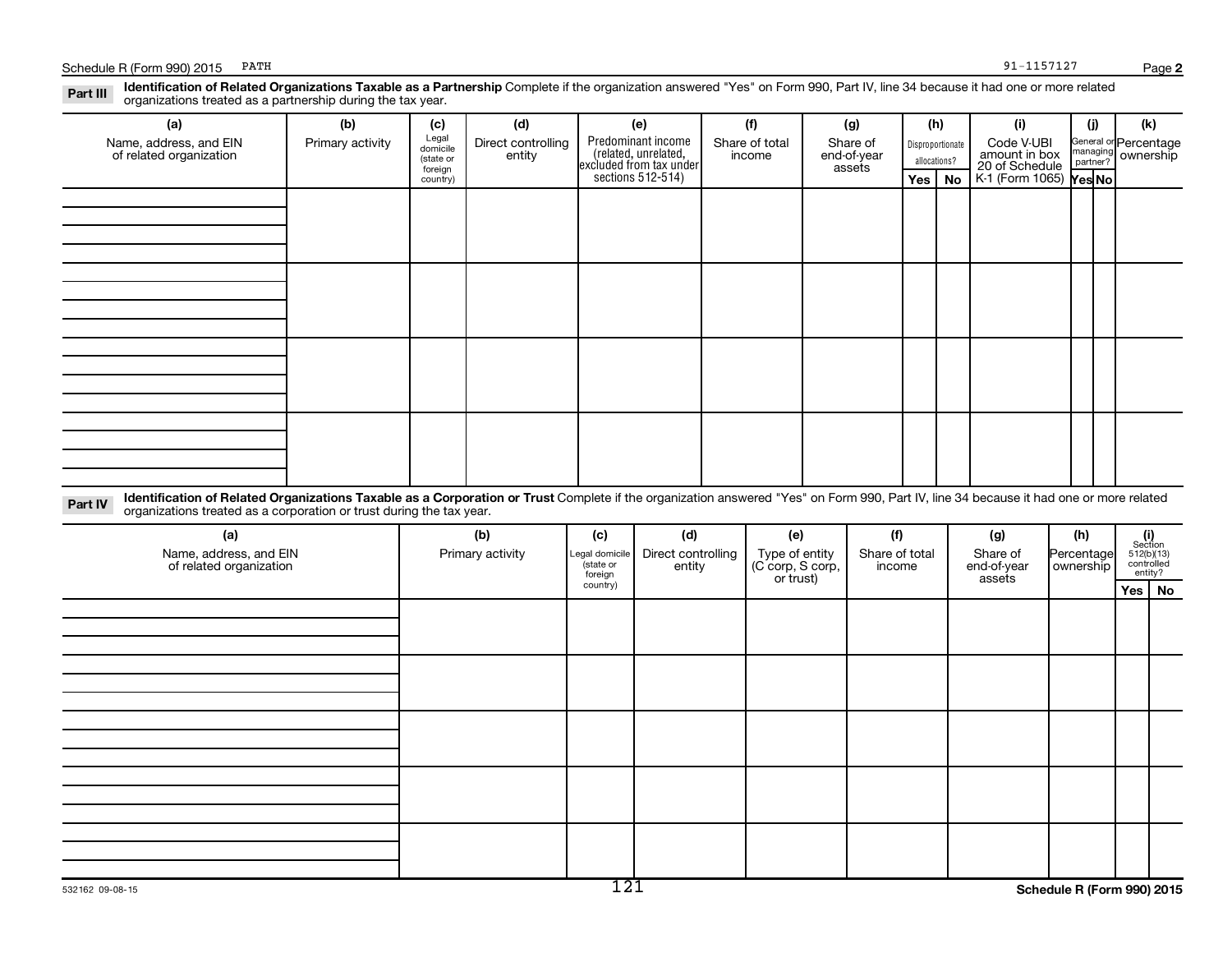Schedule R (Form 990) 2015 PATH 91-1157127 Page **2**

**Part III** **Identification of Related Organizations Taxable as a Partnership** Complete if the organization answered "Yes" on Form 990, Part IV, line 34 because it had one or more related organizations treated as a partnership during the tax year.

| (a) Name, address, and EIN of related organization | (b) Primary activity | (c) Legal domicile (state or foreign country) | (d) Direct controlling entity | (e) Predominant income (related, unrelated, excluded from tax under sections 512-514) | (f) Share of total income | (g) Share of end-of-year assets | (h) Disproportionate allocations? Yes | No | (i) Code V-UBI amount in box 20 of Schedule K-1 (Form 1065) | (j) General or managing partner? Yes | No | (k) Percentage ownership |
|---|---|---|---|---|---|---|---|---|---|---|---|---|
| | | | | | | | | | | | | |
| | | | | | | | | | | | | |
| | | | | | | | | | | | | |
| | | | | | | | | | | | | |

**Part IV** **Identification of Related Organizations Taxable as a Corporation or Trust** Complete if the organization answered "Yes" on Form 990, Part IV, line 34 because it had one or more related organizations treated as a corporation or trust during the tax year.

| (a) Name, address, and EIN of related organization | (b) Primary activity | (c) Legal domicile (state or foreign country) | (d) Direct controlling entity | (e) Type of entity (C corp, S corp, or trust) | (f) Share of total income | (g) Share of end-of-year assets | (h) Percentage ownership | (i) Section 512(b)(13) controlled entity? Yes | No |
|---|---|---|---|---|---|---|---|---|---|
| | | | | | | | | | |
| | | | | | | | | | |
| | | | | | | | | | |
| | | | | | | | | | |
| | | | | | | | | | |

532162 09-08-15 **Schedule R (Form 990) 2015**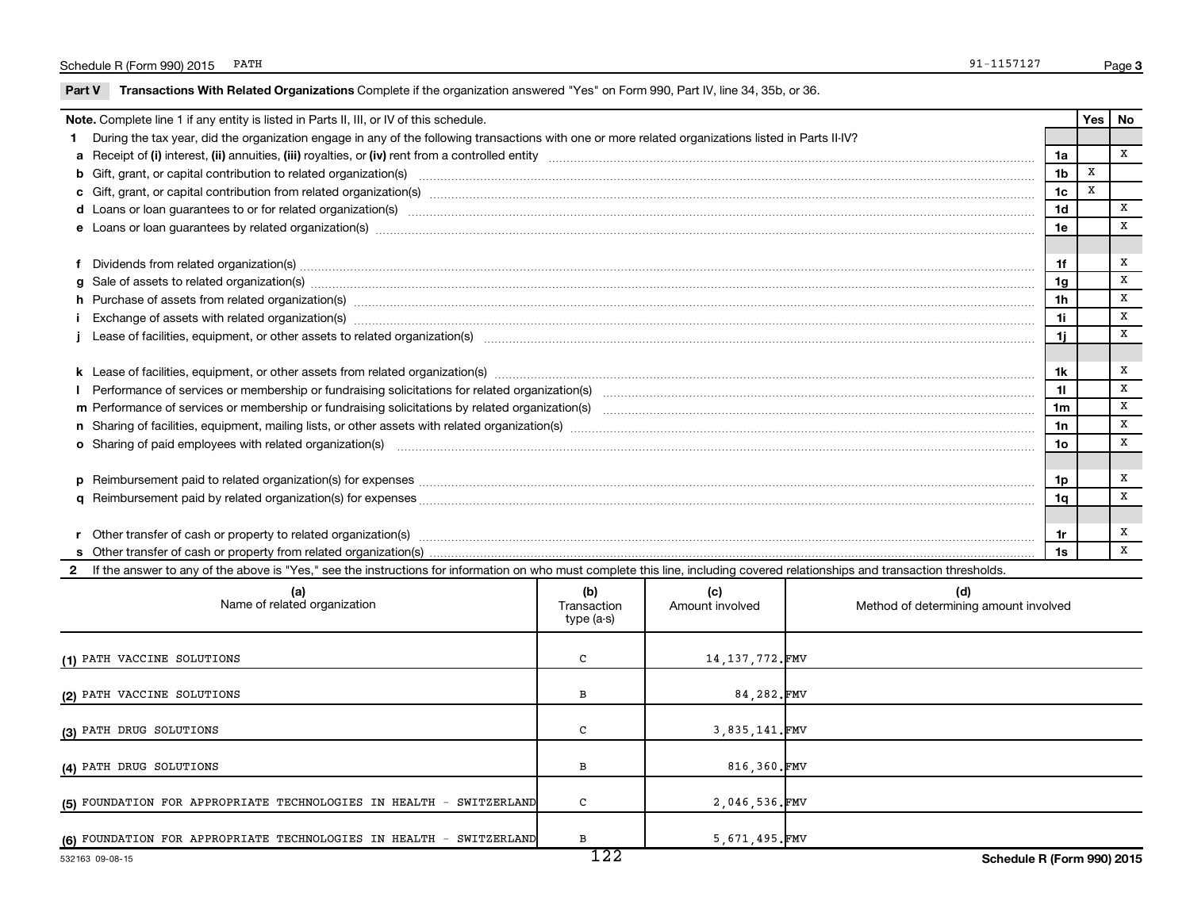Schedule R (Form 990) 2015 PATH 91-1157127

## Part V Transactions With Related Organizations

Complete if the organization answered "Yes" on Form 990, Part IV, line 34, 35b, or 36.

| Note. Complete line 1 if any entity is listed in Parts II, III, or IV of this schedule. | | Yes | No |
|---|---|---|---|
| **1** During the tax year, did the organization engage in any of the following transactions with one or more related organizations listed in Parts II-IV? | | | |
| **a** Receipt of **(i)** interest, **(ii)** annuities, **(iii)** royalties, or **(iv)** rent from a controlled entity | 1a | | X |
| **b** Gift, grant, or capital contribution to related organization(s) | 1b | X | |
| **c** Gift, grant, or capital contribution from related organization(s) | 1c | X | |
| **d** Loans or loan guarantees to or for related organization(s) | 1d | | X |
| **e** Loans or loan guarantees by related organization(s) | 1e | | X |
| **f** Dividends from related organization(s) | 1f | | X |
| **g** Sale of assets to related organization(s) | 1g | | X |
| **h** Purchase of assets from related organization(s) | 1h | | X |
| **i** Exchange of assets with related organization(s) | 1i | | X |
| **j** Lease of facilities, equipment, or other assets to related organization(s) | 1j | | X |
| **k** Lease of facilities, equipment, or other assets from related organization(s) | 1k | | X |
| **l** Performance of services or membership or fundraising solicitations for related organization(s) | 1l | | X |
| **m** Performance of services or membership or fundraising solicitations by related organization(s) | 1m | | X |
| **n** Sharing of facilities, equipment, mailing lists, or other assets with related organization(s) | 1n | | X |
| **o** Sharing of paid employees with related organization(s) | 1o | | X |
| **p** Reimbursement paid to related organization(s) for expenses | 1p | | X |
| **q** Reimbursement paid by related organization(s) for expenses | 1q | | X |
| **r** Other transfer of cash or property to related organization(s) | 1r | | X |
| **s** Other transfer of cash or property from related organization(s) | 1s | | X |

**2** If the answer to any of the above is "Yes," see the instructions for information on who must complete this line, including covered relationships and transaction thresholds.

| (a) Name of related organization | (b) Transaction type (a-s) | (c) Amount involved | (d) Method of determining amount involved |
|---|---|---|---|
| (1) PATH VACCINE SOLUTIONS | C | 14,137,772. | FMV |
| (2) PATH VACCINE SOLUTIONS | B | 84,282. | FMV |
| (3) PATH DRUG SOLUTIONS | C | 3,835,141. | FMV |
| (4) PATH DRUG SOLUTIONS | B | 816,360. | FMV |
| (5) FOUNDATION FOR APPROPRIATE TECHNOLOGIES IN HEALTH - SWITZERLAND | C | 2,046,536. | FMV |
| (6) FOUNDATION FOR APPROPRIATE TECHNOLOGIES IN HEALTH - SWITZERLAND | B | 5,671,495. | FMV |

532163 09-08-15 Schedule R (Form 990) 2015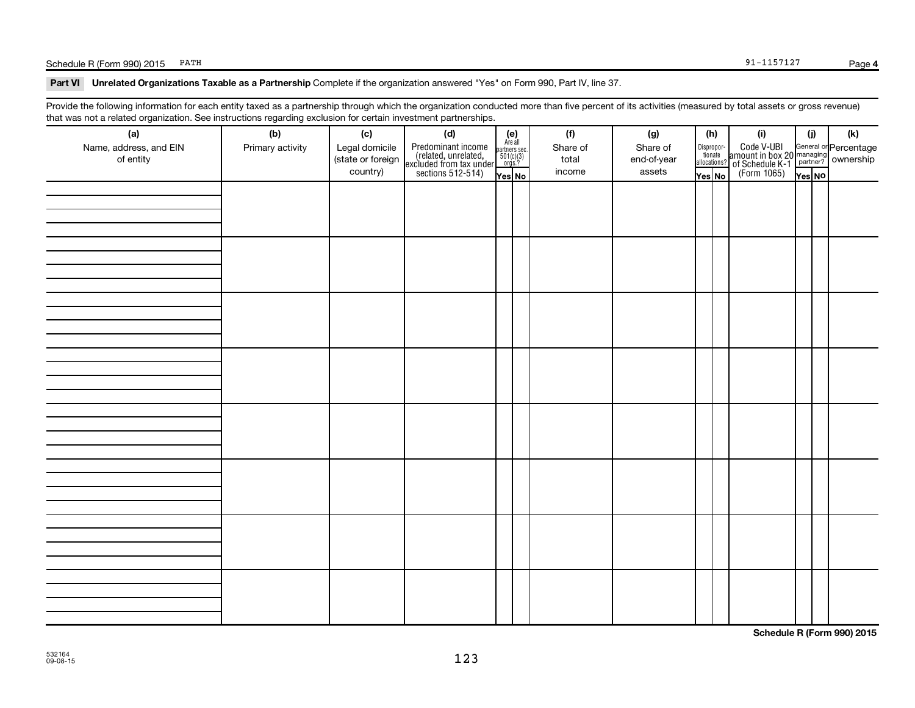Schedule R (Form 990) 2015 PATH 91-1157127

## Part VI Unrelated Organizations Taxable as a Partnership

Complete if the organization answered "Yes" on Form 990, Part IV, line 37.

Provide the following information for each entity taxed as a partnership through which the organization conducted more than five percent of its activities (measured by total assets or gross revenue) that was not a related organization. See instructions regarding exclusion for certain investment partnerships.

| (a) Name, address, and EIN of entity | (b) Primary activity | (c) Legal domicile (state or foreign country) | (d) Predominant income (related, unrelated, excluded from tax under sections 512-514) | (e) Are all partners sec. 501(c)(3) orgs.? Yes | (e) No | (f) Share of total income | (g) Share of end-of-year assets | (h) Disproportionate allocations? Yes | (h) No | (i) Code V-UBI amount in box 20 of Schedule K-1 (Form 1065) | (j) General or managing partner? Yes | (j) No | (k) Percentage ownership |
|---|---|---|---|---|---|---|---|---|---|---|---|---|---|
| | | | | | | | | | | | | | |
| | | | | | | | | | | | | | |
| | | | | | | | | | | | | | |
| | | | | | | | | | | | | | |
| | | | | | | | | | | | | | |
| | | | | | | | | | | | | | |
| | | | | | | | | | | | | | |
| | | | | | | | | | | | | | |

Schedule R (Form 990) 2015

532164
09-08-15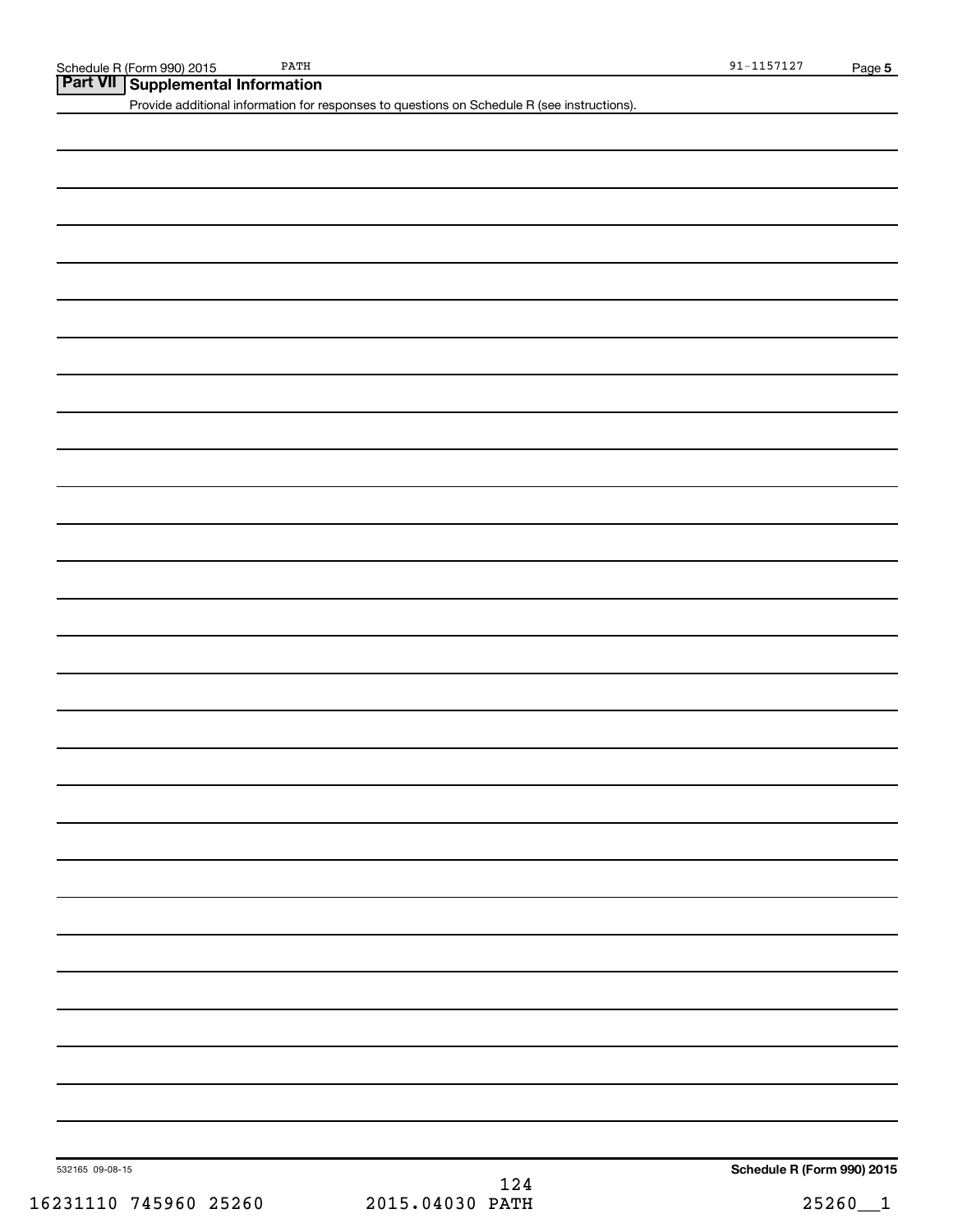Schedule R (Form 990) 2015 PATH 91-1157127 Page 5

## Part VII Supplemental Information

Provide additional information for responses to questions on Schedule R (see instructions).

532165 09-08-15

**Schedule R (Form 990) 2015**

16231110 745960 25260 2015.04030 PATH 25260__1